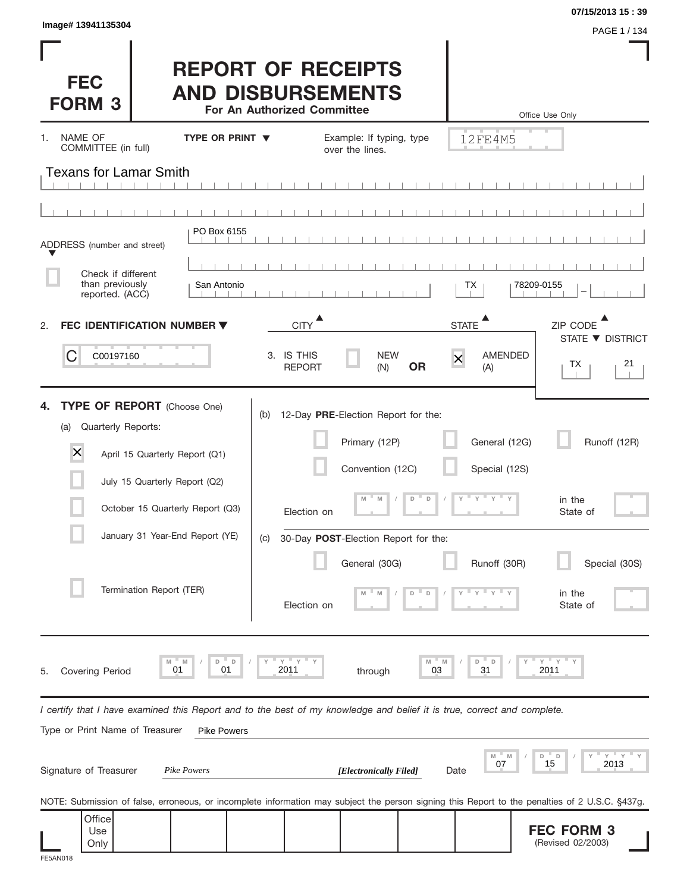Image# 13941135304

07/15/2013 15 : 39

# FEC FORM 3

## REPORT OF RECEIPTS AND DISBURSEMENTS

**For An Authorized Committee**

Office Use Only

12FE4M5

1. NAME OF COMMITTEE (in full) **TYPE OR PRINT ▼** Example: If typing, type over the lines.

Texans for Lamar Smith

ADDRESS (number and street) PO Box 6155

☐ Check if different than previously reported. (ACC)

San Antonio | TX | 78209-0155

CITY ▲ STATE ▲ ZIP CODE ▲

2. **FEC IDENTIFICATION NUMBER ▼**

C C00197160

3. IS THIS REPORT ☐ NEW (N) **OR** ☒ AMENDED (A)

STATE ▼ DISTRICT: TX 21

4. **TYPE OF REPORT** (Choose One)

(a) Quarterly Reports:

- ☒ April 15 Quarterly Report (Q1)
- ☐ July 15 Quarterly Report (Q2)
- ☐ October 15 Quarterly Report (Q3)
- ☐ January 31 Year-End Report (YE)
- ☐ Termination Report (TER)

(b) 12-Day **PRE**-Election Report for the:

- ☐ Primary (12P)
- ☐ General (12G)
- ☐ Runoff (12R)
- ☐ Convention (12C)
- ☐ Special (12S)

Election on MM / DD / YYYY in the State of

(c) 30-Day **POST**-Election Report for the:

- ☐ General (30G)
- ☐ Runoff (30R)
- ☐ Special (30S)

Election on MM / DD / YYYY in the State of

5. Covering Period 01 / 01 / 2011 through 03 / 31 / 2011

*I certify that I have examined this Report and to the best of my knowledge and belief it is true, correct and complete.*

Type or Print Name of Treasurer: Pike Powers

Signature of Treasurer: *Pike Powers* ***[Electronically Filed]*** Date 07 / 15 / 2013

NOTE: Submission of false, erroneous, or incomplete information may subject the person signing this Report to the penalties of 2 U.S.C. §437g.

Office Use Only

**FEC FORM 3** (Revised 02/2003)

FE5AN018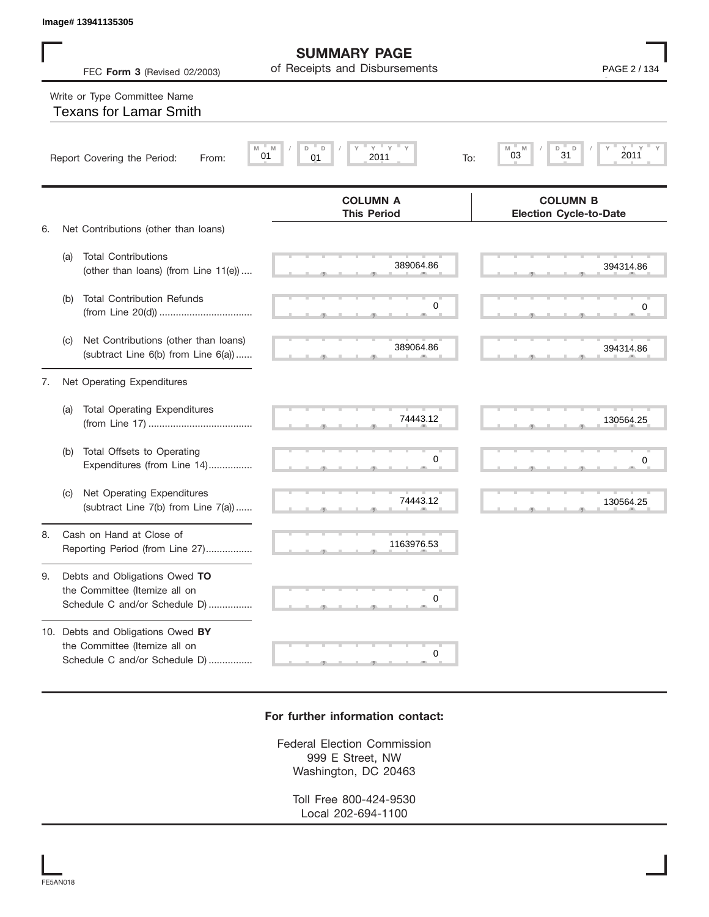Image# 13941135305

# SUMMARY PAGE
## of Receipts and Disbursements

FEC **Form 3** (Revised 02/2003)

Write or Type Committee Name
Texans for Lamar Smith

Report Covering the Period: From: 01 / 01 / 2011 To: 03 / 31 / 2011

| | COLUMN A This Period | COLUMN B Election Cycle-to-Date |
|---|---|---|
| 6. Net Contributions (other than loans) | | |
| (a) Total Contributions (other than loans) (from Line 11(e)) | 389064.86 | 394314.86 |
| (b) Total Contribution Refunds (from Line 20(d)) | 0 | 0 |
| (c) Net Contributions (other than loans) (subtract Line 6(b) from Line 6(a)) | 389064.86 | 394314.86 |
| 7. Net Operating Expenditures | | |
| (a) Total Operating Expenditures (from Line 17) | 74443.12 | 130564.25 |
| (b) Total Offsets to Operating Expenditures (from Line 14) | 0 | 0 |
| (c) Net Operating Expenditures (subtract Line 7(b) from Line 7(a)) | 74443.12 | 130564.25 |
| 8. Cash on Hand at Close of Reporting Period (from Line 27) | 1163976.53 | |
| 9. Debts and Obligations Owed **TO** the Committee (Itemize all on Schedule C and/or Schedule D) | 0 | |
| 10. Debts and Obligations Owed **BY** the Committee (Itemize all on Schedule C and/or Schedule D) | 0 | |

**For further information contact:**

Federal Election Commission
999 E Street, NW
Washington, DC 20463

Toll Free 800-424-9530
Local 202-694-1100

FE5AN018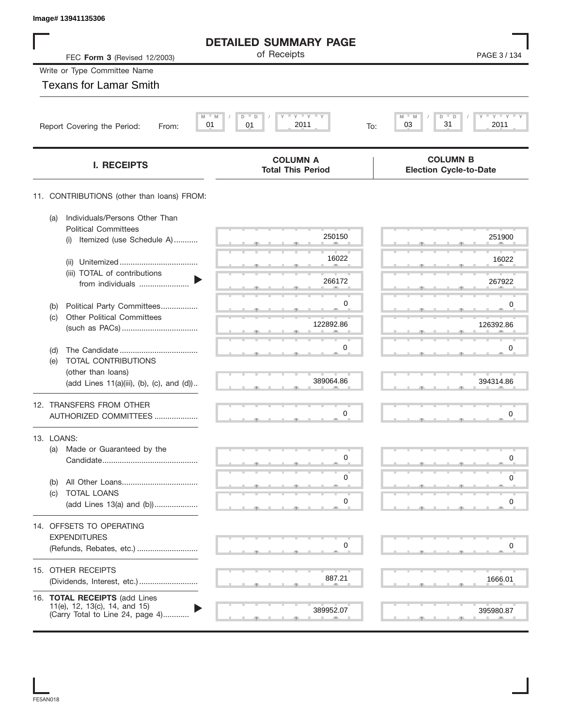Image# 13941135306

# DETAILED SUMMARY PAGE

of Receipts

FEC **Form 3** (Revised 12/2003)

Write or Type Committee Name

Texans for Lamar Smith

Report Covering the Period: From: 01 / 01 / 2011 To: 03 / 31 / 2011

| I. RECEIPTS | COLUMN A Total This Period | COLUMN B Election Cycle-to-Date |
|---|---|---|
| 11. CONTRIBUTIONS (other than loans) FROM: | | |
| (a) Individuals/Persons Other Than Political Committees (i) Itemized (use Schedule A) | 250150 | 251900 |
| (ii) Unitemized | 16022 | 16022 |
| (iii) TOTAL of contributions from individuals | 266172 | 267922 |
| (b) Political Party Committees | 0 | 0 |
| (c) Other Political Committees (such as PACs) | 122892.86 | 126392.86 |
| (d) The Candidate | 0 | 0 |
| (e) TOTAL CONTRIBUTIONS (other than loans) (add Lines 11(a)(iii), (b), (c), and (d)) | 389064.86 | 394314.86 |
| 12. TRANSFERS FROM OTHER AUTHORIZED COMMITTEES | 0 | 0 |
| 13. LOANS: | | |
| (a) Made or Guaranteed by the Candidate | 0 | 0 |
| (b) All Other Loans | 0 | 0 |
| (c) TOTAL LOANS (add Lines 13(a) and (b)) | 0 | 0 |
| 14. OFFSETS TO OPERATING EXPENDITURES (Refunds, Rebates, etc.) | 0 | 0 |
| 15. OTHER RECEIPTS (Dividends, Interest, etc.) | 887.21 | 1666.01 |
| 16. **TOTAL RECEIPTS** (add Lines 11(e), 12, 13(c), 14, and 15) (Carry Total to Line 24, page 4) | 389952.07 | 395980.87 |

FE5AN018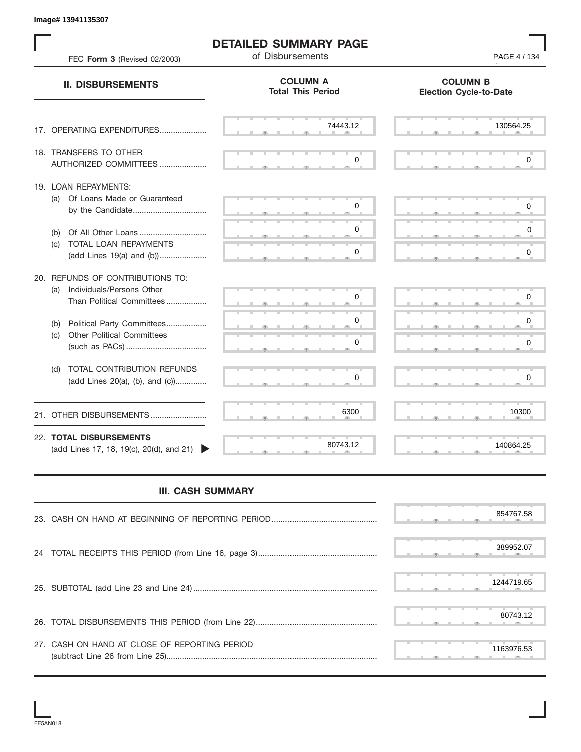Image# 13941135307

# DETAILED SUMMARY PAGE

of Disbursements

FEC **Form 3** (Revised 02/2003)

| II. DISBURSEMENTS | COLUMN A Total This Period | COLUMN B Election Cycle-to-Date |
|---|---|---|
| 17. OPERATING EXPENDITURES | 74443.12 | 130564.25 |
| 18. TRANSFERS TO OTHER AUTHORIZED COMMITTEES | 0 | 0 |
| 19. LOAN REPAYMENTS: | | |
| (a) Of Loans Made or Guaranteed by the Candidate | 0 | 0 |
| (b) Of All Other Loans | 0 | 0 |
| (c) TOTAL LOAN REPAYMENTS (add Lines 19(a) and (b)) | 0 | 0 |
| 20. REFUNDS OF CONTRIBUTIONS TO: | | |
| (a) Individuals/Persons Other Than Political Committees | 0 | 0 |
| (b) Political Party Committees | 0 | 0 |
| (c) Other Political Committees (such as PACs) | 0 | 0 |
| (d) TOTAL CONTRIBUTION REFUNDS (add Lines 20(a), (b), and (c)) | 0 | 0 |
| 21. OTHER DISBURSEMENTS | 6300 | 10300 |
| 22. **TOTAL DISBURSEMENTS** (add Lines 17, 18, 19(c), 20(d), and 21) | 80743.12 | 140864.25 |

## III. CASH SUMMARY

| | |
|---|---|
| 23. CASH ON HAND AT BEGINNING OF REPORTING PERIOD | 854767.58 |
| 24 TOTAL RECEIPTS THIS PERIOD (from Line 16, page 3) | 389952.07 |
| 25. SUBTOTAL (add Line 23 and Line 24) | 1244719.65 |
| 26. TOTAL DISBURSEMENTS THIS PERIOD (from Line 22) | 80743.12 |
| 27. CASH ON HAND AT CLOSE OF REPORTING PERIOD (subtract Line 26 from Line 25) | 1163976.53 |

FE5AN018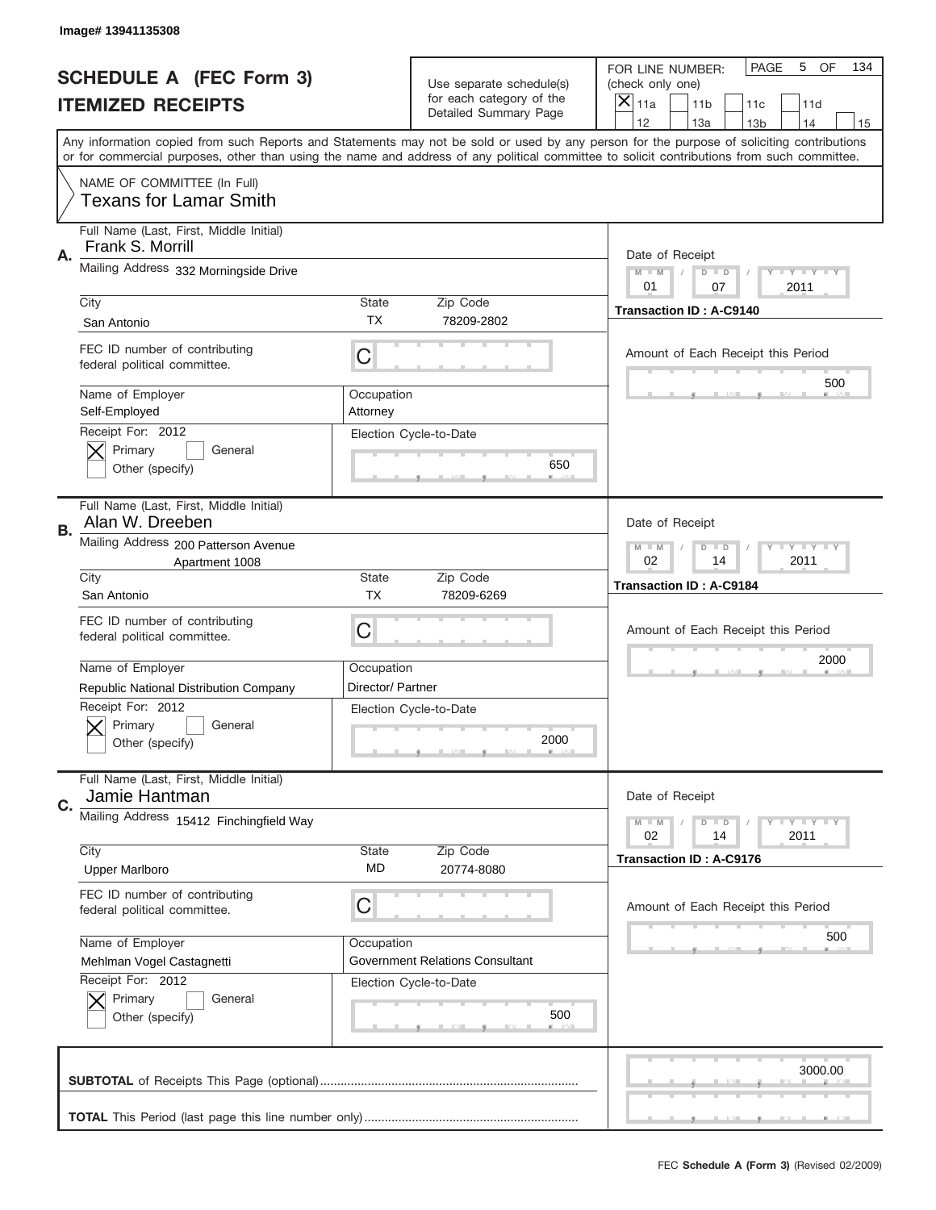Image# 13941135308

# SCHEDULE A (FEC Form 3)
# ITEMIZED RECEIPTS

Use separate schedule(s) for each category of the Detailed Summary Page

FOR LINE NUMBER: (check only one)
[X] 11a [ ] 11b [ ] 11c [ ] 11d [ ] 12 [ ] 13a [ ] 13b [ ] 14 [ ] 15

PAGE 5 OF 134

Any information copied from such Reports and Statements may not be sold or used by any person for the purpose of soliciting contributions or for commercial purposes, other than using the name and address of any political committee to solicit contributions from such committee.

NAME OF COMMITTEE (In Full)
Texans for Lamar Smith

---

**A.** Full Name (Last, First, Middle Initial): Frank S. Morrill
Mailing Address: 332 Morningside Drive
City: San Antonio | State: TX | Zip Code: 78209-2802
FEC ID number of contributing federal political committee: C
Name of Employer: Self-Employed
Occupation: Attorney
Receipt For: 2012 [X] Primary [ ] General [ ] Other (specify)
Election Cycle-to-Date: 650
Date of Receipt: 01 / 07 / 2011
Transaction ID : A-C9140
Amount of Each Receipt this Period: 500

---

**B.** Full Name (Last, First, Middle Initial): Alan W. Dreeben
Mailing Address: 200 Patterson Avenue, Apartment 1008
City: San Antonio | State: TX | Zip Code: 78209-6269
FEC ID number of contributing federal political committee: C
Name of Employer: Republic National Distribution Company
Occupation: Director/ Partner
Receipt For: 2012 [X] Primary [ ] General [ ] Other (specify)
Election Cycle-to-Date: 2000
Date of Receipt: 02 / 14 / 2011
Transaction ID : A-C9184
Amount of Each Receipt this Period: 2000

---

**C.** Full Name (Last, First, Middle Initial): Jamie Hantman
Mailing Address: 15412 Finchingfield Way
City: Upper Marlboro | State: MD | Zip Code: 20774-8080
FEC ID number of contributing federal political committee: C
Name of Employer: Mehlman Vogel Castagnetti
Occupation: Government Relations Consultant
Receipt For: 2012 [X] Primary [ ] General [ ] Other (specify)
Election Cycle-to-Date: 500
Date of Receipt: 02 / 14 / 2011
Transaction ID : A-C9176
Amount of Each Receipt this Period: 500

---

**SUBTOTAL** of Receipts This Page (optional): 3000.00

**TOTAL** This Period (last page this line number only):

FEC Schedule A (Form 3) (Revised 02/2009)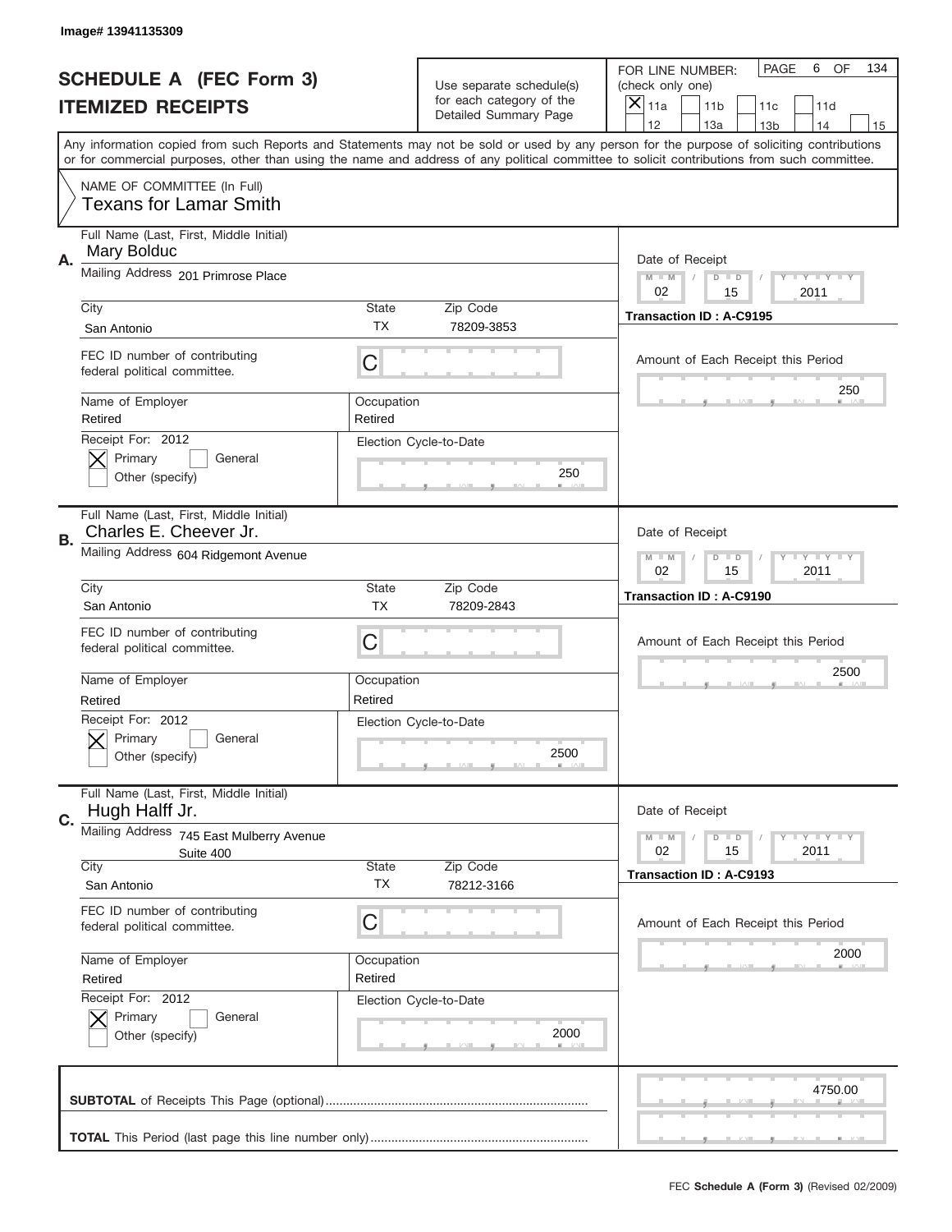Image# 13941135309

# SCHEDULE A (FEC Form 3)
## ITEMIZED RECEIPTS

Use separate schedule(s) for each category of the Detailed Summary Page

FOR LINE NUMBER: (check only one)
[X] 11a [ ] 11b [ ] 11c [ ] 11d [ ] 12 [ ] 13a [ ] 13b [ ] 14 [ ] 15

PAGE 6 OF 134

Any information copied from such Reports and Statements may not be sold or used by any person for the purpose of soliciting contributions or for commercial purposes, other than using the name and address of any political committee to solicit contributions from such committee.

NAME OF COMMITTEE (In Full)
Texans for Lamar Smith

---

**A.**
Full Name (Last, First, Middle Initial): Mary Bolduc
Mailing Address: 201 Primrose Place
City: San Antonio
State: TX
Zip Code: 78209-3853
FEC ID number of contributing federal political committee: C
Name of Employer: Retired
Occupation: Retired
Receipt For: 2012 [X] Primary [ ] General [ ] Other (specify)
Election Cycle-to-Date: 250
Date of Receipt: 02 / 15 / 2011
Transaction ID : A-C9195
Amount of Each Receipt this Period: 250

---

**B.**
Full Name (Last, First, Middle Initial): Charles E. Cheever Jr.
Mailing Address: 604 Ridgemont Avenue
City: San Antonio
State: TX
Zip Code: 78209-2843
FEC ID number of contributing federal political committee: C
Name of Employer: Retired
Occupation: Retired
Receipt For: 2012 [X] Primary [ ] General [ ] Other (specify)
Election Cycle-to-Date: 2500
Date of Receipt: 02 / 15 / 2011
Transaction ID : A-C9190
Amount of Each Receipt this Period: 2500

---

**C.**
Full Name (Last, First, Middle Initial): Hugh Halff Jr.
Mailing Address: 745 East Mulberry Avenue, Suite 400
City: San Antonio
State: TX
Zip Code: 78212-3166
FEC ID number of contributing federal political committee: C
Name of Employer: Retired
Occupation: Retired
Receipt For: 2012 [X] Primary [ ] General [ ] Other (specify)
Election Cycle-to-Date: 2000
Date of Receipt: 02 / 15 / 2011
Transaction ID : A-C9193
Amount of Each Receipt this Period: 2000

---

**SUBTOTAL** of Receipts This Page (optional): 4750.00

**TOTAL** This Period (last page this line number only):

FEC **Schedule A (Form 3)** (Revised 02/2009)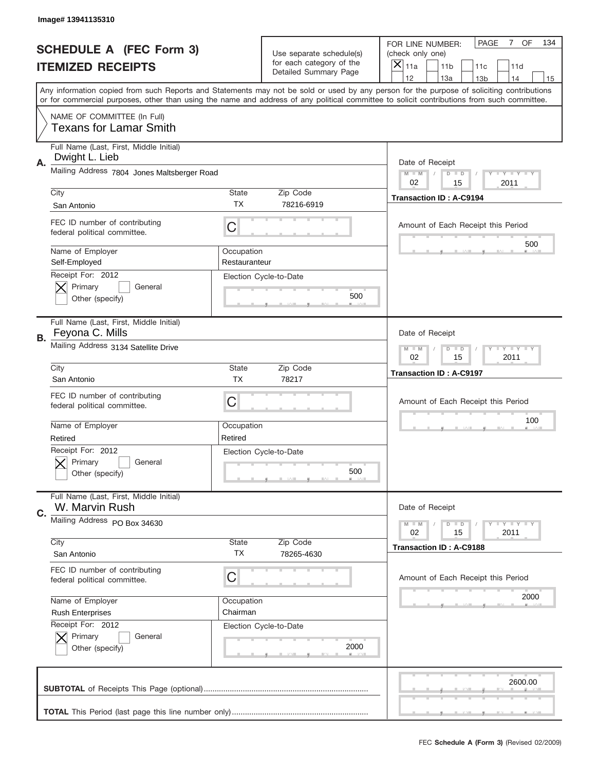Image# 13941135310

# SCHEDULE A (FEC Form 3)
## ITEMIZED RECEIPTS

Use separate schedule(s) for each category of the Detailed Summary Page

FOR LINE NUMBER: (check only one)

- [X] 11a
- [ ] 11b
- [ ] 11c
- [ ] 11d
- [ ] 12
- [ ] 13a
- [ ] 13b
- [ ] 14
- [ ] 15

PAGE 7 OF 134

Any information copied from such Reports and Statements may not be sold or used by any person for the purpose of soliciting contributions or for commercial purposes, other than using the name and address of any political committee to solicit contributions from such committee.

NAME OF COMMITTEE (In Full)
Texans for Lamar Smith

---

**A.**
Full Name (Last, First, Middle Initial): Dwight L. Lieb
Mailing Address: 7804 Jones Maltsberger Road
City: San Antonio | State: TX | Zip Code: 78216-6919
FEC ID number of contributing federal political committee: C
Name of Employer: Self-Employed
Occupation: Restauranteur
Receipt For: 2012 — [X] Primary [ ] General [ ] Other (specify)
Election Cycle-to-Date: 500

Date of Receipt: 02 / 15 / 2011
Transaction ID : A-C9194
Amount of Each Receipt this Period: 500

---

**B.**
Full Name (Last, First, Middle Initial): Feyona C. Mills
Mailing Address: 3134 Satellite Drive
City: San Antonio | State: TX | Zip Code: 78217
FEC ID number of contributing federal political committee: C
Name of Employer: Retired
Occupation: Retired
Receipt For: 2012 — [X] Primary [ ] General [ ] Other (specify)
Election Cycle-to-Date: 500

Date of Receipt: 02 / 15 / 2011
Transaction ID : A-C9197
Amount of Each Receipt this Period: 100

---

**C.**
Full Name (Last, First, Middle Initial): W. Marvin Rush
Mailing Address: PO Box 34630
City: San Antonio | State: TX | Zip Code: 78265-4630
FEC ID number of contributing federal political committee: C
Name of Employer: Rush Enterprises
Occupation: Chairman
Receipt For: 2012 — [X] Primary [ ] General [ ] Other (specify)
Election Cycle-to-Date: 2000

Date of Receipt: 02 / 15 / 2011
Transaction ID : A-C9188
Amount of Each Receipt this Period: 2000

---

**SUBTOTAL** of Receipts This Page (optional): 2600.00

**TOTAL** This Period (last page this line number only):

FEC **Schedule A (Form 3)** (Revised 02/2009)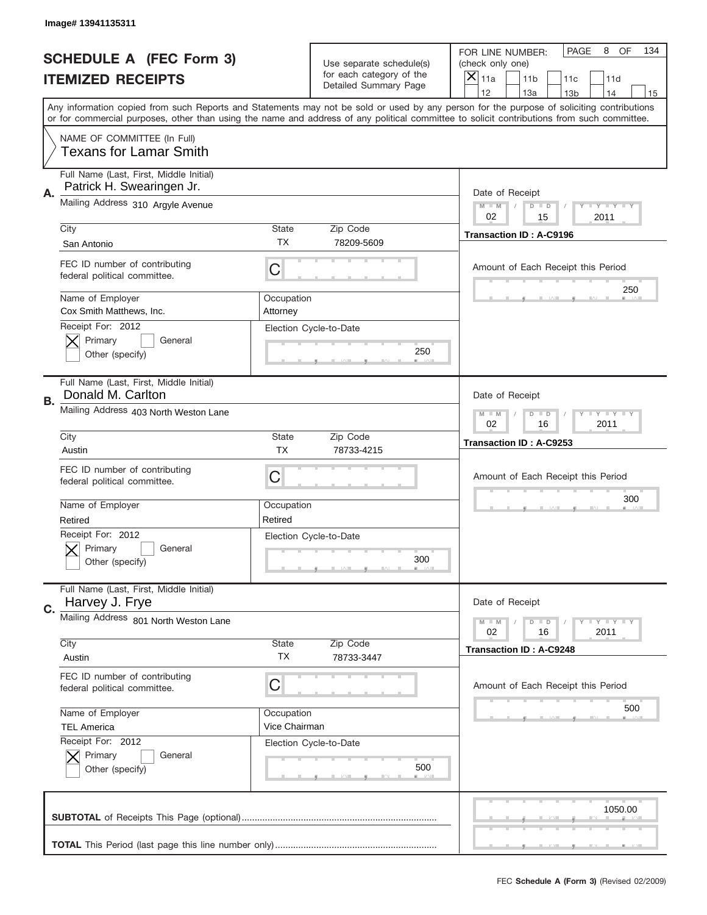Image# 13941135311

# SCHEDULE A (FEC Form 3)
## ITEMIZED RECEIPTS

Use separate schedule(s) for each category of the Detailed Summary Page

FOR LINE NUMBER: (check only one)
[X] 11a [ ] 11b [ ] 11c [ ] 11d [ ] 12 [ ] 13a [ ] 13b [ ] 14 [ ] 15

PAGE 8 OF 134

Any information copied from such Reports and Statements may not be sold or used by any person for the purpose of soliciting contributions or for commercial purposes, other than using the name and address of any political committee to solicit contributions from such committee.

NAME OF COMMITTEE (In Full)
Texans for Lamar Smith

---

**A.** Full Name (Last, First, Middle Initial): Patrick H. Swearingen Jr.
Mailing Address: 310 Argyle Avenue
City: San Antonio | State: TX | Zip Code: 78209-5609
FEC ID number of contributing federal political committee: C
Name of Employer: Cox Smith Matthews, Inc. | Occupation: Attorney
Receipt For: 2012 — [X] Primary [ ] General [ ] Other (specify)
Election Cycle-to-Date: 250
Date of Receipt: 02 / 15 / 2011
Transaction ID : A-C9196
Amount of Each Receipt this Period: 250

---

**B.** Full Name (Last, First, Middle Initial): Donald M. Carlton
Mailing Address: 403 North Weston Lane
City: Austin | State: TX | Zip Code: 78733-4215
FEC ID number of contributing federal political committee: C
Name of Employer: Retired | Occupation: Retired
Receipt For: 2012 — [X] Primary [ ] General [ ] Other (specify)
Election Cycle-to-Date: 300
Date of Receipt: 02 / 16 / 2011
Transaction ID : A-C9253
Amount of Each Receipt this Period: 300

---

**C.** Full Name (Last, First, Middle Initial): Harvey J. Frye
Mailing Address: 801 North Weston Lane
City: Austin | State: TX | Zip Code: 78733-3447
FEC ID number of contributing federal political committee: C
Name of Employer: TEL America | Occupation: Vice Chairman
Receipt For: 2012 — [X] Primary [ ] General [ ] Other (specify)
Election Cycle-to-Date: 500
Date of Receipt: 02 / 16 / 2011
Transaction ID : A-C9248
Amount of Each Receipt this Period: 500

---

**SUBTOTAL** of Receipts This Page (optional): 1050.00

**TOTAL** This Period (last page this line number only):

FEC **Schedule A (Form 3)** (Revised 02/2009)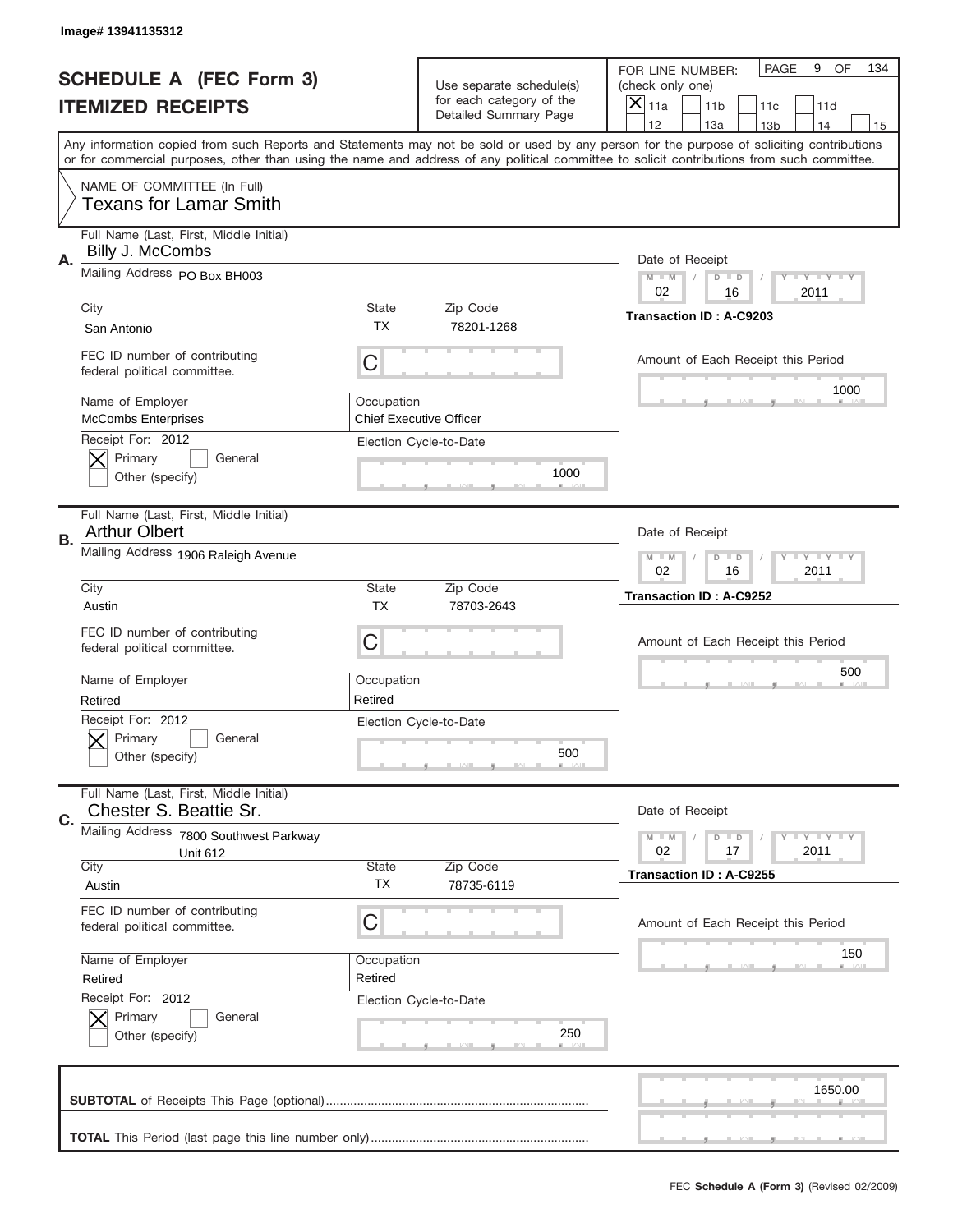Image# 13941135312

# SCHEDULE A (FEC Form 3)
## ITEMIZED RECEIPTS

Use separate schedule(s) for each category of the Detailed Summary Page

FOR LINE NUMBER: (check only one)
[X] 11a [ ] 11b [ ] 11c [ ] 11d [ ] 12 [ ] 13a [ ] 13b [ ] 14 [ ] 15

PAGE 9 OF 134

Any information copied from such Reports and Statements may not be sold or used by any person for the purpose of soliciting contributions or for commercial purposes, other than using the name and address of any political committee to solicit contributions from such committee.

NAME OF COMMITTEE (In Full)
Texans for Lamar Smith

**A.**
Full Name (Last, First, Middle Initial): Billy J. McCombs
Mailing Address: PO Box BH003
City: San Antonio | State: TX | Zip Code: 78201-1268
FEC ID number of contributing federal political committee: C
Name of Employer: McCombs Enterprises
Occupation: Chief Executive Officer
Receipt For: 2012 — [X] Primary [ ] General [ ] Other (specify)
Election Cycle-to-Date: 1000
Date of Receipt: 02 / 16 / 2011
Transaction ID : A-C9203
Amount of Each Receipt this Period: 1000

**B.**
Full Name (Last, First, Middle Initial): Arthur Olbert
Mailing Address: 1906 Raleigh Avenue
City: Austin | State: TX | Zip Code: 78703-2643
FEC ID number of contributing federal political committee: C
Name of Employer: Retired
Occupation: Retired
Receipt For: 2012 — [X] Primary [ ] General [ ] Other (specify)
Election Cycle-to-Date: 500
Date of Receipt: 02 / 16 / 2011
Transaction ID : A-C9252
Amount of Each Receipt this Period: 500

**C.**
Full Name (Last, First, Middle Initial): Chester S. Beattie Sr.
Mailing Address: 7800 Southwest Parkway Unit 612
City: Austin | State: TX | Zip Code: 78735-6119
FEC ID number of contributing federal political committee: C
Name of Employer: Retired
Occupation: Retired
Receipt For: 2012 — [X] Primary [ ] General [ ] Other (specify)
Election Cycle-to-Date: 250
Date of Receipt: 02 / 17 / 2011
Transaction ID : A-C9255
Amount of Each Receipt this Period: 150

**SUBTOTAL** of Receipts This Page (optional): 1650.00

**TOTAL** This Period (last page this line number only):

FEC **Schedule A (Form 3)** (Revised 02/2009)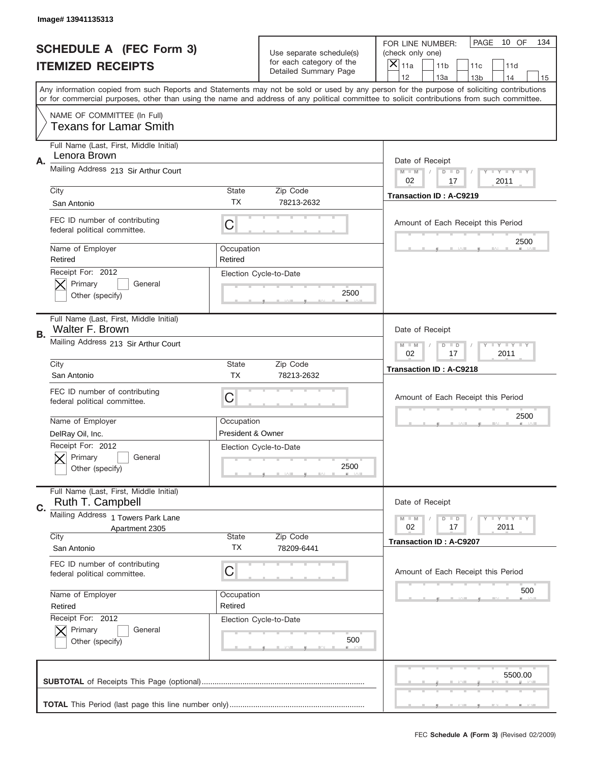Image# 13941135313

# SCHEDULE A (FEC Form 3)
# ITEMIZED RECEIPTS

Use separate schedule(s) for each category of the Detailed Summary Page

FOR LINE NUMBER: (check only one)

[X] 11a [ ] 11b [ ] 11c [ ] 11d [ ] 12 [ ] 13a [ ] 13b [ ] 14 [ ] 15

PAGE 10 OF 134

Any information copied from such Reports and Statements may not be sold or used by any person for the purpose of soliciting contributions or for commercial purposes, other than using the name and address of any political committee to solicit contributions from such committee.

NAME OF COMMITTEE (In Full)
Texans for Lamar Smith

**A.** Full Name (Last, First, Middle Initial): Lenora Brown

Mailing Address: 213 Sir Arthur Court

City: San Antonio | State: TX | Zip Code: 78213-2632

FEC ID number of contributing federal political committee: C

Name of Employer: Retired | Occupation: Retired

Receipt For: 2012 [X] Primary [ ] General [ ] Other (specify)

Election Cycle-to-Date: 2500

Date of Receipt: 02 / 17 / 2011

Transaction ID : A-C9219

Amount of Each Receipt this Period: 2500

**B.** Full Name (Last, First, Middle Initial): Walter F. Brown

Mailing Address: 213 Sir Arthur Court

City: San Antonio | State: TX | Zip Code: 78213-2632

FEC ID number of contributing federal political committee: C

Name of Employer: DelRay Oil, Inc. | Occupation: President & Owner

Receipt For: 2012 [X] Primary [ ] General [ ] Other (specify)

Election Cycle-to-Date: 2500

Date of Receipt: 02 / 17 / 2011

Transaction ID : A-C9218

Amount of Each Receipt this Period: 2500

**C.** Full Name (Last, First, Middle Initial): Ruth T. Campbell

Mailing Address: 1 Towers Park Lane, Apartment 2305

City: San Antonio | State: TX | Zip Code: 78209-6441

FEC ID number of contributing federal political committee: C

Name of Employer: Retired | Occupation: Retired

Receipt For: 2012 [X] Primary [ ] General [ ] Other (specify)

Election Cycle-to-Date: 500

Date of Receipt: 02 / 17 / 2011

Transaction ID : A-C9207

Amount of Each Receipt this Period: 500

**SUBTOTAL** of Receipts This Page (optional): 5500.00

**TOTAL** This Period (last page this line number only):

FEC **Schedule A (Form 3)** (Revised 02/2009)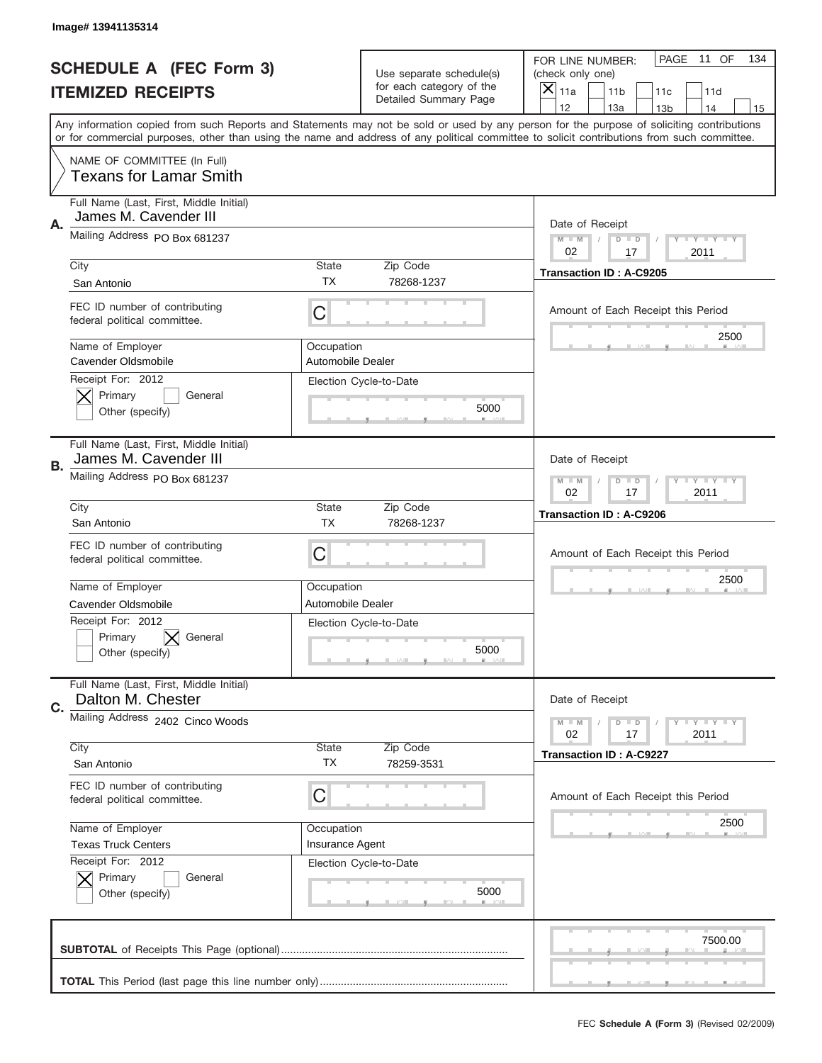Image# 13941135314

# SCHEDULE A (FEC Form 3)
## ITEMIZED RECEIPTS

Use separate schedule(s) for each category of the Detailed Summary Page

FOR LINE NUMBER: (check only one)
[X] 11a [ ] 11b [ ] 11c [ ] 11d [ ] 12 [ ] 13a [ ] 13b [ ] 14 [ ] 15

Any information copied from such Reports and Statements may not be sold or used by any person for the purpose of soliciting contributions or for commercial purposes, other than using the name and address of any political committee to solicit contributions from such committee.

NAME OF COMMITTEE (In Full)
Texans for Lamar Smith

---

**A.**
Full Name (Last, First, Middle Initial): James M. Cavender III
Mailing Address: PO Box 681237
City: San Antonio | State: TX | Zip Code: 78268-1237
FEC ID number of contributing federal political committee: C
Name of Employer: Cavender Oldsmobile
Occupation: Automobile Dealer
Receipt For: 2012 [X] Primary [ ] General [ ] Other (specify)
Election Cycle-to-Date: 5000
Date of Receipt: 02 / 17 / 2011
Transaction ID : A-C9205
Amount of Each Receipt this Period: 2500

---

**B.**
Full Name (Last, First, Middle Initial): James M. Cavender III
Mailing Address: PO Box 681237
City: San Antonio | State: TX | Zip Code: 78268-1237
FEC ID number of contributing federal political committee: C
Name of Employer: Cavender Oldsmobile
Occupation: Automobile Dealer
Receipt For: 2012 [ ] Primary [X] General [ ] Other (specify)
Election Cycle-to-Date: 5000
Date of Receipt: 02 / 17 / 2011
Transaction ID : A-C9206
Amount of Each Receipt this Period: 2500

---

**C.**
Full Name (Last, First, Middle Initial): Dalton M. Chester
Mailing Address: 2402 Cinco Woods
City: San Antonio | State: TX | Zip Code: 78259-3531
FEC ID number of contributing federal political committee: C
Name of Employer: Texas Truck Centers
Occupation: Insurance Agent
Receipt For: 2012 [X] Primary [ ] General [ ] Other (specify)
Election Cycle-to-Date: 5000
Date of Receipt: 02 / 17 / 2011
Transaction ID : A-C9227
Amount of Each Receipt this Period: 2500

---

**SUBTOTAL** of Receipts This Page (optional): 7500.00

**TOTAL** This Period (last page this line number only):

FEC Schedule A (Form 3) (Revised 02/2009)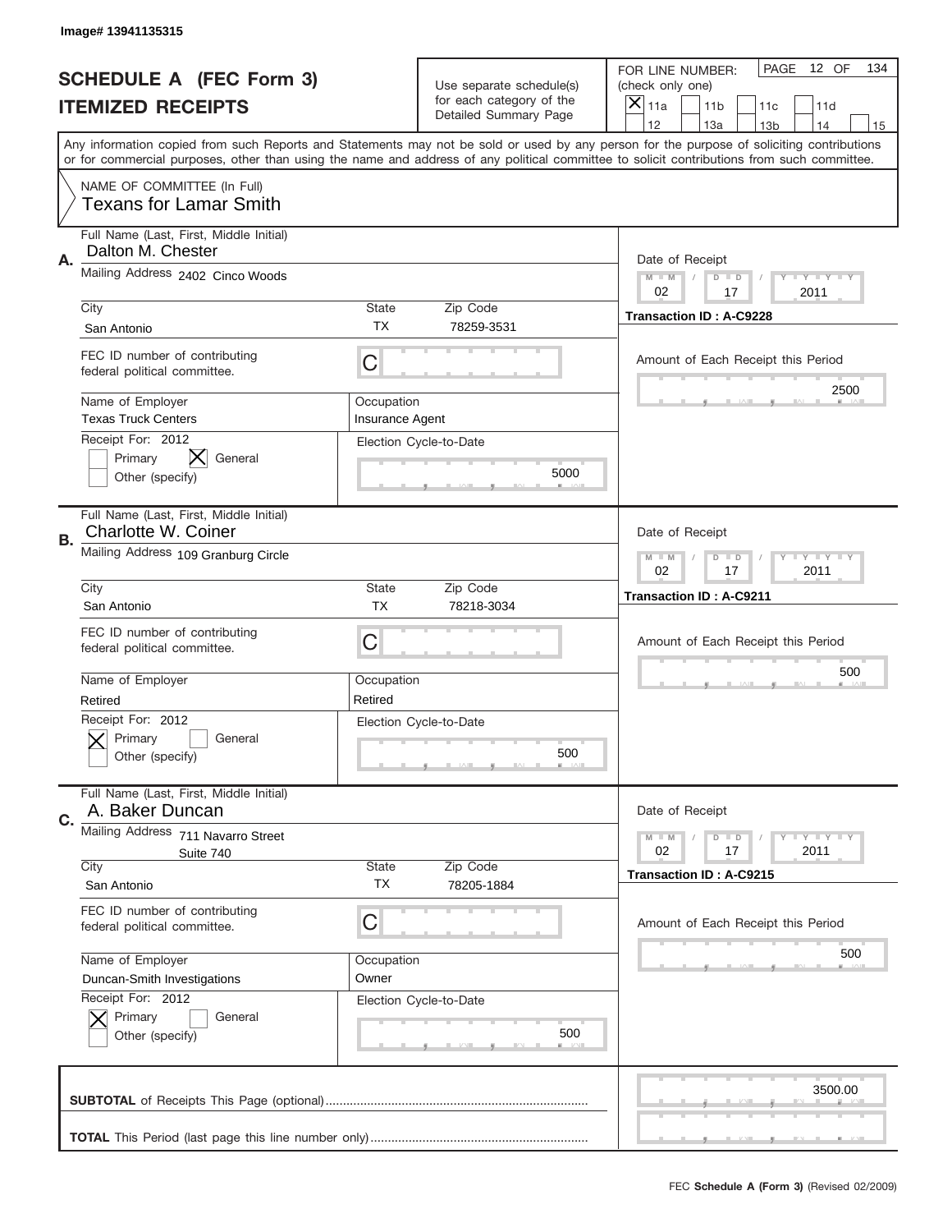Image# 13941135315

# SCHEDULE A (FEC Form 3)
## ITEMIZED RECEIPTS

Use separate schedule(s) for each category of the Detailed Summary Page

FOR LINE NUMBER: (check only one)
[X] 11a [ ] 11b [ ] 11c [ ] 11d
[ ] 12 [ ] 13a [ ] 13b [ ] 14 [ ] 15

PAGE 12 OF 134

Any information copied from such Reports and Statements may not be sold or used by any person for the purpose of soliciting contributions or for commercial purposes, other than using the name and address of any political committee to solicit contributions from such committee.

NAME OF COMMITTEE (In Full)
Texans for Lamar Smith

---

**A.** Full Name (Last, First, Middle Initial): Dalton M. Chester

Mailing Address: 2402 Cinco Woods

City: San Antonio | State: TX | Zip Code: 78259-3531

FEC ID number of contributing federal political committee: C

Name of Employer: Texas Truck Centers | Occupation: Insurance Agent

Receipt For: 2012 [ ] Primary [X] General [ ] Other (specify)

Election Cycle-to-Date: 5000

Date of Receipt: 02 / 17 / 2011

Transaction ID : A-C9228

Amount of Each Receipt this Period: 2500

---

**B.** Full Name (Last, First, Middle Initial): Charlotte W. Coiner

Mailing Address: 109 Granburg Circle

City: San Antonio | State: TX | Zip Code: 78218-3034

FEC ID number of contributing federal political committee: C

Name of Employer: Retired | Occupation: Retired

Receipt For: 2012 [X] Primary [ ] General [ ] Other (specify)

Election Cycle-to-Date: 500

Date of Receipt: 02 / 17 / 2011

Transaction ID : A-C9211

Amount of Each Receipt this Period: 500

---

**C.** Full Name (Last, First, Middle Initial): A. Baker Duncan

Mailing Address: 711 Navarro Street, Suite 740

City: San Antonio | State: TX | Zip Code: 78205-1884

FEC ID number of contributing federal political committee: C

Name of Employer: Duncan-Smith Investigations | Occupation: Owner

Receipt For: 2012 [X] Primary [ ] General [ ] Other (specify)

Election Cycle-to-Date: 500

Date of Receipt: 02 / 17 / 2011

Transaction ID : A-C9215

Amount of Each Receipt this Period: 500

---

**SUBTOTAL** of Receipts This Page (optional): 3500.00

**TOTAL** This Period (last page this line number only):

FEC Schedule A (Form 3) (Revised 02/2009)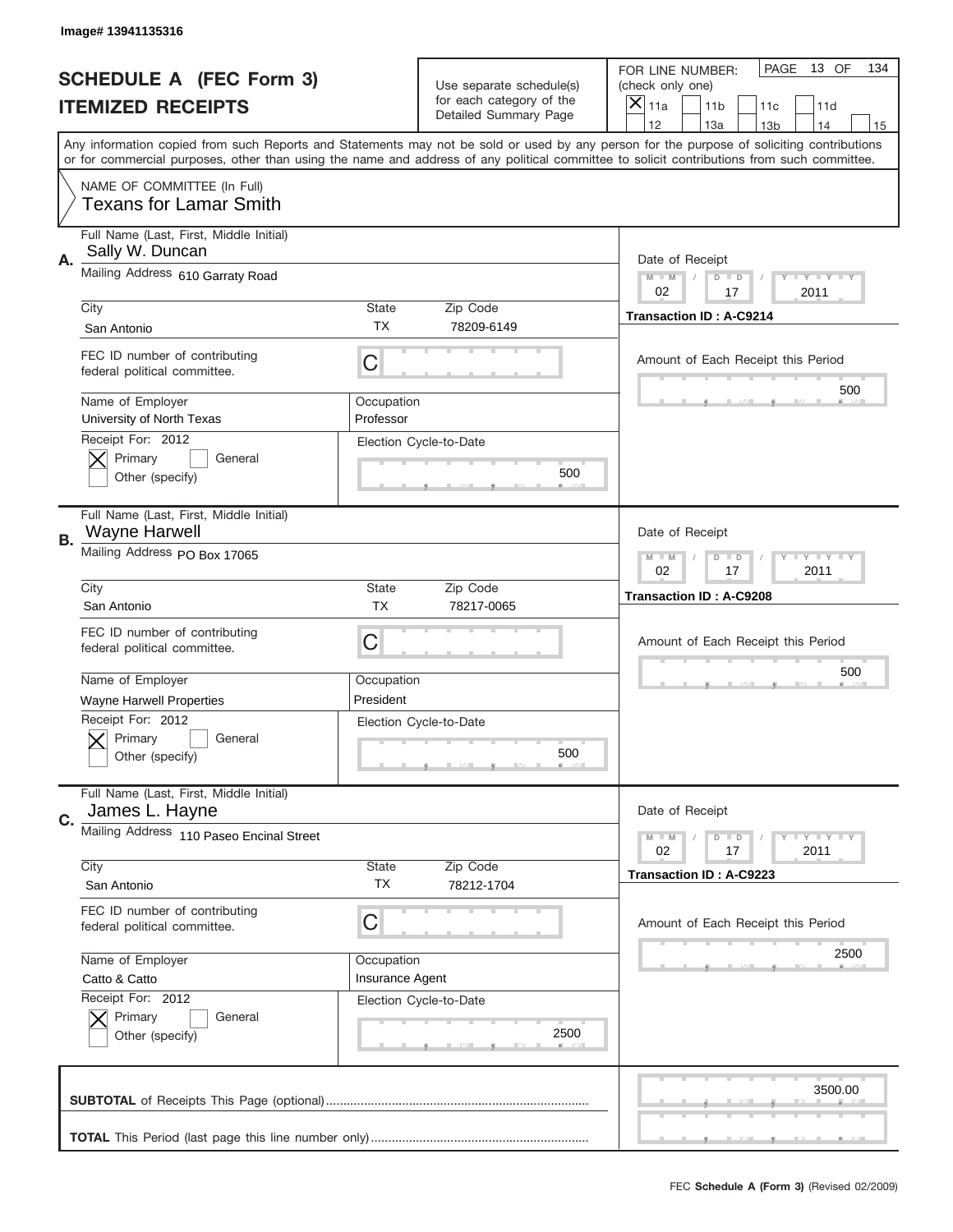Image# 13941135316

# SCHEDULE A (FEC Form 3)
## ITEMIZED RECEIPTS

Use separate schedule(s) for each category of the Detailed Summary Page

FOR LINE NUMBER: (check only one)

- [X] 11a
- [ ] 11b
- [ ] 11c
- [ ] 11d
- [ ] 12
- [ ] 13a
- [ ] 13b
- [ ] 14
- [ ] 15

PAGE 13 OF 134

Any information copied from such Reports and Statements may not be sold or used by any person for the purpose of soliciting contributions or for commercial purposes, other than using the name and address of any political committee to solicit contributions from such committee.

NAME OF COMMITTEE (In Full)
Texans for Lamar Smith

---

**A.** Full Name (Last, First, Middle Initial): Sally W. Duncan

Mailing Address: 610 Garraty Road

City: San Antonio | State: TX | Zip Code: 78209-6149

FEC ID number of contributing federal political committee: C

Name of Employer: University of North Texas

Occupation: Professor

Receipt For: 2012 — [X] Primary [ ] General [ ] Other (specify)

Election Cycle-to-Date: 500

Date of Receipt: 02 / 17 / 2011

Transaction ID : A-C9214

Amount of Each Receipt this Period: 500

---

**B.** Full Name (Last, First, Middle Initial): Wayne Harwell

Mailing Address: PO Box 17065

City: San Antonio | State: TX | Zip Code: 78217-0065

FEC ID number of contributing federal political committee: C

Name of Employer: Wayne Harwell Properties

Occupation: President

Receipt For: 2012 — [X] Primary [ ] General [ ] Other (specify)

Election Cycle-to-Date: 500

Date of Receipt: 02 / 17 / 2011

Transaction ID : A-C9208

Amount of Each Receipt this Period: 500

---

**C.** Full Name (Last, First, Middle Initial): James L. Hayne

Mailing Address: 110 Paseo Encinal Street

City: San Antonio | State: TX | Zip Code: 78212-1704

FEC ID number of contributing federal political committee: C

Name of Employer: Catto & Catto

Occupation: Insurance Agent

Receipt For: 2012 — [X] Primary [ ] General [ ] Other (specify)

Election Cycle-to-Date: 2500

Date of Receipt: 02 / 17 / 2011

Transaction ID : A-C9223

Amount of Each Receipt this Period: 2500

---

**SUBTOTAL** of Receipts This Page (optional): 3500.00

**TOTAL** This Period (last page this line number only):

FEC **Schedule A (Form 3)** (Revised 02/2009)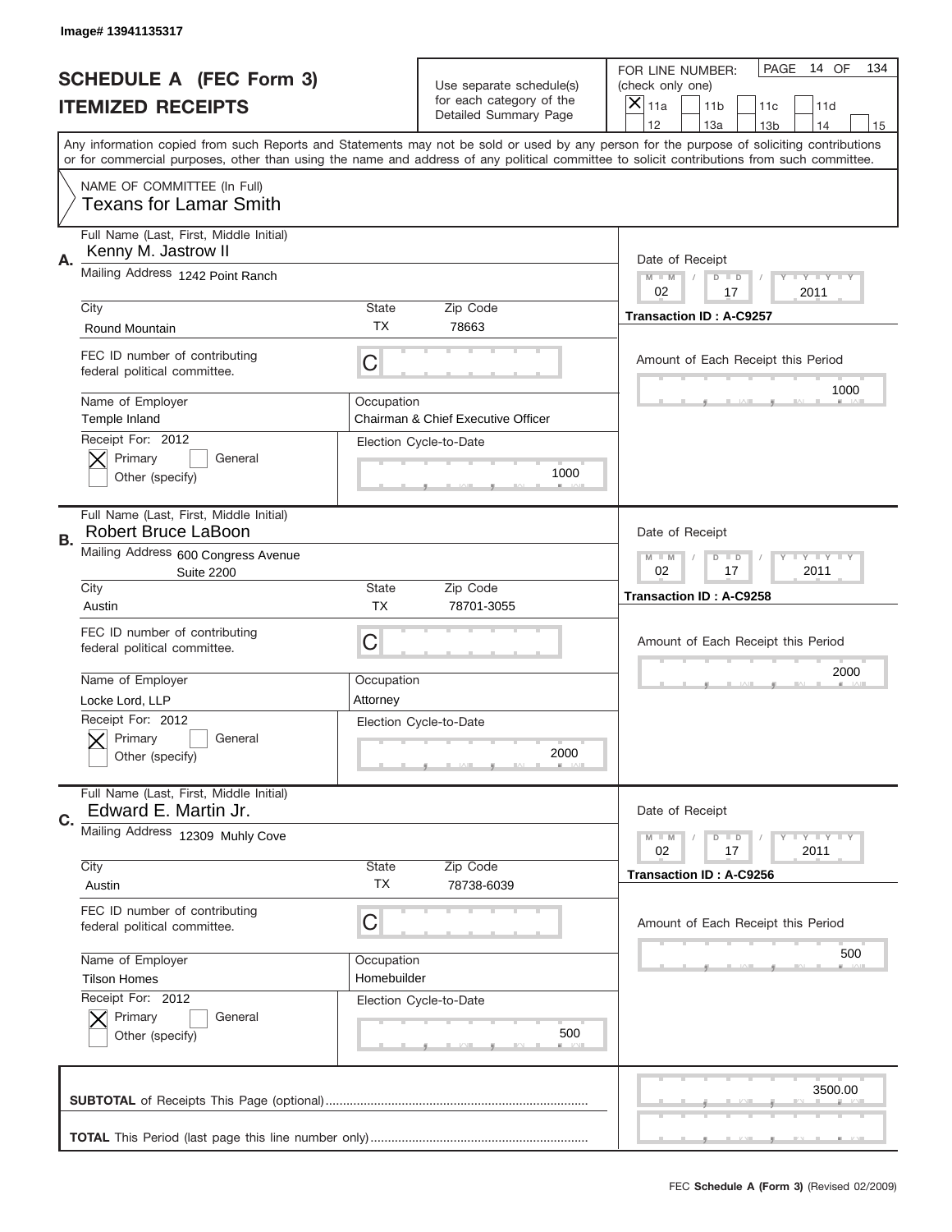Image# 13941135317

# SCHEDULE A (FEC Form 3)
## ITEMIZED RECEIPTS

Use separate schedule(s) for each category of the Detailed Summary Page

FOR LINE NUMBER: (check only one)
[X] 11a [ ] 11b [ ] 11c [ ] 11d
[ ] 12 [ ] 13a [ ] 13b [ ] 14 [ ] 15

PAGE 14 OF 134

Any information copied from such Reports and Statements may not be sold or used by any person for the purpose of soliciting contributions or for commercial purposes, other than using the name and address of any political committee to solicit contributions from such committee.

NAME OF COMMITTEE (In Full)
Texans for Lamar Smith

---

**A.** Full Name (Last, First, Middle Initial): Kenny M. Jastrow II

Mailing Address: 1242 Point Ranch

City: Round Mountain | State: TX | Zip Code: 78663

FEC ID number of contributing federal political committee: C

Name of Employer: Temple Inland

Occupation: Chairman & Chief Executive Officer

Receipt For: 2012 — [X] Primary [ ] General [ ] Other (specify)

Election Cycle-to-Date: 1000

Date of Receipt: 02 / 17 / 2011

Transaction ID : A-C9257

Amount of Each Receipt this Period: 1000

---

**B.** Full Name (Last, First, Middle Initial): Robert Bruce LaBoon

Mailing Address: 600 Congress Avenue, Suite 2200

City: Austin | State: TX | Zip Code: 78701-3055

FEC ID number of contributing federal political committee: C

Name of Employer: Locke Lord, LLP

Occupation: Attorney

Receipt For: 2012 — [X] Primary [ ] General [ ] Other (specify)

Election Cycle-to-Date: 2000

Date of Receipt: 02 / 17 / 2011

Transaction ID : A-C9258

Amount of Each Receipt this Period: 2000

---

**C.** Full Name (Last, First, Middle Initial): Edward E. Martin Jr.

Mailing Address: 12309 Muhly Cove

City: Austin | State: TX | Zip Code: 78738-6039

FEC ID number of contributing federal political committee: C

Name of Employer: Tilson Homes

Occupation: Homebuilder

Receipt For: 2012 — [X] Primary [ ] General [ ] Other (specify)

Election Cycle-to-Date: 500

Date of Receipt: 02 / 17 / 2011

Transaction ID : A-C9256

Amount of Each Receipt this Period: 500

---

**SUBTOTAL** of Receipts This Page (optional): 3500.00

**TOTAL** This Period (last page this line number only):

FEC **Schedule A (Form 3)** (Revised 02/2009)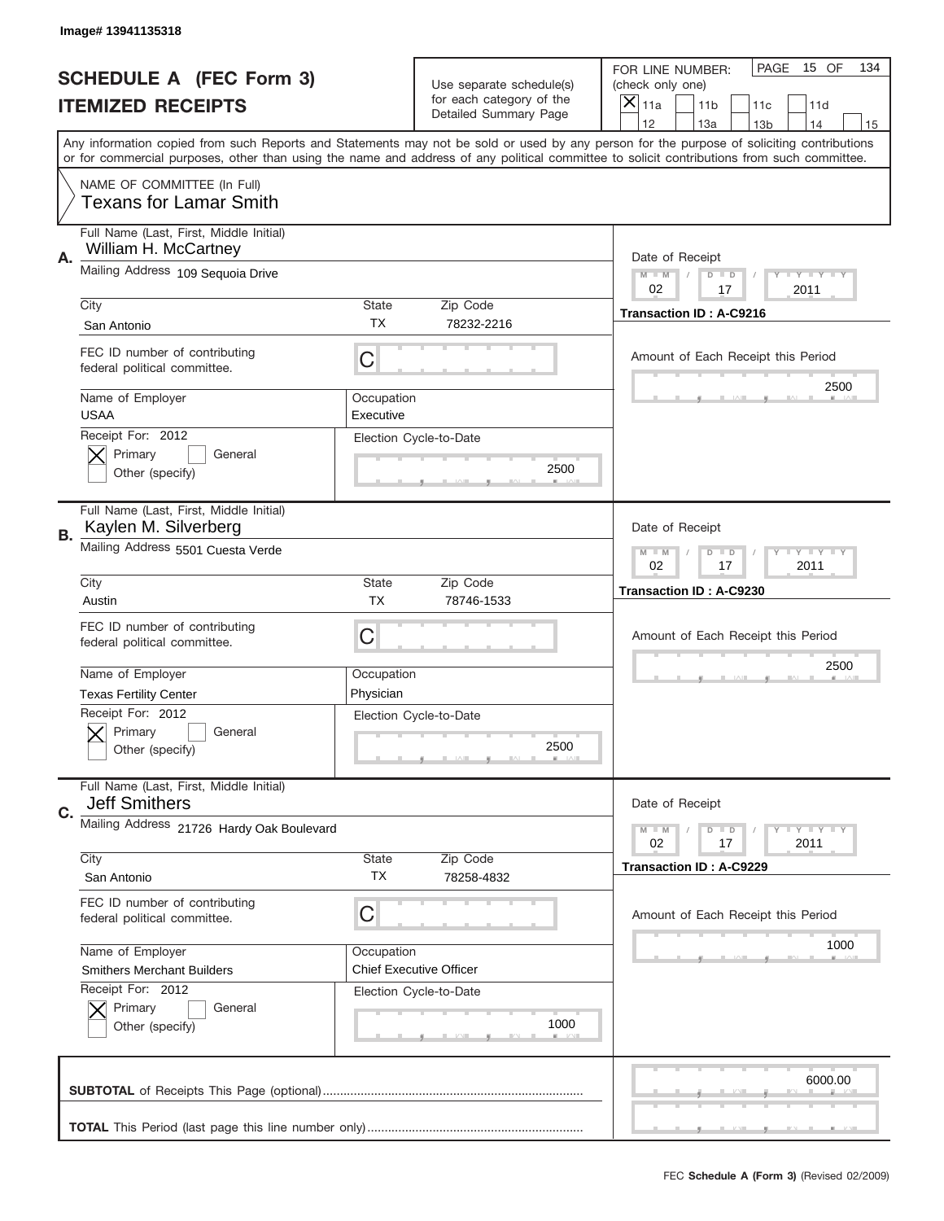Image# 13941135318

# SCHEDULE A (FEC Form 3)
# ITEMIZED RECEIPTS

Use separate schedule(s) for each category of the Detailed Summary Page

FOR LINE NUMBER: (check only one)
[X] 11a [ ] 11b [ ] 11c [ ] 11d [ ] 12 [ ] 13a [ ] 13b [ ] 14 [ ] 15

PAGE 15 OF 134

Any information copied from such Reports and Statements may not be sold or used by any person for the purpose of soliciting contributions or for commercial purposes, other than using the name and address of any political committee to solicit contributions from such committee.

NAME OF COMMITTEE (In Full)
Texans for Lamar Smith

**A.**
Full Name (Last, First, Middle Initial): William H. McCartney
Mailing Address: 109 Sequoia Drive
City: San Antonio | State: TX | Zip Code: 78232-2216
FEC ID number of contributing federal political committee: C
Name of Employer: USAA
Occupation: Executive
Receipt For: 2012 — [X] Primary [ ] General [ ] Other (specify)
Election Cycle-to-Date: 2500
Date of Receipt: 02 / 17 / 2011
Transaction ID : A-C9216
Amount of Each Receipt this Period: 2500

**B.**
Full Name (Last, First, Middle Initial): Kaylen M. Silverberg
Mailing Address: 5501 Cuesta Verde
City: Austin | State: TX | Zip Code: 78746-1533
FEC ID number of contributing federal political committee: C
Name of Employer: Texas Fertility Center
Occupation: Physician
Receipt For: 2012 — [X] Primary [ ] General [ ] Other (specify)
Election Cycle-to-Date: 2500
Date of Receipt: 02 / 17 / 2011
Transaction ID : A-C9230
Amount of Each Receipt this Period: 2500

**C.**
Full Name (Last, First, Middle Initial): Jeff Smithers
Mailing Address: 21726 Hardy Oak Boulevard
City: San Antonio | State: TX | Zip Code: 78258-4832
FEC ID number of contributing federal political committee: C
Name of Employer: Smithers Merchant Builders
Occupation: Chief Executive Officer
Receipt For: 2012 — [X] Primary [ ] General [ ] Other (specify)
Election Cycle-to-Date: 1000
Date of Receipt: 02 / 17 / 2011
Transaction ID : A-C9229
Amount of Each Receipt this Period: 1000

**SUBTOTAL** of Receipts This Page (optional): 6000.00

**TOTAL** This Period (last page this line number only):

FEC **Schedule A (Form 3)** (Revised 02/2009)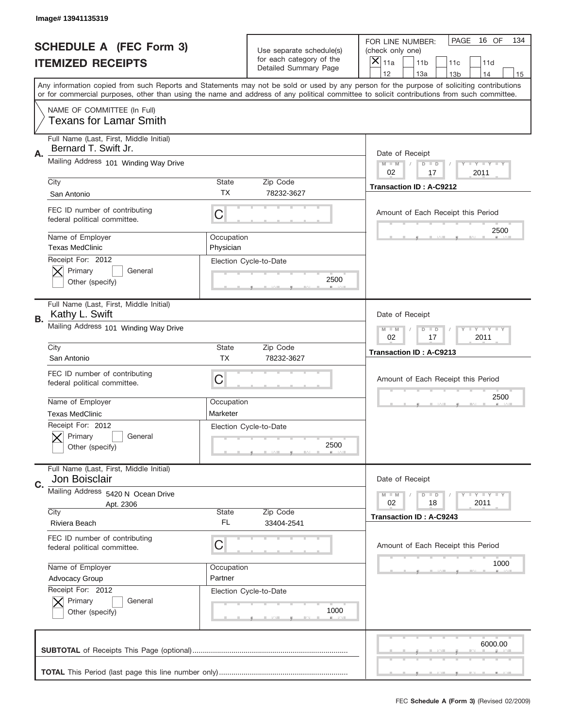Image# 13941135319

# SCHEDULE A (FEC Form 3)
## ITEMIZED RECEIPTS

Use separate schedule(s) for each category of the Detailed Summary Page

FOR LINE NUMBER: (check only one)
[X] 11a [ ] 11b [ ] 11c [ ] 11d [ ] 12 [ ] 13a [ ] 13b [ ] 14 [ ] 15

PAGE 16 OF 134

Any information copied from such Reports and Statements may not be sold or used by any person for the purpose of soliciting contributions or for commercial purposes, other than using the name and address of any political committee to solicit contributions from such committee.

NAME OF COMMITTEE (In Full)
Texans for Lamar Smith

**A.** Full Name (Last, First, Middle Initial): Bernard T. Swift Jr.
Mailing Address: 101 Winding Way Drive
City: San Antonio | State: TX | Zip Code: 78232-3627
FEC ID number of contributing federal political committee: C
Name of Employer: Texas MedClinic | Occupation: Physician
Receipt For: 2012 — [X] Primary [ ] General [ ] Other (specify)
Election Cycle-to-Date: 2500
Date of Receipt: 02 / 17 / 2011
Transaction ID : A-C9212
Amount of Each Receipt this Period: 2500

**B.** Full Name (Last, First, Middle Initial): Kathy L. Swift
Mailing Address: 101 Winding Way Drive
City: San Antonio | State: TX | Zip Code: 78232-3627
FEC ID number of contributing federal political committee: C
Name of Employer: Texas MedClinic | Occupation: Marketer
Receipt For: 2012 — [X] Primary [ ] General [ ] Other (specify)
Election Cycle-to-Date: 2500
Date of Receipt: 02 / 17 / 2011
Transaction ID : A-C9213
Amount of Each Receipt this Period: 2500

**C.** Full Name (Last, First, Middle Initial): Jon Boisclair
Mailing Address: 5420 N Ocean Drive, Apt. 2306
City: Riviera Beach | State: FL | Zip Code: 33404-2541
FEC ID number of contributing federal political committee: C
Name of Employer: Advocacy Group | Occupation: Partner
Receipt For: 2012 — [X] Primary [ ] General [ ] Other (specify)
Election Cycle-to-Date: 1000
Date of Receipt: 02 / 18 / 2011
Transaction ID : A-C9243
Amount of Each Receipt this Period: 1000

**SUBTOTAL** of Receipts This Page (optional): 6000.00

**TOTAL** This Period (last page this line number only):

FEC **Schedule A (Form 3)** (Revised 02/2009)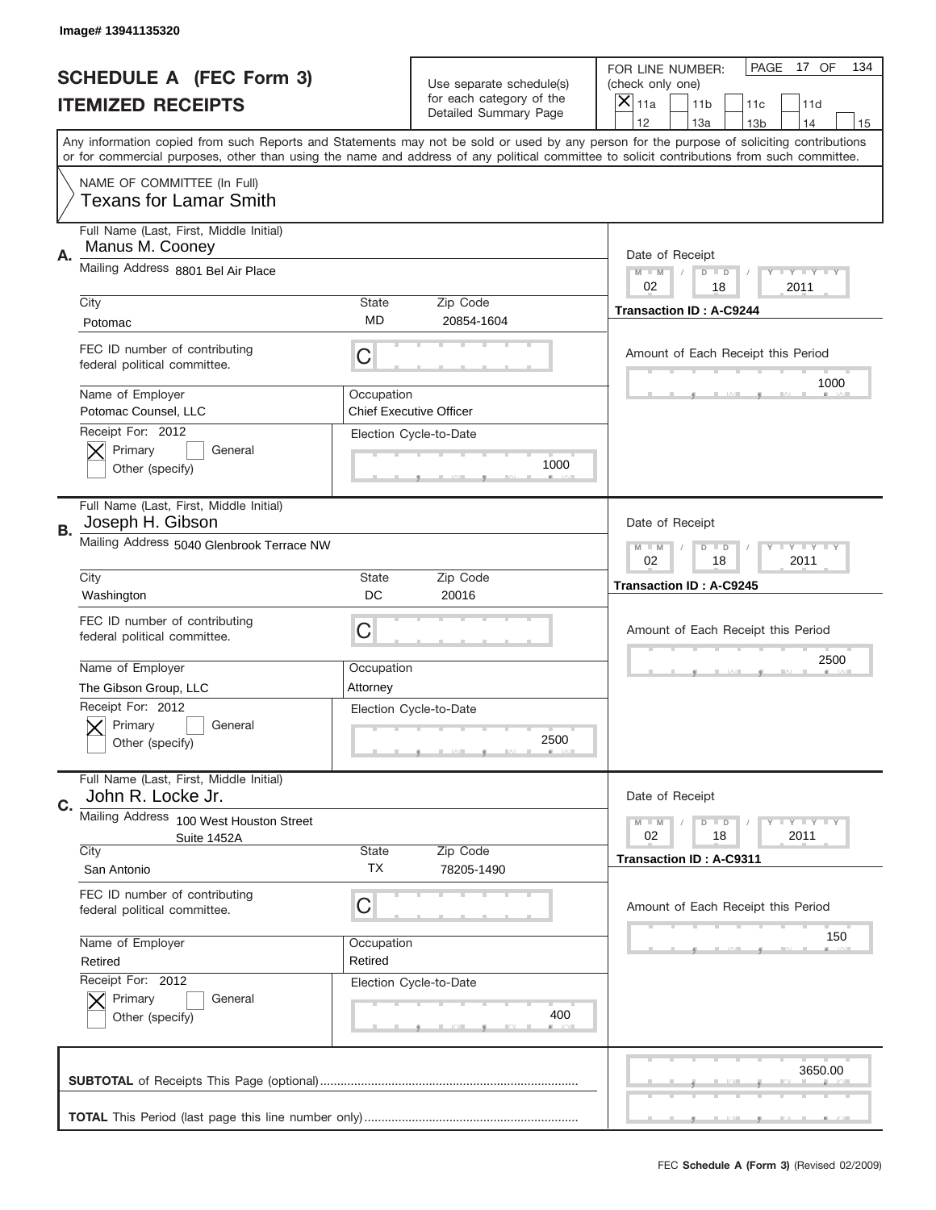Image# 13941135320

# SCHEDULE A (FEC Form 3)
## ITEMIZED RECEIPTS

Use separate schedule(s) for each category of the Detailed Summary Page

FOR LINE NUMBER: (check only one)
[X] 11a [ ] 11b [ ] 11c [ ] 11d [ ] 12 [ ] 13a [ ] 13b [ ] 14 [ ] 15

PAGE 17 OF 134

Any information copied from such Reports and Statements may not be sold or used by any person for the purpose of soliciting contributions or for commercial purposes, other than using the name and address of any political committee to solicit contributions from such committee.

NAME OF COMMITTEE (In Full)
Texans for Lamar Smith

---

**A.**
Full Name (Last, First, Middle Initial): Manus M. Cooney
Mailing Address: 8801 Bel Air Place
City: Potomac | State: MD | Zip Code: 20854-1604
FEC ID number of contributing federal political committee: C
Name of Employer: Potomac Counsel, LLC
Occupation: Chief Executive Officer
Receipt For: 2012 — [X] Primary [ ] General [ ] Other (specify)
Election Cycle-to-Date: 1000
Date of Receipt: 02 / 18 / 2011
Transaction ID : A-C9244
Amount of Each Receipt this Period: 1000

---

**B.**
Full Name (Last, First, Middle Initial): Joseph H. Gibson
Mailing Address: 5040 Glenbrook Terrace NW
City: Washington | State: DC | Zip Code: 20016
FEC ID number of contributing federal political committee: C
Name of Employer: The Gibson Group, LLC
Occupation: Attorney
Receipt For: 2012 — [X] Primary [ ] General [ ] Other (specify)
Election Cycle-to-Date: 2500
Date of Receipt: 02 / 18 / 2011
Transaction ID : A-C9245
Amount of Each Receipt this Period: 2500

---

**C.**
Full Name (Last, First, Middle Initial): John R. Locke Jr.
Mailing Address: 100 West Houston Street, Suite 1452A
City: San Antonio | State: TX | Zip Code: 78205-1490
FEC ID number of contributing federal political committee: C
Name of Employer: Retired
Occupation: Retired
Receipt For: 2012 — [X] Primary [ ] General [ ] Other (specify)
Election Cycle-to-Date: 400
Date of Receipt: 02 / 18 / 2011
Transaction ID : A-C9311
Amount of Each Receipt this Period: 150

---

**SUBTOTAL** of Receipts This Page (optional): 3650.00

**TOTAL** This Period (last page this line number only):

FEC **Schedule A (Form 3)** (Revised 02/2009)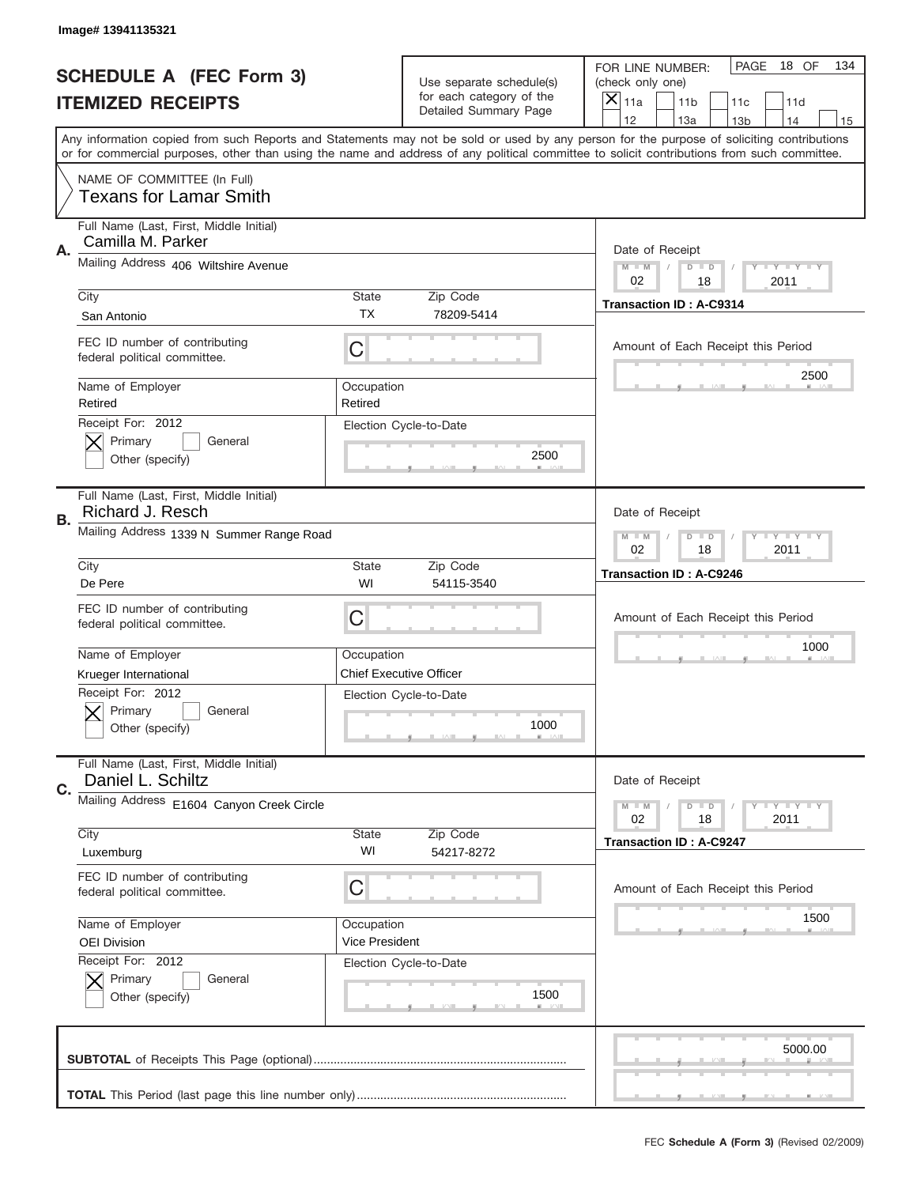Image# 13941135321

# SCHEDULE A (FEC Form 3)
## ITEMIZED RECEIPTS

Use separate schedule(s) for each category of the Detailed Summary Page

FOR LINE NUMBER: (check only one)
[X] 11a [ ] 11b [ ] 11c [ ] 11d [ ] 12 [ ] 13a [ ] 13b [ ] 14 [ ] 15

PAGE 18 OF 134

Any information copied from such Reports and Statements may not be sold or used by any person for the purpose of soliciting contributions or for commercial purposes, other than using the name and address of any political committee to solicit contributions from such committee.

NAME OF COMMITTEE (In Full)
Texans for Lamar Smith

---

**A.** Full Name (Last, First, Middle Initial): Camilla M. Parker

Mailing Address: 406 Wiltshire Avenue

City: San Antonio | State: TX | Zip Code: 78209-5414

FEC ID number of contributing federal political committee: C

Name of Employer: Retired | Occupation: Retired

Receipt For: 2012 — [X] Primary [ ] General [ ] Other (specify)

Election Cycle-to-Date: 2500

Date of Receipt: 02 / 18 / 2011

Transaction ID : A-C9314

Amount of Each Receipt this Period: 2500

---

**B.** Full Name (Last, First, Middle Initial): Richard J. Resch

Mailing Address: 1339 N Summer Range Road

City: De Pere | State: WI | Zip Code: 54115-3540

FEC ID number of contributing federal political committee: C

Name of Employer: Krueger International | Occupation: Chief Executive Officer

Receipt For: 2012 — [X] Primary [ ] General [ ] Other (specify)

Election Cycle-to-Date: 1000

Date of Receipt: 02 / 18 / 2011

Transaction ID : A-C9246

Amount of Each Receipt this Period: 1000

---

**C.** Full Name (Last, First, Middle Initial): Daniel L. Schiltz

Mailing Address: E1604 Canyon Creek Circle

City: Luxemburg | State: WI | Zip Code: 54217-8272

FEC ID number of contributing federal political committee: C

Name of Employer: OEI Division | Occupation: Vice President

Receipt For: 2012 — [X] Primary [ ] General [ ] Other (specify)

Election Cycle-to-Date: 1500

Date of Receipt: 02 / 18 / 2011

Transaction ID : A-C9247

Amount of Each Receipt this Period: 1500

---

**SUBTOTAL** of Receipts This Page (optional): 5000.00

**TOTAL** This Period (last page this line number only):

FEC **Schedule A (Form 3)** (Revised 02/2009)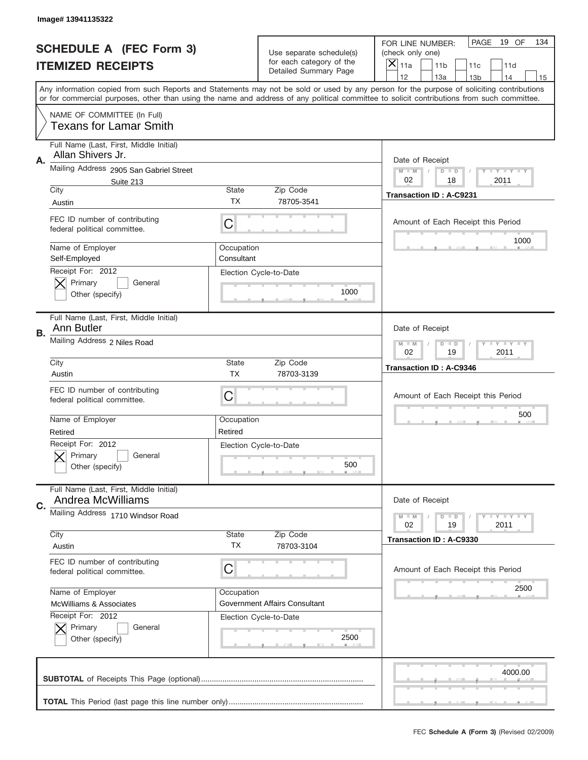Image# 13941135322

# SCHEDULE A (FEC Form 3)
## ITEMIZED RECEIPTS

Use separate schedule(s) for each category of the Detailed Summary Page

FOR LINE NUMBER: (check only one)
[X] 11a [ ] 11b [ ] 11c [ ] 11d [ ] 12 [ ] 13a [ ] 13b [ ] 14 [ ] 15

PAGE 19 OF 134

Any information copied from such Reports and Statements may not be sold or used by any person for the purpose of soliciting contributions or for commercial purposes, other than using the name and address of any political committee to solicit contributions from such committee.

NAME OF COMMITTEE (In Full)
Texans for Lamar Smith

---

**A.**
Full Name (Last, First, Middle Initial): Allan Shivers Jr.
Mailing Address: 2905 San Gabriel Street, Suite 213
City: Austin | State: TX | Zip Code: 78705-3541
FEC ID number of contributing federal political committee: C
Name of Employer: Self-Employed
Occupation: Consultant
Receipt For: 2012 [X] Primary [ ] General [ ] Other (specify)
Election Cycle-to-Date: 1000
Date of Receipt: 02/18/2011
Transaction ID : A-C9231
Amount of Each Receipt this Period: 1000

---

**B.**
Full Name (Last, First, Middle Initial): Ann Butler
Mailing Address: 2 Niles Road
City: Austin | State: TX | Zip Code: 78703-3139
FEC ID number of contributing federal political committee: C
Name of Employer: Retired
Occupation: Retired
Receipt For: 2012 [X] Primary [ ] General [ ] Other (specify)
Election Cycle-to-Date: 500
Date of Receipt: 02/19/2011
Transaction ID : A-C9346
Amount of Each Receipt this Period: 500

---

**C.**
Full Name (Last, First, Middle Initial): Andrea McWilliams
Mailing Address: 1710 Windsor Road
City: Austin | State: TX | Zip Code: 78703-3104
FEC ID number of contributing federal political committee: C
Name of Employer: McWilliams & Associates
Occupation: Government Affairs Consultant
Receipt For: 2012 [X] Primary [ ] General [ ] Other (specify)
Election Cycle-to-Date: 2500
Date of Receipt: 02/19/2011
Transaction ID : A-C9330
Amount of Each Receipt this Period: 2500

---

**SUBTOTAL** of Receipts This Page (optional): 4000.00

**TOTAL** This Period (last page this line number only):

FEC Schedule A (Form 3) (Revised 02/2009)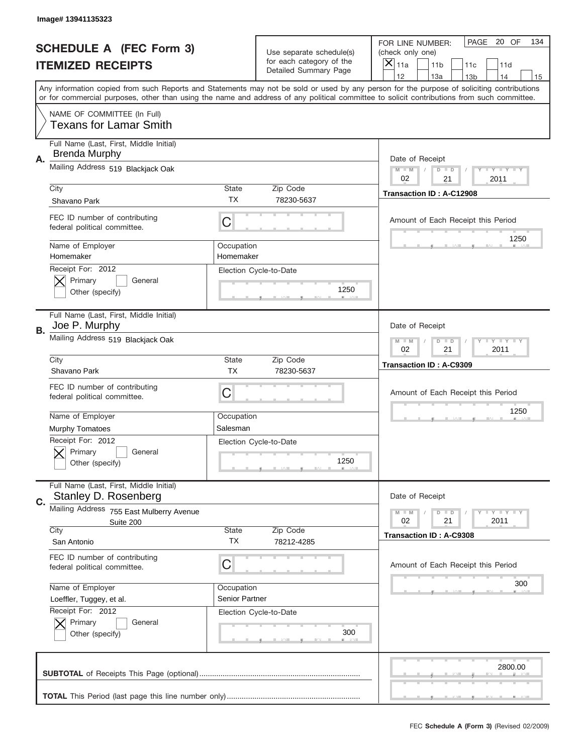Image# 13941135323

# SCHEDULE A (FEC Form 3)
## ITEMIZED RECEIPTS

Use separate schedule(s) for each category of the Detailed Summary Page

FOR LINE NUMBER: (check only one)

[X] 11a [ ] 11b [ ] 11c [ ] 11d [ ] 12 [ ] 13a [ ] 13b [ ] 14 [ ] 15

PAGE 20 OF 134

Any information copied from such Reports and Statements may not be sold or used by any person for the purpose of soliciting contributions or for commercial purposes, other than using the name and address of any political committee to solicit contributions from such committee.

NAME OF COMMITTEE (In Full)
Texans for Lamar Smith

---

**A.**

Full Name (Last, First, Middle Initial): Brenda Murphy

Mailing Address: 519 Blackjack Oak

City: Shavano Park | State: TX | Zip Code: 78230-5637

FEC ID number of contributing federal political committee: C

Name of Employer: Homemaker | Occupation: Homemaker

Receipt For: 2012 — [X] Primary [ ] General [ ] Other (specify)

Election Cycle-to-Date: 1250

Date of Receipt: 02 / 21 / 2011

Transaction ID : A-C12908

Amount of Each Receipt this Period: 1250

---

**B.**

Full Name (Last, First, Middle Initial): Joe P. Murphy

Mailing Address: 519 Blackjack Oak

City: Shavano Park | State: TX | Zip Code: 78230-5637

FEC ID number of contributing federal political committee: C

Name of Employer: Murphy Tomatoes | Occupation: Salesman

Receipt For: 2012 — [X] Primary [ ] General [ ] Other (specify)

Election Cycle-to-Date: 1250

Date of Receipt: 02 / 21 / 2011

Transaction ID : A-C9309

Amount of Each Receipt this Period: 1250

---

**C.**

Full Name (Last, First, Middle Initial): Stanley D. Rosenberg

Mailing Address: 755 East Mulberry Avenue, Suite 200

City: San Antonio | State: TX | Zip Code: 78212-4285

FEC ID number of contributing federal political committee: C

Name of Employer: Loeffler, Tuggey, et al. | Occupation: Senior Partner

Receipt For: 2012 — [X] Primary [ ] General [ ] Other (specify)

Election Cycle-to-Date: 300

Date of Receipt: 02 / 21 / 2011

Transaction ID : A-C9308

Amount of Each Receipt this Period: 300

---

**SUBTOTAL** of Receipts This Page (optional): 2800.00

**TOTAL** This Period (last page this line number only):

FEC **Schedule A (Form 3)** (Revised 02/2009)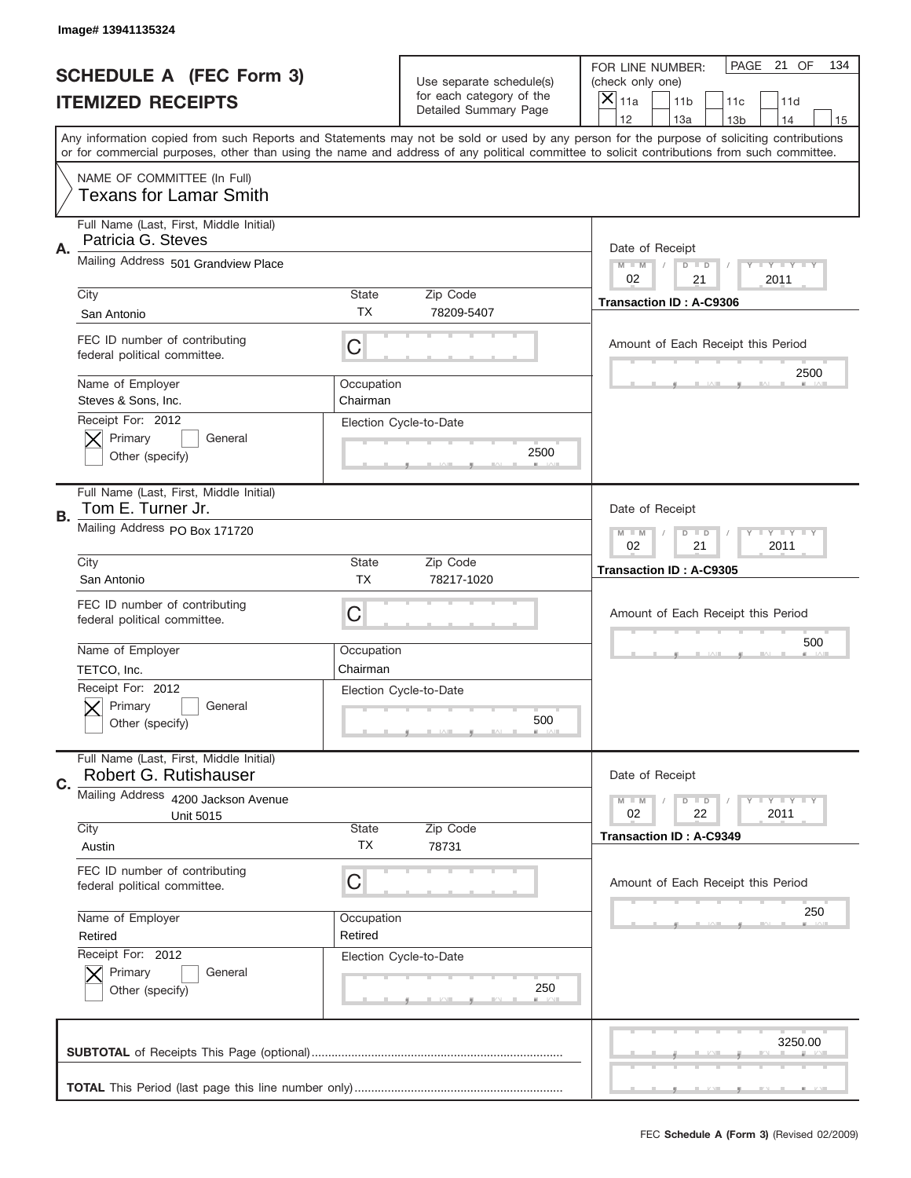Image# 13941135324

# SCHEDULE A (FEC Form 3)
## ITEMIZED RECEIPTS

Use separate schedule(s) for each category of the Detailed Summary Page

FOR LINE NUMBER: (check only one)

[X] 11a [ ] 11b [ ] 11c [ ] 11d [ ] 12 [ ] 13a [ ] 13b [ ] 14 [ ] 15

PAGE 21 OF 134

Any information copied from such Reports and Statements may not be sold or used by any person for the purpose of soliciting contributions or for commercial purposes, other than using the name and address of any political committee to solicit contributions from such committee.

NAME OF COMMITTEE (In Full)
Texans for Lamar Smith

---

**A.** Full Name (Last, First, Middle Initial): Patricia G. Steves

Mailing Address: 501 Grandview Place

City: San Antonio | State: TX | Zip Code: 78209-5407

FEC ID number of contributing federal political committee: C

Name of Employer: Steves & Sons, Inc. | Occupation: Chairman

Receipt For: 2012 [X] Primary [ ] General [ ] Other (specify)

Election Cycle-to-Date: 2500

Date of Receipt: 02 / 21 / 2011

Transaction ID : A-C9306

Amount of Each Receipt this Period: 2500

---

**B.** Full Name (Last, First, Middle Initial): Tom E. Turner Jr.

Mailing Address: PO Box 171720

City: San Antonio | State: TX | Zip Code: 78217-1020

FEC ID number of contributing federal political committee: C

Name of Employer: TETCO, Inc. | Occupation: Chairman

Receipt For: 2012 [X] Primary [ ] General [ ] Other (specify)

Election Cycle-to-Date: 500

Date of Receipt: 02 / 21 / 2011

Transaction ID : A-C9305

Amount of Each Receipt this Period: 500

---

**C.** Full Name (Last, First, Middle Initial): Robert G. Rutishauser

Mailing Address: 4200 Jackson Avenue, Unit 5015

City: Austin | State: TX | Zip Code: 78731

FEC ID number of contributing federal political committee: C

Name of Employer: Retired | Occupation: Retired

Receipt For: 2012 [X] Primary [ ] General [ ] Other (specify)

Election Cycle-to-Date: 250

Date of Receipt: 02 / 22 / 2011

Transaction ID : A-C9349

Amount of Each Receipt this Period: 250

---

**SUBTOTAL** of Receipts This Page (optional): 3250.00

**TOTAL** This Period (last page this line number only):

FEC Schedule A (Form 3) (Revised 02/2009)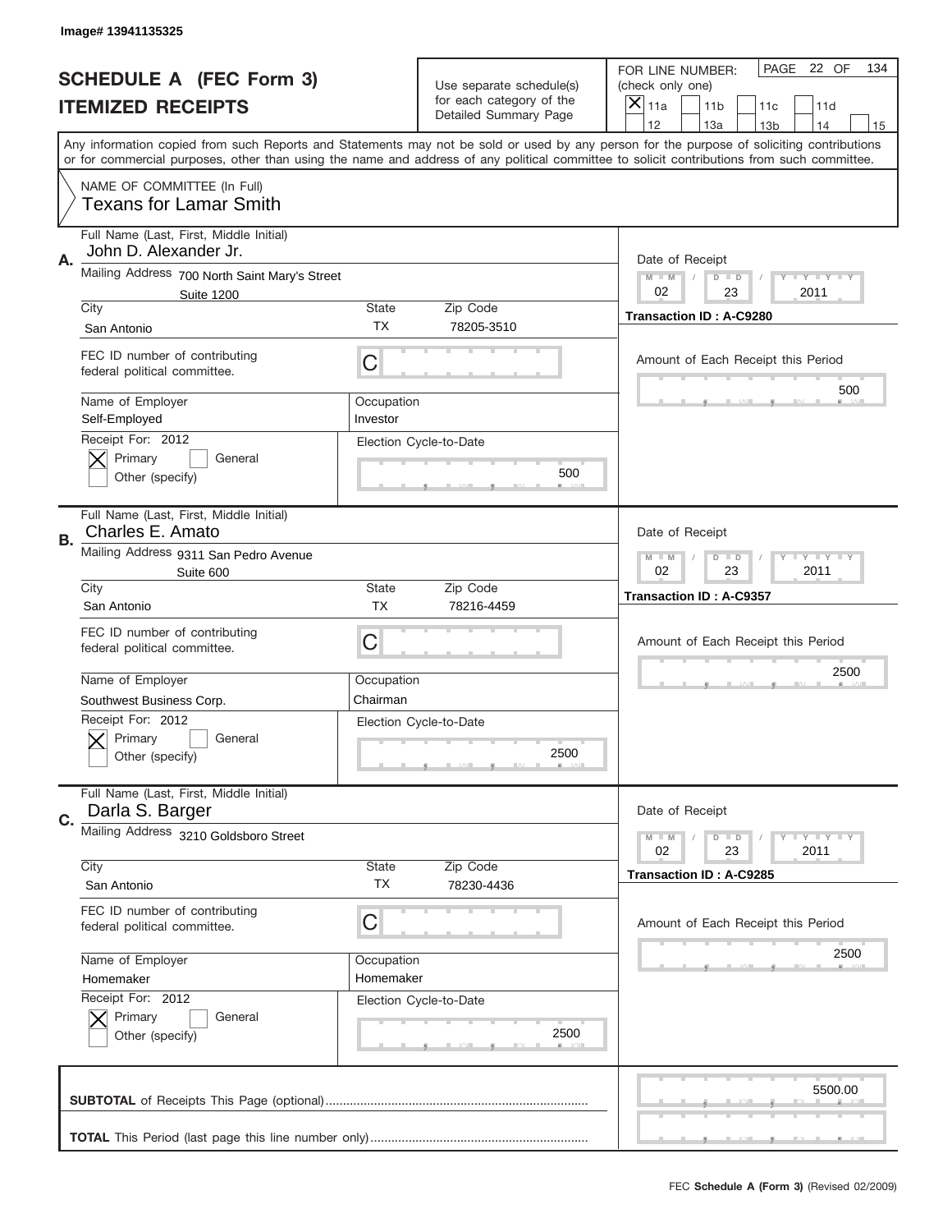Image# 13941135325

# SCHEDULE A (FEC Form 3)
## ITEMIZED RECEIPTS

Use separate schedule(s) for each category of the Detailed Summary Page

FOR LINE NUMBER: (check only one)
[X] 11a [ ] 11b [ ] 11c [ ] 11d [ ] 12 [ ] 13a [ ] 13b [ ] 14 [ ] 15

PAGE 22 OF 134

Any information copied from such Reports and Statements may not be sold or used by any person for the purpose of soliciting contributions or for commercial purposes, other than using the name and address of any political committee to solicit contributions from such committee.

NAME OF COMMITTEE (In Full)
Texans for Lamar Smith

---

**A.** Full Name (Last, First, Middle Initial): John D. Alexander Jr.

Mailing Address: 700 North Saint Mary's Street, Suite 1200

City: San Antonio | State: TX | Zip Code: 78205-3510

FEC ID number of contributing federal political committee: C

Name of Employer: Self-Employed | Occupation: Investor

Receipt For: 2012 — [X] Primary [ ] General [ ] Other (specify)

Election Cycle-to-Date: 500

Date of Receipt: 02 / 23 / 2011

Transaction ID : A-C9280

Amount of Each Receipt this Period: 500

---

**B.** Full Name (Last, First, Middle Initial): Charles E. Amato

Mailing Address: 9311 San Pedro Avenue, Suite 600

City: San Antonio | State: TX | Zip Code: 78216-4459

FEC ID number of contributing federal political committee: C

Name of Employer: Southwest Business Corp. | Occupation: Chairman

Receipt For: 2012 — [X] Primary [ ] General [ ] Other (specify)

Election Cycle-to-Date: 2500

Date of Receipt: 02 / 23 / 2011

Transaction ID : A-C9357

Amount of Each Receipt this Period: 2500

---

**C.** Full Name (Last, First, Middle Initial): Darla S. Barger

Mailing Address: 3210 Goldsboro Street

City: San Antonio | State: TX | Zip Code: 78230-4436

FEC ID number of contributing federal political committee: C

Name of Employer: Homemaker | Occupation: Homemaker

Receipt For: 2012 — [X] Primary [ ] General [ ] Other (specify)

Election Cycle-to-Date: 2500

Date of Receipt: 02 / 23 / 2011

Transaction ID : A-C9285

Amount of Each Receipt this Period: 2500

---

**SUBTOTAL** of Receipts This Page (optional): 5500.00

**TOTAL** This Period (last page this line number only):

FEC **Schedule A (Form 3)** (Revised 02/2009)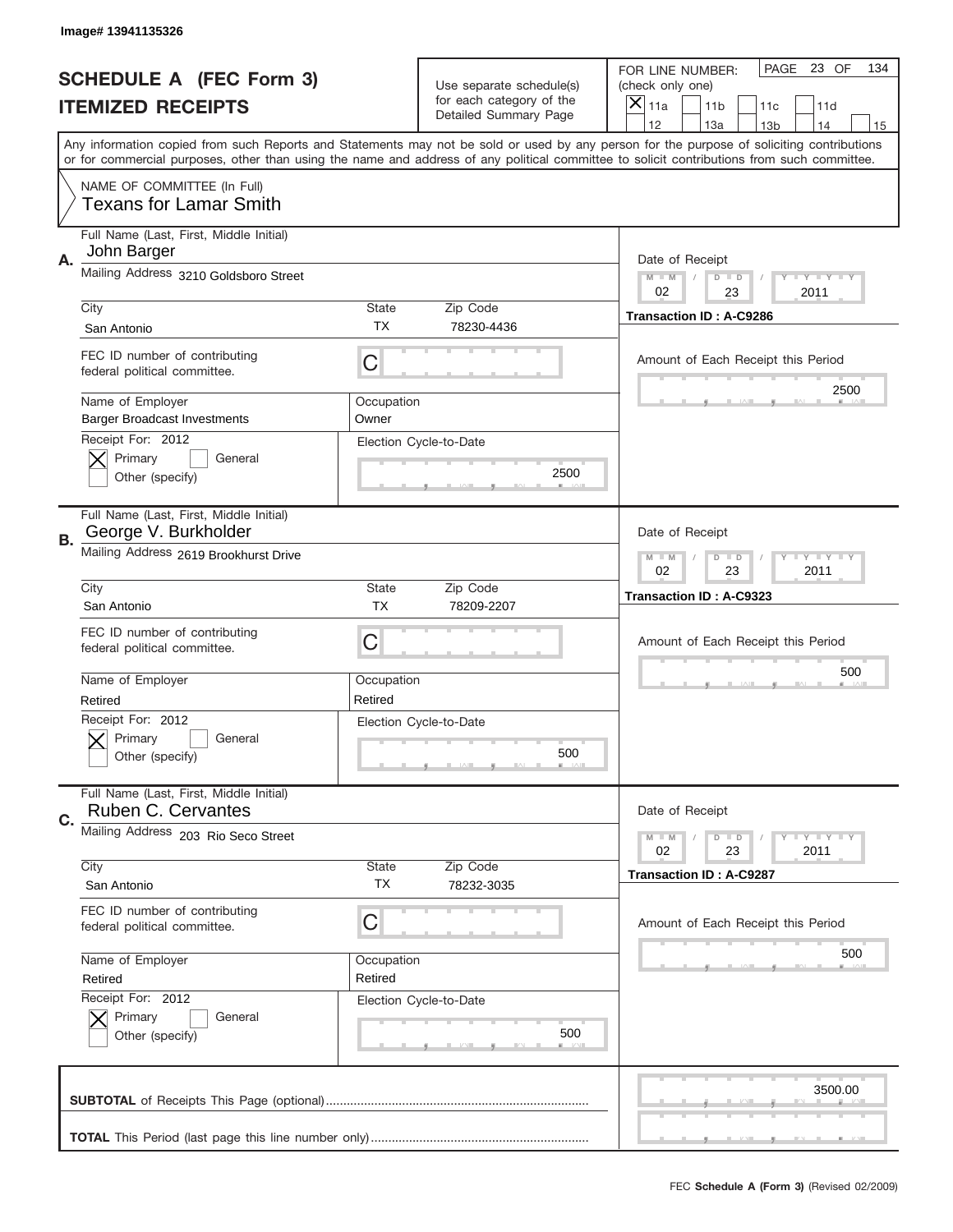Image# 13941135326

# SCHEDULE A (FEC Form 3)
## ITEMIZED RECEIPTS

Use separate schedule(s) for each category of the Detailed Summary Page

FOR LINE NUMBER: (check only one)
[X] 11a [ ] 11b [ ] 11c [ ] 11d [ ] 12 [ ] 13a [ ] 13b [ ] 14 [ ] 15

PAGE 23 OF 134

Any information copied from such Reports and Statements may not be sold or used by any person for the purpose of soliciting contributions or for commercial purposes, other than using the name and address of any political committee to solicit contributions from such committee.

NAME OF COMMITTEE (In Full)
Texans for Lamar Smith

---

**A.** Full Name (Last, First, Middle Initial): John Barger

Mailing Address: 3210 Goldsboro Street

| City | State | Zip Code |
|---|---|---|
| San Antonio | TX | 78230-4436 |

FEC ID number of contributing federal political committee: C

| Name of Employer | Occupation |
|---|---|
| Barger Broadcast Investments | Owner |

Receipt For: 2012
[X] Primary [ ] General
[ ] Other (specify)

Election Cycle-to-Date: 2500

Date of Receipt: 02 / 23 / 2011

Transaction ID : A-C9286

Amount of Each Receipt this Period: 2500

---

**B.** Full Name (Last, First, Middle Initial): George V. Burkholder

Mailing Address: 2619 Brookhurst Drive

| City | State | Zip Code |
|---|---|---|
| San Antonio | TX | 78209-2207 |

FEC ID number of contributing federal political committee: C

| Name of Employer | Occupation |
|---|---|
| Retired | Retired |

Receipt For: 2012
[X] Primary [ ] General
[ ] Other (specify)

Election Cycle-to-Date: 500

Date of Receipt: 02 / 23 / 2011

Transaction ID : A-C9323

Amount of Each Receipt this Period: 500

---

**C.** Full Name (Last, First, Middle Initial): Ruben C. Cervantes

Mailing Address: 203 Rio Seco Street

| City | State | Zip Code |
|---|---|---|
| San Antonio | TX | 78232-3035 |

FEC ID number of contributing federal political committee: C

| Name of Employer | Occupation |
|---|---|
| Retired | Retired |

Receipt For: 2012
[X] Primary [ ] General
[ ] Other (specify)

Election Cycle-to-Date: 500

Date of Receipt: 02 / 23 / 2011

Transaction ID : A-C9287

Amount of Each Receipt this Period: 500

---

**SUBTOTAL** of Receipts This Page (optional): 3500.00

**TOTAL** This Period (last page this line number only):

FEC **Schedule A (Form 3)** (Revised 02/2009)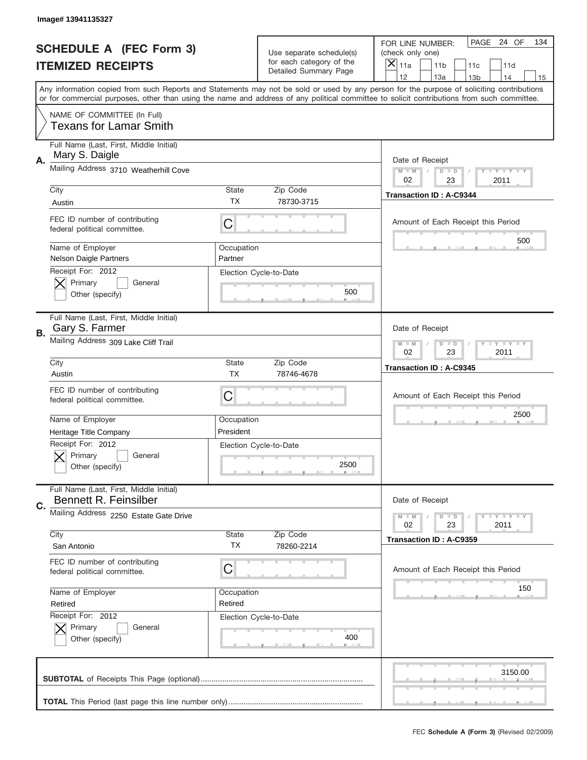Image# 13941135327

# SCHEDULE A (FEC Form 3)
## ITEMIZED RECEIPTS

Use separate schedule(s) for each category of the Detailed Summary Page

FOR LINE NUMBER: (check only one)
[X] 11a [ ] 11b [ ] 11c [ ] 11d [ ] 12 [ ] 13a [ ] 13b [ ] 14 [ ] 15

PAGE 24 OF 134

Any information copied from such Reports and Statements may not be sold or used by any person for the purpose of soliciting contributions or for commercial purposes, other than using the name and address of any political committee to solicit contributions from such committee.

NAME OF COMMITTEE (In Full)
Texans for Lamar Smith

---

**A.** Full Name (Last, First, Middle Initial): Mary S. Daigle
Mailing Address: 3710 Weatherhill Cove
City: Austin | State: TX | Zip Code: 78730-3715
FEC ID number of contributing federal political committee: C
Name of Employer: Nelson Daigle Partners
Occupation: Partner
Receipt For: 2012 [X] Primary [ ] General [ ] Other (specify)
Election Cycle-to-Date: 500
Date of Receipt: 02 / 23 / 2011
Transaction ID : A-C9344
Amount of Each Receipt this Period: 500

---

**B.** Full Name (Last, First, Middle Initial): Gary S. Farmer
Mailing Address: 309 Lake Cliff Trail
City: Austin | State: TX | Zip Code: 78746-4678
FEC ID number of contributing federal political committee: C
Name of Employer: Heritage Title Company
Occupation: President
Receipt For: 2012 [X] Primary [ ] General [ ] Other (specify)
Election Cycle-to-Date: 2500
Date of Receipt: 02 / 23 / 2011
Transaction ID : A-C9345
Amount of Each Receipt this Period: 2500

---

**C.** Full Name (Last, First, Middle Initial): Bennett R. Feinsilber
Mailing Address: 2250 Estate Gate Drive
City: San Antonio | State: TX | Zip Code: 78260-2214
FEC ID number of contributing federal political committee: C
Name of Employer: Retired
Occupation: Retired
Receipt For: 2012 [X] Primary [ ] General [ ] Other (specify)
Election Cycle-to-Date: 400
Date of Receipt: 02 / 23 / 2011
Transaction ID : A-C9359
Amount of Each Receipt this Period: 150

---

**SUBTOTAL** of Receipts This Page (optional): 3150.00

**TOTAL** This Period (last page this line number only):

FEC **Schedule A (Form 3)** (Revised 02/2009)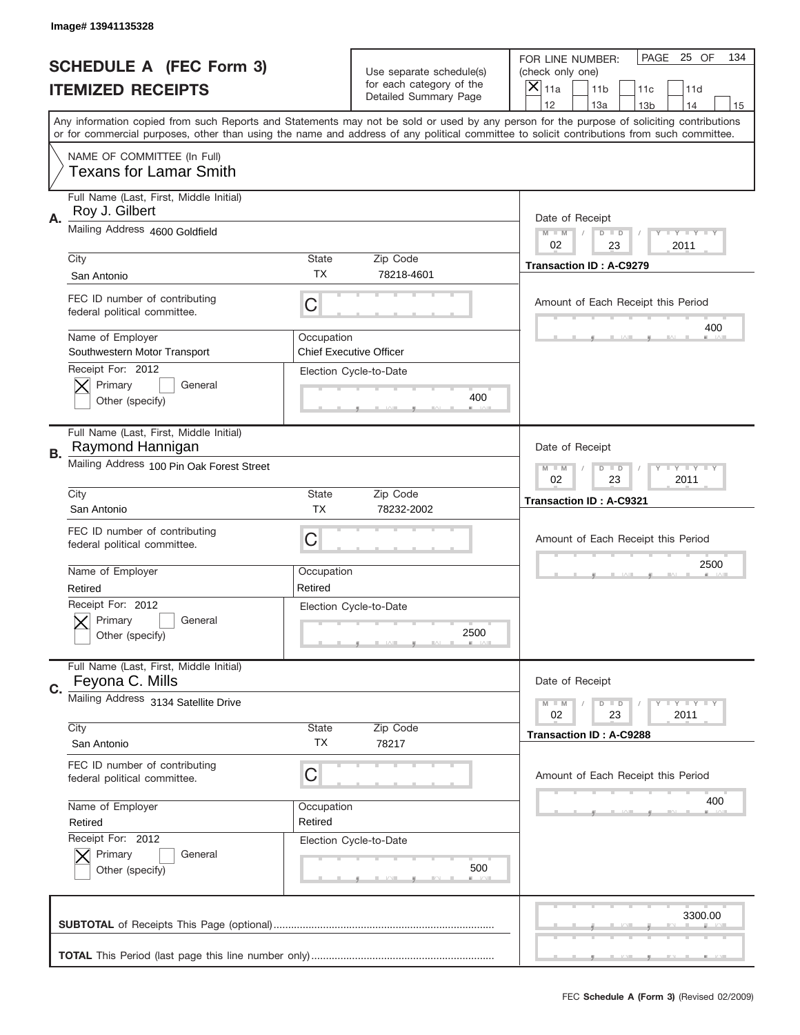Image# 13941135328

# SCHEDULE A (FEC Form 3)
## ITEMIZED RECEIPTS

Use separate schedule(s) for each category of the Detailed Summary Page

FOR LINE NUMBER: (check only one)
[X] 11a [ ] 11b [ ] 11c [ ] 11d [ ] 12 [ ] 13a [ ] 13b [ ] 14 [ ] 15

PAGE 25 OF 134

Any information copied from such Reports and Statements may not be sold or used by any person for the purpose of soliciting contributions or for commercial purposes, other than using the name and address of any political committee to solicit contributions from such committee.

NAME OF COMMITTEE (In Full)
Texans for Lamar Smith

**A.**
Full Name (Last, First, Middle Initial): Roy J. Gilbert
Mailing Address: 4600 Goldfield
City: San Antonio | State: TX | Zip Code: 78218-4601
FEC ID number of contributing federal political committee: C
Name of Employer: Southwestern Motor Transport
Occupation: Chief Executive Officer
Receipt For: 2012 [X] Primary [ ] General [ ] Other (specify)
Election Cycle-to-Date: 400
Date of Receipt: 02 23 2011
Transaction ID : A-C9279
Amount of Each Receipt this Period: 400

**B.**
Full Name (Last, First, Middle Initial): Raymond Hannigan
Mailing Address: 100 Pin Oak Forest Street
City: San Antonio | State: TX | Zip Code: 78232-2002
FEC ID number of contributing federal political committee: C
Name of Employer: Retired
Occupation: Retired
Receipt For: 2012 [X] Primary [ ] General [ ] Other (specify)
Election Cycle-to-Date: 2500
Date of Receipt: 02 23 2011
Transaction ID : A-C9321
Amount of Each Receipt this Period: 2500

**C.**
Full Name (Last, First, Middle Initial): Feyona C. Mills
Mailing Address: 3134 Satellite Drive
City: San Antonio | State: TX | Zip Code: 78217
FEC ID number of contributing federal political committee: C
Name of Employer: Retired
Occupation: Retired
Receipt For: 2012 [X] Primary [ ] General [ ] Other (specify)
Election Cycle-to-Date: 500
Date of Receipt: 02 23 2011
Transaction ID : A-C9288
Amount of Each Receipt this Period: 400

**SUBTOTAL** of Receipts This Page (optional): 3300.00

**TOTAL** This Period (last page this line number only):

FEC **Schedule A (Form 3)** (Revised 02/2009)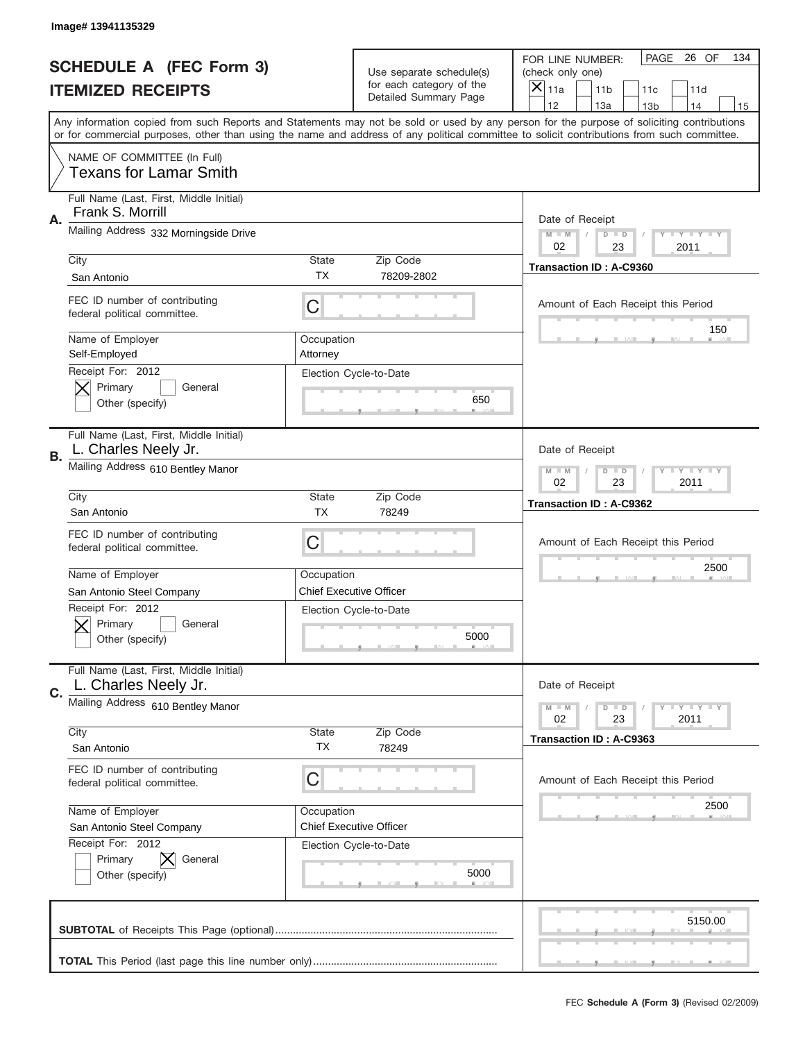Image# 13941135329

# SCHEDULE A (FEC Form 3)
## ITEMIZED RECEIPTS

Use separate schedule(s) for each category of the Detailed Summary Page

FOR LINE NUMBER: (check only one)

- [X] 11a
- [ ] 11b
- [ ] 11c
- [ ] 11d
- [ ] 12
- [ ] 13a
- [ ] 13b
- [ ] 14
- [ ] 15

PAGE 26 OF 134

Any information copied from such Reports and Statements may not be sold or used by any person for the purpose of soliciting contributions or for commercial purposes, other than using the name and address of any political committee to solicit contributions from such committee.

NAME OF COMMITTEE (In Full)
Texans for Lamar Smith

---

**A.**

Full Name (Last, First, Middle Initial): Frank S. Morrill

Mailing Address: 332 Morningside Drive

City: San Antonio | State: TX | Zip Code: 78209-2802

FEC ID number of contributing federal political committee: C

Name of Employer: Self-Employed

Occupation: Attorney

Receipt For: 2012
- [X] Primary
- [ ] General
- [ ] Other (specify)

Election Cycle-to-Date: 650

Date of Receipt: 02 / 23 / 2011

Transaction ID : A-C9360

Amount of Each Receipt this Period: 150

---

**B.**

Full Name (Last, First, Middle Initial): L. Charles Neely Jr.

Mailing Address: 610 Bentley Manor

City: San Antonio | State: TX | Zip Code: 78249

FEC ID number of contributing federal political committee: C

Name of Employer: San Antonio Steel Company

Occupation: Chief Executive Officer

Receipt For: 2012
- [X] Primary
- [ ] General
- [ ] Other (specify)

Election Cycle-to-Date: 5000

Date of Receipt: 02 / 23 / 2011

Transaction ID : A-C9362

Amount of Each Receipt this Period: 2500

---

**C.**

Full Name (Last, First, Middle Initial): L. Charles Neely Jr.

Mailing Address: 610 Bentley Manor

City: San Antonio | State: TX | Zip Code: 78249

FEC ID number of contributing federal political committee: C

Name of Employer: San Antonio Steel Company

Occupation: Chief Executive Officer

Receipt For: 2012
- [ ] Primary
- [X] General
- [ ] Other (specify)

Election Cycle-to-Date: 5000

Date of Receipt: 02 / 23 / 2011

Transaction ID : A-C9363

Amount of Each Receipt this Period: 2500

---

**SUBTOTAL** of Receipts This Page (optional): 5150.00

**TOTAL** This Period (last page this line number only):

FEC **Schedule A (Form 3)** (Revised 02/2009)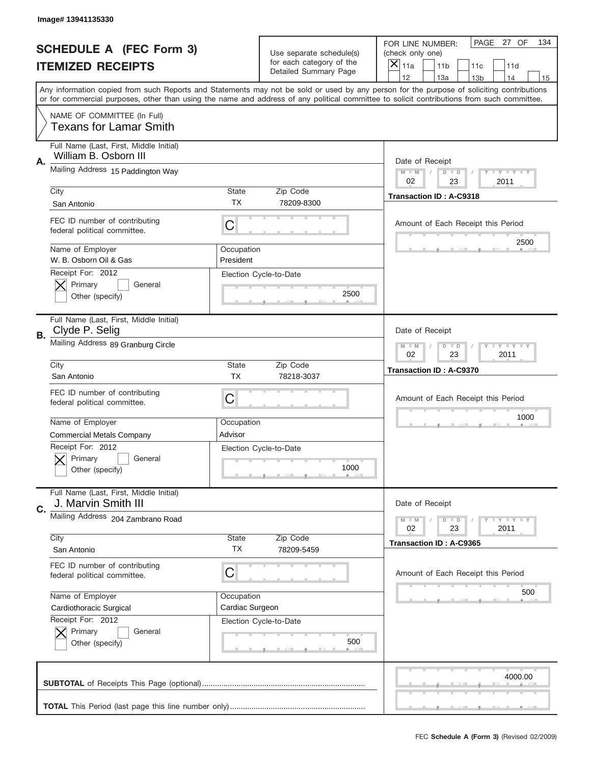Image# 13941135330

# SCHEDULE A (FEC Form 3)
## ITEMIZED RECEIPTS

Use separate schedule(s) for each category of the Detailed Summary Page

FOR LINE NUMBER: (check only one)
[X] 11a [ ] 11b [ ] 11c [ ] 11d [ ] 12 [ ] 13a [ ] 13b [ ] 14 [ ] 15

PAGE 27 OF 134

Any information copied from such Reports and Statements may not be sold or used by any person for the purpose of soliciting contributions or for commercial purposes, other than using the name and address of any political committee to solicit contributions from such committee.

NAME OF COMMITTEE (In Full)
Texans for Lamar Smith

---

**A.** Full Name (Last, First, Middle Initial): William B. Osborn III
Mailing Address: 15 Paddington Way
City: San Antonio | State: TX | Zip Code: 78209-8300
FEC ID number of contributing federal political committee: C
Name of Employer: W. B. Osborn Oil & Gas
Occupation: President
Receipt For: 2012 — [X] Primary [ ] General [ ] Other (specify)
Election Cycle-to-Date: 2500
Date of Receipt: 02 / 23 / 2011
Transaction ID : A-C9318
Amount of Each Receipt this Period: 2500

---

**B.** Full Name (Last, First, Middle Initial): Clyde P. Selig
Mailing Address: 89 Granburg Circle
City: San Antonio | State: TX | Zip Code: 78218-3037
FEC ID number of contributing federal political committee: C
Name of Employer: Commercial Metals Company
Occupation: Advisor
Receipt For: 2012 — [X] Primary [ ] General [ ] Other (specify)
Election Cycle-to-Date: 1000
Date of Receipt: 02 / 23 / 2011
Transaction ID : A-C9370
Amount of Each Receipt this Period: 1000

---

**C.** Full Name (Last, First, Middle Initial): J. Marvin Smith III
Mailing Address: 204 Zambrano Road
City: San Antonio | State: TX | Zip Code: 78209-5459
FEC ID number of contributing federal political committee: C
Name of Employer: Cardiothoracic Surgical
Occupation: Cardiac Surgeon
Receipt For: 2012 — [X] Primary [ ] General [ ] Other (specify)
Election Cycle-to-Date: 500
Date of Receipt: 02 / 23 / 2011
Transaction ID : A-C9365
Amount of Each Receipt this Period: 500

---

**SUBTOTAL** of Receipts This Page (optional): 4000.00

**TOTAL** This Period (last page this line number only):

FEC Schedule A (Form 3) (Revised 02/2009)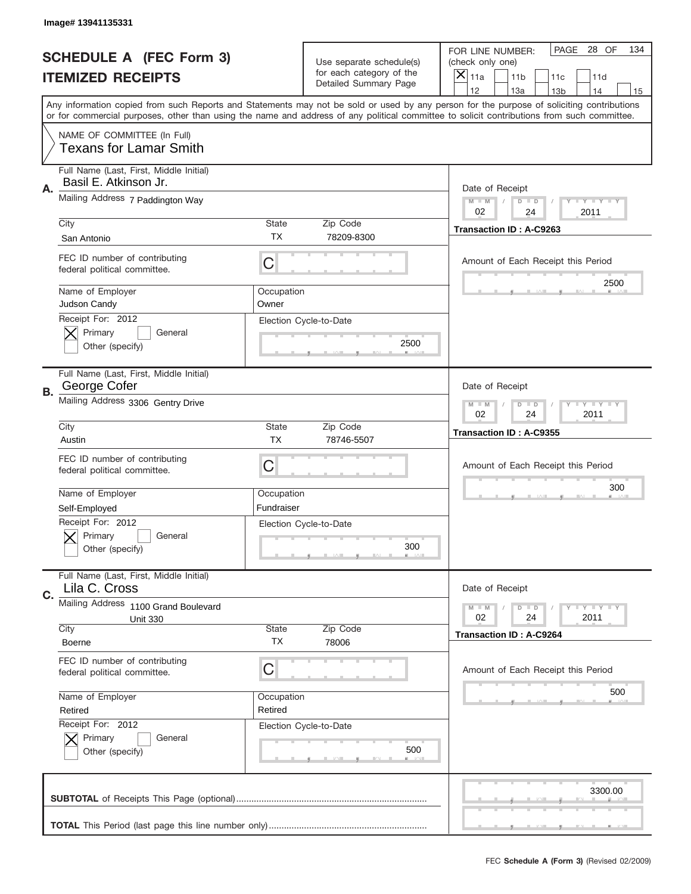Image# 13941135331

# SCHEDULE A (FEC Form 3)
# ITEMIZED RECEIPTS

Use separate schedule(s) for each category of the Detailed Summary Page

FOR LINE NUMBER: (check only one)

[X] 11a [ ] 11b [ ] 11c [ ] 11d [ ] 12 [ ] 13a [ ] 13b [ ] 14 [ ] 15

PAGE 28 OF 134

Any information copied from such Reports and Statements may not be sold or used by any person for the purpose of soliciting contributions or for commercial purposes, other than using the name and address of any political committee to solicit contributions from such committee.

NAME OF COMMITTEE (In Full)
Texans for Lamar Smith

## A.

Full Name (Last, First, Middle Initial): Basil E. Atkinson Jr.

Mailing Address: 7 Paddington Way

City: San Antonio | State: TX | Zip Code: 78209-8300

FEC ID number of contributing federal political committee: C

Name of Employer: Judson Candy

Occupation: Owner

Receipt For: 2012 — [X] Primary [ ] General [ ] Other (specify)

Election Cycle-to-Date: 2500

Date of Receipt: 02 / 24 / 2011

Transaction ID : A-C9263

Amount of Each Receipt this Period: 2500

## B.

Full Name (Last, First, Middle Initial): George Cofer

Mailing Address: 3306 Gentry Drive

City: Austin | State: TX | Zip Code: 78746-5507

FEC ID number of contributing federal political committee: C

Name of Employer: Self-Employed

Occupation: Fundraiser

Receipt For: 2012 — [X] Primary [ ] General [ ] Other (specify)

Election Cycle-to-Date: 300

Date of Receipt: 02 / 24 / 2011

Transaction ID : A-C9355

Amount of Each Receipt this Period: 300

## C.

Full Name (Last, First, Middle Initial): Lila C. Cross

Mailing Address: 1100 Grand Boulevard, Unit 330

City: Boerne | State: TX | Zip Code: 78006

FEC ID number of contributing federal political committee: C

Name of Employer: Retired

Occupation: Retired

Receipt For: 2012 — [X] Primary [ ] General [ ] Other (specify)

Election Cycle-to-Date: 500

Date of Receipt: 02 / 24 / 2011

Transaction ID : A-C9264

Amount of Each Receipt this Period: 500

**SUBTOTAL** of Receipts This Page (optional): 3300.00

**TOTAL** This Period (last page this line number only):

FEC **Schedule A (Form 3)** (Revised 02/2009)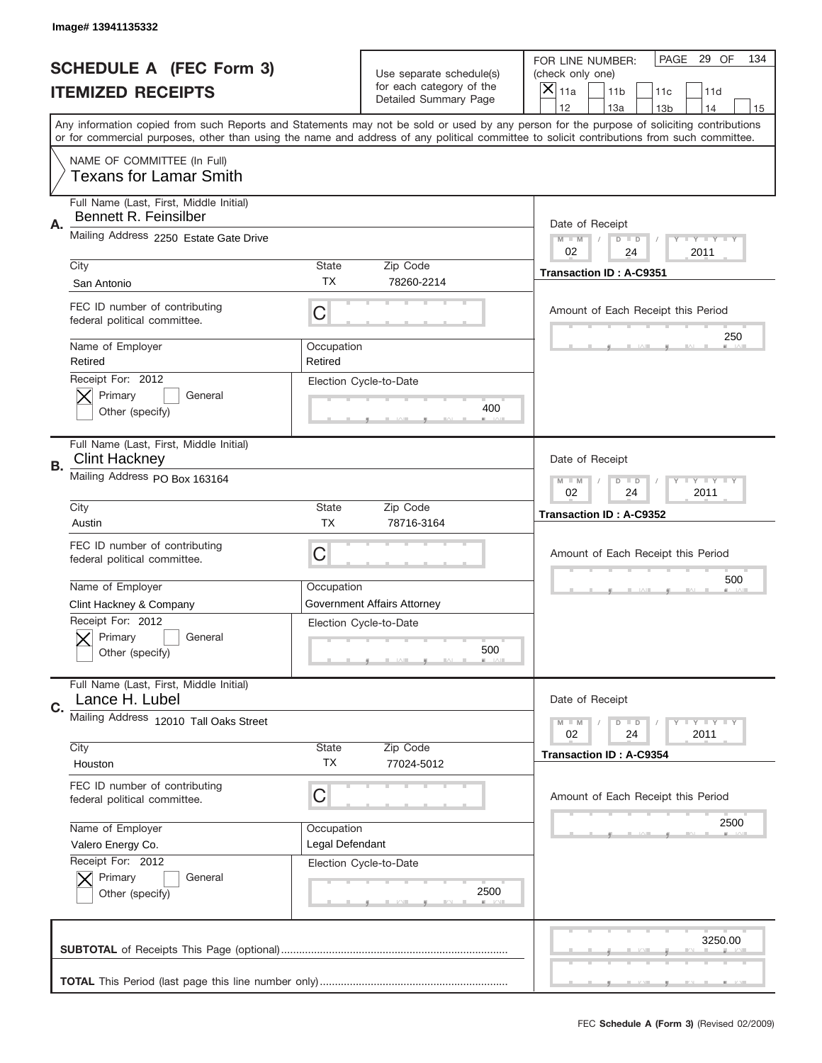Image# 13941135332

# SCHEDULE A (FEC Form 3)
## ITEMIZED RECEIPTS

Use separate schedule(s) for each category of the Detailed Summary Page

FOR LINE NUMBER: (check only one)
[X] 11a [ ] 11b [ ] 11c [ ] 11d [ ] 12 [ ] 13a [ ] 13b [ ] 14 [ ] 15

PAGE 29 OF 134

Any information copied from such Reports and Statements may not be sold or used by any person for the purpose of soliciting contributions or for commercial purposes, other than using the name and address of any political committee to solicit contributions from such committee.

NAME OF COMMITTEE (In Full)
Texans for Lamar Smith

---

**A.** Full Name (Last, First, Middle Initial): Bennett R. Feinsilber
Mailing Address: 2250 Estate Gate Drive
City: San Antonio | State: TX | Zip Code: 78260-2214
FEC ID number of contributing federal political committee: C
Name of Employer: Retired | Occupation: Retired
Receipt For: 2012 [X] Primary [ ] General [ ] Other (specify)
Election Cycle-to-Date: 400
Date of Receipt: 02 / 24 / 2011
Transaction ID : A-C9351
Amount of Each Receipt this Period: 250

---

**B.** Full Name (Last, First, Middle Initial): Clint Hackney
Mailing Address: PO Box 163164
City: Austin | State: TX | Zip Code: 78716-3164
FEC ID number of contributing federal political committee: C
Name of Employer: Clint Hackney & Company | Occupation: Government Affairs Attorney
Receipt For: 2012 [X] Primary [ ] General [ ] Other (specify)
Election Cycle-to-Date: 500
Date of Receipt: 02 / 24 / 2011
Transaction ID : A-C9352
Amount of Each Receipt this Period: 500

---

**C.** Full Name (Last, First, Middle Initial): Lance H. Lubel
Mailing Address: 12010 Tall Oaks Street
City: Houston | State: TX | Zip Code: 77024-5012
FEC ID number of contributing federal political committee: C
Name of Employer: Valero Energy Co. | Occupation: Legal Defendant
Receipt For: 2012 [X] Primary [ ] General [ ] Other (specify)
Election Cycle-to-Date: 2500
Date of Receipt: 02 / 24 / 2011
Transaction ID : A-C9354
Amount of Each Receipt this Period: 2500

---

**SUBTOTAL** of Receipts This Page (optional): 3250.00

**TOTAL** This Period (last page this line number only):

FEC **Schedule A (Form 3)** (Revised 02/2009)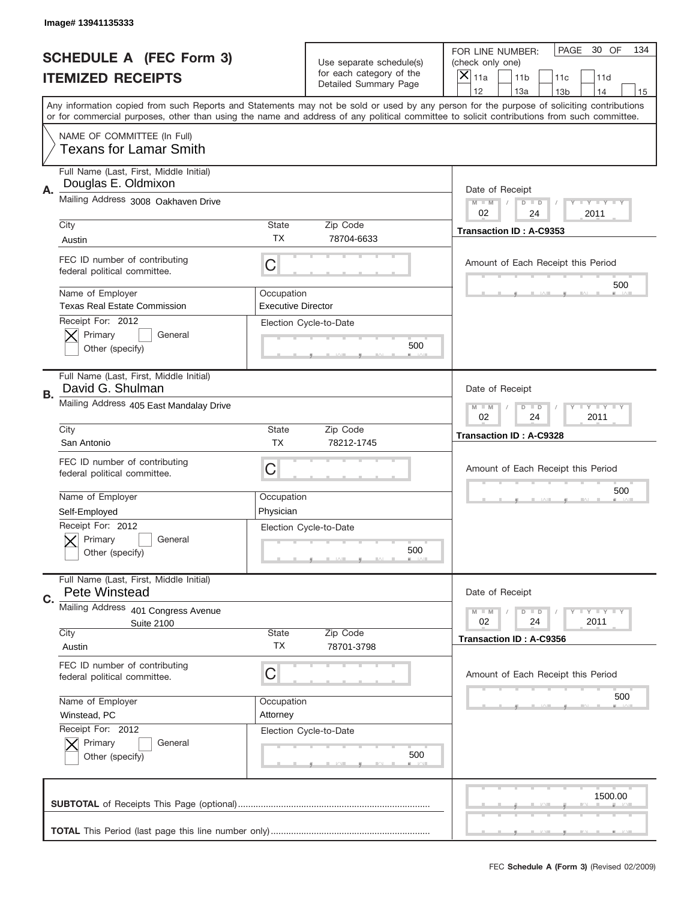Image# 13941135333

# SCHEDULE A (FEC Form 3)
## ITEMIZED RECEIPTS

Use separate schedule(s) for each category of the Detailed Summary Page

FOR LINE NUMBER: (check only one)
[X] 11a [ ] 11b [ ] 11c [ ] 11d [ ] 12 [ ] 13a [ ] 13b [ ] 14 [ ] 15

PAGE 30 OF 134

Any information copied from such Reports and Statements may not be sold or used by any person for the purpose of soliciting contributions or for commercial purposes, other than using the name and address of any political committee to solicit contributions from such committee.

NAME OF COMMITTEE (In Full)
Texans for Lamar Smith

---

**A.**
Full Name (Last, First, Middle Initial): Douglas E. Oldmixon
Mailing Address: 3008 Oakhaven Drive
City: Austin | State: TX | Zip Code: 78704-6633
FEC ID number of contributing federal political committee: C
Name of Employer: Texas Real Estate Commission
Occupation: Executive Director
Receipt For: 2012 — [X] Primary [ ] General [ ] Other (specify)
Election Cycle-to-Date: 500
Date of Receipt: 02 / 24 / 2011
Transaction ID : A-C9353
Amount of Each Receipt this Period: 500

---

**B.**
Full Name (Last, First, Middle Initial): David G. Shulman
Mailing Address: 405 East Mandalay Drive
City: San Antonio | State: TX | Zip Code: 78212-1745
FEC ID number of contributing federal political committee: C
Name of Employer: Self-Employed
Occupation: Physician
Receipt For: 2012 — [X] Primary [ ] General [ ] Other (specify)
Election Cycle-to-Date: 500
Date of Receipt: 02 / 24 / 2011
Transaction ID : A-C9328
Amount of Each Receipt this Period: 500

---

**C.**
Full Name (Last, First, Middle Initial): Pete Winstead
Mailing Address: 401 Congress Avenue, Suite 2100
City: Austin | State: TX | Zip Code: 78701-3798
FEC ID number of contributing federal political committee: C
Name of Employer: Winstead, PC
Occupation: Attorney
Receipt For: 2012 — [X] Primary [ ] General [ ] Other (specify)
Election Cycle-to-Date: 500
Date of Receipt: 02 / 24 / 2011
Transaction ID : A-C9356
Amount of Each Receipt this Period: 500

---

**SUBTOTAL** of Receipts This Page (optional): 1500.00

**TOTAL** This Period (last page this line number only):

FEC **Schedule A (Form 3)** (Revised 02/2009)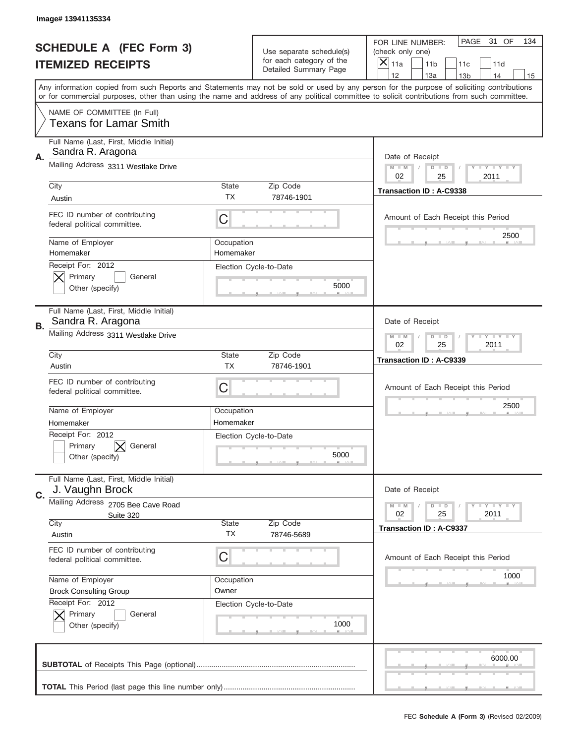Image# 13941135334

# SCHEDULE A (FEC Form 3)
## ITEMIZED RECEIPTS

Use separate schedule(s) for each category of the Detailed Summary Page

FOR LINE NUMBER: (check only one)

[X] 11a [ ] 11b [ ] 11c [ ] 11d [ ] 12 [ ] 13a [ ] 13b [ ] 14 [ ] 15

PAGE 31 OF 134

Any information copied from such Reports and Statements may not be sold or used by any person for the purpose of soliciting contributions or for commercial purposes, other than using the name and address of any political committee to solicit contributions from such committee.

NAME OF COMMITTEE (In Full)
Texans for Lamar Smith

**A.**
Full Name (Last, First, Middle Initial): Sandra R. Aragona
Mailing Address: 3311 Westlake Drive
City: Austin | State: TX | Zip Code: 78746-1901
FEC ID number of contributing federal political committee: C
Name of Employer: Homemaker
Occupation: Homemaker
Receipt For: 2012 — [X] Primary [ ] General [ ] Other (specify)
Election Cycle-to-Date: 5000
Date of Receipt: 02 / 25 / 2011
Transaction ID : A-C9338
Amount of Each Receipt this Period: 2500

**B.**
Full Name (Last, First, Middle Initial): Sandra R. Aragona
Mailing Address: 3311 Westlake Drive
City: Austin | State: TX | Zip Code: 78746-1901
FEC ID number of contributing federal political committee: C
Name of Employer: Homemaker
Occupation: Homemaker
Receipt For: 2012 — [ ] Primary [X] General [ ] Other (specify)
Election Cycle-to-Date: 5000
Date of Receipt: 02 / 25 / 2011
Transaction ID : A-C9339
Amount of Each Receipt this Period: 2500

**C.**
Full Name (Last, First, Middle Initial): J. Vaughn Brock
Mailing Address: 2705 Bee Cave Road, Suite 320
City: Austin | State: TX | Zip Code: 78746-5689
FEC ID number of contributing federal political committee: C
Name of Employer: Brock Consulting Group
Occupation: Owner
Receipt For: 2012 — [X] Primary [ ] General [ ] Other (specify)
Election Cycle-to-Date: 1000
Date of Receipt: 02 / 25 / 2011
Transaction ID : A-C9337
Amount of Each Receipt this Period: 1000

**SUBTOTAL** of Receipts This Page (optional): 6000.00

**TOTAL** This Period (last page this line number only):

FEC **Schedule A (Form 3)** (Revised 02/2009)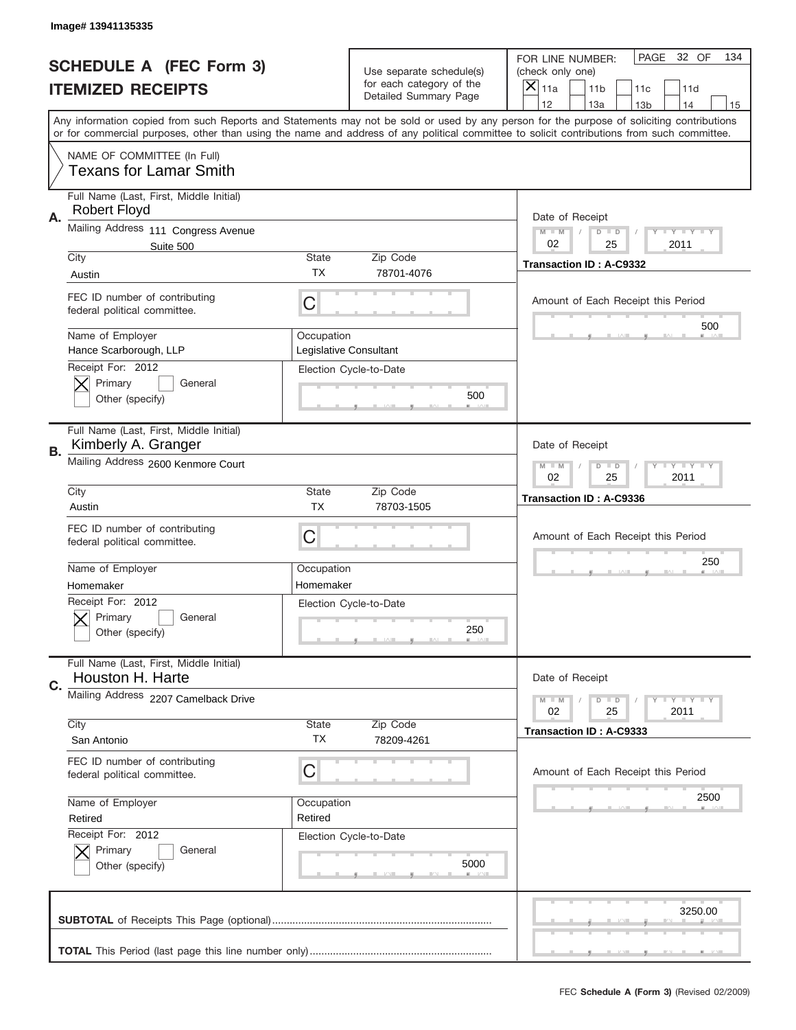Image# 13941135335

# SCHEDULE A (FEC Form 3)
# ITEMIZED RECEIPTS

Use separate schedule(s) for each category of the Detailed Summary Page

FOR LINE NUMBER: (check only one)

[X] 11a [ ] 11b [ ] 11c [ ] 11d [ ] 12 [ ] 13a [ ] 13b [ ] 14 [ ] 15

PAGE 32 OF 134

Any information copied from such Reports and Statements may not be sold or used by any person for the purpose of soliciting contributions or for commercial purposes, other than using the name and address of any political committee to solicit contributions from such committee.

NAME OF COMMITTEE (In Full)
Texans for Lamar Smith

---

**A.**

Full Name (Last, First, Middle Initial): Robert Floyd

Mailing Address: 111 Congress Avenue, Suite 500

City: Austin | State: TX | Zip Code: 78701-4076

FEC ID number of contributing federal political committee: C

Name of Employer: Hance Scarborough, LLP

Occupation: Legislative Consultant

Receipt For: 2012 — [X] Primary [ ] General [ ] Other (specify)

Election Cycle-to-Date: 500

Date of Receipt: 02 / 25 / 2011

Transaction ID : A-C9332

Amount of Each Receipt this Period: 500

---

**B.**

Full Name (Last, First, Middle Initial): Kimberly A. Granger

Mailing Address: 2600 Kenmore Court

City: Austin | State: TX | Zip Code: 78703-1505

FEC ID number of contributing federal political committee: C

Name of Employer: Homemaker

Occupation: Homemaker

Receipt For: 2012 — [X] Primary [ ] General [ ] Other (specify)

Election Cycle-to-Date: 250

Date of Receipt: 02 / 25 / 2011

Transaction ID : A-C9336

Amount of Each Receipt this Period: 250

---

**C.**

Full Name (Last, First, Middle Initial): Houston H. Harte

Mailing Address: 2207 Camelback Drive

City: San Antonio | State: TX | Zip Code: 78209-4261

FEC ID number of contributing federal political committee: C

Name of Employer: Retired

Occupation: Retired

Receipt For: 2012 — [X] Primary [ ] General [ ] Other (specify)

Election Cycle-to-Date: 5000

Date of Receipt: 02 / 25 / 2011

Transaction ID : A-C9333

Amount of Each Receipt this Period: 2500

---

**SUBTOTAL** of Receipts This Page (optional): 3250.00

**TOTAL** This Period (last page this line number only):

FEC **Schedule A (Form 3)** (Revised 02/2009)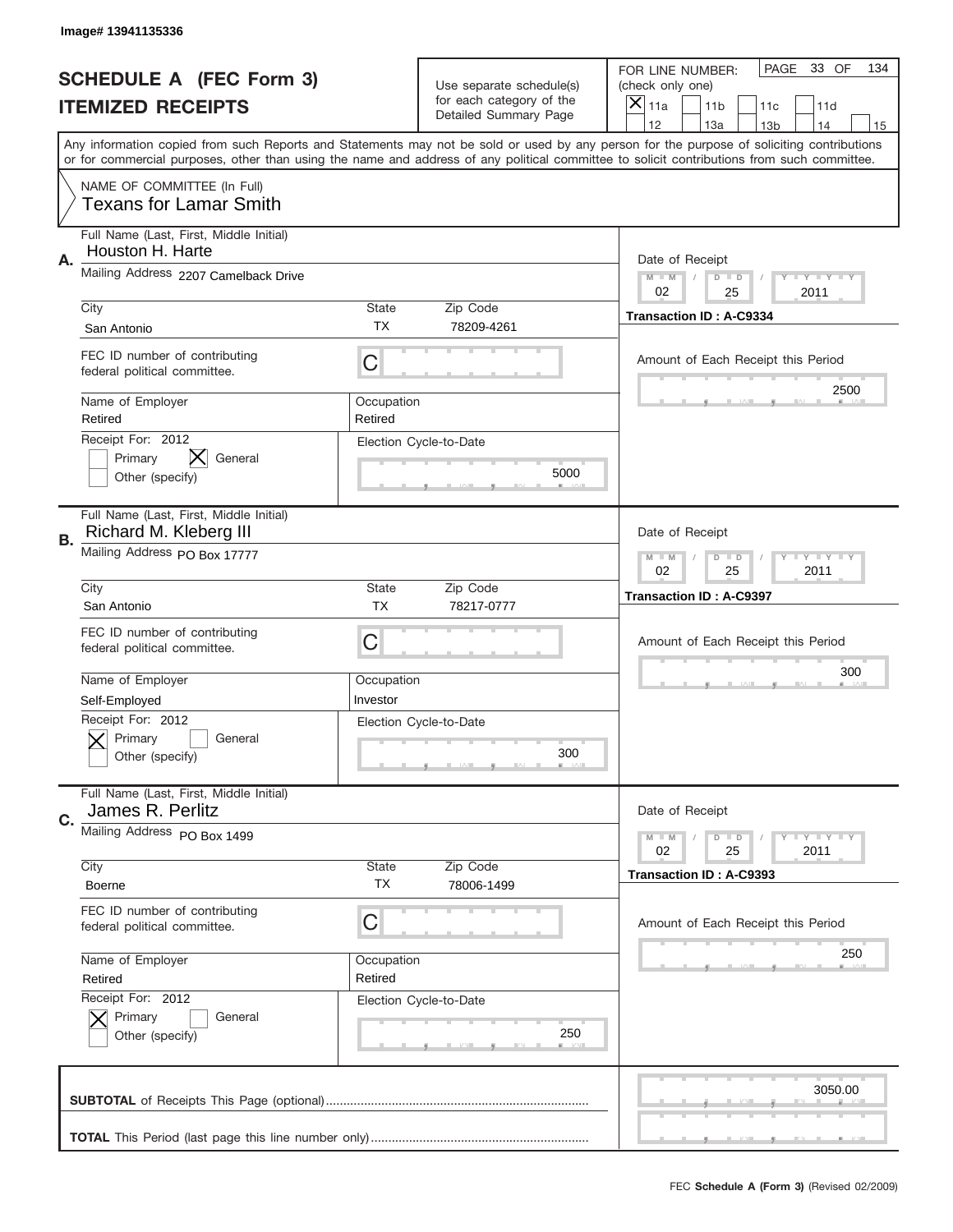Image# 13941135336

# SCHEDULE A (FEC Form 3)
## ITEMIZED RECEIPTS

Use separate schedule(s) for each category of the Detailed Summary Page

FOR LINE NUMBER: (check only one)

- [X] 11a
- [ ] 11b
- [ ] 11c
- [ ] 11d
- [ ] 12
- [ ] 13a
- [ ] 13b
- [ ] 14
- [ ] 15

PAGE 33 OF 134

Any information copied from such Reports and Statements may not be sold or used by any person for the purpose of soliciting contributions or for commercial purposes, other than using the name and address of any political committee to solicit contributions from such committee.

NAME OF COMMITTEE (In Full)
Texans for Lamar Smith

---

**A.**

Full Name (Last, First, Middle Initial): Houston H. Harte

Mailing Address: 2207 Camelback Drive

City: San Antonio | State: TX | Zip Code: 78209-4261

FEC ID number of contributing federal political committee: C

Name of Employer: Retired | Occupation: Retired

Receipt For: 2012
- [ ] Primary
- [X] General
- [ ] Other (specify)

Election Cycle-to-Date: 5000

Date of Receipt: 02 / 25 / 2011

Transaction ID : A-C9334

Amount of Each Receipt this Period: 2500

---

**B.**

Full Name (Last, First, Middle Initial): Richard M. Kleberg III

Mailing Address: PO Box 17777

City: San Antonio | State: TX | Zip Code: 78217-0777

FEC ID number of contributing federal political committee: C

Name of Employer: Self-Employed | Occupation: Investor

Receipt For: 2012
- [X] Primary
- [ ] General
- [ ] Other (specify)

Election Cycle-to-Date: 300

Date of Receipt: 02 / 25 / 2011

Transaction ID : A-C9397

Amount of Each Receipt this Period: 300

---

**C.**

Full Name (Last, First, Middle Initial): James R. Perlitz

Mailing Address: PO Box 1499

City: Boerne | State: TX | Zip Code: 78006-1499

FEC ID number of contributing federal political committee: C

Name of Employer: Retired | Occupation: Retired

Receipt For: 2012
- [X] Primary
- [ ] General
- [ ] Other (specify)

Election Cycle-to-Date: 250

Date of Receipt: 02 / 25 / 2011

Transaction ID : A-C9393

Amount of Each Receipt this Period: 250

---

**SUBTOTAL** of Receipts This Page (optional): 3050.00

**TOTAL** This Period (last page this line number only):

FEC **Schedule A (Form 3)** (Revised 02/2009)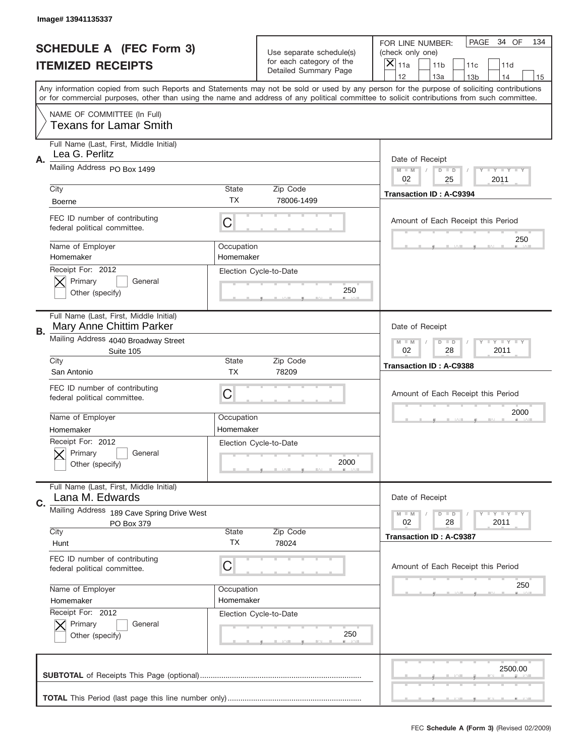Image# 13941135337

# SCHEDULE A (FEC Form 3)
# ITEMIZED RECEIPTS

Use separate schedule(s) for each category of the Detailed Summary Page

FOR LINE NUMBER: (check only one)
[X] 11a  [ ] 11b  [ ] 11c  [ ] 11d
[ ] 12  [ ] 13a  [ ] 13b  [ ] 14  [ ] 15

PAGE 34 OF 134

Any information copied from such Reports and Statements may not be sold or used by any person for the purpose of soliciting contributions or for commercial purposes, other than using the name and address of any political committee to solicit contributions from such committee.

NAME OF COMMITTEE (In Full)
Texans for Lamar Smith

---

**A.**
Full Name (Last, First, Middle Initial): Lea G. Perlitz
Mailing Address: PO Box 1499
City: Boerne | State: TX | Zip Code: 78006-1499
FEC ID number of contributing federal political committee: C
Name of Employer: Homemaker
Occupation: Homemaker
Receipt For: 2012 [X] Primary [ ] General [ ] Other (specify)
Election Cycle-to-Date: 250
Date of Receipt: 02 / 25 / 2011
Transaction ID : A-C9394
Amount of Each Receipt this Period: 250

---

**B.**
Full Name (Last, First, Middle Initial): Mary Anne Chittim Parker
Mailing Address: 4040 Broadway Street, Suite 105
City: San Antonio | State: TX | Zip Code: 78209
FEC ID number of contributing federal political committee: C
Name of Employer: Homemaker
Occupation: Homemaker
Receipt For: 2012 [X] Primary [ ] General [ ] Other (specify)
Election Cycle-to-Date: 2000
Date of Receipt: 02 / 28 / 2011
Transaction ID : A-C9388
Amount of Each Receipt this Period: 2000

---

**C.**
Full Name (Last, First, Middle Initial): Lana M. Edwards
Mailing Address: 189 Cave Spring Drive West, PO Box 379
City: Hunt | State: TX | Zip Code: 78024
FEC ID number of contributing federal political committee: C
Name of Employer: Homemaker
Occupation: Homemaker
Receipt For: 2012 [X] Primary [ ] General [ ] Other (specify)
Election Cycle-to-Date: 250
Date of Receipt: 02 / 28 / 2011
Transaction ID : A-C9387
Amount of Each Receipt this Period: 250

---

**SUBTOTAL** of Receipts This Page (optional): 2500.00

**TOTAL** This Period (last page this line number only):

FEC **Schedule A (Form 3)** (Revised 02/2009)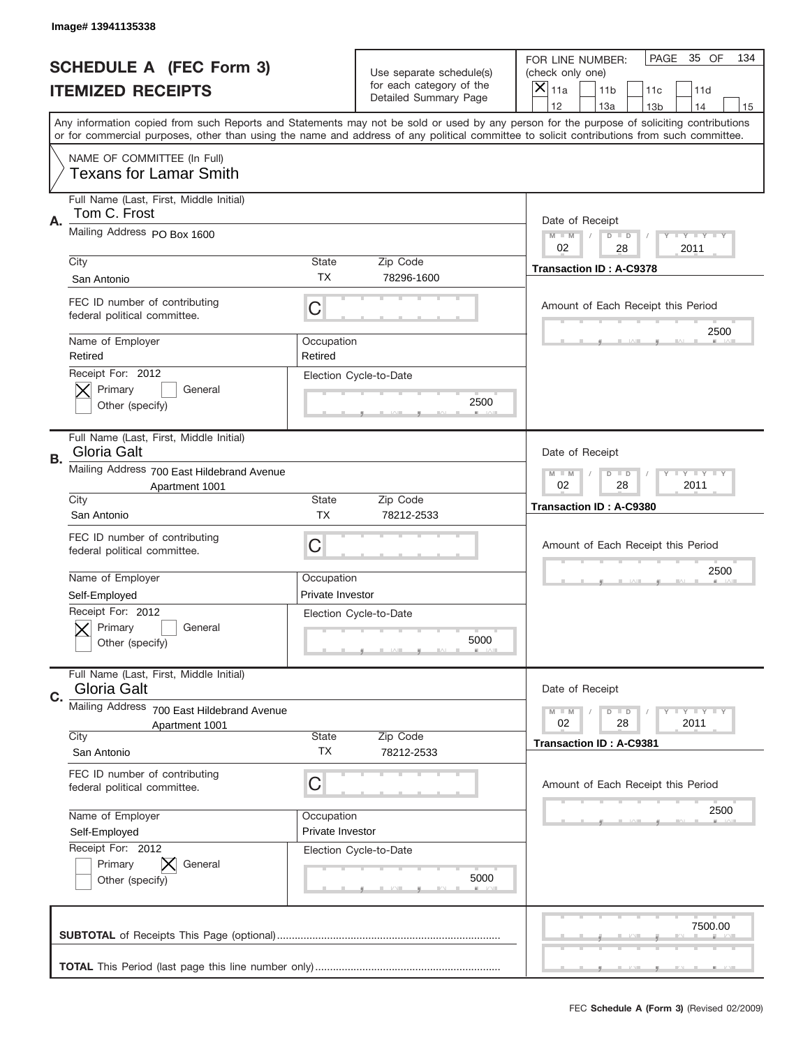Image# 13941135338

# SCHEDULE A (FEC Form 3)
## ITEMIZED RECEIPTS

Use separate schedule(s) for each category of the Detailed Summary Page

FOR LINE NUMBER: (check only one)
[X] 11a [ ] 11b [ ] 11c [ ] 11d
[ ] 12 [ ] 13a [ ] 13b [ ] 14 [ ] 15

PAGE 35 OF 134

Any information copied from such Reports and Statements may not be sold or used by any person for the purpose of soliciting contributions or for commercial purposes, other than using the name and address of any political committee to solicit contributions from such committee.

NAME OF COMMITTEE (In Full)
Texans for Lamar Smith

---

**A.**
Full Name (Last, First, Middle Initial): Tom C. Frost
Mailing Address: PO Box 1600
City: San Antonio | State: TX | Zip Code: 78296-1600
FEC ID number of contributing federal political committee: C
Name of Employer: Retired | Occupation: Retired
Receipt For: 2012 — [X] Primary [ ] General [ ] Other (specify)
Election Cycle-to-Date: 2500
Date of Receipt: 02 / 28 / 2011
Transaction ID : A-C9378
Amount of Each Receipt this Period: 2500

---

**B.**
Full Name (Last, First, Middle Initial): Gloria Galt
Mailing Address: 700 East Hildebrand Avenue, Apartment 1001
City: San Antonio | State: TX | Zip Code: 78212-2533
FEC ID number of contributing federal political committee: C
Name of Employer: Self-Employed | Occupation: Private Investor
Receipt For: 2012 — [X] Primary [ ] General [ ] Other (specify)
Election Cycle-to-Date: 5000
Date of Receipt: 02 / 28 / 2011
Transaction ID : A-C9380
Amount of Each Receipt this Period: 2500

---

**C.**
Full Name (Last, First, Middle Initial): Gloria Galt
Mailing Address: 700 East Hildebrand Avenue, Apartment 1001
City: San Antonio | State: TX | Zip Code: 78212-2533
FEC ID number of contributing federal political committee: C
Name of Employer: Self-Employed | Occupation: Private Investor
Receipt For: 2012 — [ ] Primary [X] General [ ] Other (specify)
Election Cycle-to-Date: 5000
Date of Receipt: 02 / 28 / 2011
Transaction ID : A-C9381
Amount of Each Receipt this Period: 2500

---

**SUBTOTAL** of Receipts This Page (optional): 7500.00

**TOTAL** This Period (last page this line number only):

FEC **Schedule A (Form 3)** (Revised 02/2009)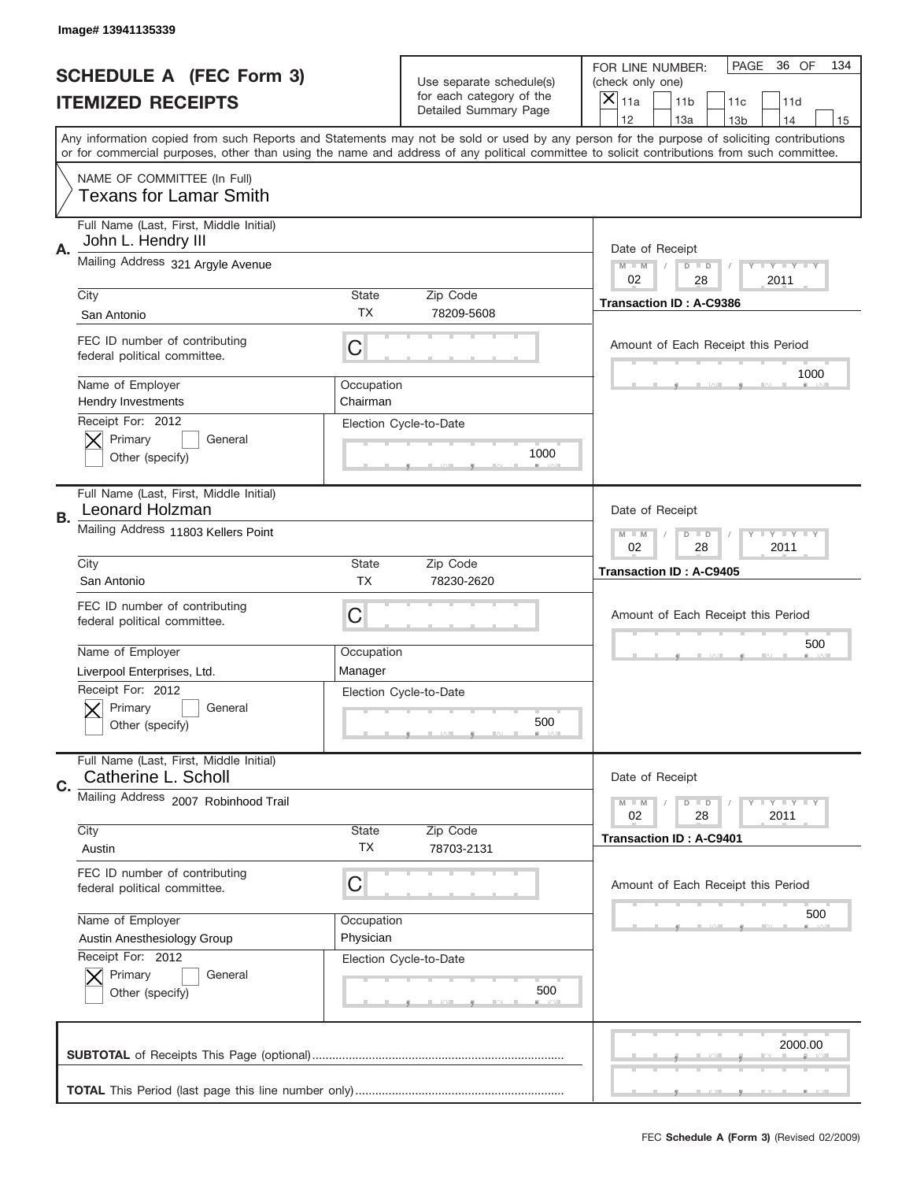Image# 13941135339

# SCHEDULE A (FEC Form 3)
## ITEMIZED RECEIPTS

Use separate schedule(s) for each category of the Detailed Summary Page

FOR LINE NUMBER: (check only one)

[X] 11a [ ] 11b [ ] 11c [ ] 11d [ ] 12 [ ] 13a [ ] 13b [ ] 14 [ ] 15

PAGE 36 OF 134

Any information copied from such Reports and Statements may not be sold or used by any person for the purpose of soliciting contributions or for commercial purposes, other than using the name and address of any political committee to solicit contributions from such committee.

NAME OF COMMITTEE (In Full)
Texans for Lamar Smith

---

**A.** Full Name (Last, First, Middle Initial): John L. Hendry III

Mailing Address: 321 Argyle Avenue

City: San Antonio | State: TX | Zip Code: 78209-5608

FEC ID number of contributing federal political committee: C

Name of Employer: Hendry Investments

Occupation: Chairman

Receipt For: 2012 — [X] Primary [ ] General [ ] Other (specify)

Election Cycle-to-Date: 1000

Date of Receipt: 02/28/2011

Transaction ID : A-C9386

Amount of Each Receipt this Period: 1000

---

**B.** Full Name (Last, First, Middle Initial): Leonard Holzman

Mailing Address: 11803 Kellers Point

City: San Antonio | State: TX | Zip Code: 78230-2620

FEC ID number of contributing federal political committee: C

Name of Employer: Liverpool Enterprises, Ltd.

Occupation: Manager

Receipt For: 2012 — [X] Primary [ ] General [ ] Other (specify)

Election Cycle-to-Date: 500

Date of Receipt: 02/28/2011

Transaction ID : A-C9405

Amount of Each Receipt this Period: 500

---

**C.** Full Name (Last, First, Middle Initial): Catherine L. Scholl

Mailing Address: 2007 Robinhood Trail

City: Austin | State: TX | Zip Code: 78703-2131

FEC ID number of contributing federal political committee: C

Name of Employer: Austin Anesthesiology Group

Occupation: Physician

Receipt For: 2012 — [X] Primary [ ] General [ ] Other (specify)

Election Cycle-to-Date: 500

Date of Receipt: 02/28/2011

Transaction ID : A-C9401

Amount of Each Receipt this Period: 500

---

**SUBTOTAL** of Receipts This Page (optional): 2000.00

**TOTAL** This Period (last page this line number only):

FEC **Schedule A (Form 3)** (Revised 02/2009)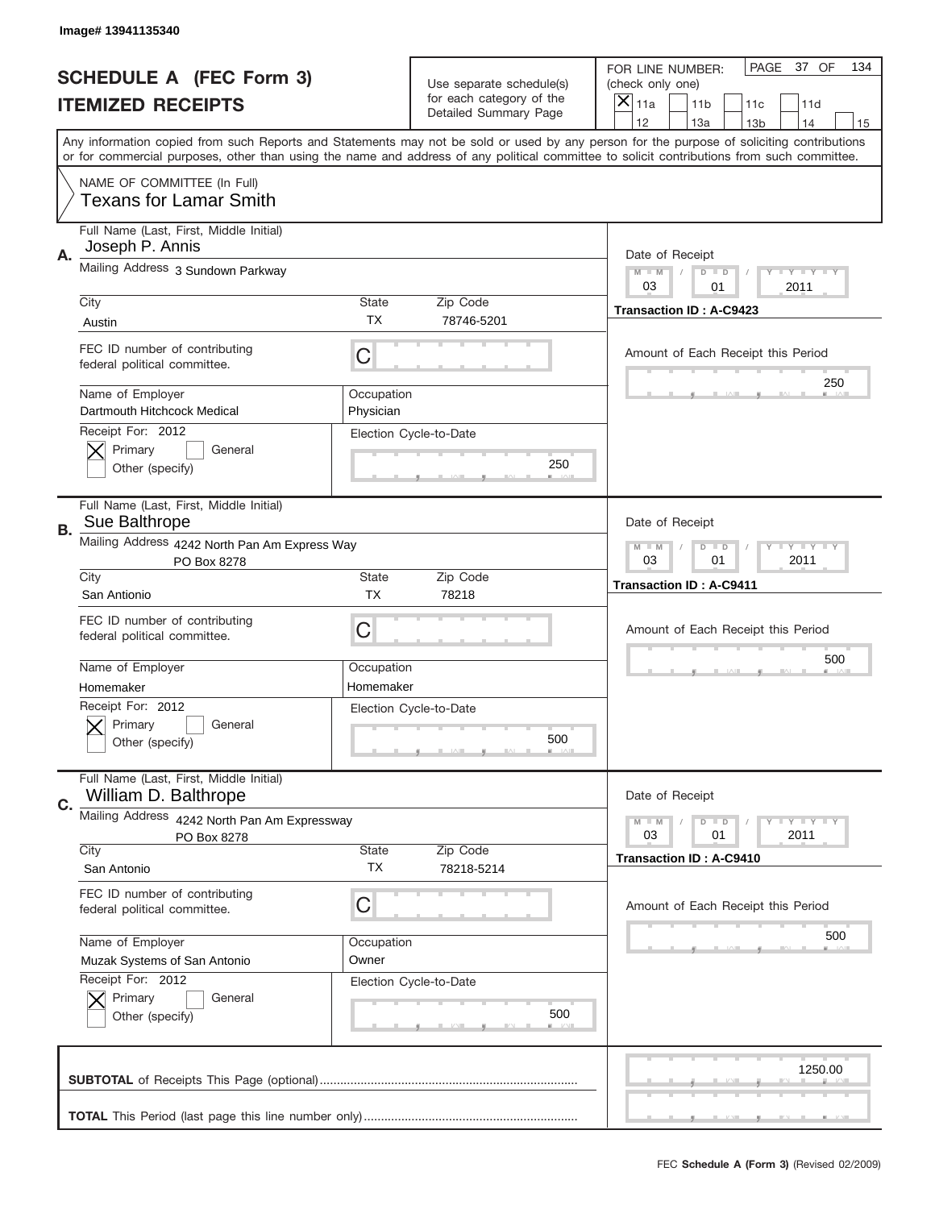Image# 13941135340

# SCHEDULE A (FEC Form 3)
# ITEMIZED RECEIPTS

Use separate schedule(s) for each category of the Detailed Summary Page

FOR LINE NUMBER: (check only one)
[X] 11a [ ] 11b [ ] 11c [ ] 11d [ ] 12 [ ] 13a [ ] 13b [ ] 14 [ ] 15

PAGE 37 OF 134

Any information copied from such Reports and Statements may not be sold or used by any person for the purpose of soliciting contributions or for commercial purposes, other than using the name and address of any political committee to solicit contributions from such committee.

NAME OF COMMITTEE (In Full)
Texans for Lamar Smith

## A.

Full Name (Last, First, Middle Initial): Joseph P. Annis

Mailing Address: 3 Sundown Parkway

City: Austin | State: TX | Zip Code: 78746-5201

FEC ID number of contributing federal political committee: C

Name of Employer: Dartmouth Hitchcock Medical

Occupation: Physician

Receipt For: 2012 — [X] Primary [ ] General [ ] Other (specify)

Election Cycle-to-Date: 250

Date of Receipt: 03 / 01 / 2011

Transaction ID : A-C9423

Amount of Each Receipt this Period: 250

## B.

Full Name (Last, First, Middle Initial): Sue Balthrope

Mailing Address: 4242 North Pan Am Express Way, PO Box 8278

City: San Antionio | State: TX | Zip Code: 78218

FEC ID number of contributing federal political committee: C

Name of Employer: Homemaker

Occupation: Homemaker

Receipt For: 2012 — [X] Primary [ ] General [ ] Other (specify)

Election Cycle-to-Date: 500

Date of Receipt: 03 / 01 / 2011

Transaction ID : A-C9411

Amount of Each Receipt this Period: 500

## C.

Full Name (Last, First, Middle Initial): William D. Balthrope

Mailing Address: 4242 North Pan Am Expressway, PO Box 8278

City: San Antonio | State: TX | Zip Code: 78218-5214

FEC ID number of contributing federal political committee: C

Name of Employer: Muzak Systems of San Antonio

Occupation: Owner

Receipt For: 2012 — [X] Primary [ ] General [ ] Other (specify)

Election Cycle-to-Date: 500

Date of Receipt: 03 / 01 / 2011

Transaction ID : A-C9410

Amount of Each Receipt this Period: 500

**SUBTOTAL** of Receipts This Page (optional): 1250.00

**TOTAL** This Period (last page this line number only):

FEC **Schedule A (Form 3)** (Revised 02/2009)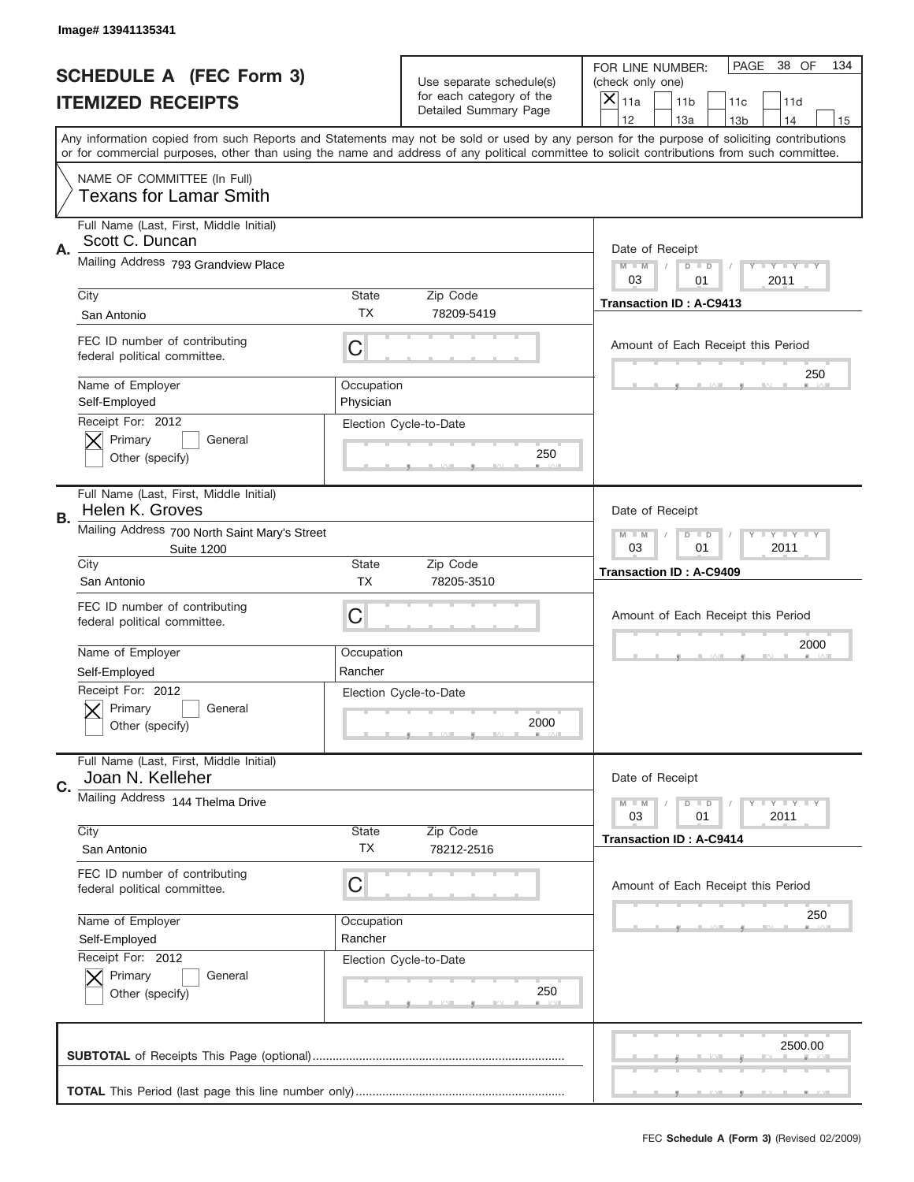Image# 13941135341

# SCHEDULE A (FEC Form 3)
## ITEMIZED RECEIPTS

Use separate schedule(s) for each category of the Detailed Summary Page

FOR LINE NUMBER: (check only one)

- [X] 11a
- [ ] 11b
- [ ] 11c
- [ ] 11d
- [ ] 12
- [ ] 13a
- [ ] 13b
- [ ] 14
- [ ] 15

PAGE 38 OF 134

Any information copied from such Reports and Statements may not be sold or used by any person for the purpose of soliciting contributions or for commercial purposes, other than using the name and address of any political committee to solicit contributions from such committee.

NAME OF COMMITTEE (In Full)
Texans for Lamar Smith

---

**A.** Full Name (Last, First, Middle Initial): Scott C. Duncan

Mailing Address: 793 Grandview Place

City: San Antonio | State: TX | Zip Code: 78209-5419

FEC ID number of contributing federal political committee: C

Name of Employer: Self-Employed | Occupation: Physician

Receipt For: 2012 — [X] Primary [ ] General [ ] Other (specify)

Election Cycle-to-Date: 250

Date of Receipt: 03 / 01 / 2011

Transaction ID : A-C9413

Amount of Each Receipt this Period: 250

---

**B.** Full Name (Last, First, Middle Initial): Helen K. Groves

Mailing Address: 700 North Saint Mary's Street, Suite 1200

City: San Antonio | State: TX | Zip Code: 78205-3510

FEC ID number of contributing federal political committee: C

Name of Employer: Self-Employed | Occupation: Rancher

Receipt For: 2012 — [X] Primary [ ] General [ ] Other (specify)

Election Cycle-to-Date: 2000

Date of Receipt: 03 / 01 / 2011

Transaction ID : A-C9409

Amount of Each Receipt this Period: 2000

---

**C.** Full Name (Last, First, Middle Initial): Joan N. Kelleher

Mailing Address: 144 Thelma Drive

City: San Antonio | State: TX | Zip Code: 78212-2516

FEC ID number of contributing federal political committee: C

Name of Employer: Self-Employed | Occupation: Rancher

Receipt For: 2012 — [X] Primary [ ] General [ ] Other (specify)

Election Cycle-to-Date: 250

Date of Receipt: 03 / 01 / 2011

Transaction ID : A-C9414

Amount of Each Receipt this Period: 250

---

**SUBTOTAL** of Receipts This Page (optional): 2500.00

**TOTAL** This Period (last page this line number only):

FEC **Schedule A (Form 3)** (Revised 02/2009)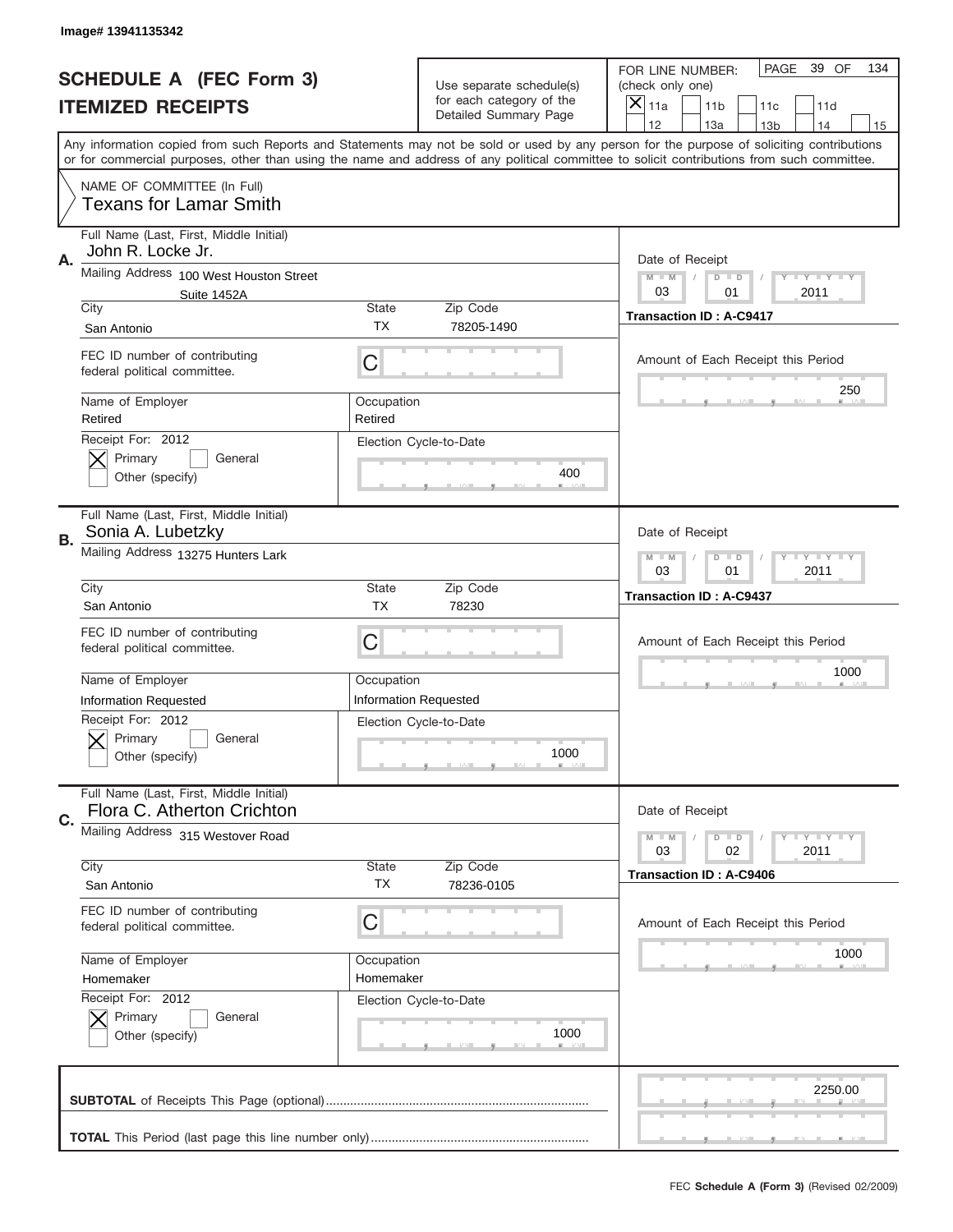Image# 13941135342

# SCHEDULE A (FEC Form 3)
## ITEMIZED RECEIPTS

Use separate schedule(s) for each category of the Detailed Summary Page

FOR LINE NUMBER: (check only one)

[X] 11a [ ] 11b [ ] 11c [ ] 11d [ ] 12 [ ] 13a [ ] 13b [ ] 14 [ ] 15

PAGE 39 OF 134

Any information copied from such Reports and Statements may not be sold or used by any person for the purpose of soliciting contributions or for commercial purposes, other than using the name and address of any political committee to solicit contributions from such committee.

NAME OF COMMITTEE (In Full)
Texans for Lamar Smith

---

**A.** Full Name (Last, First, Middle Initial): John R. Locke Jr.

Mailing Address: 100 West Houston Street, Suite 1452A

City: San Antonio | State: TX | Zip Code: 78205-1490

FEC ID number of contributing federal political committee: C

Name of Employer: Retired | Occupation: Retired

Receipt For: 2012 [X] Primary [ ] General [ ] Other (specify)

Election Cycle-to-Date: 400

Date of Receipt: 03 / 01 / 2011

Transaction ID : A-C9417

Amount of Each Receipt this Period: 250

---

**B.** Full Name (Last, First, Middle Initial): Sonia A. Lubetzky

Mailing Address: 13275 Hunters Lark

City: San Antonio | State: TX | Zip Code: 78230

FEC ID number of contributing federal political committee: C

Name of Employer: Information Requested | Occupation: Information Requested

Receipt For: 2012 [X] Primary [ ] General [ ] Other (specify)

Election Cycle-to-Date: 1000

Date of Receipt: 03 / 01 / 2011

Transaction ID : A-C9437

Amount of Each Receipt this Period: 1000

---

**C.** Full Name (Last, First, Middle Initial): Flora C. Atherton Crichton

Mailing Address: 315 Westover Road

City: San Antonio | State: TX | Zip Code: 78236-0105

FEC ID number of contributing federal political committee: C

Name of Employer: Homemaker | Occupation: Homemaker

Receipt For: 2012 [X] Primary [ ] General [ ] Other (specify)

Election Cycle-to-Date: 1000

Date of Receipt: 03 / 02 / 2011

Transaction ID : A-C9406

Amount of Each Receipt this Period: 1000

---

**SUBTOTAL** of Receipts This Page (optional): 2250.00

**TOTAL** This Period (last page this line number only):

FEC **Schedule A (Form 3)** (Revised 02/2009)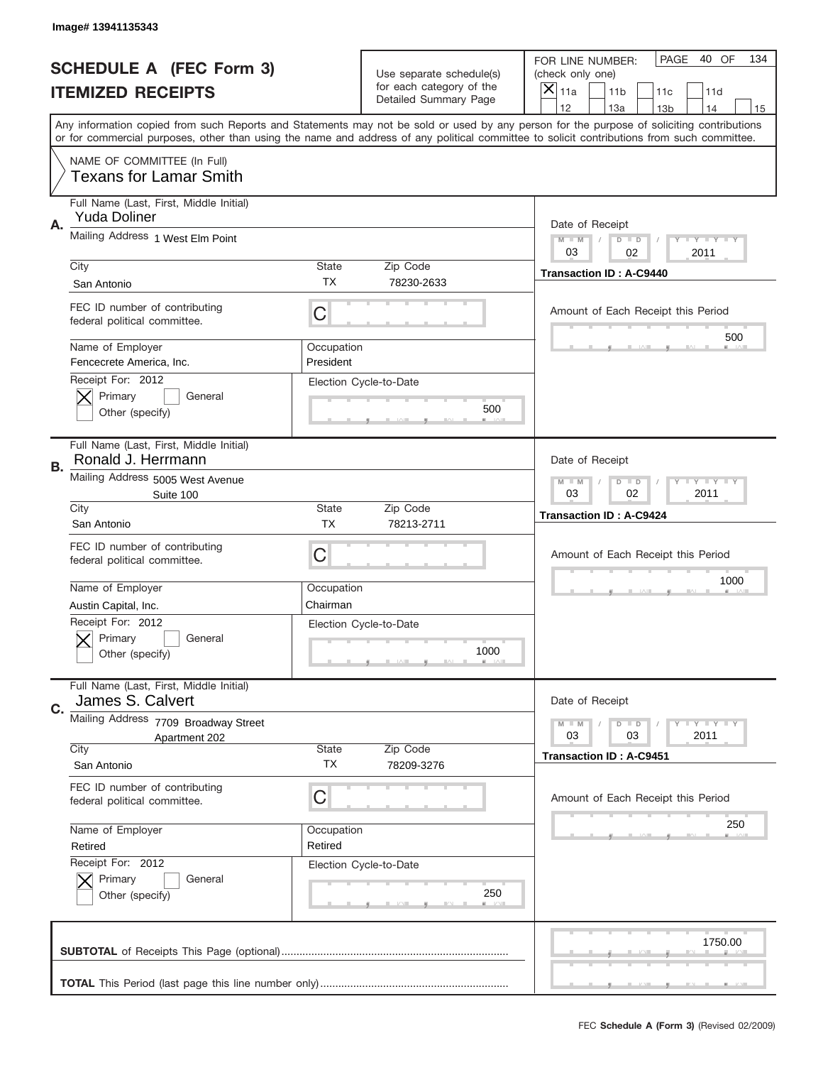Image# 13941135343

# SCHEDULE A (FEC Form 3)
## ITEMIZED RECEIPTS

Use separate schedule(s) for each category of the Detailed Summary Page

FOR LINE NUMBER: (check only one)

[X] 11a [ ] 11b [ ] 11c [ ] 11d [ ] 12 [ ] 13a [ ] 13b [ ] 14 [ ] 15

PAGE 40 OF 134

Any information copied from such Reports and Statements may not be sold or used by any person for the purpose of soliciting contributions or for commercial purposes, other than using the name and address of any political committee to solicit contributions from such committee.

NAME OF COMMITTEE (In Full)
Texans for Lamar Smith

---

**A.** Full Name (Last, First, Middle Initial): Yuda Doliner

Mailing Address: 1 West Elm Point

City: San Antonio | State: TX | Zip Code: 78230-2633

FEC ID number of contributing federal political committee: C

Name of Employer: Fencecrete America, Inc. | Occupation: President

Receipt For: 2012 [X] Primary [ ] General [ ] Other (specify)

Election Cycle-to-Date: 500

Date of Receipt: 03 / 02 / 2011

Transaction ID : A-C9440

Amount of Each Receipt this Period: 500

---

**B.** Full Name (Last, First, Middle Initial): Ronald J. Herrmann

Mailing Address: 5005 West Avenue, Suite 100

City: San Antonio | State: TX | Zip Code: 78213-2711

FEC ID number of contributing federal political committee: C

Name of Employer: Austin Capital, Inc. | Occupation: Chairman

Receipt For: 2012 [X] Primary [ ] General [ ] Other (specify)

Election Cycle-to-Date: 1000

Date of Receipt: 03 / 02 / 2011

Transaction ID : A-C9424

Amount of Each Receipt this Period: 1000

---

**C.** Full Name (Last, First, Middle Initial): James S. Calvert

Mailing Address: 7709 Broadway Street, Apartment 202

City: San Antonio | State: TX | Zip Code: 78209-3276

FEC ID number of contributing federal political committee: C

Name of Employer: Retired | Occupation: Retired

Receipt For: 2012 [X] Primary [ ] General [ ] Other (specify)

Election Cycle-to-Date: 250

Date of Receipt: 03 / 03 / 2011

Transaction ID : A-C9451

Amount of Each Receipt this Period: 250

---

**SUBTOTAL** of Receipts This Page (optional): 1750.00

**TOTAL** This Period (last page this line number only):

FEC Schedule A (Form 3) (Revised 02/2009)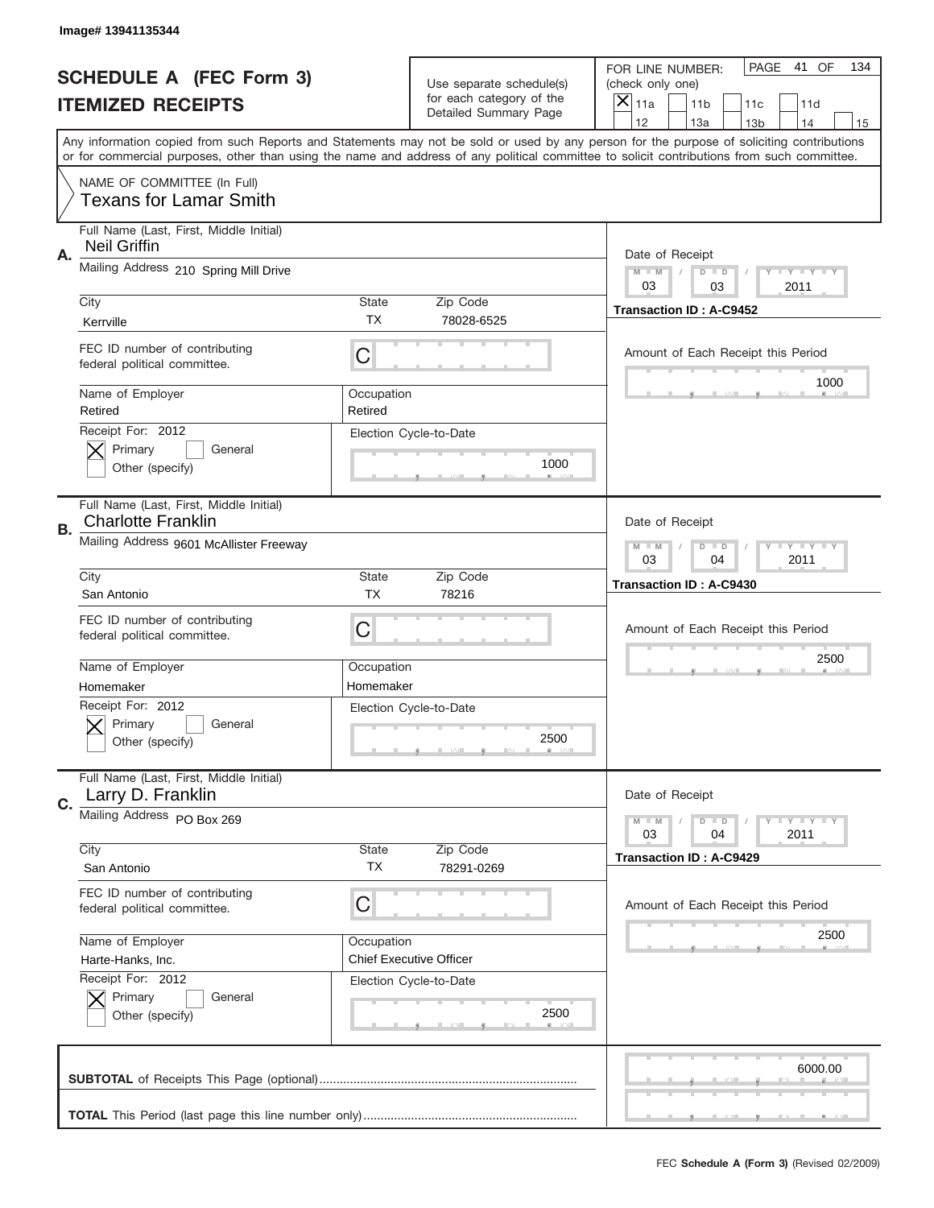Image# 13941135344

# SCHEDULE A (FEC Form 3)
# ITEMIZED RECEIPTS

Use separate schedule(s) for each category of the Detailed Summary Page

FOR LINE NUMBER: (check only one)
[X] 11a [ ] 11b [ ] 11c [ ] 11d [ ] 12 [ ] 13a [ ] 13b [ ] 14 [ ] 15

PAGE 41 OF 134

Any information copied from such Reports and Statements may not be sold or used by any person for the purpose of soliciting contributions or for commercial purposes, other than using the name and address of any political committee to solicit contributions from such committee.

NAME OF COMMITTEE (In Full)
Texans for Lamar Smith

---

**A.**

Full Name (Last, First, Middle Initial): Neil Griffin

Mailing Address: 210 Spring Mill Drive

| City | State | Zip Code |
|---|---|---|
| Kerrville | TX | 78028-6525 |

FEC ID number of contributing federal political committee: C

| Name of Employer | Occupation |
|---|---|
| Retired | Retired |

Receipt For: 2012
[X] Primary [ ] General
Other (specify)

Election Cycle-to-Date: 1000

Date of Receipt: 03 / 03 / 2011

Transaction ID : A-C9452

Amount of Each Receipt this Period: 1000

---

**B.**

Full Name (Last, First, Middle Initial): Charlotte Franklin

Mailing Address: 9601 McAllister Freeway

| City | State | Zip Code |
|---|---|---|
| San Antonio | TX | 78216 |

FEC ID number of contributing federal political committee: C

| Name of Employer | Occupation |
|---|---|
| Homemaker | Homemaker |

Receipt For: 2012
[X] Primary [ ] General
Other (specify)

Election Cycle-to-Date: 2500

Date of Receipt: 03 / 04 / 2011

Transaction ID : A-C9430

Amount of Each Receipt this Period: 2500

---

**C.**

Full Name (Last, First, Middle Initial): Larry D. Franklin

Mailing Address: PO Box 269

| City | State | Zip Code |
|---|---|---|
| San Antonio | TX | 78291-0269 |

FEC ID number of contributing federal political committee: C

| Name of Employer | Occupation |
|---|---|
| Harte-Hanks, Inc. | Chief Executive Officer |

Receipt For: 2012
[X] Primary [ ] General
Other (specify)

Election Cycle-to-Date: 2500

Date of Receipt: 03 / 04 / 2011

Transaction ID : A-C9429

Amount of Each Receipt this Period: 2500

---

**SUBTOTAL** of Receipts This Page (optional): 6000.00

**TOTAL** This Period (last page this line number only):

FEC **Schedule A (Form 3)** (Revised 02/2009)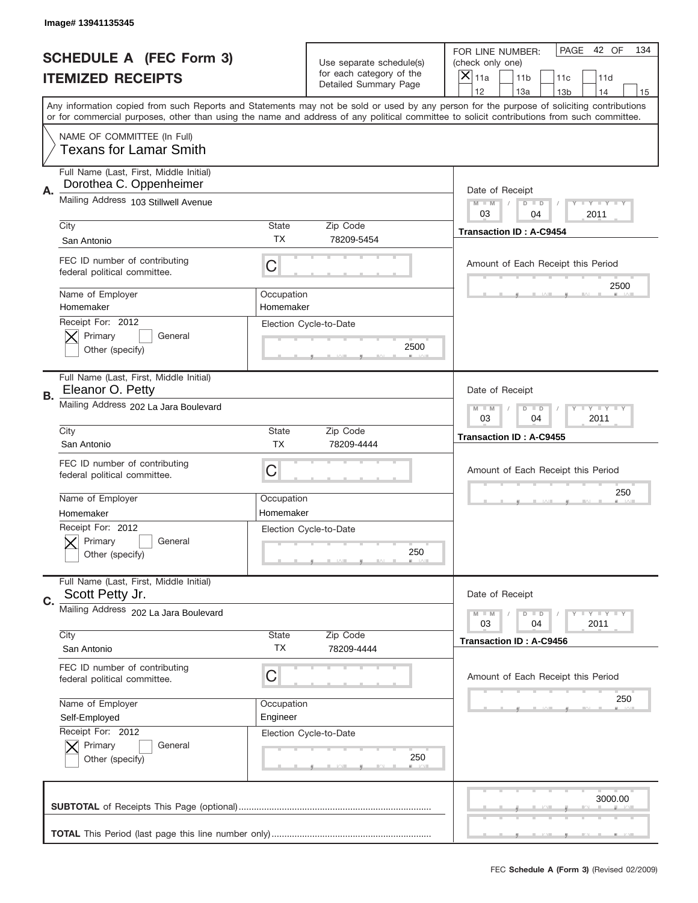Image# 13941135345

# SCHEDULE A (FEC Form 3)
## ITEMIZED RECEIPTS

Use separate schedule(s) for each category of the Detailed Summary Page

FOR LINE NUMBER: (check only one)
[X] 11a [ ] 11b [ ] 11c [ ] 11d [ ] 12 [ ] 13a [ ] 13b [ ] 14 [ ] 15

PAGE 42 OF 134

Any information copied from such Reports and Statements may not be sold or used by any person for the purpose of soliciting contributions or for commercial purposes, other than using the name and address of any political committee to solicit contributions from such committee.

NAME OF COMMITTEE (In Full)
Texans for Lamar Smith

---

**A.** Full Name (Last, First, Middle Initial): Dorothea C. Oppenheimer

Mailing Address: 103 Stillwell Avenue

City: San Antonio | State: TX | Zip Code: 78209-5454

FEC ID number of contributing federal political committee: C

Name of Employer: Homemaker | Occupation: Homemaker

Receipt For: 2012 — [X] Primary [ ] General [ ] Other (specify)

Election Cycle-to-Date: 2500

Date of Receipt: 03 / 04 / 2011

Transaction ID : A-C9454

Amount of Each Receipt this Period: 2500

---

**B.** Full Name (Last, First, Middle Initial): Eleanor O. Petty

Mailing Address: 202 La Jara Boulevard

City: San Antonio | State: TX | Zip Code: 78209-4444

FEC ID number of contributing federal political committee: C

Name of Employer: Homemaker | Occupation: Homemaker

Receipt For: 2012 — [X] Primary [ ] General [ ] Other (specify)

Election Cycle-to-Date: 250

Date of Receipt: 03 / 04 / 2011

Transaction ID : A-C9455

Amount of Each Receipt this Period: 250

---

**C.** Full Name (Last, First, Middle Initial): Scott Petty Jr.

Mailing Address: 202 La Jara Boulevard

City: San Antonio | State: TX | Zip Code: 78209-4444

FEC ID number of contributing federal political committee: C

Name of Employer: Self-Employed | Occupation: Engineer

Receipt For: 2012 — [X] Primary [ ] General [ ] Other (specify)

Election Cycle-to-Date: 250

Date of Receipt: 03 / 04 / 2011

Transaction ID : A-C9456

Amount of Each Receipt this Period: 250

---

**SUBTOTAL** of Receipts This Page (optional): 3000.00

**TOTAL** This Period (last page this line number only):

FEC **Schedule A (Form 3)** (Revised 02/2009)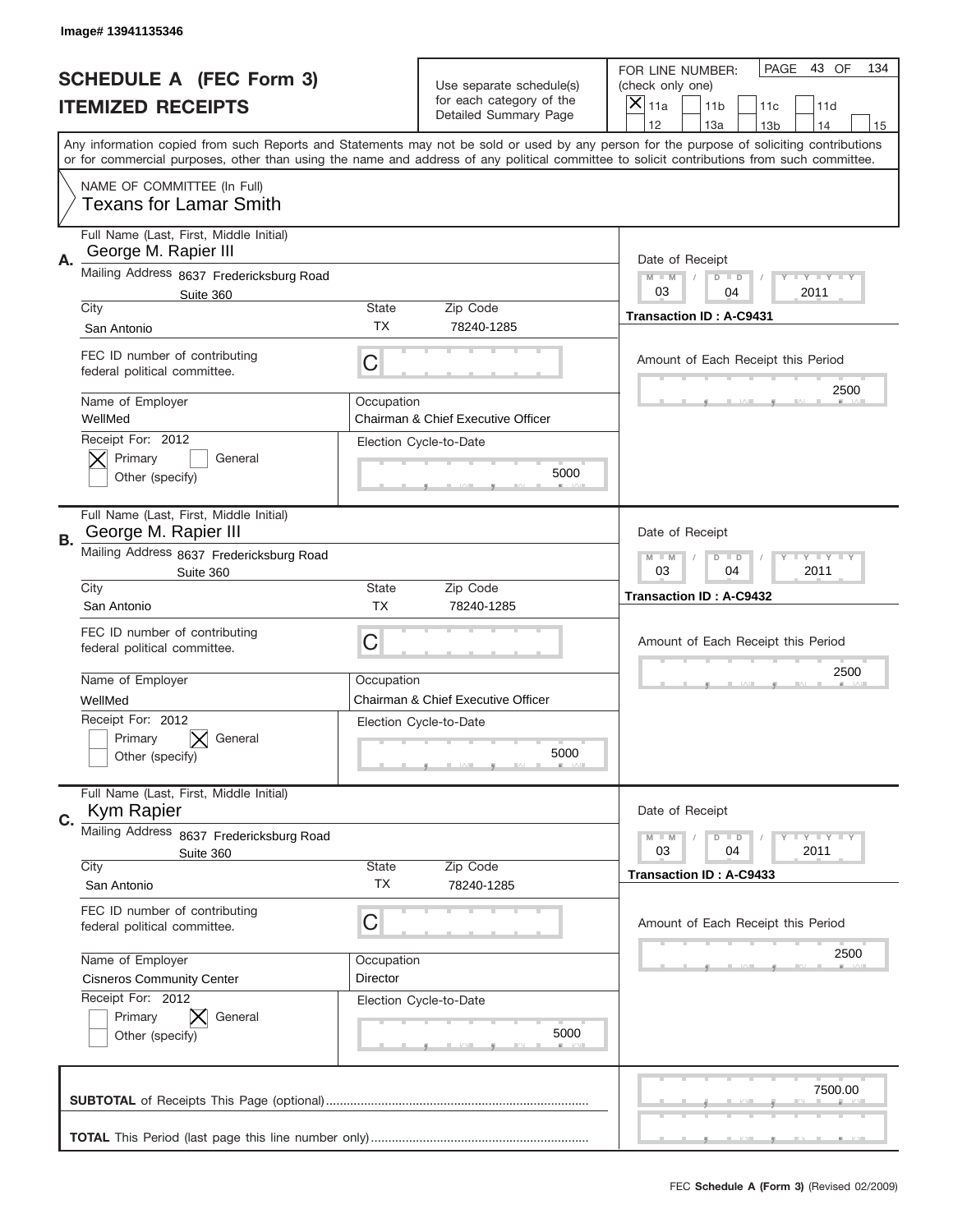Image# 13941135346

# SCHEDULE A (FEC Form 3)
## ITEMIZED RECEIPTS

Use separate schedule(s) for each category of the Detailed Summary Page

FOR LINE NUMBER: (check only one)
[X] 11a [ ] 11b [ ] 11c [ ] 11d [ ] 12 [ ] 13a [ ] 13b [ ] 14 [ ] 15

PAGE 43 OF 134

Any information copied from such Reports and Statements may not be sold or used by any person for the purpose of soliciting contributions or for commercial purposes, other than using the name and address of any political committee to solicit contributions from such committee.

NAME OF COMMITTEE (In Full)
Texans for Lamar Smith

---

**A.** Full Name (Last, First, Middle Initial): George M. Rapier III

Mailing Address: 8637 Fredericksburg Road, Suite 360

City: San Antonio | State: TX | Zip Code: 78240-1285

FEC ID number of contributing federal political committee: C

Name of Employer: WellMed | Occupation: Chairman & Chief Executive Officer

Receipt For: 2012 — [X] Primary [ ] General [ ] Other (specify)

Election Cycle-to-Date: 5000

Date of Receipt: 03 / 04 / 2011

Transaction ID : A-C9431

Amount of Each Receipt this Period: 2500

---

**B.** Full Name (Last, First, Middle Initial): George M. Rapier III

Mailing Address: 8637 Fredericksburg Road, Suite 360

City: San Antonio | State: TX | Zip Code: 78240-1285

FEC ID number of contributing federal political committee: C

Name of Employer: WellMed | Occupation: Chairman & Chief Executive Officer

Receipt For: 2012 — [ ] Primary [X] General [ ] Other (specify)

Election Cycle-to-Date: 5000

Date of Receipt: 03 / 04 / 2011

Transaction ID : A-C9432

Amount of Each Receipt this Period: 2500

---

**C.** Full Name (Last, First, Middle Initial): Kym Rapier

Mailing Address: 8637 Fredericksburg Road, Suite 360

City: San Antonio | State: TX | Zip Code: 78240-1285

FEC ID number of contributing federal political committee: C

Name of Employer: Cisneros Community Center | Occupation: Director

Receipt For: 2012 — [ ] Primary [X] General [ ] Other (specify)

Election Cycle-to-Date: 5000

Date of Receipt: 03 / 04 / 2011

Transaction ID : A-C9433

Amount of Each Receipt this Period: 2500

---

**SUBTOTAL** of Receipts This Page (optional): 7500.00

**TOTAL** This Period (last page this line number only):

FEC Schedule A (Form 3) (Revised 02/2009)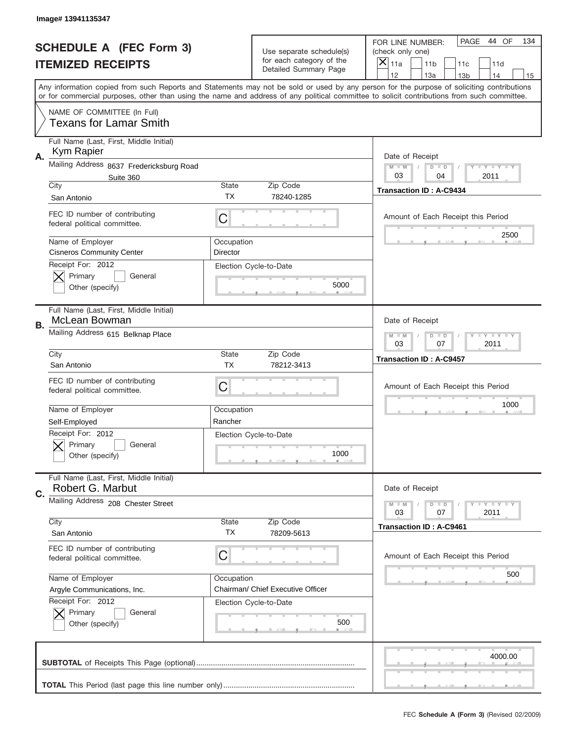Image# 13941135347

# SCHEDULE A (FEC Form 3)
## ITEMIZED RECEIPTS

Use separate schedule(s) for each category of the Detailed Summary Page

FOR LINE NUMBER: (check only one)
[X] 11a [ ] 11b [ ] 11c [ ] 11d [ ] 12 [ ] 13a [ ] 13b [ ] 14 [ ] 15

PAGE 44 OF 134

Any information copied from such Reports and Statements may not be sold or used by any person for the purpose of soliciting contributions or for commercial purposes, other than using the name and address of any political committee to solicit contributions from such committee.

NAME OF COMMITTEE (In Full)
Texans for Lamar Smith

---

**A.** Full Name (Last, First, Middle Initial): Kym Rapier
Mailing Address: 8637 Fredericksburg Road, Suite 360
City: San Antonio | State: TX | Zip Code: 78240-1285
FEC ID number of contributing federal political committee: C
Name of Employer: Cisneros Community Center
Occupation: Director
Receipt For: 2012 [X] Primary [ ] General [ ] Other (specify)
Election Cycle-to-Date: 5000
Date of Receipt: 03 / 04 / 2011
Transaction ID : A-C9434
Amount of Each Receipt this Period: 2500

---

**B.** Full Name (Last, First, Middle Initial): McLean Bowman
Mailing Address: 615 Belknap Place
City: San Antonio | State: TX | Zip Code: 78212-3413
FEC ID number of contributing federal political committee: C
Name of Employer: Self-Employed
Occupation: Rancher
Receipt For: 2012 [X] Primary [ ] General [ ] Other (specify)
Election Cycle-to-Date: 1000
Date of Receipt: 03 / 07 / 2011
Transaction ID : A-C9457
Amount of Each Receipt this Period: 1000

---

**C.** Full Name (Last, First, Middle Initial): Robert G. Marbut
Mailing Address: 208 Chester Street
City: San Antonio | State: TX | Zip Code: 78209-5613
FEC ID number of contributing federal political committee: C
Name of Employer: Argyle Communications, Inc.
Occupation: Chairman/ Chief Executive Officer
Receipt For: 2012 [X] Primary [ ] General [ ] Other (specify)
Election Cycle-to-Date: 500
Date of Receipt: 03 / 07 / 2011
Transaction ID : A-C9461
Amount of Each Receipt this Period: 500

---

**SUBTOTAL** of Receipts This Page (optional): 4000.00

**TOTAL** This Period (last page this line number only):

FEC **Schedule A (Form 3)** (Revised 02/2009)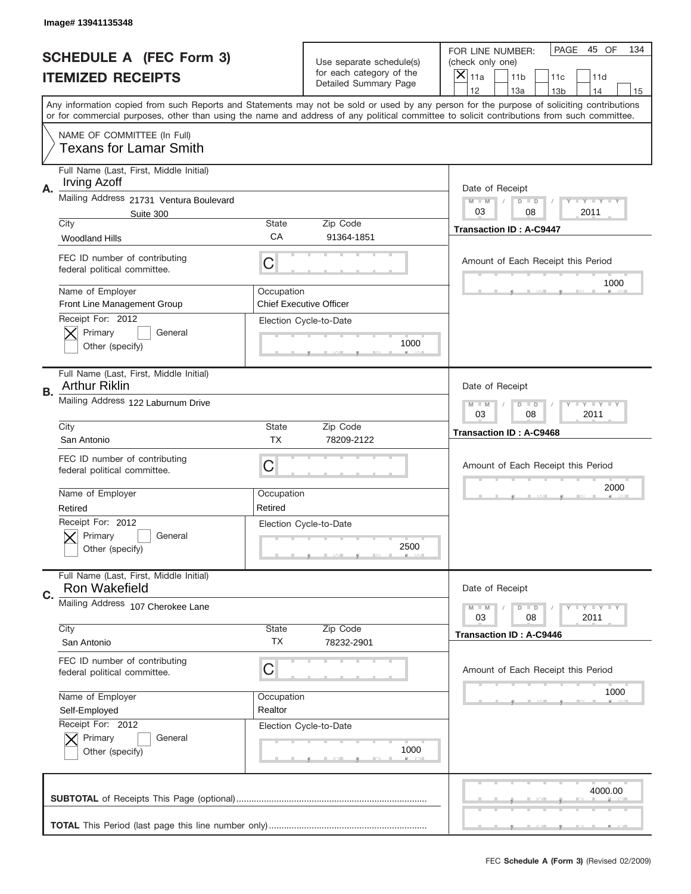Image# 13941135348

# SCHEDULE A (FEC Form 3)
# ITEMIZED RECEIPTS

Use separate schedule(s) for each category of the Detailed Summary Page

FOR LINE NUMBER: (check only one)
[X] 11a [ ] 11b [ ] 11c [ ] 11d [ ] 12 [ ] 13a [ ] 13b [ ] 14 [ ] 15

PAGE 45 OF 134

Any information copied from such Reports and Statements may not be sold or used by any person for the purpose of soliciting contributions or for commercial purposes, other than using the name and address of any political committee to solicit contributions from such committee.

NAME OF COMMITTEE (In Full)
Texans for Lamar Smith

**A.**
Full Name (Last, First, Middle Initial): Irving Azoff
Mailing Address: 21731 Ventura Boulevard, Suite 300
City: Woodland Hills | State: CA | Zip Code: 91364-1851
FEC ID number of contributing federal political committee: C
Name of Employer: Front Line Management Group
Occupation: Chief Executive Officer
Receipt For: 2012 — [X] Primary [ ] General [ ] Other (specify)
Election Cycle-to-Date: 1000
Date of Receipt: 03 08 2011
Transaction ID : A-C9447
Amount of Each Receipt this Period: 1000

**B.**
Full Name (Last, First, Middle Initial): Arthur Riklin
Mailing Address: 122 Laburnum Drive
City: San Antonio | State: TX | Zip Code: 78209-2122
FEC ID number of contributing federal political committee: C
Name of Employer: Retired
Occupation: Retired
Receipt For: 2012 — [X] Primary [ ] General [ ] Other (specify)
Election Cycle-to-Date: 2500
Date of Receipt: 03 08 2011
Transaction ID : A-C9468
Amount of Each Receipt this Period: 2000

**C.**
Full Name (Last, First, Middle Initial): Ron Wakefield
Mailing Address: 107 Cherokee Lane
City: San Antonio | State: TX | Zip Code: 78232-2901
FEC ID number of contributing federal political committee: C
Name of Employer: Self-Employed
Occupation: Realtor
Receipt For: 2012 — [X] Primary [ ] General [ ] Other (specify)
Election Cycle-to-Date: 1000
Date of Receipt: 03 08 2011
Transaction ID : A-C9446
Amount of Each Receipt this Period: 1000

**SUBTOTAL** of Receipts This Page (optional): 4000.00

**TOTAL** This Period (last page this line number only):

FEC **Schedule A (Form 3)** (Revised 02/2009)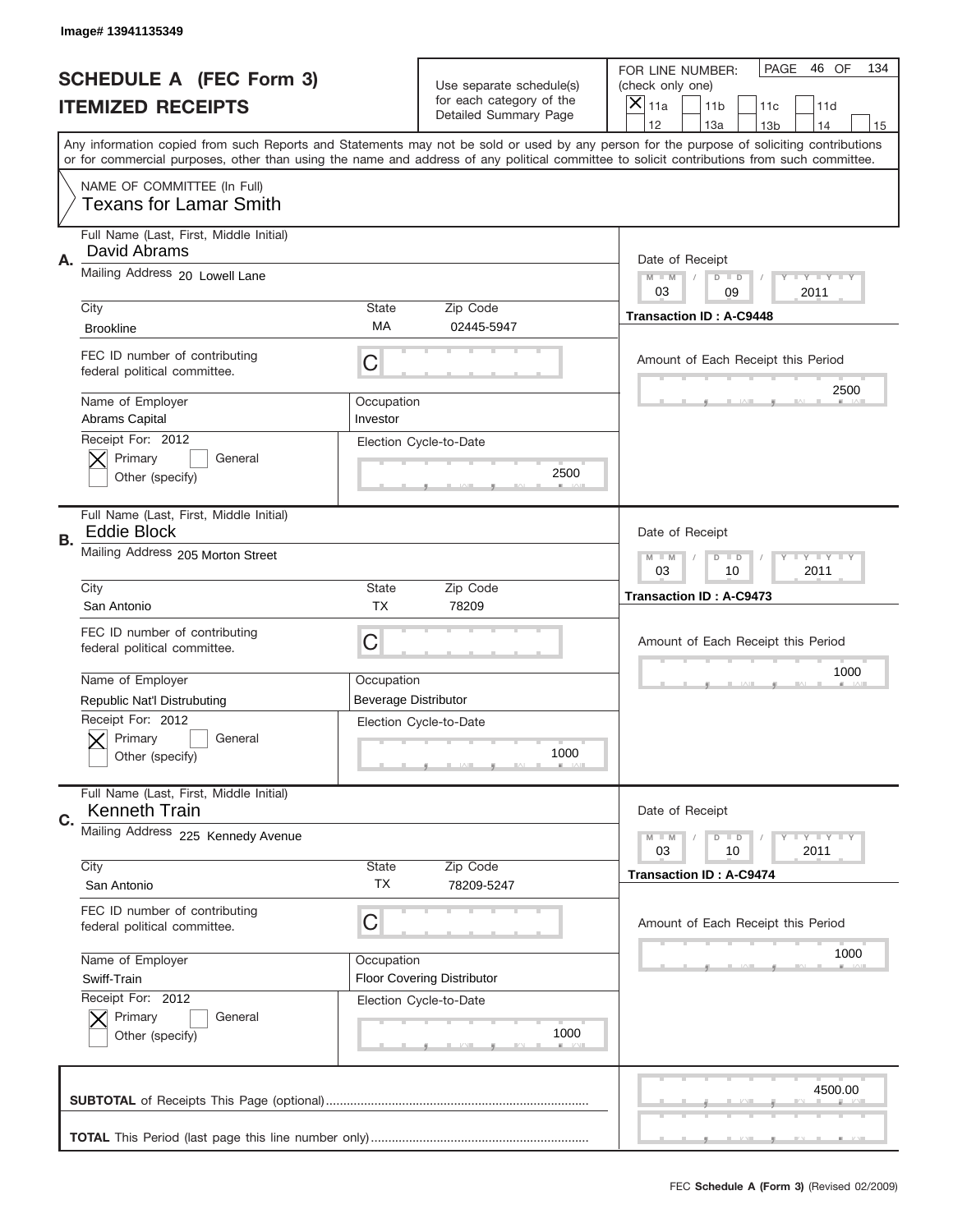Image# 13941135349

# SCHEDULE A (FEC Form 3)
## ITEMIZED RECEIPTS

Use separate schedule(s) for each category of the Detailed Summary Page

FOR LINE NUMBER: (check only one)

[X] 11a [ ] 11b [ ] 11c [ ] 11d [ ] 12 [ ] 13a [ ] 13b [ ] 14 [ ] 15

PAGE 46 OF 134

Any information copied from such Reports and Statements may not be sold or used by any person for the purpose of soliciting contributions or for commercial purposes, other than using the name and address of any political committee to solicit contributions from such committee.

NAME OF COMMITTEE (In Full)
Texans for Lamar Smith

---

**A.**

Full Name (Last, First, Middle Initial): David Abrams

Mailing Address: 20 Lowell Lane

City: Brookline | State: MA | Zip Code: 02445-5947

FEC ID number of contributing federal political committee: C

Name of Employer: Abrams Capital | Occupation: Investor

Receipt For: 2012 — [X] Primary [ ] General [ ] Other (specify)

Election Cycle-to-Date: 2500

Date of Receipt: 03 / 09 / 2011

Transaction ID : A-C9448

Amount of Each Receipt this Period: 2500

---

**B.**

Full Name (Last, First, Middle Initial): Eddie Block

Mailing Address: 205 Morton Street

City: San Antonio | State: TX | Zip Code: 78209

FEC ID number of contributing federal political committee: C

Name of Employer: Republic Nat'l Distrubuting | Occupation: Beverage Distributor

Receipt For: 2012 — [X] Primary [ ] General [ ] Other (specify)

Election Cycle-to-Date: 1000

Date of Receipt: 03 / 10 / 2011

Transaction ID : A-C9473

Amount of Each Receipt this Period: 1000

---

**C.**

Full Name (Last, First, Middle Initial): Kenneth Train

Mailing Address: 225 Kennedy Avenue

City: San Antonio | State: TX | Zip Code: 78209-5247

FEC ID number of contributing federal political committee: C

Name of Employer: Swiff-Train | Occupation: Floor Covering Distributor

Receipt For: 2012 — [X] Primary [ ] General [ ] Other (specify)

Election Cycle-to-Date: 1000

Date of Receipt: 03 / 10 / 2011

Transaction ID : A-C9474

Amount of Each Receipt this Period: 1000

---

**SUBTOTAL** of Receipts This Page (optional): 4500.00

**TOTAL** This Period (last page this line number only):

FEC Schedule A (Form 3) (Revised 02/2009)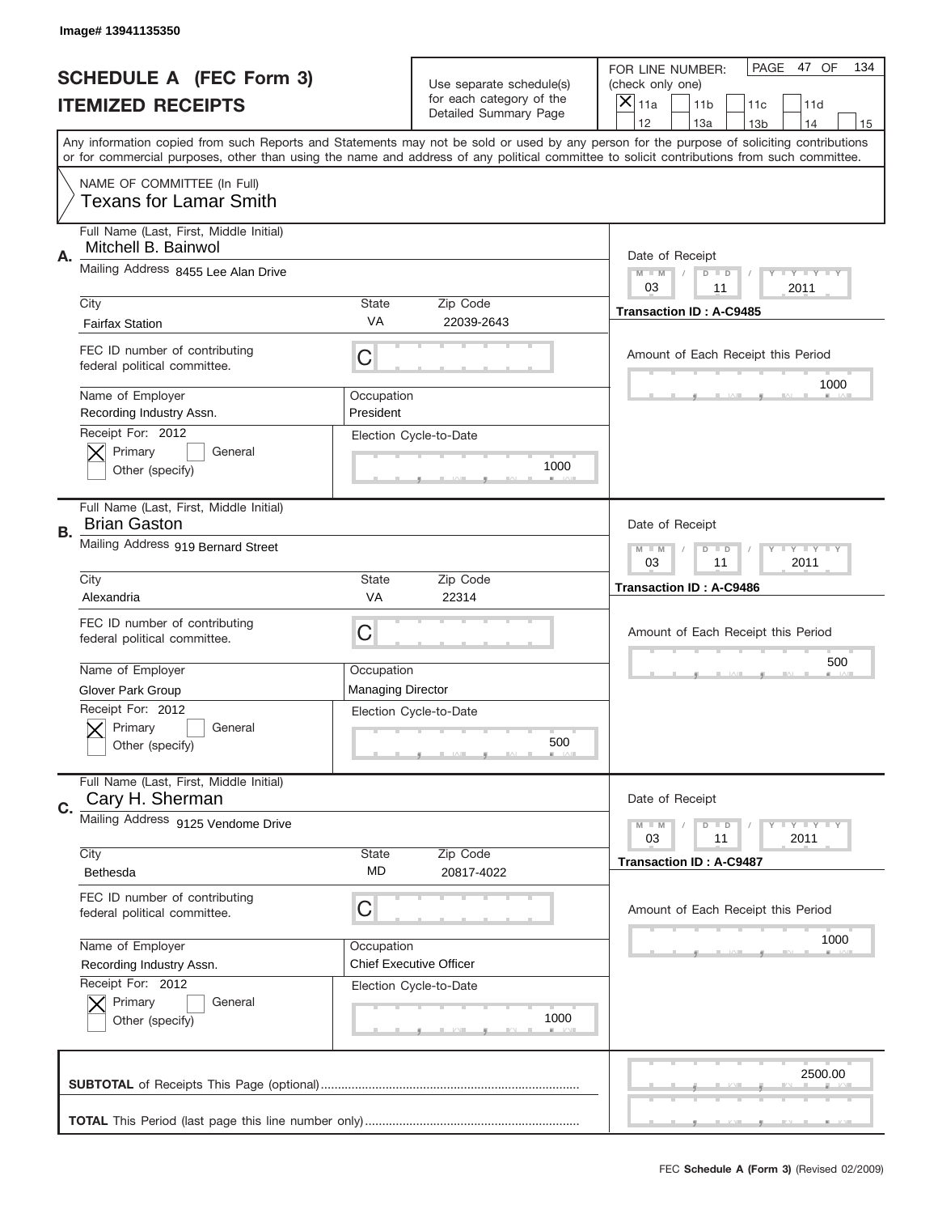Image# 13941135350

# SCHEDULE A (FEC Form 3)
# ITEMIZED RECEIPTS

Use separate schedule(s) for each category of the Detailed Summary Page

FOR LINE NUMBER: (check only one)
[X] 11a [ ] 11b [ ] 11c [ ] 11d [ ] 12 [ ] 13a [ ] 13b [ ] 14 [ ] 15

PAGE 47 OF 134

Any information copied from such Reports and Statements may not be sold or used by any person for the purpose of soliciting contributions or for commercial purposes, other than using the name and address of any political committee to solicit contributions from such committee.

NAME OF COMMITTEE (In Full)
Texans for Lamar Smith

## A.

Full Name (Last, First, Middle Initial): Mitchell B. Bainwol
Mailing Address: 8455 Lee Alan Drive
City: Fairfax Station
State: VA
Zip Code: 22039-2643
FEC ID number of contributing federal political committee: C
Name of Employer: Recording Industry Assn.
Occupation: President
Receipt For: 2012 — [X] Primary [ ] General [ ] Other (specify)
Election Cycle-to-Date: 1000

Date of Receipt: 03 / 11 / 2011
Transaction ID : A-C9485
Amount of Each Receipt this Period: 1000

## B.

Full Name (Last, First, Middle Initial): Brian Gaston
Mailing Address: 919 Bernard Street
City: Alexandria
State: VA
Zip Code: 22314
FEC ID number of contributing federal political committee: C
Name of Employer: Glover Park Group
Occupation: Managing Director
Receipt For: 2012 — [X] Primary [ ] General [ ] Other (specify)
Election Cycle-to-Date: 500

Date of Receipt: 03 / 11 / 2011
Transaction ID : A-C9486
Amount of Each Receipt this Period: 500

## C.

Full Name (Last, First, Middle Initial): Cary H. Sherman
Mailing Address: 9125 Vendome Drive
City: Bethesda
State: MD
Zip Code: 20817-4022
FEC ID number of contributing federal political committee: C
Name of Employer: Recording Industry Assn.
Occupation: Chief Executive Officer
Receipt For: 2012 — [X] Primary [ ] General [ ] Other (specify)
Election Cycle-to-Date: 1000

Date of Receipt: 03 / 11 / 2011
Transaction ID : A-C9487
Amount of Each Receipt this Period: 1000

**SUBTOTAL** of Receipts This Page (optional): 2500.00

**TOTAL** This Period (last page this line number only):

FEC **Schedule A (Form 3)** (Revised 02/2009)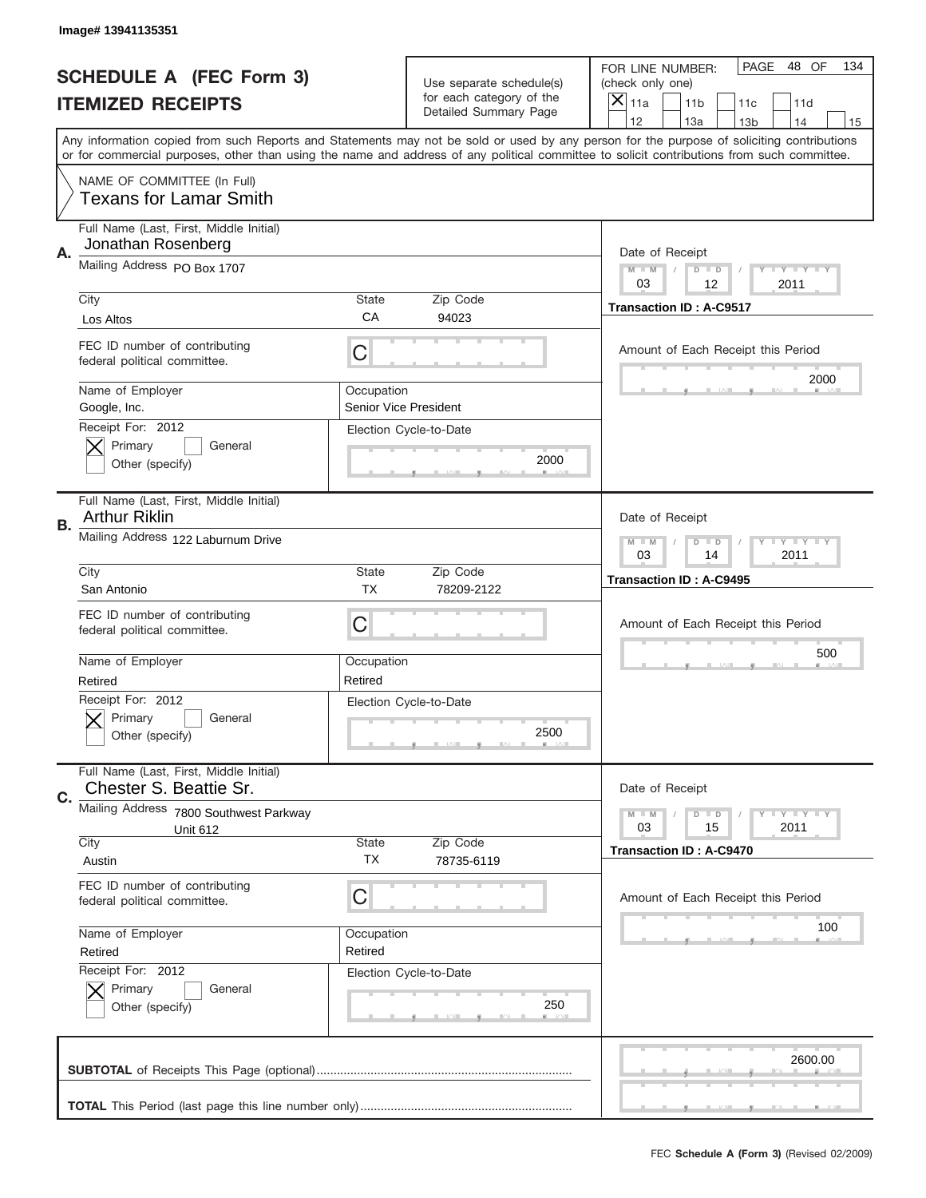Image# 13941135351

# SCHEDULE A (FEC Form 3)
# ITEMIZED RECEIPTS

Use separate schedule(s) for each category of the Detailed Summary Page

FOR LINE NUMBER: (check only one)
[X] 11a [ ] 11b [ ] 11c [ ] 11d [ ] 12 [ ] 13a [ ] 13b [ ] 14 [ ] 15

PAGE 48 OF 134

Any information copied from such Reports and Statements may not be sold or used by any person for the purpose of soliciting contributions or for commercial purposes, other than using the name and address of any political committee to solicit contributions from such committee.

NAME OF COMMITTEE (In Full)
Texans for Lamar Smith

**A.**
Full Name (Last, First, Middle Initial): Jonathan Rosenberg
Mailing Address: PO Box 1707
City: Los Altos | State: CA | Zip Code: 94023
FEC ID number of contributing federal political committee: C
Name of Employer: Google, Inc.
Occupation: Senior Vice President
Receipt For: 2012 — [X] Primary [ ] General [ ] Other (specify)
Election Cycle-to-Date: 2000
Date of Receipt: 03 / 12 / 2011
Transaction ID : A-C9517
Amount of Each Receipt this Period: 2000

**B.**
Full Name (Last, First, Middle Initial): Arthur Riklin
Mailing Address: 122 Laburnum Drive
City: San Antonio | State: TX | Zip Code: 78209-2122
FEC ID number of contributing federal political committee: C
Name of Employer: Retired
Occupation: Retired
Receipt For: 2012 — [X] Primary [ ] General [ ] Other (specify)
Election Cycle-to-Date: 2500
Date of Receipt: 03 / 14 / 2011
Transaction ID : A-C9495
Amount of Each Receipt this Period: 500

**C.**
Full Name (Last, First, Middle Initial): Chester S. Beattie Sr.
Mailing Address: 7800 Southwest Parkway Unit 612
City: Austin | State: TX | Zip Code: 78735-6119
FEC ID number of contributing federal political committee: C
Name of Employer: Retired
Occupation: Retired
Receipt For: 2012 — [X] Primary [ ] General [ ] Other (specify)
Election Cycle-to-Date: 250
Date of Receipt: 03 / 15 / 2011
Transaction ID : A-C9470
Amount of Each Receipt this Period: 100

**SUBTOTAL** of Receipts This Page (optional): 2600.00

**TOTAL** This Period (last page this line number only):

FEC **Schedule A (Form 3)** (Revised 02/2009)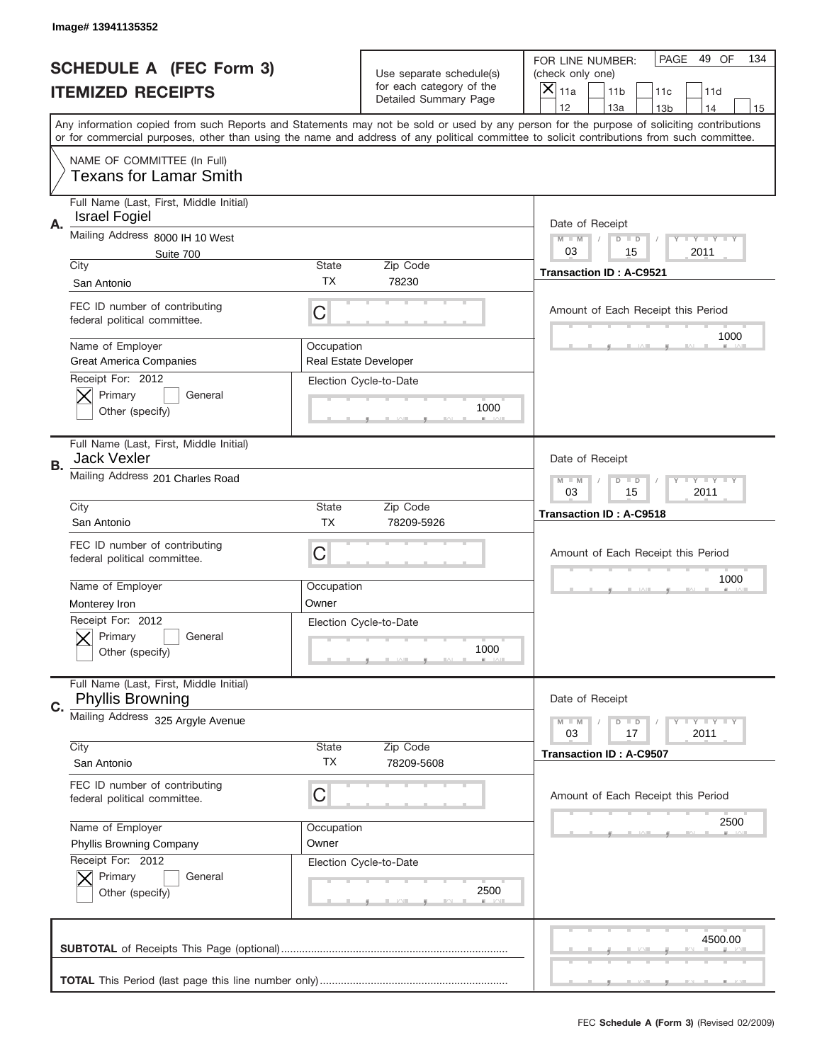Image# 13941135352

# SCHEDULE A (FEC Form 3)
## ITEMIZED RECEIPTS

Use separate schedule(s) for each category of the Detailed Summary Page

FOR LINE NUMBER: (check only one)
[X] 11a [ ] 11b [ ] 11c [ ] 11d [ ] 12 [ ] 13a [ ] 13b [ ] 14 [ ] 15

PAGE 49 OF 134

Any information copied from such Reports and Statements may not be sold or used by any person for the purpose of soliciting contributions or for commercial purposes, other than using the name and address of any political committee to solicit contributions from such committee.

NAME OF COMMITTEE (In Full)
Texans for Lamar Smith

---

**A.**
Full Name (Last, First, Middle Initial): Israel Fogiel
Mailing Address: 8000 IH 10 West, Suite 700
City: San Antonio | State: TX | Zip Code: 78230
FEC ID number of contributing federal political committee: C
Name of Employer: Great America Companies
Occupation: Real Estate Developer
Receipt For: 2012 — [X] Primary [ ] General [ ] Other (specify)
Election Cycle-to-Date: 1000
Date of Receipt: 03 / 15 / 2011
Transaction ID : A-C9521
Amount of Each Receipt this Period: 1000

---

**B.**
Full Name (Last, First, Middle Initial): Jack Vexler
Mailing Address: 201 Charles Road
City: San Antonio | State: TX | Zip Code: 78209-5926
FEC ID number of contributing federal political committee: C
Name of Employer: Monterey Iron
Occupation: Owner
Receipt For: 2012 — [X] Primary [ ] General [ ] Other (specify)
Election Cycle-to-Date: 1000
Date of Receipt: 03 / 15 / 2011
Transaction ID : A-C9518
Amount of Each Receipt this Period: 1000

---

**C.**
Full Name (Last, First, Middle Initial): Phyllis Browning
Mailing Address: 325 Argyle Avenue
City: San Antonio | State: TX | Zip Code: 78209-5608
FEC ID number of contributing federal political committee: C
Name of Employer: Phyllis Browning Company
Occupation: Owner
Receipt For: 2012 — [X] Primary [ ] General [ ] Other (specify)
Election Cycle-to-Date: 2500
Date of Receipt: 03 / 17 / 2011
Transaction ID : A-C9507
Amount of Each Receipt this Period: 2500

---

**SUBTOTAL** of Receipts This Page (optional): 4500.00

**TOTAL** This Period (last page this line number only):

FEC Schedule A (Form 3) (Revised 02/2009)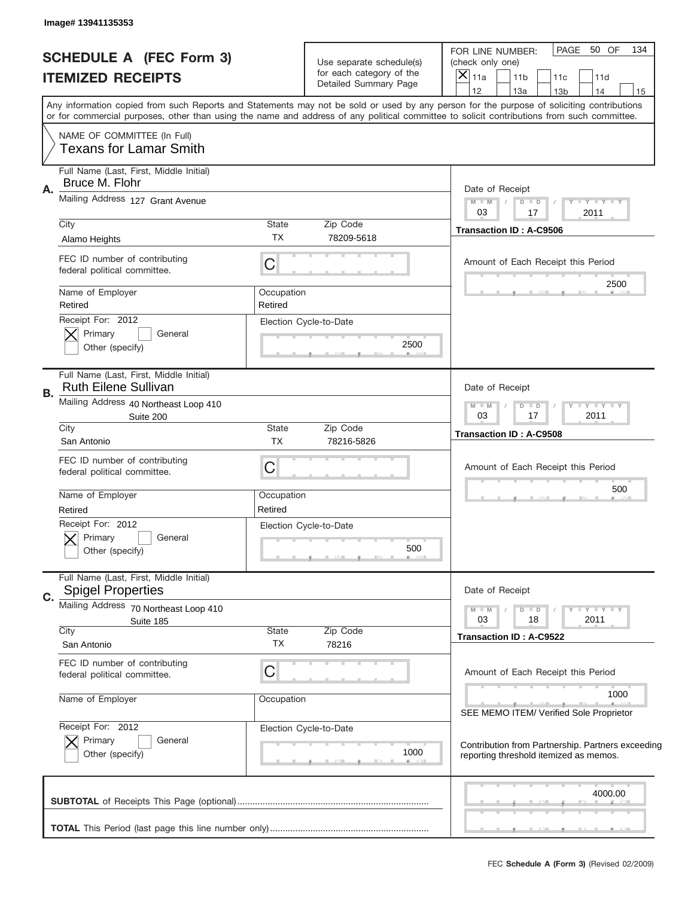Image# 13941135353

# SCHEDULE A (FEC Form 3)
## ITEMIZED RECEIPTS

Use separate schedule(s) for each category of the Detailed Summary Page

FOR LINE NUMBER: (check only one)

[X] 11a  [ ] 11b  [ ] 11c  [ ] 11d  [ ] 12  [ ] 13a  [ ] 13b  [ ] 14  [ ] 15

PAGE 50 OF 134

Any information copied from such Reports and Statements may not be sold or used by any person for the purpose of soliciting contributions or for commercial purposes, other than using the name and address of any political committee to solicit contributions from such committee.

NAME OF COMMITTEE (In Full)
Texans for Lamar Smith

---

**A.** Full Name (Last, First, Middle Initial): Bruce M. Flohr

Mailing Address: 127 Grant Avenue

City: Alamo Heights | State: TX | Zip Code: 78209-5618

FEC ID number of contributing federal political committee: C

Name of Employer: Retired | Occupation: Retired

Receipt For: 2012 — [X] Primary [ ] General [ ] Other (specify)

Election Cycle-to-Date: 2500

Date of Receipt: 03 / 17 / 2011

Transaction ID : A-C9506

Amount of Each Receipt this Period: 2500

---

**B.** Full Name (Last, First, Middle Initial): Ruth Eilene Sullivan

Mailing Address: 40 Northeast Loop 410, Suite 200

City: San Antonio | State: TX | Zip Code: 78216-5826

FEC ID number of contributing federal political committee: C

Name of Employer: Retired | Occupation: Retired

Receipt For: 2012 — [X] Primary [ ] General [ ] Other (specify)

Election Cycle-to-Date: 500

Date of Receipt: 03 / 17 / 2011

Transaction ID : A-C9508

Amount of Each Receipt this Period: 500

---

**C.** Full Name (Last, First, Middle Initial): Spigel Properties

Mailing Address: 70 Northeast Loop 410, Suite 185

City: San Antonio | State: TX | Zip Code: 78216

FEC ID number of contributing federal political committee: C

Name of Employer: | Occupation:

Receipt For: 2012 — [X] Primary [ ] General [ ] Other (specify)

Election Cycle-to-Date: 1000

Date of Receipt: 03 / 18 / 2011

Transaction ID : A-C9522

Amount of Each Receipt this Period: 1000

SEE MEMO ITEM/ Verified Sole Proprietor

Contribution from Partnership. Partners exceeding reporting threshold itemized as memos.

---

**SUBTOTAL** of Receipts This Page (optional): 4000.00

**TOTAL** This Period (last page this line number only):

FEC **Schedule A (Form 3)** (Revised 02/2009)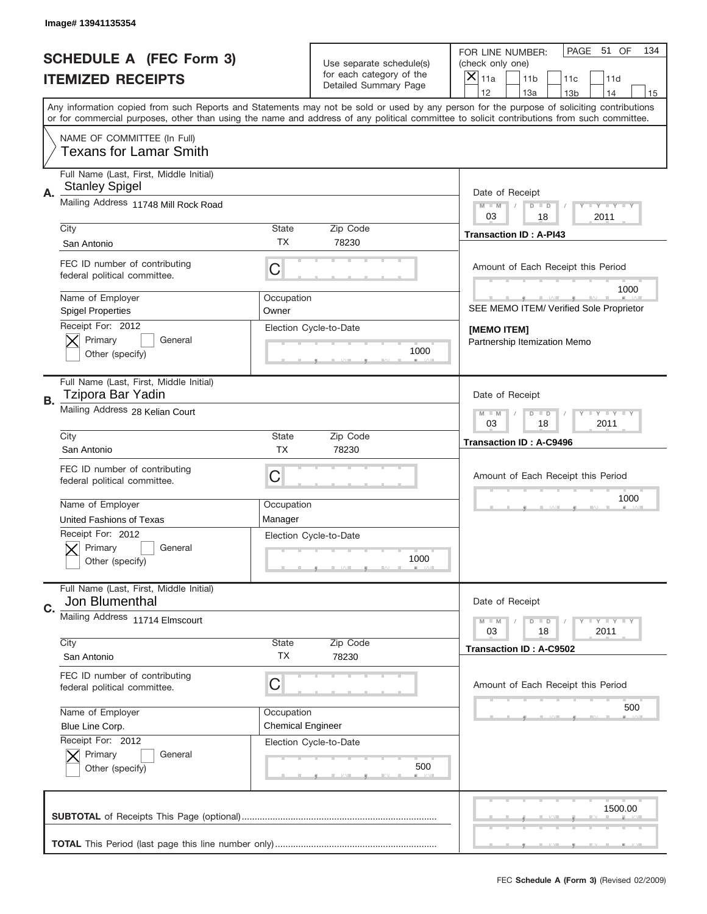Image# 13941135354

# SCHEDULE A (FEC Form 3)
## ITEMIZED RECEIPTS

Use separate schedule(s) for each category of the Detailed Summary Page

FOR LINE NUMBER: (check only one)
[X] 11a [ ] 11b [ ] 11c [ ] 11d [ ] 12 [ ] 13a [ ] 13b [ ] 14 [ ] 15

PAGE 51 OF 134

Any information copied from such Reports and Statements may not be sold or used by any person for the purpose of soliciting contributions or for commercial purposes, other than using the name and address of any political committee to solicit contributions from such committee.

NAME OF COMMITTEE (In Full)
Texans for Lamar Smith

---

**A.**
Full Name (Last, First, Middle Initial): Stanley Spigel
Mailing Address: 11748 Mill Rock Road
City: San Antonio | State: TX | Zip Code: 78230
FEC ID number of contributing federal political committee: C
Name of Employer: Spigel Properties
Occupation: Owner
Receipt For: 2012 [X] Primary [ ] General [ ] Other (specify)
Election Cycle-to-Date: 1000
Date of Receipt: 03 / 18 / 2011
Transaction ID : A-PI43
Amount of Each Receipt this Period: 1000
SEE MEMO ITEM/ Verified Sole Proprietor
[MEMO ITEM]
Partnership Itemization Memo

---

**B.**
Full Name (Last, First, Middle Initial): Tzipora Bar Yadin
Mailing Address: 28 Kelian Court
City: San Antonio | State: TX | Zip Code: 78230
FEC ID number of contributing federal political committee: C
Name of Employer: United Fashions of Texas
Occupation: Manager
Receipt For: 2012 [X] Primary [ ] General [ ] Other (specify)
Election Cycle-to-Date: 1000
Date of Receipt: 03 / 18 / 2011
Transaction ID : A-C9496
Amount of Each Receipt this Period: 1000

---

**C.**
Full Name (Last, First, Middle Initial): Jon Blumenthal
Mailing Address: 11714 Elmscourt
City: San Antonio | State: TX | Zip Code: 78230
FEC ID number of contributing federal political committee: C
Name of Employer: Blue Line Corp.
Occupation: Chemical Engineer
Receipt For: 2012 [X] Primary [ ] General [ ] Other (specify)
Election Cycle-to-Date: 500
Date of Receipt: 03 / 18 / 2011
Transaction ID : A-C9502
Amount of Each Receipt this Period: 500

---

**SUBTOTAL** of Receipts This Page (optional): 1500.00

**TOTAL** This Period (last page this line number only):

FEC **Schedule A (Form 3)** (Revised 02/2009)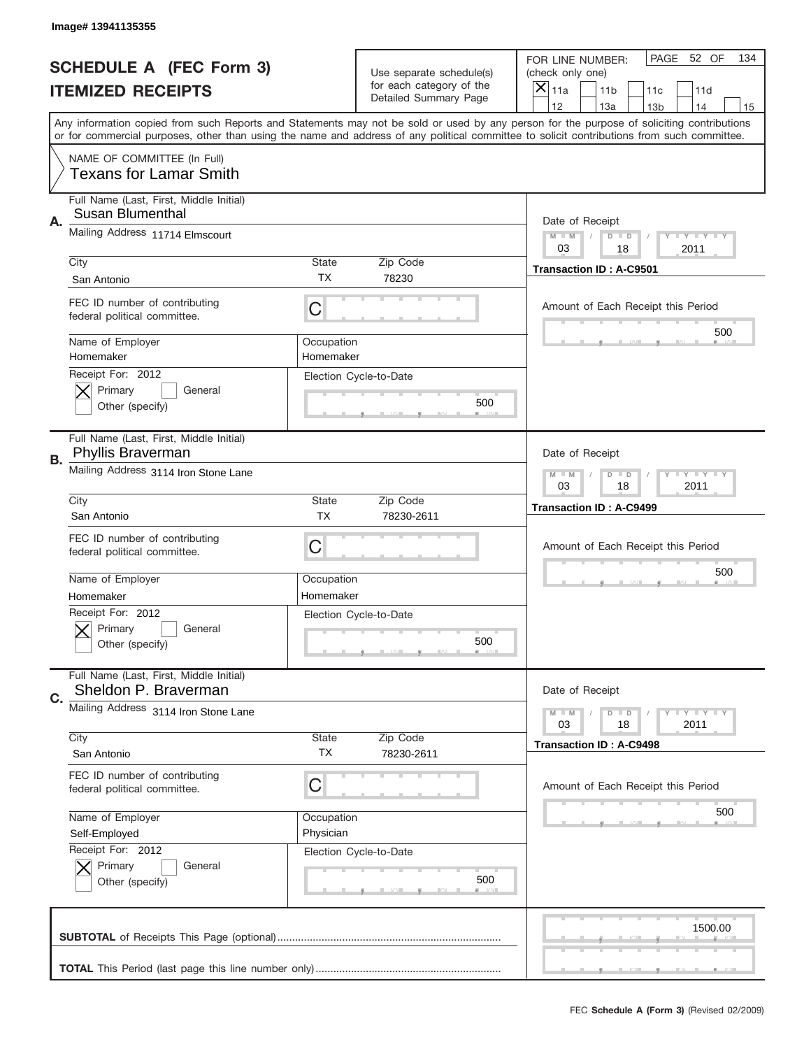Image# 13941135355

# SCHEDULE A (FEC Form 3)
## ITEMIZED RECEIPTS

Use separate schedule(s) for each category of the Detailed Summary Page

FOR LINE NUMBER: (check only one)
[X] 11a [ ] 11b [ ] 11c [ ] 11d
[ ] 12 [ ] 13a [ ] 13b [ ] 14 [ ] 15

PAGE 52 OF 134

Any information copied from such Reports and Statements may not be sold or used by any person for the purpose of soliciting contributions or for commercial purposes, other than using the name and address of any political committee to solicit contributions from such committee.

NAME OF COMMITTEE (In Full)
Texans for Lamar Smith

---

**A.**
Full Name (Last, First, Middle Initial): Susan Blumenthal
Mailing Address: 11714 Elmscourt
City: San Antonio | State: TX | Zip Code: 78230
FEC ID number of contributing federal political committee: C
Name of Employer: Homemaker
Occupation: Homemaker
Receipt For: 2012 — [X] Primary [ ] General [ ] Other (specify)
Election Cycle-to-Date: 500
Date of Receipt: 03 / 18 / 2011
Transaction ID : A-C9501
Amount of Each Receipt this Period: 500

---

**B.**
Full Name (Last, First, Middle Initial): Phyllis Braverman
Mailing Address: 3114 Iron Stone Lane
City: San Antonio | State: TX | Zip Code: 78230-2611
FEC ID number of contributing federal political committee: C
Name of Employer: Homemaker
Occupation: Homemaker
Receipt For: 2012 — [X] Primary [ ] General [ ] Other (specify)
Election Cycle-to-Date: 500
Date of Receipt: 03 / 18 / 2011
Transaction ID : A-C9499
Amount of Each Receipt this Period: 500

---

**C.**
Full Name (Last, First, Middle Initial): Sheldon P. Braverman
Mailing Address: 3114 Iron Stone Lane
City: San Antonio | State: TX | Zip Code: 78230-2611
FEC ID number of contributing federal political committee: C
Name of Employer: Self-Employed
Occupation: Physician
Receipt For: 2012 — [X] Primary [ ] General [ ] Other (specify)
Election Cycle-to-Date: 500
Date of Receipt: 03 / 18 / 2011
Transaction ID : A-C9498
Amount of Each Receipt this Period: 500

---

**SUBTOTAL** of Receipts This Page (optional): 1500.00

**TOTAL** This Period (last page this line number only):

FEC **Schedule A (Form 3)** (Revised 02/2009)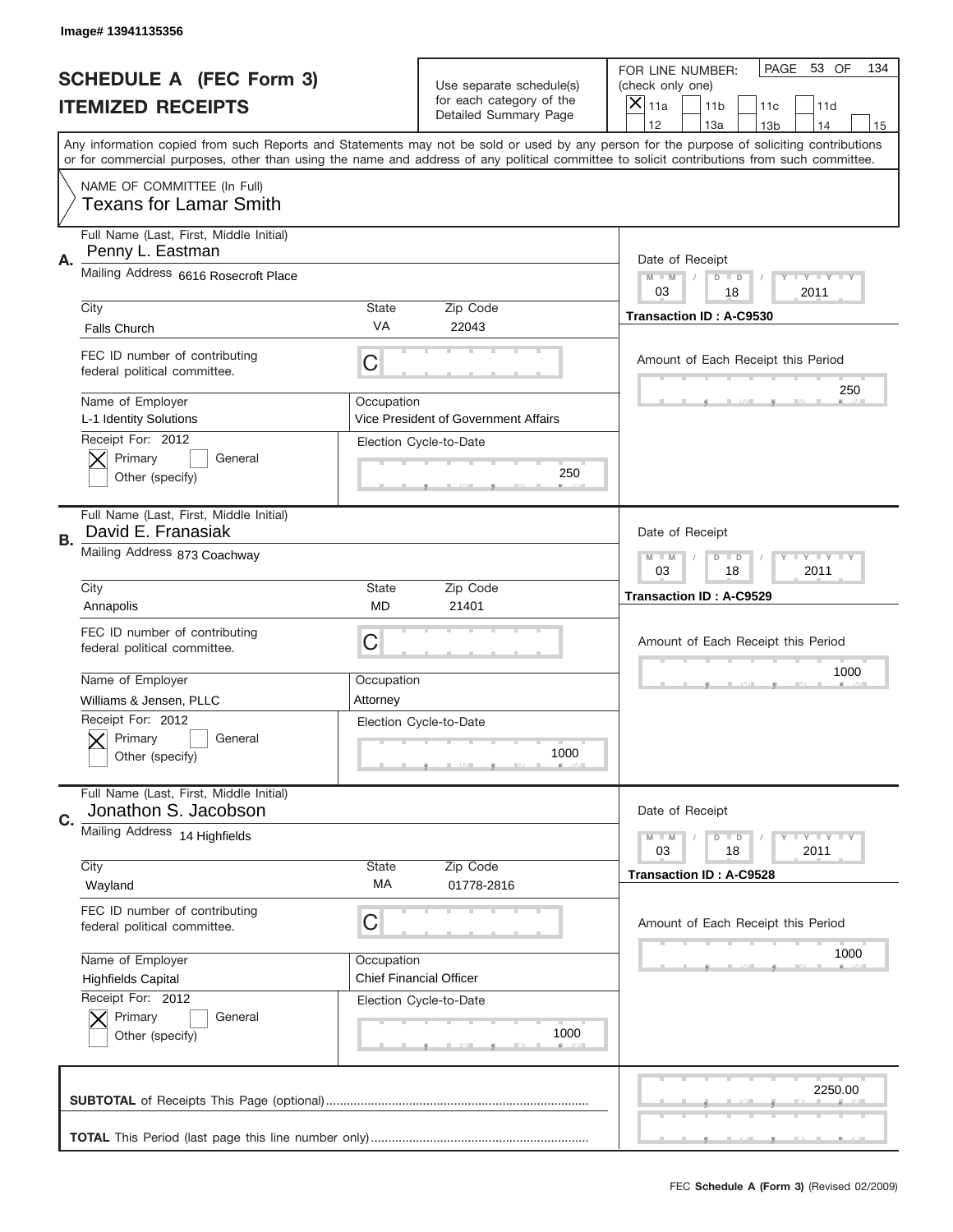Image# 13941135356

# SCHEDULE A (FEC Form 3)
## ITEMIZED RECEIPTS

Use separate schedule(s) for each category of the Detailed Summary Page

FOR LINE NUMBER: (check only one)
[X] 11a [ ] 11b [ ] 11c [ ] 11d
[ ] 12 [ ] 13a [ ] 13b [ ] 14 [ ] 15

PAGE 53 OF 134

Any information copied from such Reports and Statements may not be sold or used by any person for the purpose of soliciting contributions or for commercial purposes, other than using the name and address of any political committee to solicit contributions from such committee.

NAME OF COMMITTEE (In Full)
Texans for Lamar Smith

---

**A.** Full Name (Last, First, Middle Initial): Penny L. Eastman

Mailing Address: 6616 Rosecroft Place

City: Falls Church | State: VA | Zip Code: 22043

FEC ID number of contributing federal political committee: C

Name of Employer: L-1 Identity Solutions

Occupation: Vice President of Government Affairs

Receipt For: 2012 — [X] Primary [ ] General [ ] Other (specify)

Election Cycle-to-Date: 250

Date of Receipt: 03 / 18 / 2011

Transaction ID : A-C9530

Amount of Each Receipt this Period: 250

---

**B.** Full Name (Last, First, Middle Initial): David E. Franasiak

Mailing Address: 873 Coachway

City: Annapolis | State: MD | Zip Code: 21401

FEC ID number of contributing federal political committee: C

Name of Employer: Williams & Jensen, PLLC

Occupation: Attorney

Receipt For: 2012 — [X] Primary [ ] General [ ] Other (specify)

Election Cycle-to-Date: 1000

Date of Receipt: 03 / 18 / 2011

Transaction ID : A-C9529

Amount of Each Receipt this Period: 1000

---

**C.** Full Name (Last, First, Middle Initial): Jonathon S. Jacobson

Mailing Address: 14 Highfields

City: Wayland | State: MA | Zip Code: 01778-2816

FEC ID number of contributing federal political committee: C

Name of Employer: Highfields Capital

Occupation: Chief Financial Officer

Receipt For: 2012 — [X] Primary [ ] General [ ] Other (specify)

Election Cycle-to-Date: 1000

Date of Receipt: 03 / 18 / 2011

Transaction ID : A-C9528

Amount of Each Receipt this Period: 1000

---

**SUBTOTAL** of Receipts This Page (optional): 2250.00

**TOTAL** This Period (last page this line number only):

FEC **Schedule A (Form 3)** (Revised 02/2009)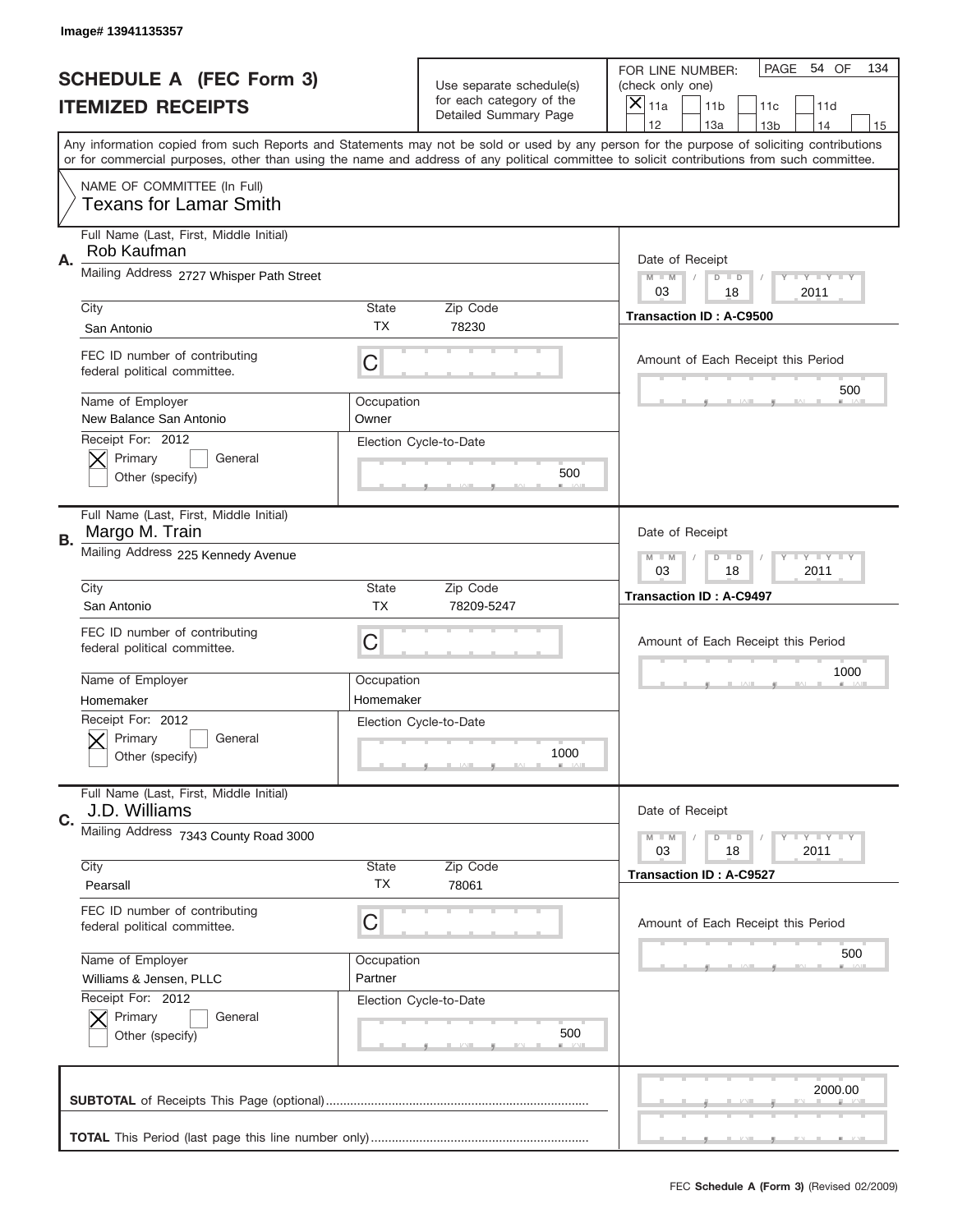Image# 13941135357

# SCHEDULE A (FEC Form 3)
## ITEMIZED RECEIPTS

Use separate schedule(s) for each category of the Detailed Summary Page

FOR LINE NUMBER: (check only one)
[X] 11a [ ] 11b [ ] 11c [ ] 11d [ ] 12 [ ] 13a [ ] 13b [ ] 14 [ ] 15

PAGE 54 OF 134

Any information copied from such Reports and Statements may not be sold or used by any person for the purpose of soliciting contributions or for commercial purposes, other than using the name and address of any political committee to solicit contributions from such committee.

NAME OF COMMITTEE (In Full)
Texans for Lamar Smith

---

**A.** Full Name (Last, First, Middle Initial): Rob Kaufman

Mailing Address: 2727 Whisper Path Street

City: San Antonio | State: TX | Zip Code: 78230

FEC ID number of contributing federal political committee: C

Name of Employer: New Balance San Antonio | Occupation: Owner

Receipt For: 2012 [X] Primary [ ] General [ ] Other (specify)

Election Cycle-to-Date: 500

Date of Receipt: 03 / 18 / 2011

Transaction ID : A-C9500

Amount of Each Receipt this Period: 500

---

**B.** Full Name (Last, First, Middle Initial): Margo M. Train

Mailing Address: 225 Kennedy Avenue

City: San Antonio | State: TX | Zip Code: 78209-5247

FEC ID number of contributing federal political committee: C

Name of Employer: Homemaker | Occupation: Homemaker

Receipt For: 2012 [X] Primary [ ] General [ ] Other (specify)

Election Cycle-to-Date: 1000

Date of Receipt: 03 / 18 / 2011

Transaction ID : A-C9497

Amount of Each Receipt this Period: 1000

---

**C.** Full Name (Last, First, Middle Initial): J.D. Williams

Mailing Address: 7343 County Road 3000

City: Pearsall | State: TX | Zip Code: 78061

FEC ID number of contributing federal political committee: C

Name of Employer: Williams & Jensen, PLLC | Occupation: Partner

Receipt For: 2012 [X] Primary [ ] General [ ] Other (specify)

Election Cycle-to-Date: 500

Date of Receipt: 03 / 18 / 2011

Transaction ID : A-C9527

Amount of Each Receipt this Period: 500

---

**SUBTOTAL** of Receipts This Page (optional): 2000.00

**TOTAL** This Period (last page this line number only):

FEC Schedule A (Form 3) (Revised 02/2009)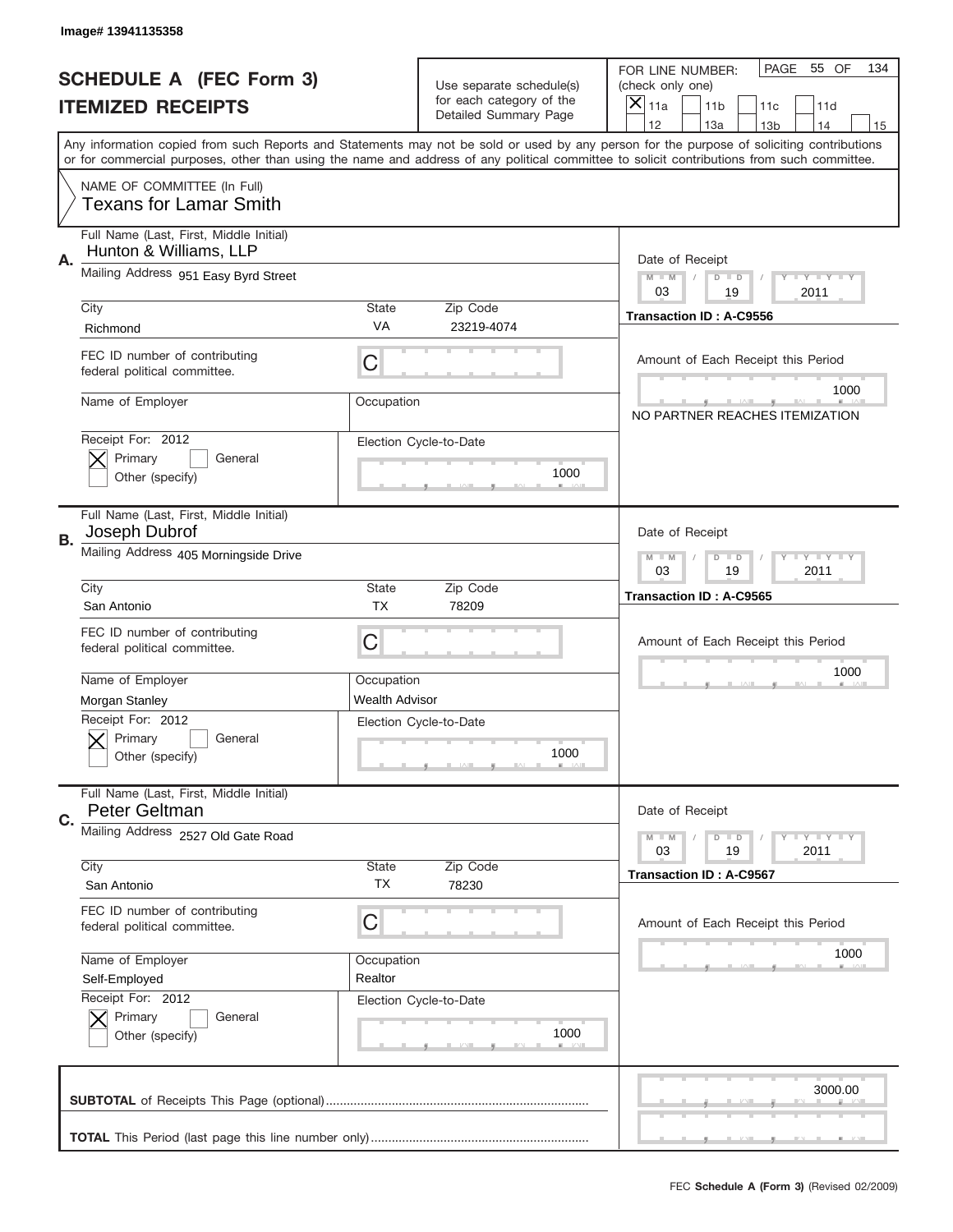Image# 13941135358

# SCHEDULE A (FEC Form 3)
## ITEMIZED RECEIPTS

Use separate schedule(s) for each category of the Detailed Summary Page

FOR LINE NUMBER: (check only one)
[X] 11a [ ] 11b [ ] 11c [ ] 11d
[ ] 12 [ ] 13a [ ] 13b [ ] 14 [ ] 15

PAGE 55 OF 134

Any information copied from such Reports and Statements may not be sold or used by any person for the purpose of soliciting contributions or for commercial purposes, other than using the name and address of any political committee to solicit contributions from such committee.

NAME OF COMMITTEE (In Full)
Texans for Lamar Smith

**A.**
Full Name (Last, First, Middle Initial): Hunton & Williams, LLP
Mailing Address: 951 Easy Byrd Street
City: Richmond | State: VA | Zip Code: 23219-4074
FEC ID number of contributing federal political committee: C
Name of Employer: | Occupation:
Receipt For: 2012 [X] Primary [ ] General [ ] Other (specify)
Election Cycle-to-Date: 1000
Date of Receipt: 03 / 19 / 2011
Transaction ID : A-C9556
Amount of Each Receipt this Period: 1000
NO PARTNER REACHES ITEMIZATION

**B.**
Full Name (Last, First, Middle Initial): Joseph Dubrof
Mailing Address: 405 Morningside Drive
City: San Antonio | State: TX | Zip Code: 78209
FEC ID number of contributing federal political committee: C
Name of Employer: Morgan Stanley | Occupation: Wealth Advisor
Receipt For: 2012 [X] Primary [ ] General [ ] Other (specify)
Election Cycle-to-Date: 1000
Date of Receipt: 03 / 19 / 2011
Transaction ID : A-C9565
Amount of Each Receipt this Period: 1000

**C.**
Full Name (Last, First, Middle Initial): Peter Geltman
Mailing Address: 2527 Old Gate Road
City: San Antonio | State: TX | Zip Code: 78230
FEC ID number of contributing federal political committee: C
Name of Employer: Self-Employed | Occupation: Realtor
Receipt For: 2012 [X] Primary [ ] General [ ] Other (specify)
Election Cycle-to-Date: 1000
Date of Receipt: 03 / 19 / 2011
Transaction ID : A-C9567
Amount of Each Receipt this Period: 1000

**SUBTOTAL** of Receipts This Page (optional): 3000.00

**TOTAL** This Period (last page this line number only):

FEC **Schedule A (Form 3)** (Revised 02/2009)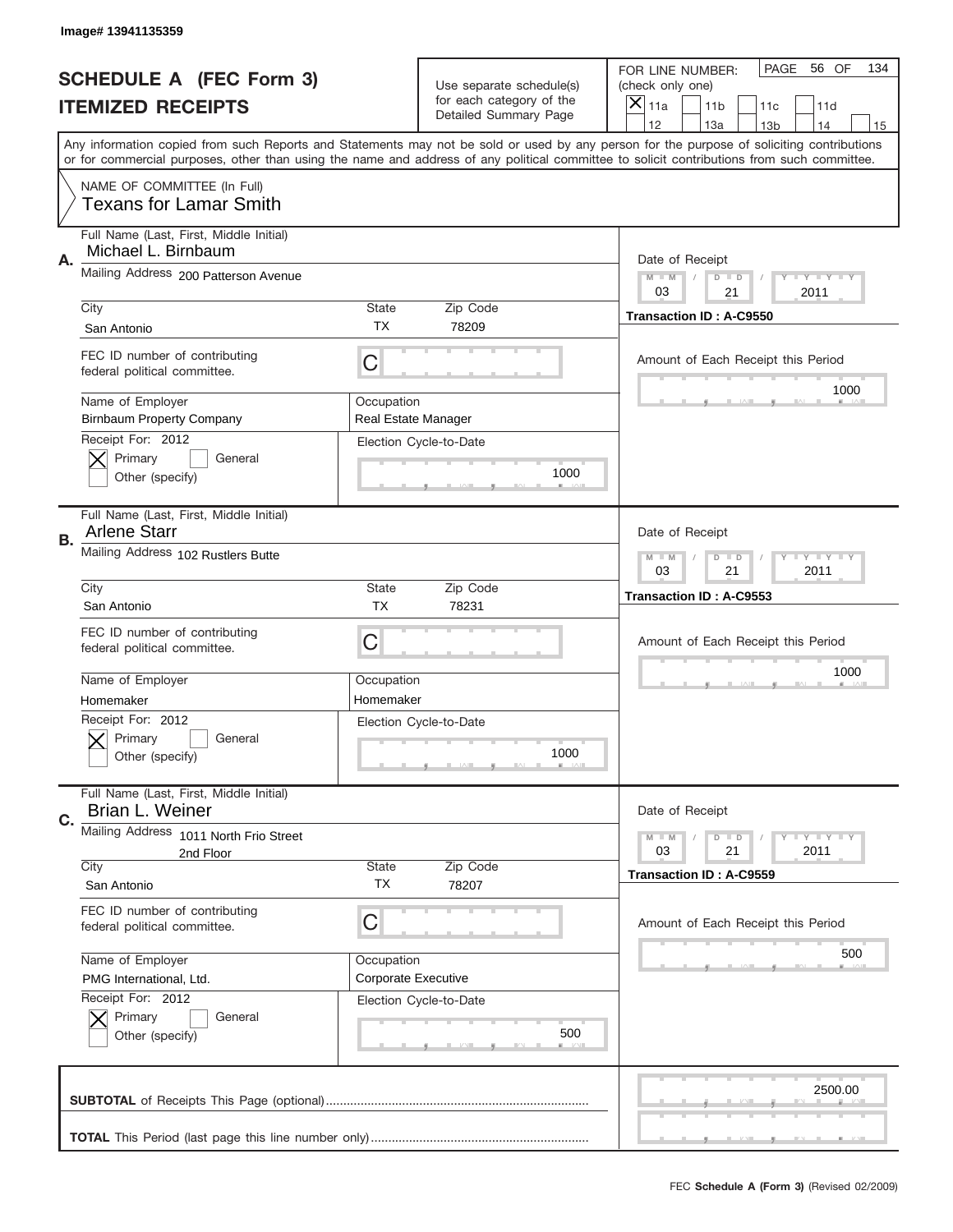Image# 13941135359

# SCHEDULE A (FEC Form 3)
## ITEMIZED RECEIPTS

Use separate schedule(s) for each category of the Detailed Summary Page

FOR LINE NUMBER: (check only one)

☒ 11a ☐ 11b ☐ 11c ☐ 11d ☐ 12 ☐ 13a ☐ 13b ☐ 14 ☐ 15

PAGE 56 OF 134

Any information copied from such Reports and Statements may not be sold or used by any person for the purpose of soliciting contributions or for commercial purposes, other than using the name and address of any political committee to solicit contributions from such committee.

NAME OF COMMITTEE (In Full)
Texans for Lamar Smith

---

**A.**
Full Name (Last, First, Middle Initial): Michael L. Birnbaum
Mailing Address: 200 Patterson Avenue
City: San Antonio | State: TX | Zip Code: 78209
FEC ID number of contributing federal political committee: C
Name of Employer: Birnbaum Property Company
Occupation: Real Estate Manager
Receipt For: 2012 ☒ Primary ☐ General ☐ Other (specify)
Election Cycle-to-Date: 1000
Date of Receipt: 03 / 21 / 2011
Transaction ID : A-C9550
Amount of Each Receipt this Period: 1000

---

**B.**
Full Name (Last, First, Middle Initial): Arlene Starr
Mailing Address: 102 Rustlers Butte
City: San Antonio | State: TX | Zip Code: 78231
FEC ID number of contributing federal political committee: C
Name of Employer: Homemaker
Occupation: Homemaker
Receipt For: 2012 ☒ Primary ☐ General ☐ Other (specify)
Election Cycle-to-Date: 1000
Date of Receipt: 03 / 21 / 2011
Transaction ID : A-C9553
Amount of Each Receipt this Period: 1000

---

**C.**
Full Name (Last, First, Middle Initial): Brian L. Weiner
Mailing Address: 1011 North Frio Street, 2nd Floor
City: San Antonio | State: TX | Zip Code: 78207
FEC ID number of contributing federal political committee: C
Name of Employer: PMG International, Ltd.
Occupation: Corporate Executive
Receipt For: 2012 ☒ Primary ☐ General ☐ Other (specify)
Election Cycle-to-Date: 500
Date of Receipt: 03 / 21 / 2011
Transaction ID : A-C9559
Amount of Each Receipt this Period: 500

---

**SUBTOTAL** of Receipts This Page (optional): 2500.00

**TOTAL** This Period (last page this line number only):

FEC **Schedule A (Form 3)** (Revised 02/2009)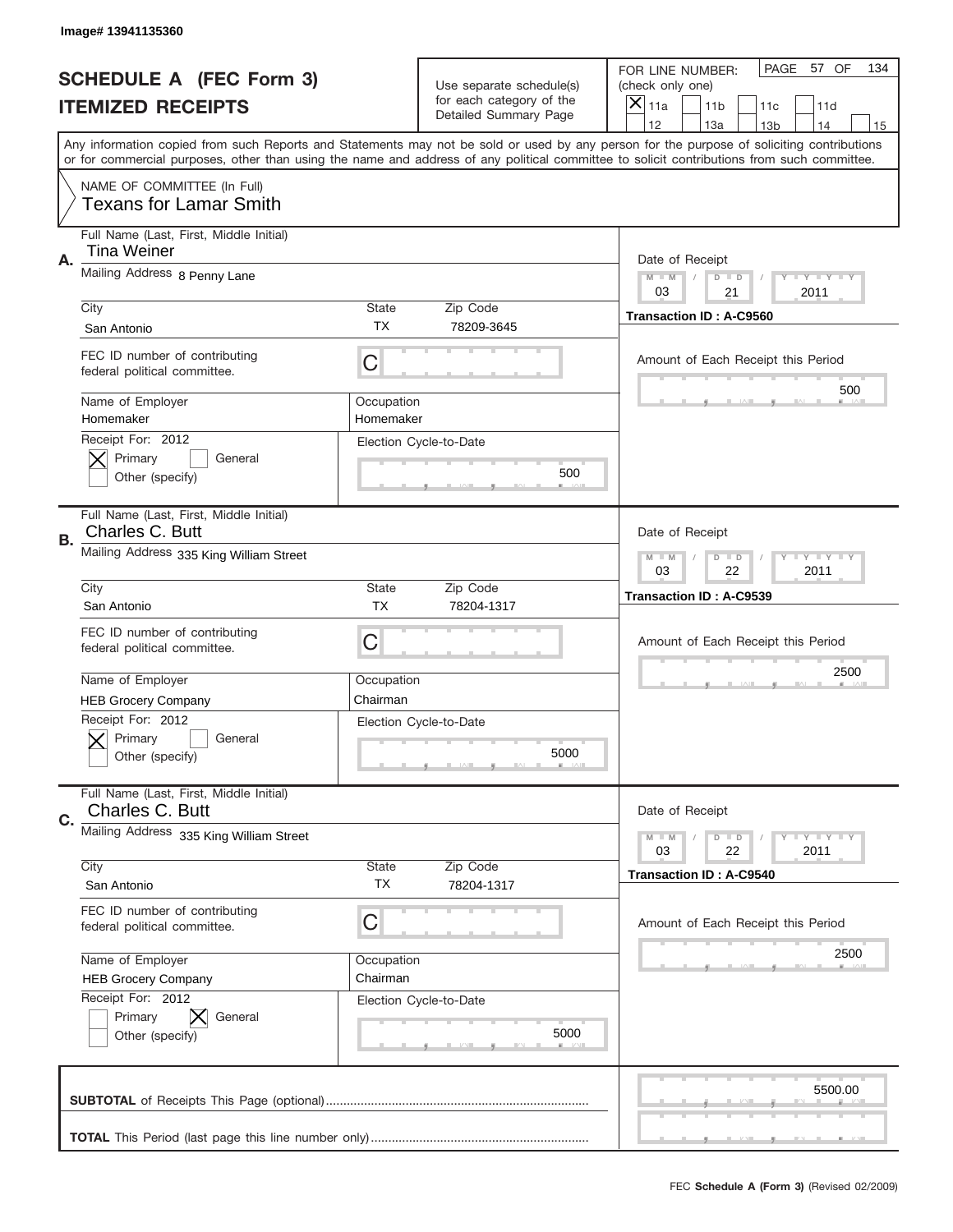Image# 13941135360

# SCHEDULE A (FEC Form 3)
## ITEMIZED RECEIPTS

Use separate schedule(s) for each category of the Detailed Summary Page

FOR LINE NUMBER: (check only one)
[X] 11a [ ] 11b [ ] 11c [ ] 11d [ ] 12 [ ] 13a [ ] 13b [ ] 14 [ ] 15

PAGE 57 OF 134

Any information copied from such Reports and Statements may not be sold or used by any person for the purpose of soliciting contributions or for commercial purposes, other than using the name and address of any political committee to solicit contributions from such committee.

NAME OF COMMITTEE (In Full)
Texans for Lamar Smith

---

**A.**

Full Name (Last, First, Middle Initial): Tina Weiner

Mailing Address: 8 Penny Lane

City: San Antonio | State: TX | Zip Code: 78209-3645

FEC ID number of contributing federal political committee: C

Name of Employer: Homemaker | Occupation: Homemaker

Receipt For: 2012 — [X] Primary [ ] General [ ] Other (specify)

Election Cycle-to-Date: 500

Date of Receipt: 03 / 21 / 2011

Transaction ID : A-C9560

Amount of Each Receipt this Period: 500

---

**B.**

Full Name (Last, First, Middle Initial): Charles C. Butt

Mailing Address: 335 King William Street

City: San Antonio | State: TX | Zip Code: 78204-1317

FEC ID number of contributing federal political committee: C

Name of Employer: HEB Grocery Company | Occupation: Chairman

Receipt For: 2012 — [X] Primary [ ] General [ ] Other (specify)

Election Cycle-to-Date: 5000

Date of Receipt: 03 / 22 / 2011

Transaction ID : A-C9539

Amount of Each Receipt this Period: 2500

---

**C.**

Full Name (Last, First, Middle Initial): Charles C. Butt

Mailing Address: 335 King William Street

City: San Antonio | State: TX | Zip Code: 78204-1317

FEC ID number of contributing federal political committee: C

Name of Employer: HEB Grocery Company | Occupation: Chairman

Receipt For: 2012 — [ ] Primary [X] General [ ] Other (specify)

Election Cycle-to-Date: 5000

Date of Receipt: 03 / 22 / 2011

Transaction ID : A-C9540

Amount of Each Receipt this Period: 2500

---

**SUBTOTAL** of Receipts This Page (optional): 5500.00

**TOTAL** This Period (last page this line number only):

FEC **Schedule A (Form 3)** (Revised 02/2009)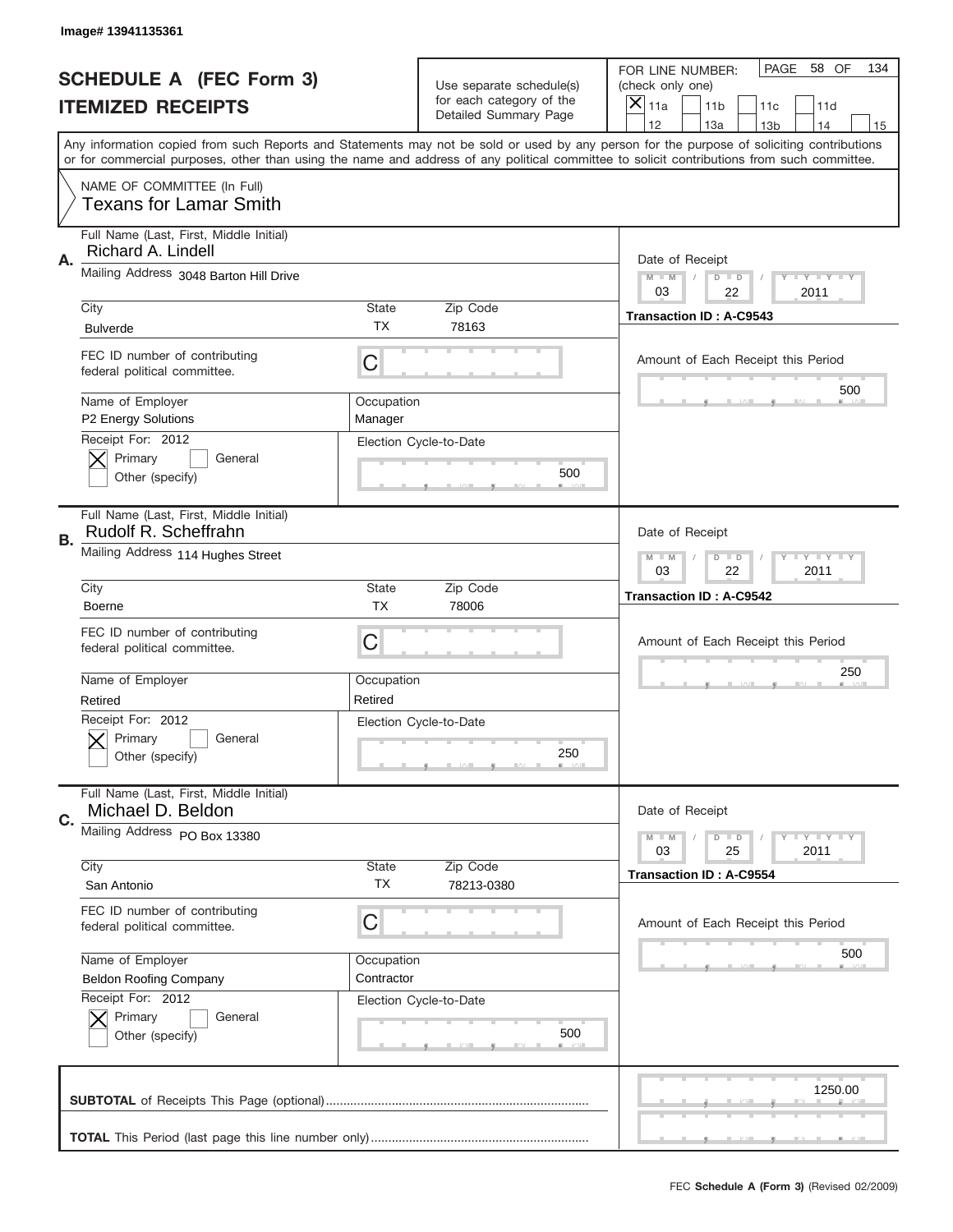Image# 13941135361

# SCHEDULE A (FEC Form 3)
# ITEMIZED RECEIPTS

Use separate schedule(s) for each category of the Detailed Summary Page

FOR LINE NUMBER: (check only one)

PAGE 58 OF 134

[X] 11a [ ] 11b [ ] 11c [ ] 11d [ ] 12 [ ] 13a [ ] 13b [ ] 14 [ ] 15

Any information copied from such Reports and Statements may not be sold or used by any person for the purpose of soliciting contributions or for commercial purposes, other than using the name and address of any political committee to solicit contributions from such committee.

NAME OF COMMITTEE (In Full)
Texans for Lamar Smith

---

**A.** Full Name (Last, First, Middle Initial): Richard A. Lindell

Mailing Address: 3048 Barton Hill Drive

City: Bulverde | State: TX | Zip Code: 78163

FEC ID number of contributing federal political committee: C

Name of Employer: P2 Energy Solutions | Occupation: Manager

Receipt For: 2012 — [X] Primary [ ] General [ ] Other (specify)

Election Cycle-to-Date: 500

Date of Receipt: 03/22/2011

Transaction ID : A-C9543

Amount of Each Receipt this Period: 500

---

**B.** Full Name (Last, First, Middle Initial): Rudolf R. Scheffrahn

Mailing Address: 114 Hughes Street

City: Boerne | State: TX | Zip Code: 78006

FEC ID number of contributing federal political committee: C

Name of Employer: Retired | Occupation: Retired

Receipt For: 2012 — [X] Primary [ ] General [ ] Other (specify)

Election Cycle-to-Date: 250

Date of Receipt: 03/22/2011

Transaction ID : A-C9542

Amount of Each Receipt this Period: 250

---

**C.** Full Name (Last, First, Middle Initial): Michael D. Beldon

Mailing Address: PO Box 13380

City: San Antonio | State: TX | Zip Code: 78213-0380

FEC ID number of contributing federal political committee: C

Name of Employer: Beldon Roofing Company | Occupation: Contractor

Receipt For: 2012 — [X] Primary [ ] General [ ] Other (specify)

Election Cycle-to-Date: 500

Date of Receipt: 03/25/2011

Transaction ID : A-C9554

Amount of Each Receipt this Period: 500

---

**SUBTOTAL** of Receipts This Page (optional): 1250.00

**TOTAL** This Period (last page this line number only):

FEC Schedule A (Form 3) (Revised 02/2009)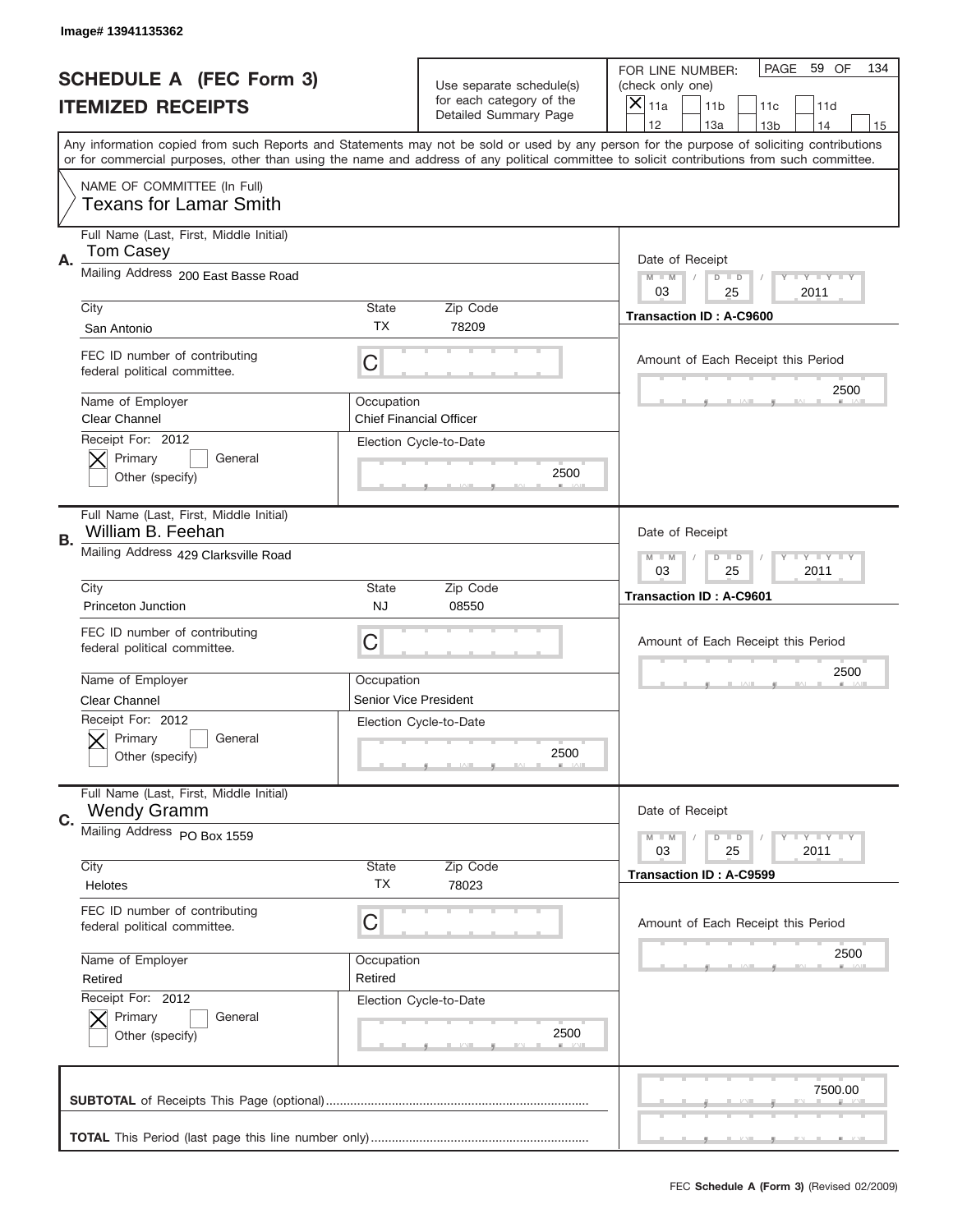Image# 13941135362

# SCHEDULE A (FEC Form 3)
# ITEMIZED RECEIPTS

Use separate schedule(s) for each category of the Detailed Summary Page

FOR LINE NUMBER: (check only one)

[X] 11a [ ] 11b [ ] 11c [ ] 11d [ ] 12 [ ] 13a [ ] 13b [ ] 14 [ ] 15

PAGE 59 OF 134

Any information copied from such Reports and Statements may not be sold or used by any person for the purpose of soliciting contributions or for commercial purposes, other than using the name and address of any political committee to solicit contributions from such committee.

NAME OF COMMITTEE (In Full)
Texans for Lamar Smith

---

**A.** Full Name (Last, First, Middle Initial): Tom Casey

Mailing Address: 200 East Basse Road

City: San Antonio | State: TX | Zip Code: 78209

FEC ID number of contributing federal political committee: C

Name of Employer: Clear Channel

Occupation: Chief Financial Officer

Receipt For: 2012 — [X] Primary [ ] General [ ] Other (specify)

Election Cycle-to-Date: 2500

Date of Receipt: 03 / 25 / 2011

Transaction ID : A-C9600

Amount of Each Receipt this Period: 2500

---

**B.** Full Name (Last, First, Middle Initial): William B. Feehan

Mailing Address: 429 Clarksville Road

City: Princeton Junction | State: NJ | Zip Code: 08550

FEC ID number of contributing federal political committee: C

Name of Employer: Clear Channel

Occupation: Senior Vice President

Receipt For: 2012 — [X] Primary [ ] General [ ] Other (specify)

Election Cycle-to-Date: 2500

Date of Receipt: 03 / 25 / 2011

Transaction ID : A-C9601

Amount of Each Receipt this Period: 2500

---

**C.** Full Name (Last, First, Middle Initial): Wendy Gramm

Mailing Address: PO Box 1559

City: Helotes | State: TX | Zip Code: 78023

FEC ID number of contributing federal political committee: C

Name of Employer: Retired

Occupation: Retired

Receipt For: 2012 — [X] Primary [ ] General [ ] Other (specify)

Election Cycle-to-Date: 2500

Date of Receipt: 03 / 25 / 2011

Transaction ID : A-C9599

Amount of Each Receipt this Period: 2500

---

**SUBTOTAL** of Receipts This Page (optional): 7500.00

**TOTAL** This Period (last page this line number only):

FEC **Schedule A (Form 3)** (Revised 02/2009)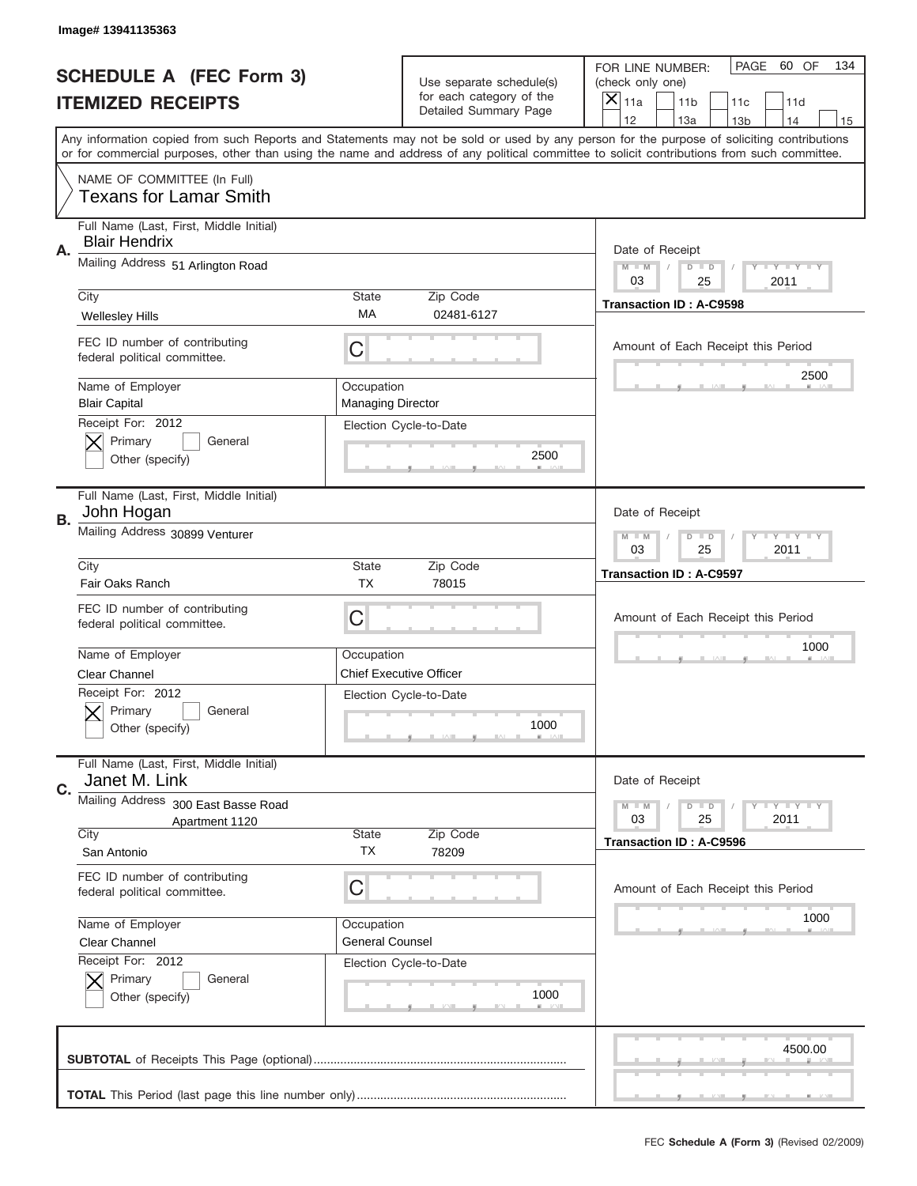Image# 13941135363

# SCHEDULE A (FEC Form 3)
## ITEMIZED RECEIPTS

Use separate schedule(s) for each category of the Detailed Summary Page

FOR LINE NUMBER: (check only one)
[X] 11a [ ] 11b [ ] 11c [ ] 11d [ ] 12 [ ] 13a [ ] 13b [ ] 14 [ ] 15

PAGE 60 OF 134

Any information copied from such Reports and Statements may not be sold or used by any person for the purpose of soliciting contributions or for commercial purposes, other than using the name and address of any political committee to solicit contributions from such committee.

NAME OF COMMITTEE (In Full)
Texans for Lamar Smith

---

**A.** Full Name (Last, First, Middle Initial): Blair Hendrix

Mailing Address: 51 Arlington Road

City: Wellesley Hills | State: MA | Zip Code: 02481-6127

FEC ID number of contributing federal political committee: C

Name of Employer: Blair Capital

Occupation: Managing Director

Receipt For: 2012 — [X] Primary [ ] General [ ] Other (specify)

Election Cycle-to-Date: 2500

Date of Receipt: 03 / 25 / 2011

Transaction ID : A-C9598

Amount of Each Receipt this Period: 2500

---

**B.** Full Name (Last, First, Middle Initial): John Hogan

Mailing Address: 30899 Venturer

City: Fair Oaks Ranch | State: TX | Zip Code: 78015

FEC ID number of contributing federal political committee: C

Name of Employer: Clear Channel

Occupation: Chief Executive Officer

Receipt For: 2012 — [X] Primary [ ] General [ ] Other (specify)

Election Cycle-to-Date: 1000

Date of Receipt: 03 / 25 / 2011

Transaction ID : A-C9597

Amount of Each Receipt this Period: 1000

---

**C.** Full Name (Last, First, Middle Initial): Janet M. Link

Mailing Address: 300 East Basse Road, Apartment 1120

City: San Antonio | State: TX | Zip Code: 78209

FEC ID number of contributing federal political committee: C

Name of Employer: Clear Channel

Occupation: General Counsel

Receipt For: 2012 — [X] Primary [ ] General [ ] Other (specify)

Election Cycle-to-Date: 1000

Date of Receipt: 03 / 25 / 2011

Transaction ID : A-C9596

Amount of Each Receipt this Period: 1000

---

**SUBTOTAL** of Receipts This Page (optional): 4500.00

**TOTAL** This Period (last page this line number only):

FEC **Schedule A (Form 3)** (Revised 02/2009)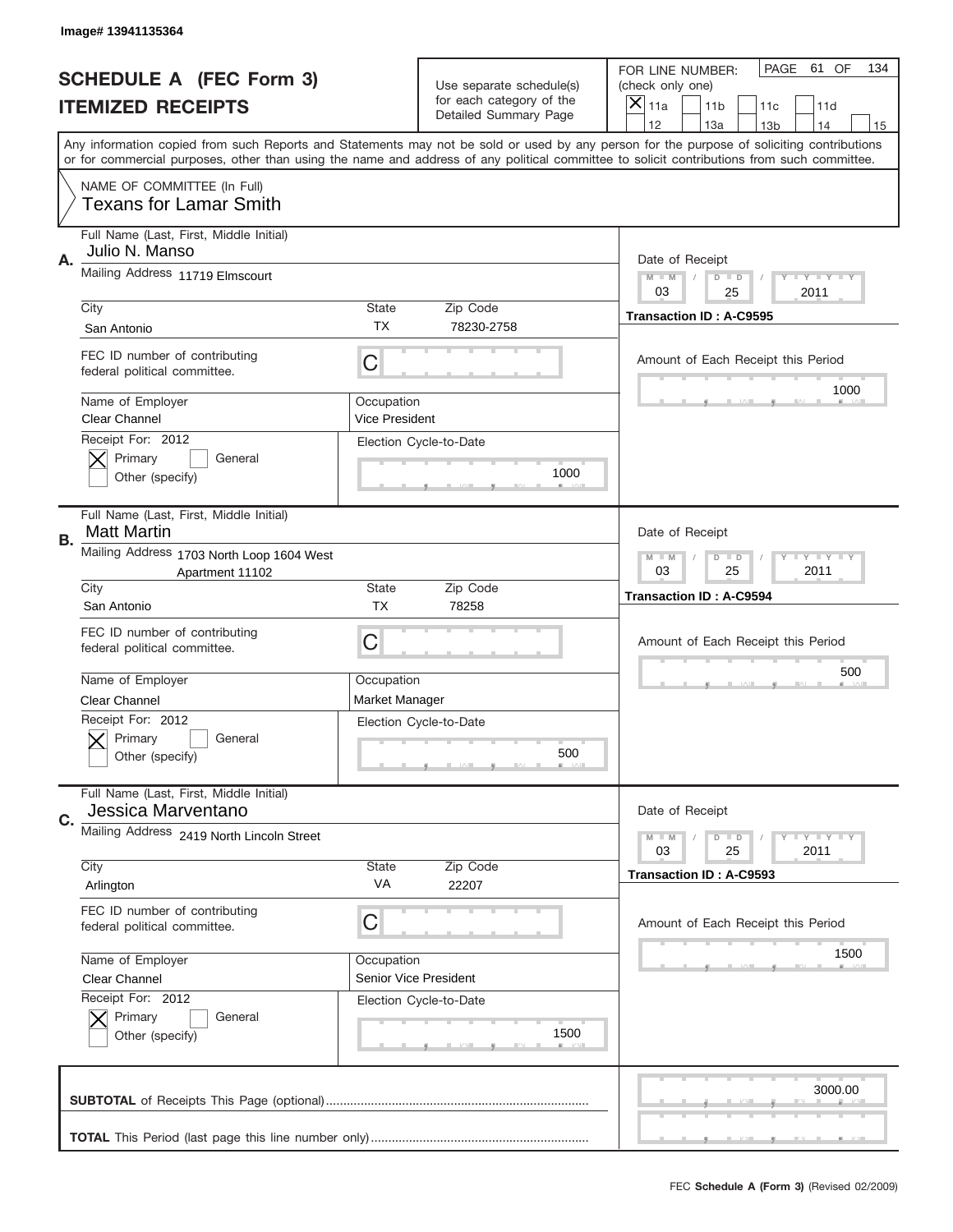Image# 13941135364

# SCHEDULE A (FEC Form 3)
# ITEMIZED RECEIPTS

Use separate schedule(s) for each category of the Detailed Summary Page

FOR LINE NUMBER: (check only one)
[X] 11a [ ] 11b [ ] 11c [ ] 11d [ ] 12 [ ] 13a [ ] 13b [ ] 14 [ ] 15

PAGE 61 OF 134

Any information copied from such Reports and Statements may not be sold or used by any person for the purpose of soliciting contributions or for commercial purposes, other than using the name and address of any political committee to solicit contributions from such committee.

NAME OF COMMITTEE (In Full)
Texans for Lamar Smith

---

**A.** Full Name (Last, First, Middle Initial): Julio N. Manso

Mailing Address: 11719 Elmscourt

City: San Antonio | State: TX | Zip Code: 78230-2758

FEC ID number of contributing federal political committee: C

Name of Employer: Clear Channel | Occupation: Vice President

Receipt For: 2012 [X] Primary [ ] General [ ] Other (specify)

Election Cycle-to-Date: 1000

Date of Receipt: 03 / 25 / 2011

Transaction ID : A-C9595

Amount of Each Receipt this Period: 1000

---

**B.** Full Name (Last, First, Middle Initial): Matt Martin

Mailing Address: 1703 North Loop 1604 West Apartment 11102

City: San Antonio | State: TX | Zip Code: 78258

FEC ID number of contributing federal political committee: C

Name of Employer: Clear Channel | Occupation: Market Manager

Receipt For: 2012 [X] Primary [ ] General [ ] Other (specify)

Election Cycle-to-Date: 500

Date of Receipt: 03 / 25 / 2011

Transaction ID : A-C9594

Amount of Each Receipt this Period: 500

---

**C.** Full Name (Last, First, Middle Initial): Jessica Marventano

Mailing Address: 2419 North Lincoln Street

City: Arlington | State: VA | Zip Code: 22207

FEC ID number of contributing federal political committee: C

Name of Employer: Clear Channel | Occupation: Senior Vice President

Receipt For: 2012 [X] Primary [ ] General [ ] Other (specify)

Election Cycle-to-Date: 1500

Date of Receipt: 03 / 25 / 2011

Transaction ID : A-C9593

Amount of Each Receipt this Period: 1500

---

**SUBTOTAL** of Receipts This Page (optional): 3000.00

**TOTAL** This Period (last page this line number only):

FEC Schedule A (Form 3) (Revised 02/2009)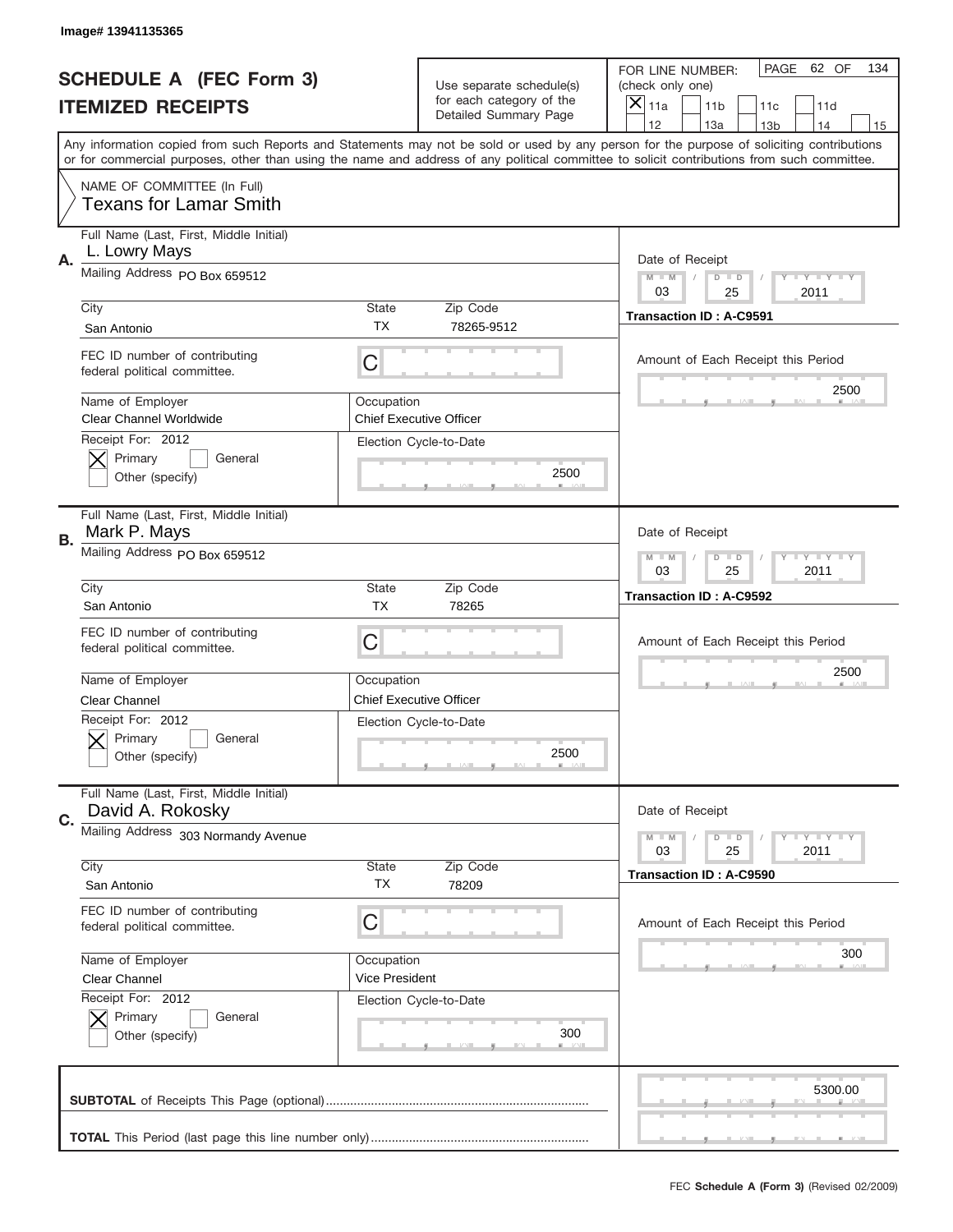Image# 13941135365

# SCHEDULE A (FEC Form 3)
## ITEMIZED RECEIPTS

Use separate schedule(s) for each category of the Detailed Summary Page

FOR LINE NUMBER: (check only one)
[X] 11a [ ] 11b [ ] 11c [ ] 11d [ ] 12 [ ] 13a [ ] 13b [ ] 14 [ ] 15

PAGE 62 OF 134

Any information copied from such Reports and Statements may not be sold or used by any person for the purpose of soliciting contributions or for commercial purposes, other than using the name and address of any political committee to solicit contributions from such committee.

NAME OF COMMITTEE (In Full)
Texans for Lamar Smith

---

**A.** Full Name (Last, First, Middle Initial): L. Lowry Mays

Mailing Address: PO Box 659512

City: San Antonio | State: TX | Zip Code: 78265-9512

FEC ID number of contributing federal political committee: C

Name of Employer: Clear Channel Worldwide

Occupation: Chief Executive Officer

Receipt For: 2012 [X] Primary [ ] General [ ] Other (specify)

Election Cycle-to-Date: 2500

Date of Receipt: 03 / 25 / 2011

Transaction ID : A-C9591

Amount of Each Receipt this Period: 2500

---

**B.** Full Name (Last, First, Middle Initial): Mark P. Mays

Mailing Address: PO Box 659512

City: San Antonio | State: TX | Zip Code: 78265

FEC ID number of contributing federal political committee: C

Name of Employer: Clear Channel

Occupation: Chief Executive Officer

Receipt For: 2012 [X] Primary [ ] General [ ] Other (specify)

Election Cycle-to-Date: 2500

Date of Receipt: 03 / 25 / 2011

Transaction ID : A-C9592

Amount of Each Receipt this Period: 2500

---

**C.** Full Name (Last, First, Middle Initial): David A. Rokosky

Mailing Address: 303 Normandy Avenue

City: San Antonio | State: TX | Zip Code: 78209

FEC ID number of contributing federal political committee: C

Name of Employer: Clear Channel

Occupation: Vice President

Receipt For: 2012 [X] Primary [ ] General [ ] Other (specify)

Election Cycle-to-Date: 300

Date of Receipt: 03 / 25 / 2011

Transaction ID : A-C9590

Amount of Each Receipt this Period: 300

---

**SUBTOTAL** of Receipts This Page (optional): 5300.00

**TOTAL** This Period (last page this line number only):

FEC **Schedule A (Form 3)** (Revised 02/2009)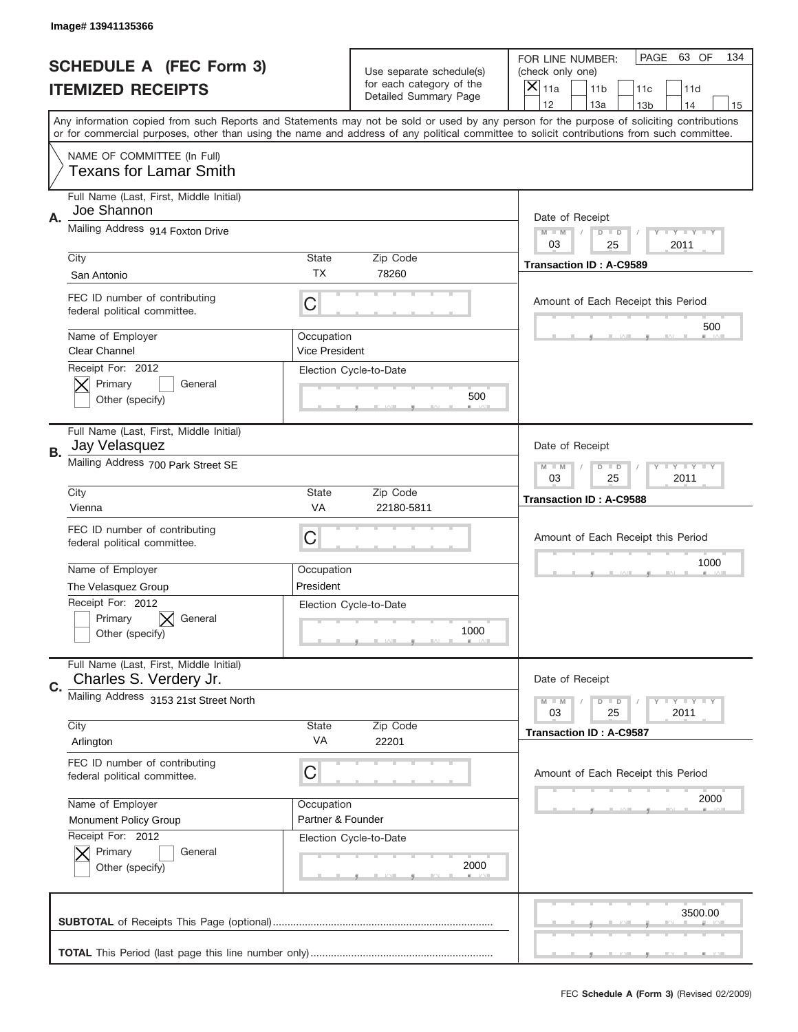Image# 13941135366

# SCHEDULE A (FEC Form 3)
## ITEMIZED RECEIPTS

Use separate schedule(s) for each category of the Detailed Summary Page

FOR LINE NUMBER: (check only one)

[X] 11a [ ] 11b [ ] 11c [ ] 11d [ ] 12 [ ] 13a [ ] 13b [ ] 14 [ ] 15

PAGE 63 OF 134

Any information copied from such Reports and Statements may not be sold or used by any person for the purpose of soliciting contributions or for commercial purposes, other than using the name and address of any political committee to solicit contributions from such committee.

NAME OF COMMITTEE (In Full)
Texans for Lamar Smith

---

**A.** Full Name (Last, First, Middle Initial): Joe Shannon

Mailing Address: 914 Foxton Drive

City: San Antonio | State: TX | Zip Code: 78260

FEC ID number of contributing federal political committee: C

Name of Employer: Clear Channel

Occupation: Vice President

Receipt For: 2012 — [X] Primary [ ] General [ ] Other (specify)

Election Cycle-to-Date: 500

Date of Receipt: 03 / 25 / 2011

Transaction ID : A-C9589

Amount of Each Receipt this Period: 500

---

**B.** Full Name (Last, First, Middle Initial): Jay Velasquez

Mailing Address: 700 Park Street SE

City: Vienna | State: VA | Zip Code: 22180-5811

FEC ID number of contributing federal political committee: C

Name of Employer: The Velasquez Group

Occupation: President

Receipt For: 2012 — [ ] Primary [X] General [ ] Other (specify)

Election Cycle-to-Date: 1000

Date of Receipt: 03 / 25 / 2011

Transaction ID : A-C9588

Amount of Each Receipt this Period: 1000

---

**C.** Full Name (Last, First, Middle Initial): Charles S. Verdery Jr.

Mailing Address: 3153 21st Street North

City: Arlington | State: VA | Zip Code: 22201

FEC ID number of contributing federal political committee: C

Name of Employer: Monument Policy Group

Occupation: Partner & Founder

Receipt For: 2012 — [X] Primary [ ] General [ ] Other (specify)

Election Cycle-to-Date: 2000

Date of Receipt: 03 / 25 / 2011

Transaction ID : A-C9587

Amount of Each Receipt this Period: 2000

---

**SUBTOTAL** of Receipts This Page (optional): 3500.00

**TOTAL** This Period (last page this line number only):

FEC **Schedule A (Form 3)** (Revised 02/2009)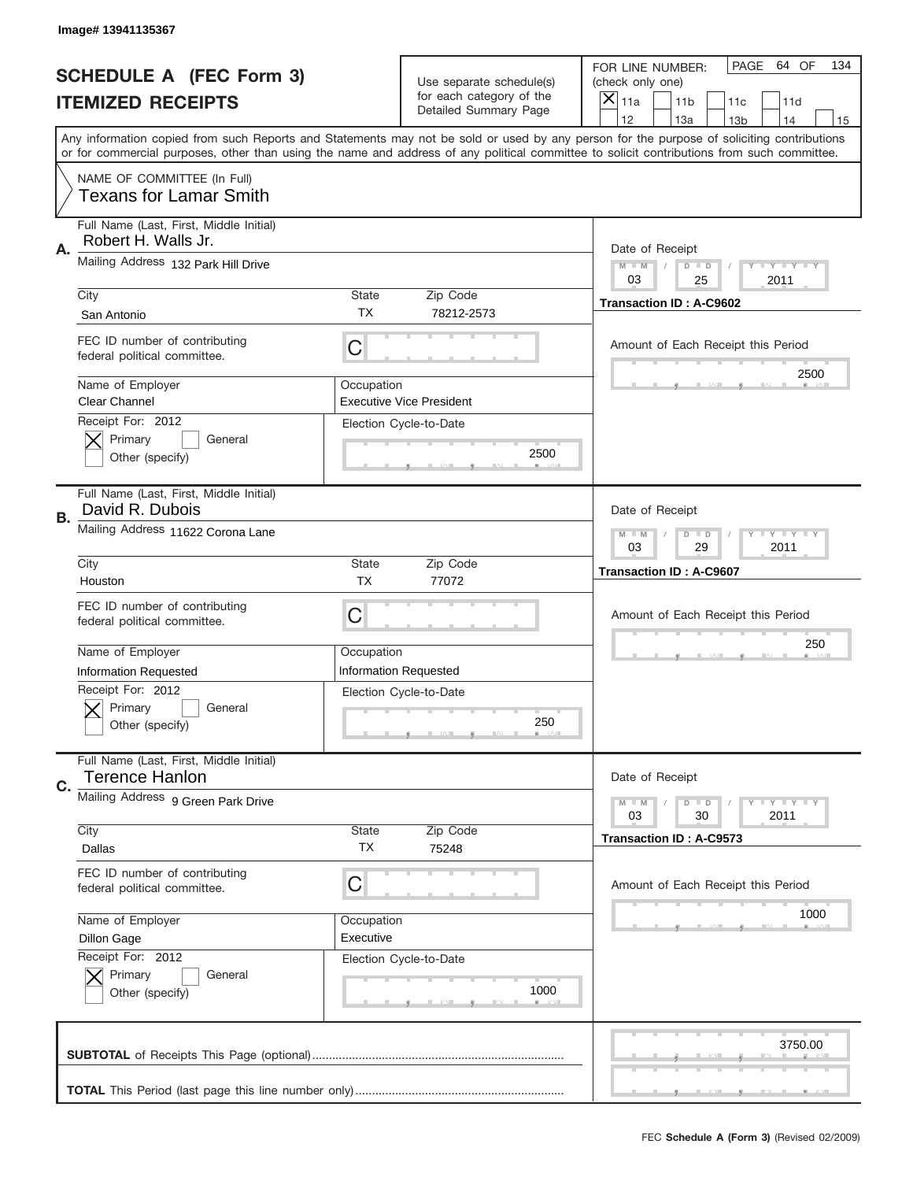Image# 13941135367

# SCHEDULE A (FEC Form 3)
## ITEMIZED RECEIPTS

Use separate schedule(s) for each category of the Detailed Summary Page

FOR LINE NUMBER: (check only one)
[X] 11a [ ] 11b [ ] 11c [ ] 11d [ ] 12 [ ] 13a [ ] 13b [ ] 14 [ ] 15

PAGE 64 OF 134

Any information copied from such Reports and Statements may not be sold or used by any person for the purpose of soliciting contributions or for commercial purposes, other than using the name and address of any political committee to solicit contributions from such committee.

NAME OF COMMITTEE (In Full)
Texans for Lamar Smith

---

**A.** Full Name (Last, First, Middle Initial): Robert H. Walls Jr.

Mailing Address: 132 Park Hill Drive

City: San Antonio | State: TX | Zip Code: 78212-2573

FEC ID number of contributing federal political committee: C

Name of Employer: Clear Channel

Occupation: Executive Vice President

Receipt For: 2012 — [X] Primary [ ] General [ ] Other (specify)

Election Cycle-to-Date: 2500

Date of Receipt: 03 / 25 / 2011

Transaction ID : A-C9602

Amount of Each Receipt this Period: 2500

---

**B.** Full Name (Last, First, Middle Initial): David R. Dubois

Mailing Address: 11622 Corona Lane

City: Houston | State: TX | Zip Code: 77072

FEC ID number of contributing federal political committee: C

Name of Employer: Information Requested

Occupation: Information Requested

Receipt For: 2012 — [X] Primary [ ] General [ ] Other (specify)

Election Cycle-to-Date: 250

Date of Receipt: 03 / 29 / 2011

Transaction ID : A-C9607

Amount of Each Receipt this Period: 250

---

**C.** Full Name (Last, First, Middle Initial): Terence Hanlon

Mailing Address: 9 Green Park Drive

City: Dallas | State: TX | Zip Code: 75248

FEC ID number of contributing federal political committee: C

Name of Employer: Dillon Gage

Occupation: Executive

Receipt For: 2012 — [X] Primary [ ] General [ ] Other (specify)

Election Cycle-to-Date: 1000

Date of Receipt: 03 / 30 / 2011

Transaction ID : A-C9573

Amount of Each Receipt this Period: 1000

---

**SUBTOTAL** of Receipts This Page (optional): 3750.00

**TOTAL** This Period (last page this line number only):

FEC **Schedule A (Form 3)** (Revised 02/2009)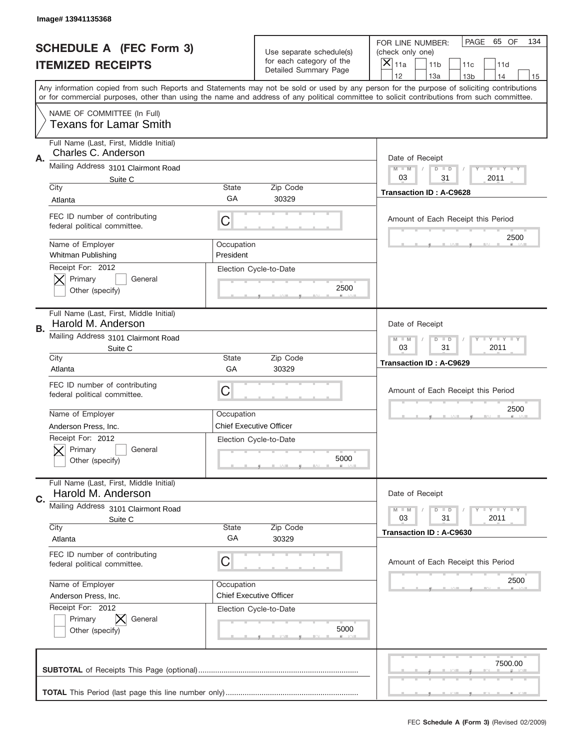Image# 13941135368

# SCHEDULE A (FEC Form 3)
## ITEMIZED RECEIPTS

Use separate schedule(s) for each category of the Detailed Summary Page

FOR LINE NUMBER: (check only one)
[X] 11a  [ ] 11b  [ ] 11c  [ ] 11d  [ ] 12  [ ] 13a  [ ] 13b  [ ] 14  [ ] 15

PAGE 65 OF 134

Any information copied from such Reports and Statements may not be sold or used by any person for the purpose of soliciting contributions or for commercial purposes, other than using the name and address of any political committee to solicit contributions from such committee.

NAME OF COMMITTEE (In Full)
Texans for Lamar Smith

---

**A.**

Full Name (Last, First, Middle Initial): Charles C. Anderson

Mailing Address: 3101 Clairmont Road, Suite C

City: Atlanta | State: GA | Zip Code: 30329

FEC ID number of contributing federal political committee: C

Name of Employer: Whitman Publishing

Occupation: President

Receipt For: 2012
[X] Primary [ ] General
[ ] Other (specify)

Election Cycle-to-Date: 2500

Date of Receipt: 03 / 31 / 2011

Transaction ID : A-C9628

Amount of Each Receipt this Period: 2500

---

**B.**

Full Name (Last, First, Middle Initial): Harold M. Anderson

Mailing Address: 3101 Clairmont Road, Suite C

City: Atlanta | State: GA | Zip Code: 30329

FEC ID number of contributing federal political committee: C

Name of Employer: Anderson Press, Inc.

Occupation: Chief Executive Officer

Receipt For: 2012
[X] Primary [ ] General
[ ] Other (specify)

Election Cycle-to-Date: 5000

Date of Receipt: 03 / 31 / 2011

Transaction ID : A-C9629

Amount of Each Receipt this Period: 2500

---

**C.**

Full Name (Last, First, Middle Initial): Harold M. Anderson

Mailing Address: 3101 Clairmont Road, Suite C

City: Atlanta | State: GA | Zip Code: 30329

FEC ID number of contributing federal political committee: C

Name of Employer: Anderson Press, Inc.

Occupation: Chief Executive Officer

Receipt For: 2012
[ ] Primary [X] General
[ ] Other (specify)

Election Cycle-to-Date: 5000

Date of Receipt: 03 / 31 / 2011

Transaction ID : A-C9630

Amount of Each Receipt this Period: 2500

---

**SUBTOTAL** of Receipts This Page (optional): 7500.00

**TOTAL** This Period (last page this line number only):

FEC **Schedule A (Form 3)** (Revised 02/2009)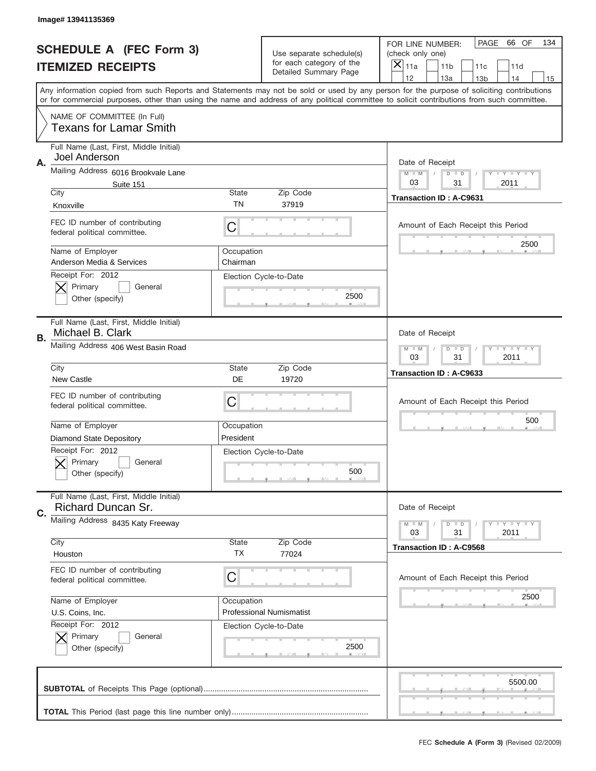Image# 13941135369

# SCHEDULE A (FEC Form 3)
# ITEMIZED RECEIPTS

Use separate schedule(s) for each category of the Detailed Summary Page

FOR LINE NUMBER: (check only one)

[X] 11a [ ] 11b [ ] 11c [ ] 11d [ ] 12 [ ] 13a [ ] 13b [ ] 14 [ ] 15

PAGE 66 OF 134

Any information copied from such Reports and Statements may not be sold or used by any person for the purpose of soliciting contributions or for commercial purposes, other than using the name and address of any political committee to solicit contributions from such committee.

NAME OF COMMITTEE (In Full)
Texans for Lamar Smith

**A.**
Full Name (Last, First, Middle Initial): Joel Anderson
Mailing Address: 6016 Brookvale Lane, Suite 151
City: Knoxville | State: TN | Zip Code: 37919
FEC ID number of contributing federal political committee: C
Name of Employer: Anderson Media & Services
Occupation: Chairman
Receipt For: 2012 — [X] Primary [ ] General [ ] Other (specify)
Election Cycle-to-Date: 2500
Date of Receipt: 03/31/2011
Transaction ID : A-C9631
Amount of Each Receipt this Period: 2500

**B.**
Full Name (Last, First, Middle Initial): Michael B. Clark
Mailing Address: 406 West Basin Road
City: New Castle | State: DE | Zip Code: 19720
FEC ID number of contributing federal political committee: C
Name of Employer: Diamond State Depository
Occupation: President
Receipt For: 2012 — [X] Primary [ ] General [ ] Other (specify)
Election Cycle-to-Date: 500
Date of Receipt: 03/31/2011
Transaction ID : A-C9633
Amount of Each Receipt this Period: 500

**C.**
Full Name (Last, First, Middle Initial): Richard Duncan Sr.
Mailing Address: 8435 Katy Freeway
City: Houston | State: TX | Zip Code: 77024
FEC ID number of contributing federal political committee: C
Name of Employer: U.S. Coins, Inc.
Occupation: Professional Numismatist
Receipt For: 2012 — [X] Primary [ ] General [ ] Other (specify)
Election Cycle-to-Date: 2500
Date of Receipt: 03/31/2011
Transaction ID : A-C9568
Amount of Each Receipt this Period: 2500

**SUBTOTAL** of Receipts This Page (optional): 5500.00

**TOTAL** This Period (last page this line number only):

FEC **Schedule A (Form 3)** (Revised 02/2009)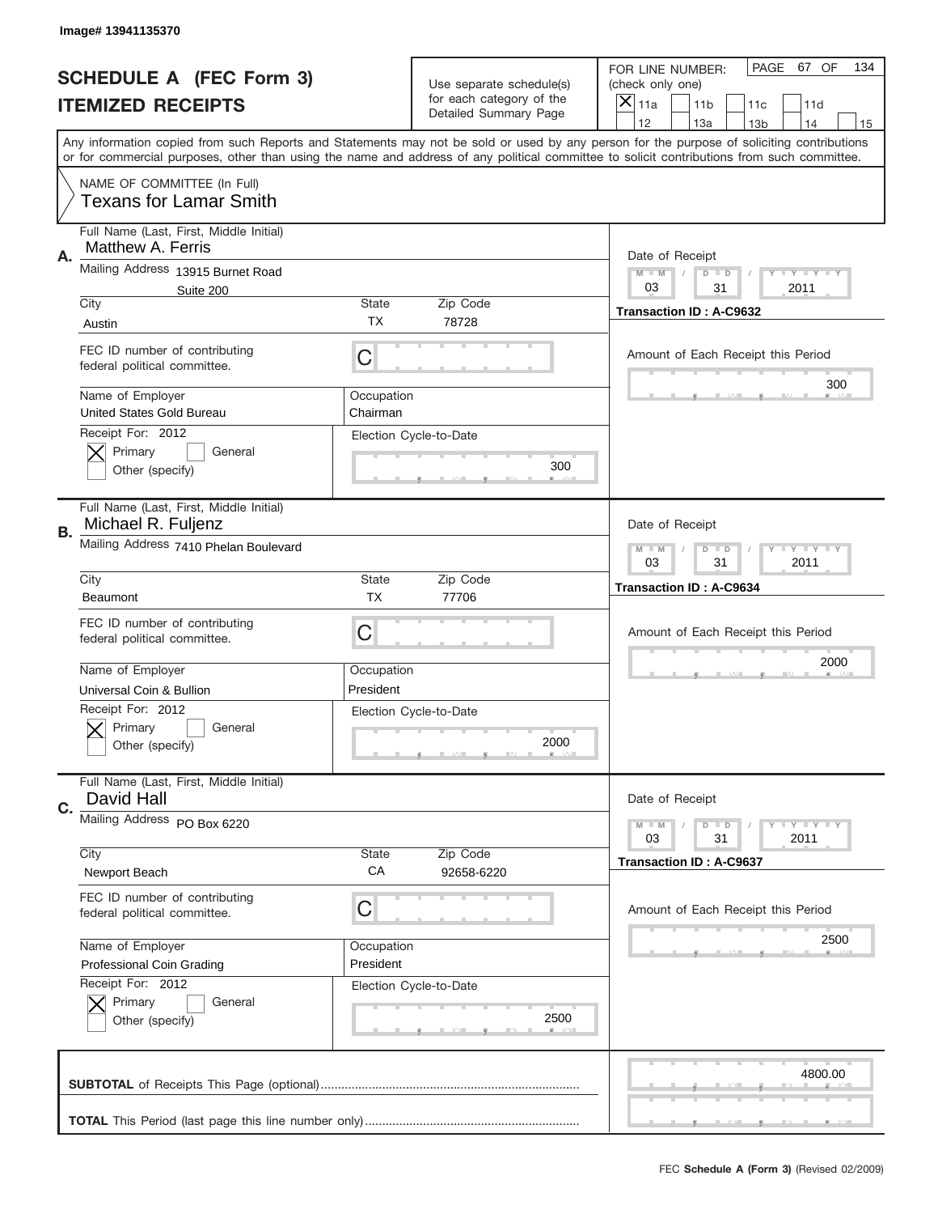Image# 13941135370

# SCHEDULE A (FEC Form 3)
# ITEMIZED RECEIPTS

Use separate schedule(s) for each category of the Detailed Summary Page

FOR LINE NUMBER: (check only one)

[X] 11a [ ] 11b [ ] 11c [ ] 11d [ ] 12 [ ] 13a [ ] 13b [ ] 14 [ ] 15

PAGE 67 OF 134

Any information copied from such Reports and Statements may not be sold or used by any person for the purpose of soliciting contributions or for commercial purposes, other than using the name and address of any political committee to solicit contributions from such committee.

NAME OF COMMITTEE (In Full)
Texans for Lamar Smith

---

**A.** Full Name (Last, First, Middle Initial): Matthew A. Ferris

Mailing Address: 13915 Burnet Road, Suite 200

City: Austin | State: TX | Zip Code: 78728

FEC ID number of contributing federal political committee: C

Name of Employer: United States Gold Bureau

Occupation: Chairman

Receipt For: 2012 — [X] Primary [ ] General [ ] Other (specify)

Election Cycle-to-Date: 300

Date of Receipt: 03 / 31 / 2011

Transaction ID : A-C9632

Amount of Each Receipt this Period: 300

---

**B.** Full Name (Last, First, Middle Initial): Michael R. Fuljenz

Mailing Address: 7410 Phelan Boulevard

City: Beaumont | State: TX | Zip Code: 77706

FEC ID number of contributing federal political committee: C

Name of Employer: Universal Coin & Bullion

Occupation: President

Receipt For: 2012 — [X] Primary [ ] General [ ] Other (specify)

Election Cycle-to-Date: 2000

Date of Receipt: 03 / 31 / 2011

Transaction ID : A-C9634

Amount of Each Receipt this Period: 2000

---

**C.** Full Name (Last, First, Middle Initial): David Hall

Mailing Address: PO Box 6220

City: Newport Beach | State: CA | Zip Code: 92658-6220

FEC ID number of contributing federal political committee: C

Name of Employer: Professional Coin Grading

Occupation: President

Receipt For: 2012 — [X] Primary [ ] General [ ] Other (specify)

Election Cycle-to-Date: 2500

Date of Receipt: 03 / 31 / 2011

Transaction ID : A-C9637

Amount of Each Receipt this Period: 2500

---

**SUBTOTAL** of Receipts This Page (optional): 4800.00

**TOTAL** This Period (last page this line number only):

FEC Schedule A (Form 3) (Revised 02/2009)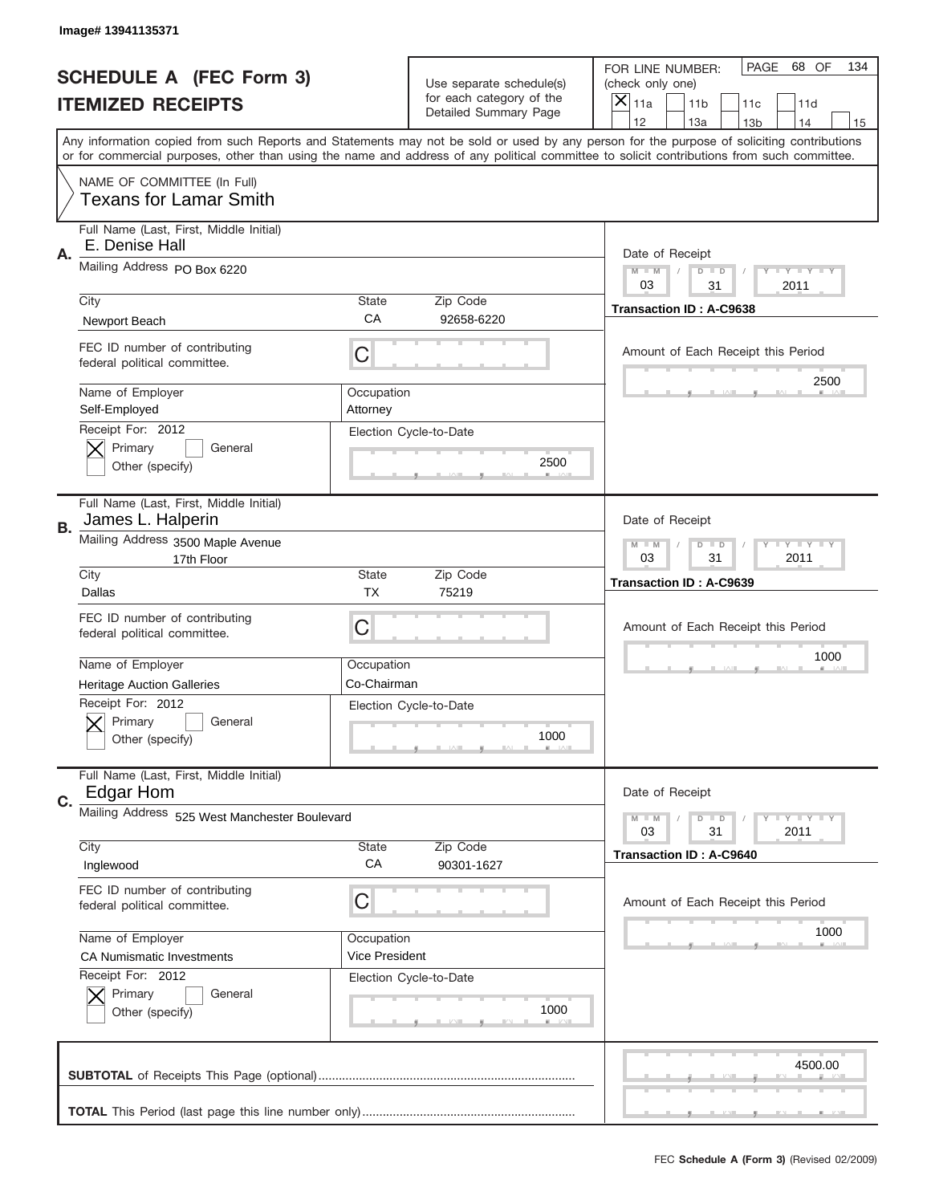Image# 13941135371

# SCHEDULE A (FEC Form 3)
## ITEMIZED RECEIPTS

Use separate schedule(s) for each category of the Detailed Summary Page

FOR LINE NUMBER: (check only one)

- [x] 11a
- [ ] 11b
- [ ] 11c
- [ ] 11d
- [ ] 12
- [ ] 13a
- [ ] 13b
- [ ] 14
- [ ] 15

PAGE 68 OF 134

Any information copied from such Reports and Statements may not be sold or used by any person for the purpose of soliciting contributions or for commercial purposes, other than using the name and address of any political committee to solicit contributions from such committee.

NAME OF COMMITTEE (In Full)
Texans for Lamar Smith

---

**A.** Full Name (Last, First, Middle Initial): E. Denise Hall

Mailing Address: PO Box 6220

City: Newport Beach | State: CA | Zip Code: 92658-6220

FEC ID number of contributing federal political committee: C

Name of Employer: Self-Employed

Occupation: Attorney

Receipt For: 2012
- [x] Primary
- [ ] General
- [ ] Other (specify)

Election Cycle-to-Date: 2500

Date of Receipt: 03 / 31 / 2011

Transaction ID : A-C9638

Amount of Each Receipt this Period: 2500

---

**B.** Full Name (Last, First, Middle Initial): James L. Halperin

Mailing Address: 3500 Maple Avenue, 17th Floor

City: Dallas | State: TX | Zip Code: 75219

FEC ID number of contributing federal political committee: C

Name of Employer: Heritage Auction Galleries

Occupation: Co-Chairman

Receipt For: 2012
- [x] Primary
- [ ] General
- [ ] Other (specify)

Election Cycle-to-Date: 1000

Date of Receipt: 03 / 31 / 2011

Transaction ID : A-C9639

Amount of Each Receipt this Period: 1000

---

**C.** Full Name (Last, First, Middle Initial): Edgar Hom

Mailing Address: 525 West Manchester Boulevard

City: Inglewood | State: CA | Zip Code: 90301-1627

FEC ID number of contributing federal political committee: C

Name of Employer: CA Numismatic Investments

Occupation: Vice President

Receipt For: 2012
- [x] Primary
- [ ] General
- [ ] Other (specify)

Election Cycle-to-Date: 1000

Date of Receipt: 03 / 31 / 2011

Transaction ID : A-C9640

Amount of Each Receipt this Period: 1000

---

**SUBTOTAL** of Receipts This Page (optional): 4500.00

**TOTAL** This Period (last page this line number only):

FEC Schedule A (Form 3) (Revised 02/2009)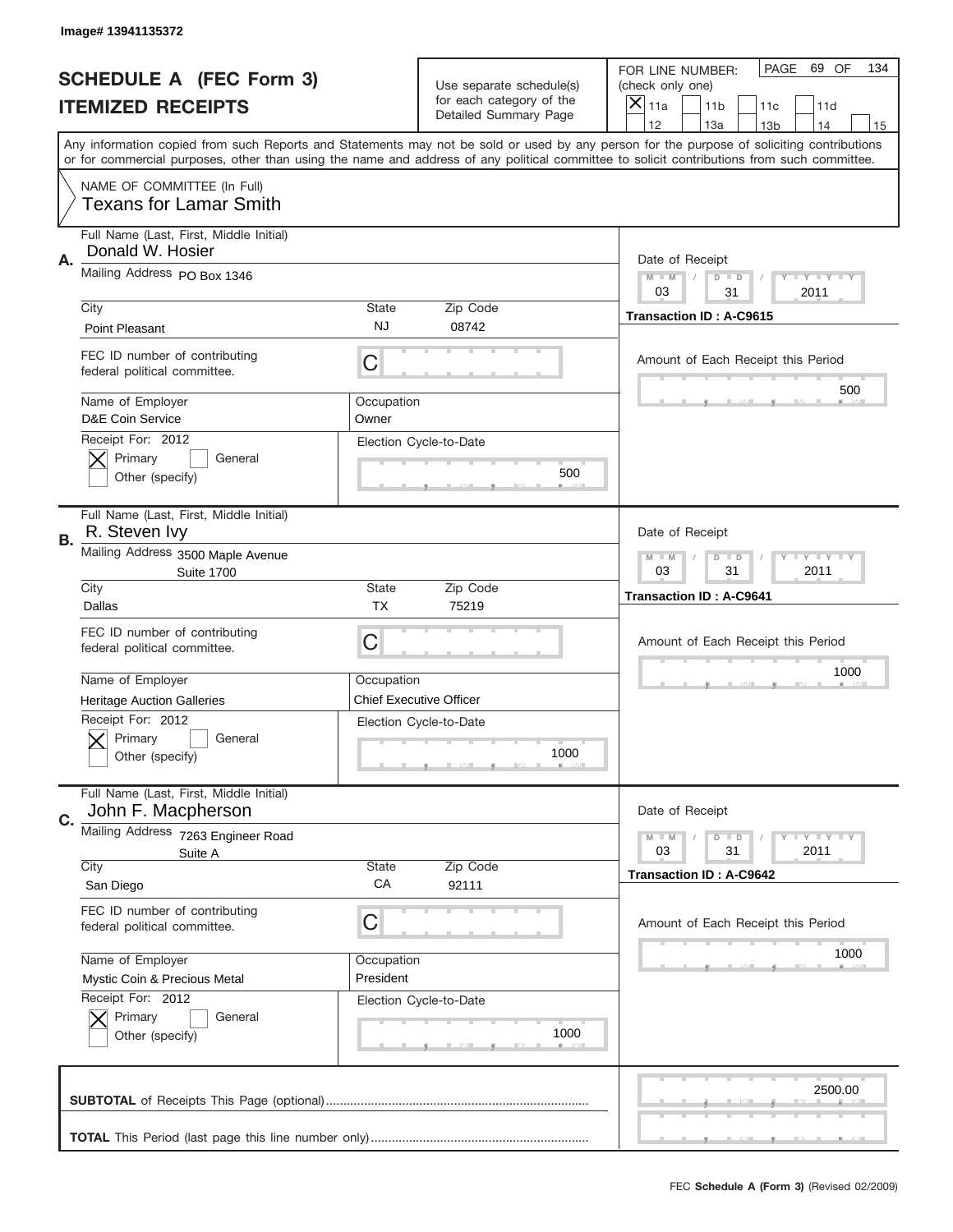Image# 13941135372

# SCHEDULE A (FEC Form 3)
## ITEMIZED RECEIPTS

Use separate schedule(s) for each category of the Detailed Summary Page

FOR LINE NUMBER: (check only one)

- [x] 11a
- [ ] 11b
- [ ] 11c
- [ ] 11d
- [ ] 12
- [ ] 13a
- [ ] 13b
- [ ] 14
- [ ] 15

PAGE 69 OF 134

Any information copied from such Reports and Statements may not be sold or used by any person for the purpose of soliciting contributions or for commercial purposes, other than using the name and address of any political committee to solicit contributions from such committee.

NAME OF COMMITTEE (In Full)
Texans for Lamar Smith

---

**A.** Full Name (Last, First, Middle Initial): Donald W. Hosier

Mailing Address: PO Box 1346

City: Point Pleasant | State: NJ | Zip Code: 08742

FEC ID number of contributing federal political committee: C

Name of Employer: D&E Coin Service

Occupation: Owner

Receipt For: 2012 — [x] Primary [ ] General [ ] Other (specify)

Election Cycle-to-Date: 500

Date of Receipt: 03 / 31 / 2011

Transaction ID : A-C9615

Amount of Each Receipt this Period: 500

---

**B.** Full Name (Last, First, Middle Initial): R. Steven Ivy

Mailing Address: 3500 Maple Avenue, Suite 1700

City: Dallas | State: TX | Zip Code: 75219

FEC ID number of contributing federal political committee: C

Name of Employer: Heritage Auction Galleries

Occupation: Chief Executive Officer

Receipt For: 2012 — [x] Primary [ ] General [ ] Other (specify)

Election Cycle-to-Date: 1000

Date of Receipt: 03 / 31 / 2011

Transaction ID : A-C9641

Amount of Each Receipt this Period: 1000

---

**C.** Full Name (Last, First, Middle Initial): John F. Macpherson

Mailing Address: 7263 Engineer Road, Suite A

City: San Diego | State: CA | Zip Code: 92111

FEC ID number of contributing federal political committee: C

Name of Employer: Mystic Coin & Precious Metal

Occupation: President

Receipt For: 2012 — [x] Primary [ ] General [ ] Other (specify)

Election Cycle-to-Date: 1000

Date of Receipt: 03 / 31 / 2011

Transaction ID : A-C9642

Amount of Each Receipt this Period: 1000

---

**SUBTOTAL** of Receipts This Page (optional): 2500.00

**TOTAL** This Period (last page this line number only):

FEC **Schedule A (Form 3)** (Revised 02/2009)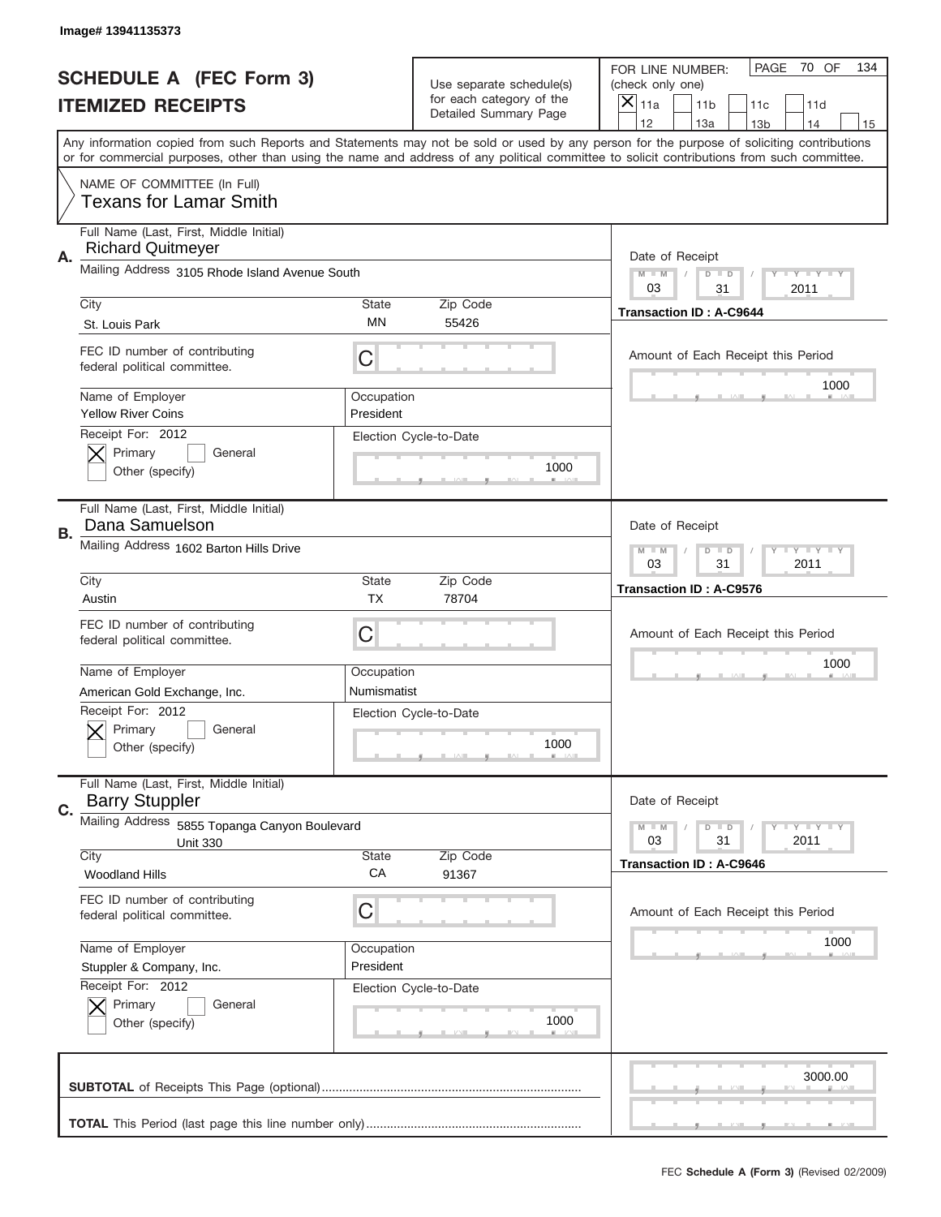Image# 13941135373

# SCHEDULE A (FEC Form 3)
## ITEMIZED RECEIPTS

Use separate schedule(s) for each category of the Detailed Summary Page

FOR LINE NUMBER: (check only one)
[X] 11a [ ] 11b [ ] 11c [ ] 11d [ ] 12 [ ] 13a [ ] 13b [ ] 14 [ ] 15

PAGE 70 OF 134

Any information copied from such Reports and Statements may not be sold or used by any person for the purpose of soliciting contributions or for commercial purposes, other than using the name and address of any political committee to solicit contributions from such committee.

NAME OF COMMITTEE (In Full)
Texans for Lamar Smith

---

**A.** Full Name (Last, First, Middle Initial): Richard Quitmeyer

Mailing Address: 3105 Rhode Island Avenue South

City: St. Louis Park | State: MN | Zip Code: 55426

FEC ID number of contributing federal political committee: C

Name of Employer: Yellow River Coins | Occupation: President

Receipt For: 2012 [X] Primary [ ] General [ ] Other (specify)

Election Cycle-to-Date: 1000

Date of Receipt: 03 / 31 / 2011

Transaction ID : A-C9644

Amount of Each Receipt this Period: 1000

---

**B.** Full Name (Last, First, Middle Initial): Dana Samuelson

Mailing Address: 1602 Barton Hills Drive

City: Austin | State: TX | Zip Code: 78704

FEC ID number of contributing federal political committee: C

Name of Employer: American Gold Exchange, Inc. | Occupation: Numismatist

Receipt For: 2012 [X] Primary [ ] General [ ] Other (specify)

Election Cycle-to-Date: 1000

Date of Receipt: 03 / 31 / 2011

Transaction ID : A-C9576

Amount of Each Receipt this Period: 1000

---

**C.** Full Name (Last, First, Middle Initial): Barry Stuppler

Mailing Address: 5855 Topanga Canyon Boulevard Unit 330

City: Woodland Hills | State: CA | Zip Code: 91367

FEC ID number of contributing federal political committee: C

Name of Employer: Stuppler & Company, Inc. | Occupation: President

Receipt For: 2012 [X] Primary [ ] General [ ] Other (specify)

Election Cycle-to-Date: 1000

Date of Receipt: 03 / 31 / 2011

Transaction ID : A-C9646

Amount of Each Receipt this Period: 1000

---

**SUBTOTAL** of Receipts This Page (optional): 3000.00

**TOTAL** This Period (last page this line number only):

FEC **Schedule A (Form 3)** (Revised 02/2009)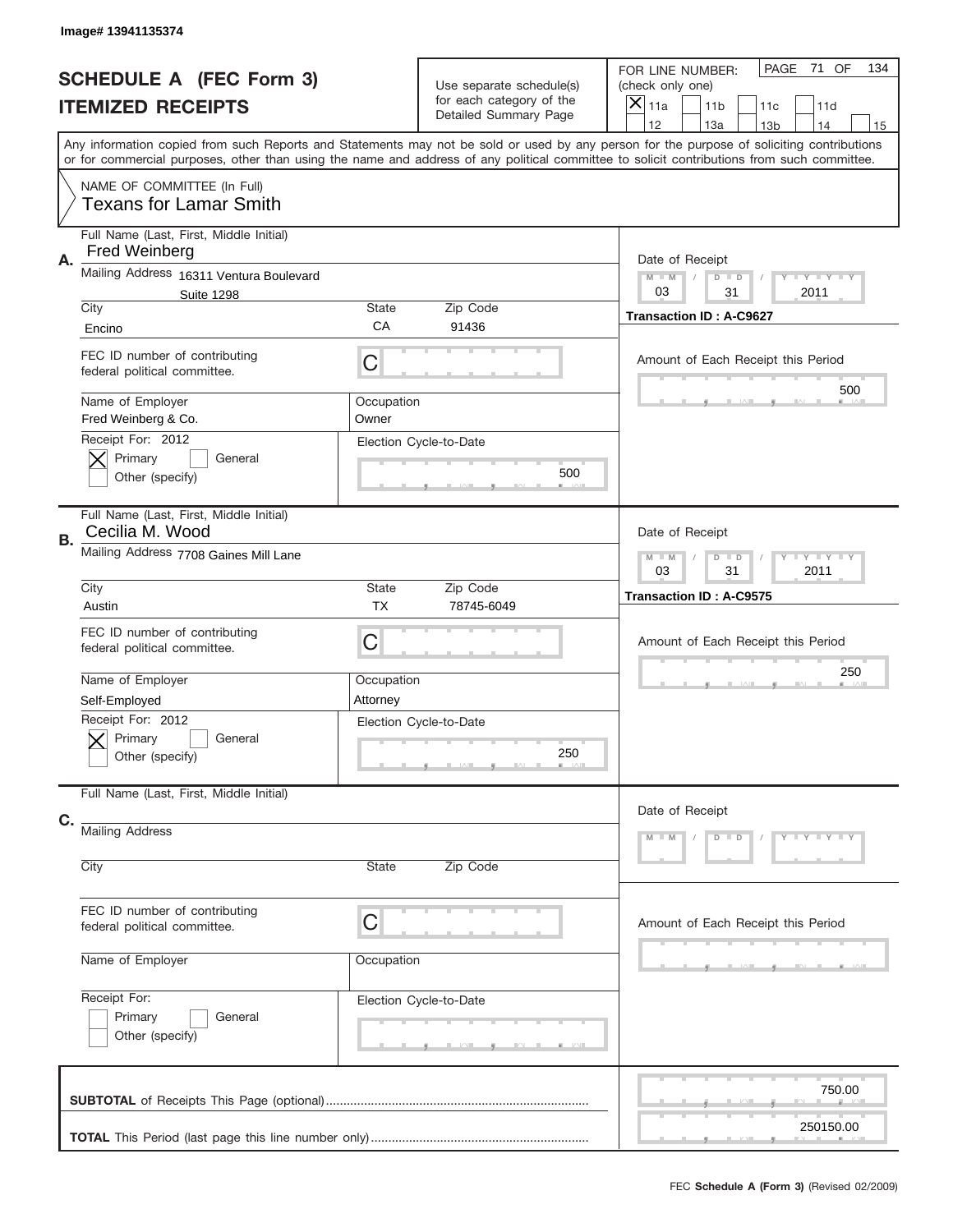Image# 13941135374

# SCHEDULE A (FEC Form 3)
## ITEMIZED RECEIPTS

Use separate schedule(s) for each category of the Detailed Summary Page

FOR LINE NUMBER: (check only one)

- [X] 11a
- [ ] 11b
- [ ] 11c
- [ ] 11d
- [ ] 12
- [ ] 13a
- [ ] 13b
- [ ] 14
- [ ] 15

PAGE 71 OF 134

Any information copied from such Reports and Statements may not be sold or used by any person for the purpose of soliciting contributions or for commercial purposes, other than using the name and address of any political committee to solicit contributions from such committee.

NAME OF COMMITTEE (In Full)
Texans for Lamar Smith

---

**A.**

Full Name (Last, First, Middle Initial): Fred Weinberg

Mailing Address: 16311 Ventura Boulevard, Suite 1298

City: Encino | State: CA | Zip Code: 91436

FEC ID number of contributing federal political committee: C

Name of Employer: Fred Weinberg & Co.

Occupation: Owner

Receipt For: 2012
- [X] Primary
- [ ] General
- [ ] Other (specify)

Election Cycle-to-Date: 500

Date of Receipt: 03 / 31 / 2011

Transaction ID : A-C9627

Amount of Each Receipt this Period: 500

---

**B.**

Full Name (Last, First, Middle Initial): Cecilia M. Wood

Mailing Address: 7708 Gaines Mill Lane

City: Austin | State: TX | Zip Code: 78745-6049

FEC ID number of contributing federal political committee: C

Name of Employer: Self-Employed

Occupation: Attorney

Receipt For: 2012
- [X] Primary
- [ ] General
- [ ] Other (specify)

Election Cycle-to-Date: 250

Date of Receipt: 03 / 31 / 2011

Transaction ID : A-C9575

Amount of Each Receipt this Period: 250

---

**C.**

Full Name (Last, First, Middle Initial):

Mailing Address:

City: | State: | Zip Code:

FEC ID number of contributing federal political committee: C

Name of Employer:

Occupation:

Receipt For:
- [ ] Primary
- [ ] General
- [ ] Other (specify)

Election Cycle-to-Date:

Date of Receipt: M M / D D / Y Y Y Y

Amount of Each Receipt this Period:

---

**SUBTOTAL** of Receipts This Page (optional): 750.00

**TOTAL** This Period (last page this line number only): 250150.00

FEC **Schedule A (Form 3)** (Revised 02/2009)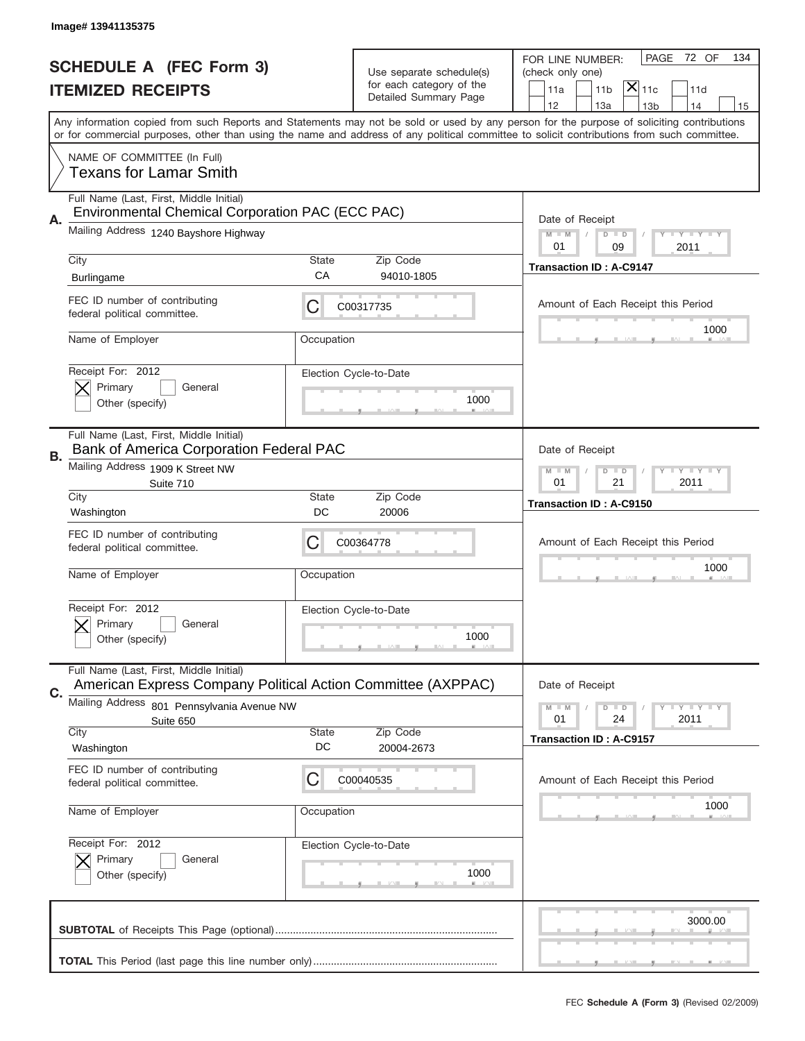Image# 13941135375

# SCHEDULE A (FEC Form 3)
## ITEMIZED RECEIPTS

Use separate schedule(s) for each category of the Detailed Summary Page

FOR LINE NUMBER: (check only one)

| 11a | 11b | X 11c | 11d |
|---|---|---|---|
| 12 | 13a | 13b | 14 | 15 |

PAGE 72 OF 134

Any information copied from such Reports and Statements may not be sold or used by any person for the purpose of soliciting contributions or for commercial purposes, other than using the name and address of any political committee to solicit contributions from such committee.

NAME OF COMMITTEE (In Full)
Texans for Lamar Smith

**A.** Full Name (Last, First, Middle Initial): Environmental Chemical Corporation PAC (ECC PAC)

Mailing Address: 1240 Bayshore Highway

City: Burlingame | State: CA | Zip Code: 94010-1805

FEC ID number of contributing federal political committee: C C00317735

Name of Employer: | Occupation:

Receipt For: 2012 — [X] Primary [ ] General [ ] Other (specify)

Election Cycle-to-Date: 1000

Date of Receipt: 01 / 09 / 2011

Transaction ID : A-C9147

Amount of Each Receipt this Period: 1000

**B.** Full Name (Last, First, Middle Initial): Bank of America Corporation Federal PAC

Mailing Address: 1909 K Street NW, Suite 710

City: Washington | State: DC | Zip Code: 20006

FEC ID number of contributing federal political committee: C C00364778

Name of Employer: | Occupation:

Receipt For: 2012 — [X] Primary [ ] General [ ] Other (specify)

Election Cycle-to-Date: 1000

Date of Receipt: 01 / 21 / 2011

Transaction ID : A-C9150

Amount of Each Receipt this Period: 1000

**C.** Full Name (Last, First, Middle Initial): American Express Company Political Action Committee (AXPPAC)

Mailing Address: 801 Pennsylvania Avenue NW, Suite 650

City: Washington | State: DC | Zip Code: 20004-2673

FEC ID number of contributing federal political committee: C C00040535

Name of Employer: | Occupation:

Receipt For: 2012 — [X] Primary [ ] General [ ] Other (specify)

Election Cycle-to-Date: 1000

Date of Receipt: 01 / 24 / 2011

Transaction ID : A-C9157

Amount of Each Receipt this Period: 1000

**SUBTOTAL** of Receipts This Page (optional): 3000.00

**TOTAL** This Period (last page this line number only):

FEC **Schedule A (Form 3)** (Revised 02/2009)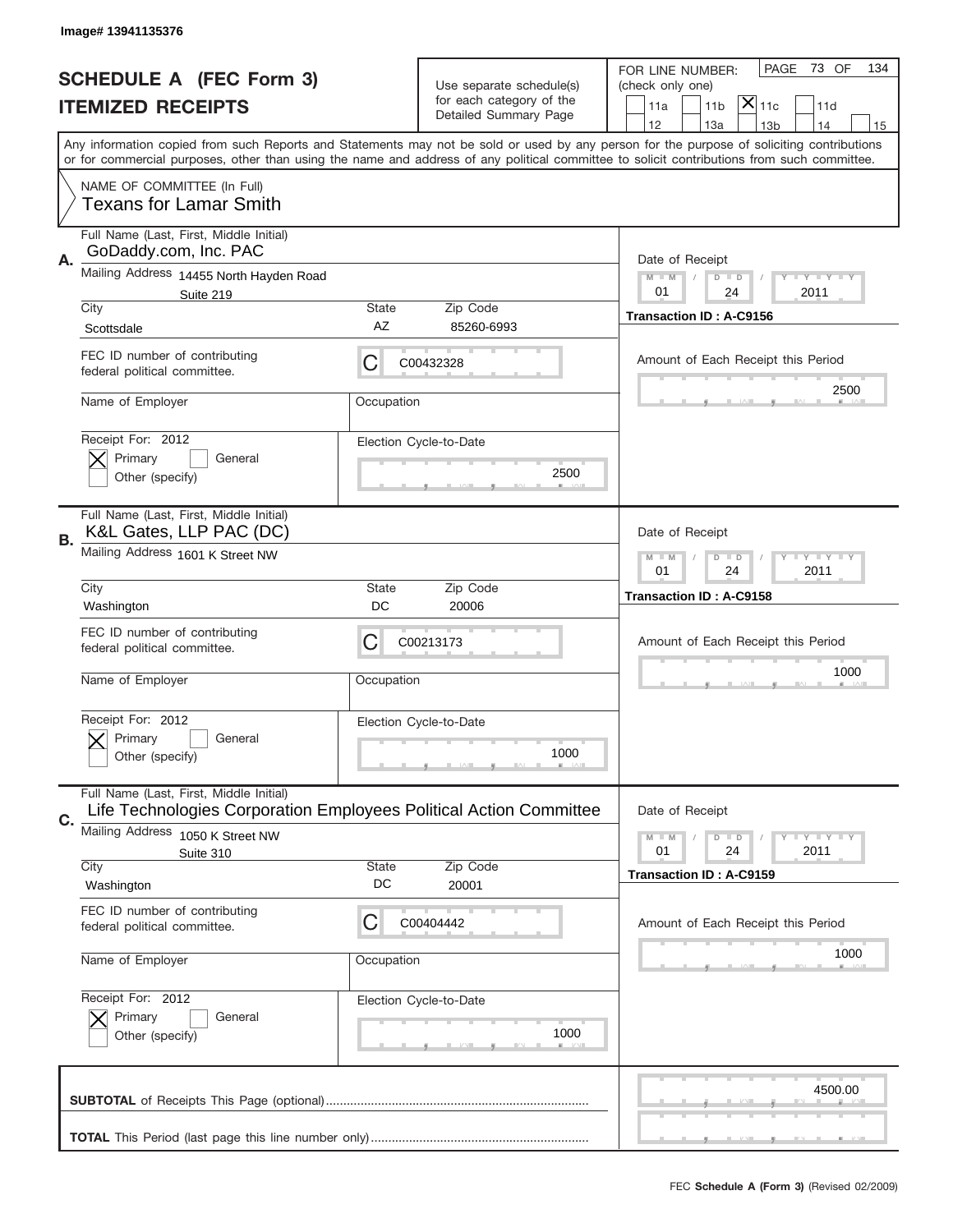Image# 13941135376

# SCHEDULE A (FEC Form 3)
## ITEMIZED RECEIPTS

Use separate schedule(s) for each category of the Detailed Summary Page

FOR LINE NUMBER: (check only one)

- [ ] 11a
- [ ] 11b
- [X] 11c
- [ ] 11d
- [ ] 12
- [ ] 13a
- [ ] 13b
- [ ] 14
- [ ] 15

PAGE 73 OF 134

Any information copied from such Reports and Statements may not be sold or used by any person for the purpose of soliciting contributions or for commercial purposes, other than using the name and address of any political committee to solicit contributions from such committee.

NAME OF COMMITTEE (In Full)
Texans for Lamar Smith

---

**A.** Full Name (Last, First, Middle Initial): GoDaddy.com, Inc. PAC

Mailing Address: 14455 North Hayden Road, Suite 219

City: Scottsdale | State: AZ | Zip Code: 85260-6993

FEC ID number of contributing federal political committee: C C00432328

Name of Employer: | Occupation:

Receipt For: 2012 — [X] Primary [ ] General [ ] Other (specify)

Election Cycle-to-Date: 2500

Date of Receipt: 01 / 24 / 2011

Transaction ID : A-C9156

Amount of Each Receipt this Period: 2500

---

**B.** Full Name (Last, First, Middle Initial): K&L Gates, LLP PAC (DC)

Mailing Address: 1601 K Street NW

City: Washington | State: DC | Zip Code: 20006

FEC ID number of contributing federal political committee: C C00213173

Name of Employer: | Occupation:

Receipt For: 2012 — [X] Primary [ ] General [ ] Other (specify)

Election Cycle-to-Date: 1000

Date of Receipt: 01 / 24 / 2011

Transaction ID : A-C9158

Amount of Each Receipt this Period: 1000

---

**C.** Full Name (Last, First, Middle Initial): Life Technologies Corporation Employees Political Action Committee

Mailing Address: 1050 K Street NW, Suite 310

City: Washington | State: DC | Zip Code: 20001

FEC ID number of contributing federal political committee: C C00404442

Name of Employer: | Occupation:

Receipt For: 2012 — [X] Primary [ ] General [ ] Other (specify)

Election Cycle-to-Date: 1000

Date of Receipt: 01 / 24 / 2011

Transaction ID : A-C9159

Amount of Each Receipt this Period: 1000

---

**SUBTOTAL** of Receipts This Page (optional): 4500.00

**TOTAL** This Period (last page this line number only):

FEC **Schedule A (Form 3)** (Revised 02/2009)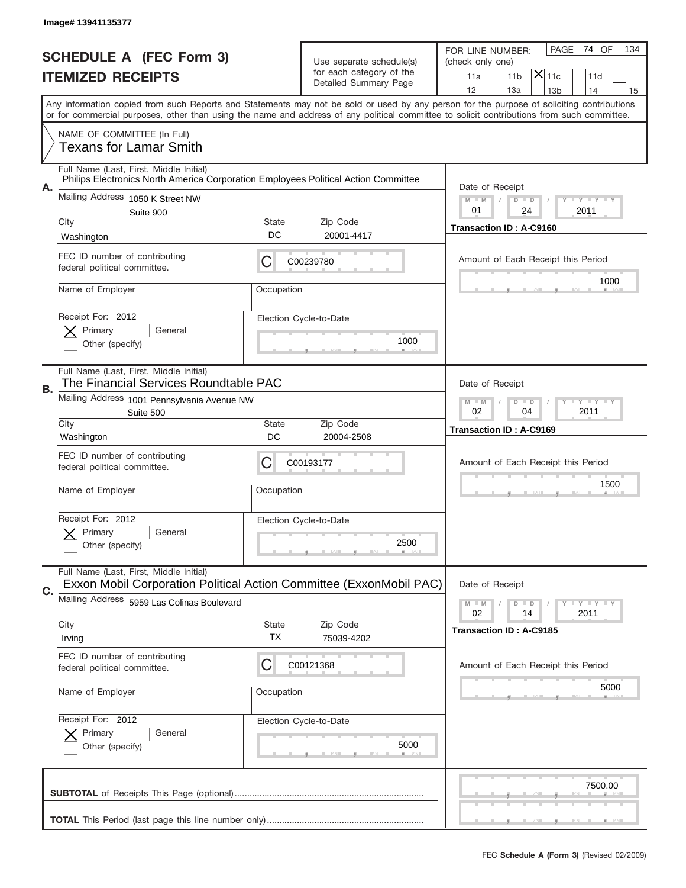Image# 13941135377

# SCHEDULE A (FEC Form 3)
## ITEMIZED RECEIPTS

Use separate schedule(s) for each category of the Detailed Summary Page

FOR LINE NUMBER: (check only one)
11a | 11b | [X] 11c | 11d
12 | 13a | 13b | 14 | 15

PAGE 74 OF 134

Any information copied from such Reports and Statements may not be sold or used by any person for the purpose of soliciting contributions or for commercial purposes, other than using the name and address of any political committee to solicit contributions from such committee.

NAME OF COMMITTEE (In Full)
Texans for Lamar Smith

---

**A.**

Full Name (Last, First, Middle Initial): Philips Electronics North America Corporation Employees Political Action Committee

Mailing Address: 1050 K Street NW, Suite 900

City: Washington | State: DC | Zip Code: 20001-4417

FEC ID number of contributing federal political committee: C C00239780

Name of Employer: | Occupation:

Receipt For: 2012 — [X] Primary [ ] General [ ] Other (specify)

Election Cycle-to-Date: 1000

Date of Receipt: 01 / 24 / 2011

Transaction ID : A-C9160

Amount of Each Receipt this Period: 1000

---

**B.**

Full Name (Last, First, Middle Initial): The Financial Services Roundtable PAC

Mailing Address: 1001 Pennsylvania Avenue NW, Suite 500

City: Washington | State: DC | Zip Code: 20004-2508

FEC ID number of contributing federal political committee: C C00193177

Name of Employer: | Occupation:

Receipt For: 2012 — [X] Primary [ ] General [ ] Other (specify)

Election Cycle-to-Date: 2500

Date of Receipt: 02 / 04 / 2011

Transaction ID : A-C9169

Amount of Each Receipt this Period: 1500

---

**C.**

Full Name (Last, First, Middle Initial): Exxon Mobil Corporation Political Action Committee (ExxonMobil PAC)

Mailing Address: 5959 Las Colinas Boulevard

City: Irving | State: TX | Zip Code: 75039-4202

FEC ID number of contributing federal political committee: C C00121368

Name of Employer: | Occupation:

Receipt For: 2012 — [X] Primary [ ] General [ ] Other (specify)

Election Cycle-to-Date: 5000

Date of Receipt: 02 / 14 / 2011

Transaction ID : A-C9185

Amount of Each Receipt this Period: 5000

---

**SUBTOTAL** of Receipts This Page (optional): 7500.00

**TOTAL** This Period (last page this line number only):

FEC **Schedule A (Form 3)** (Revised 02/2009)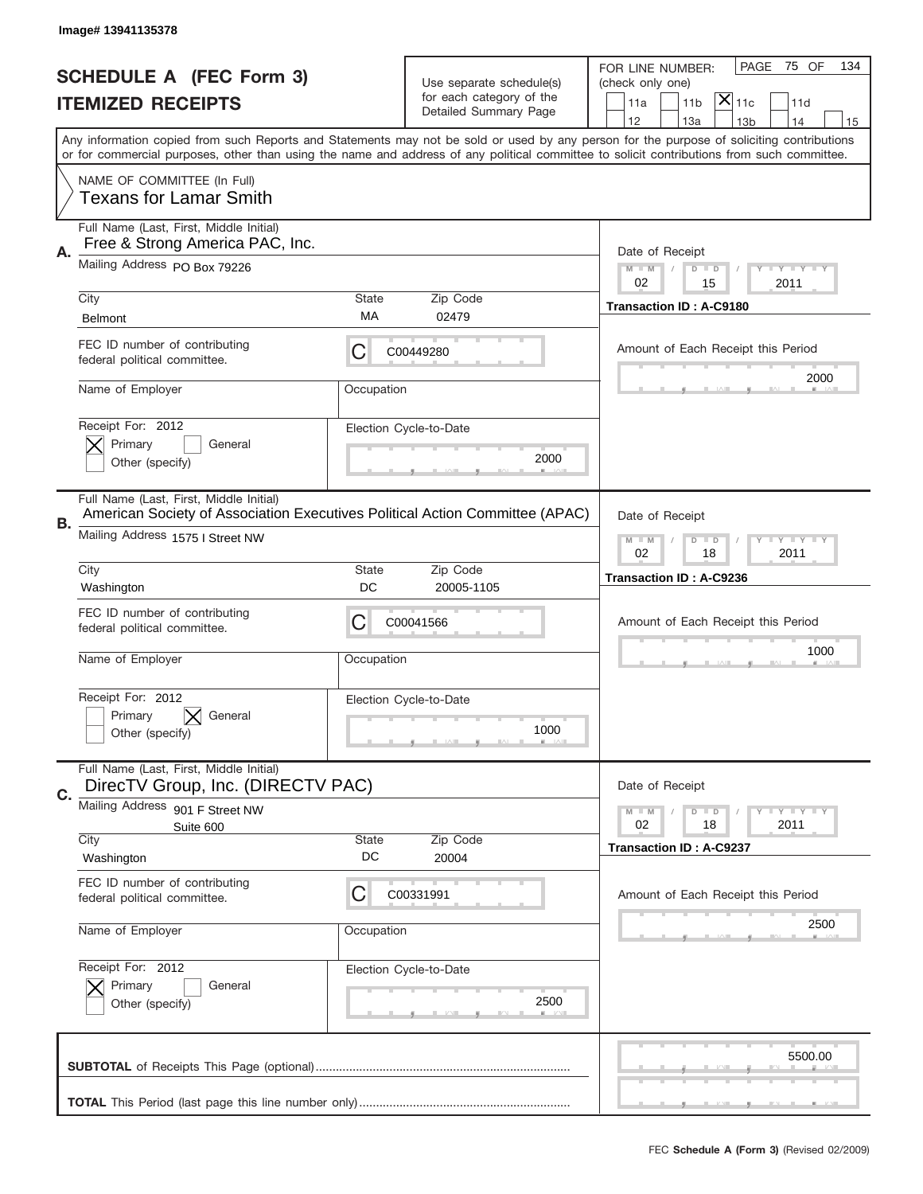Image# 13941135378

# SCHEDULE A (FEC Form 3)
## ITEMIZED RECEIPTS

Use separate schedule(s) for each category of the Detailed Summary Page

FOR LINE NUMBER: (check only one)

11a | 11b | [X] 11c | 11d | 12 | 13a | 13b | 14 | 15

PAGE 75 OF 134

Any information copied from such Reports and Statements may not be sold or used by any person for the purpose of soliciting contributions or for commercial purposes, other than using the name and address of any political committee to solicit contributions from such committee.

NAME OF COMMITTEE (In Full)
Texans for Lamar Smith

---

**A.** Full Name (Last, First, Middle Initial): Free & Strong America PAC, Inc.

Mailing Address: PO Box 79226

City: Belmont | State: MA | Zip Code: 02479

FEC ID number of contributing federal political committee: C C00449280

Name of Employer: | Occupation:

Receipt For: 2012 — [X] Primary [ ] General [ ] Other (specify)

Election Cycle-to-Date: 2000

Date of Receipt: 02 / 15 / 2011

Transaction ID : A-C9180

Amount of Each Receipt this Period: 2000

---

**B.** Full Name (Last, First, Middle Initial): American Society of Association Executives Political Action Committee (APAC)

Mailing Address: 1575 I Street NW

City: Washington | State: DC | Zip Code: 20005-1105

FEC ID number of contributing federal political committee: C C00041566

Name of Employer: | Occupation:

Receipt For: 2012 — [ ] Primary [X] General [ ] Other (specify)

Election Cycle-to-Date: 1000

Date of Receipt: 02 / 18 / 2011

Transaction ID : A-C9236

Amount of Each Receipt this Period: 1000

---

**C.** Full Name (Last, First, Middle Initial): DirecTV Group, Inc. (DIRECTV PAC)

Mailing Address: 901 F Street NW, Suite 600

City: Washington | State: DC | Zip Code: 20004

FEC ID number of contributing federal political committee: C C00331991

Name of Employer: | Occupation:

Receipt For: 2012 — [X] Primary [ ] General [ ] Other (specify)

Election Cycle-to-Date: 2500

Date of Receipt: 02 / 18 / 2011

Transaction ID : A-C9237

Amount of Each Receipt this Period: 2500

---

**SUBTOTAL** of Receipts This Page (optional): 5500.00

**TOTAL** This Period (last page this line number only):

FEC **Schedule A (Form 3)** (Revised 02/2009)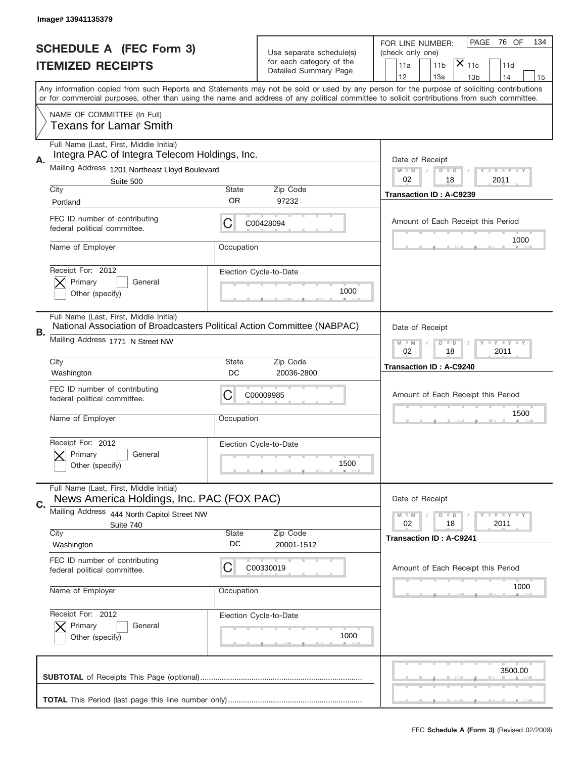Image# 13941135379

# SCHEDULE A (FEC Form 3)
# ITEMIZED RECEIPTS

Use separate schedule(s) for each category of the Detailed Summary Page

FOR LINE NUMBER: (check only one)

11a | 11b | [X] 11c | 11d
12 | 13a | 13b | 14 | 15

Any information copied from such Reports and Statements may not be sold or used by any person for the purpose of soliciting contributions or for commercial purposes, other than using the name and address of any political committee to solicit contributions from such committee.

NAME OF COMMITTEE (In Full)
Texans for Lamar Smith

---

**A.** Full Name (Last, First, Middle Initial): Integra PAC of Integra Telecom Holdings, Inc.

Mailing Address: 1201 Northeast Lloyd Boulevard, Suite 500

City: Portland | State: OR | Zip Code: 97232

FEC ID number of contributing federal political committee: C00428094

Name of Employer: | Occupation:

Receipt For: 2012 — [X] Primary [ ] General [ ] Other (specify)

Election Cycle-to-Date: 1000

Date of Receipt: 02 / 18 / 2011

Transaction ID : A-C9239

Amount of Each Receipt this Period: 1000

---

**B.** Full Name (Last, First, Middle Initial): National Association of Broadcasters Political Action Committee (NABPAC)

Mailing Address: 1771 N Street NW

City: Washington | State: DC | Zip Code: 20036-2800

FEC ID number of contributing federal political committee: C00009985

Name of Employer: | Occupation:

Receipt For: 2012 — [X] Primary [ ] General [ ] Other (specify)

Election Cycle-to-Date: 1500

Date of Receipt: 02 / 18 / 2011

Transaction ID : A-C9240

Amount of Each Receipt this Period: 1500

---

**C.** Full Name (Last, First, Middle Initial): News America Holdings, Inc. PAC (FOX PAC)

Mailing Address: 444 North Capitol Street NW, Suite 740

City: Washington | State: DC | Zip Code: 20001-1512

FEC ID number of contributing federal political committee: C00330019

Name of Employer: | Occupation:

Receipt For: 2012 — [X] Primary [ ] General [ ] Other (specify)

Election Cycle-to-Date: 1000

Date of Receipt: 02 / 18 / 2011

Transaction ID : A-C9241

Amount of Each Receipt this Period: 1000

---

**SUBTOTAL** of Receipts This Page (optional): 3500.00

**TOTAL** This Period (last page this line number only):

FEC **Schedule A (Form 3)** (Revised 02/2009)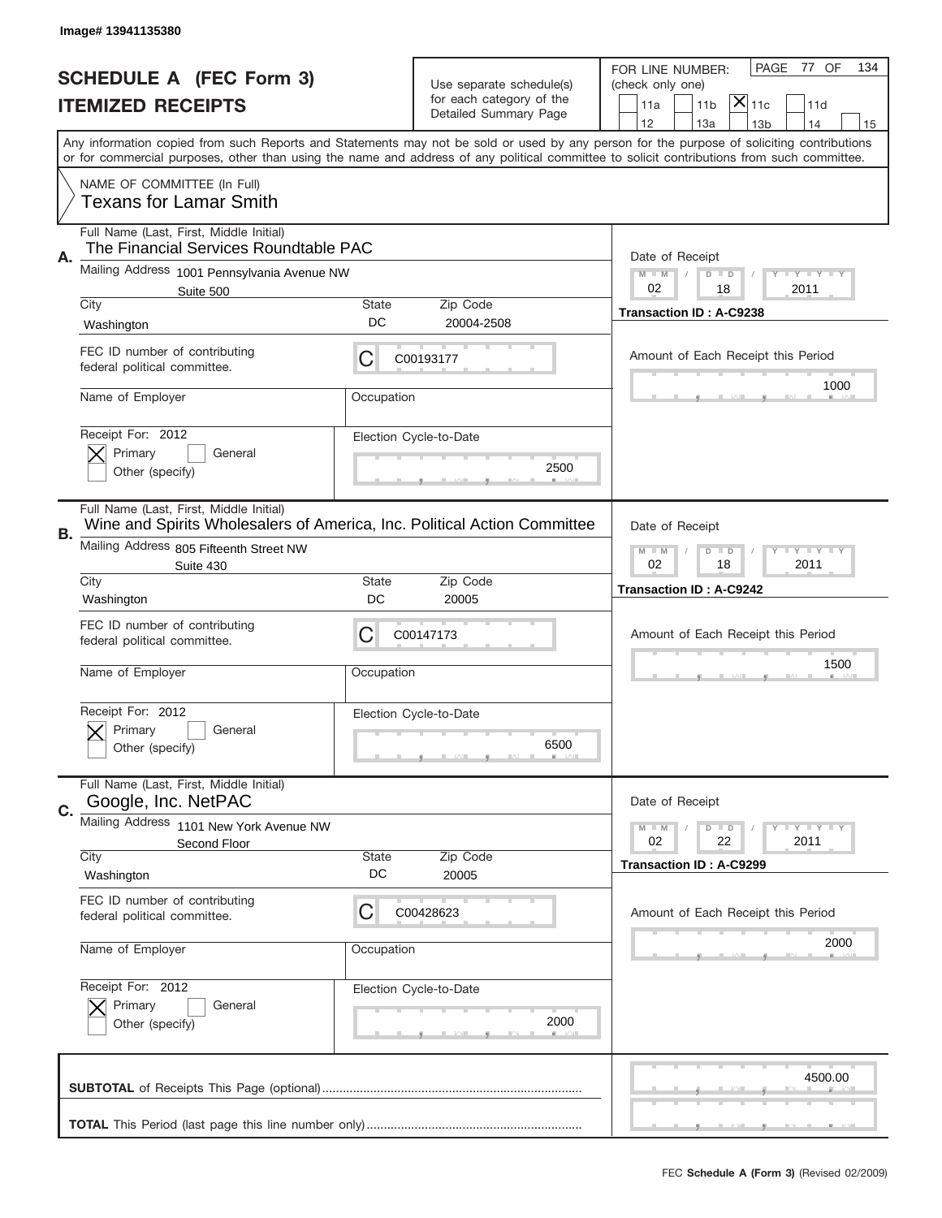Image# 13941135380

# SCHEDULE A (FEC Form 3)
## ITEMIZED RECEIPTS

Use separate schedule(s) for each category of the Detailed Summary Page

FOR LINE NUMBER: (check only one)

11a | 11b | [X] 11c | 11d | 12 | 13a | 13b | 14 | 15

PAGE 77 OF 134

Any information copied from such Reports and Statements may not be sold or used by any person for the purpose of soliciting contributions or for commercial purposes, other than using the name and address of any political committee to solicit contributions from such committee.

NAME OF COMMITTEE (In Full)
Texans for Lamar Smith

---

**A.** Full Name (Last, First, Middle Initial): The Financial Services Roundtable PAC

Mailing Address: 1001 Pennsylvania Avenue NW, Suite 500

City: Washington | State: DC | Zip Code: 20004-2508

FEC ID number of contributing federal political committee: C00193177

Name of Employer: | Occupation:

Receipt For: 2012 — [X] Primary [ ] General [ ] Other (specify)

Election Cycle-to-Date: 2500

Date of Receipt: 02 / 18 / 2011

Transaction ID : A-C9238

Amount of Each Receipt this Period: 1000

---

**B.** Full Name (Last, First, Middle Initial): Wine and Spirits Wholesalers of America, Inc. Political Action Committee

Mailing Address: 805 Fifteenth Street NW, Suite 430

City: Washington | State: DC | Zip Code: 20005

FEC ID number of contributing federal political committee: C00147173

Name of Employer: | Occupation:

Receipt For: 2012 — [X] Primary [ ] General [ ] Other (specify)

Election Cycle-to-Date: 6500

Date of Receipt: 02 / 18 / 2011

Transaction ID : A-C9242

Amount of Each Receipt this Period: 1500

---

**C.** Full Name (Last, First, Middle Initial): Google, Inc. NetPAC

Mailing Address: 1101 New York Avenue NW, Second Floor

City: Washington | State: DC | Zip Code: 20005

FEC ID number of contributing federal political committee: C00428623

Name of Employer: | Occupation:

Receipt For: 2012 — [X] Primary [ ] General [ ] Other (specify)

Election Cycle-to-Date: 2000

Date of Receipt: 02 / 22 / 2011

Transaction ID : A-C9299

Amount of Each Receipt this Period: 2000

---

**SUBTOTAL** of Receipts This Page (optional): 4500.00

**TOTAL** This Period (last page this line number only):

FEC **Schedule A (Form 3)** (Revised 02/2009)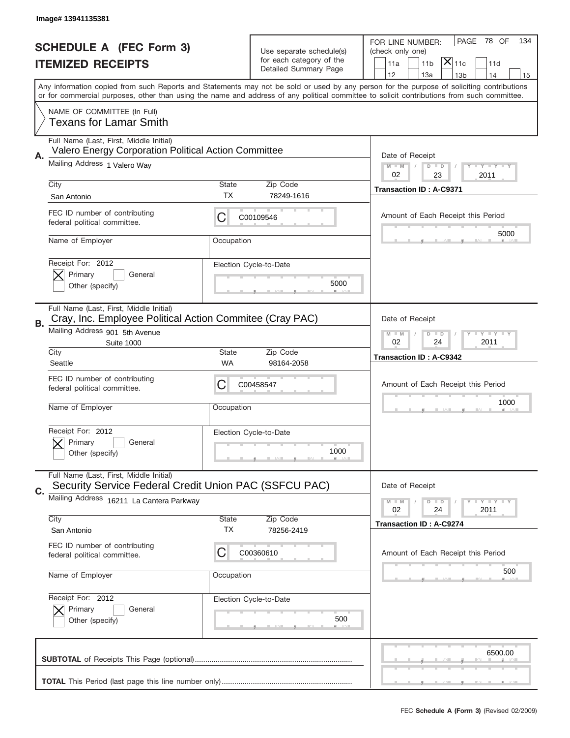Image# 13941135381

# SCHEDULE A (FEC Form 3)
## ITEMIZED RECEIPTS

Use separate schedule(s) for each category of the Detailed Summary Page

FOR LINE NUMBER: (check only one)
11a | 11b | [X] 11c | 11d | 12 | 13a | 13b | 14 | 15

PAGE 78 OF 134

Any information copied from such Reports and Statements may not be sold or used by any person for the purpose of soliciting contributions or for commercial purposes, other than using the name and address of any political committee to solicit contributions from such committee.

NAME OF COMMITTEE (In Full)
Texans for Lamar Smith

---

**A.** Full Name (Last, First, Middle Initial): Valero Energy Corporation Political Action Committee

Mailing Address: 1 Valero Way

City: San Antonio | State: TX | Zip Code: 78249-1616

FEC ID number of contributing federal political committee: C C00109546

Name of Employer: | Occupation:

Receipt For: 2012 — [X] Primary [ ] General [ ] Other (specify)

Election Cycle-to-Date: 5000

Date of Receipt: 02 / 23 / 2011

Transaction ID : A-C9371

Amount of Each Receipt this Period: 5000

---

**B.** Full Name (Last, First, Middle Initial): Cray, Inc. Employee Political Action Commitee (Cray PAC)

Mailing Address: 901 5th Avenue, Suite 1000

City: Seattle | State: WA | Zip Code: 98164-2058

FEC ID number of contributing federal political committee: C C00458547

Name of Employer: | Occupation:

Receipt For: 2012 — [X] Primary [ ] General [ ] Other (specify)

Election Cycle-to-Date: 1000

Date of Receipt: 02 / 24 / 2011

Transaction ID : A-C9342

Amount of Each Receipt this Period: 1000

---

**C.** Full Name (Last, First, Middle Initial): Security Service Federal Credit Union PAC (SSFCU PAC)

Mailing Address: 16211 La Cantera Parkway

City: San Antonio | State: TX | Zip Code: 78256-2419

FEC ID number of contributing federal political committee: C C00360610

Name of Employer: | Occupation:

Receipt For: 2012 — [X] Primary [ ] General [ ] Other (specify)

Election Cycle-to-Date: 500

Date of Receipt: 02 / 24 / 2011

Transaction ID : A-C9274

Amount of Each Receipt this Period: 500

---

**SUBTOTAL** of Receipts This Page (optional): 6500.00

**TOTAL** This Period (last page this line number only):

FEC **Schedule A (Form 3)** (Revised 02/2009)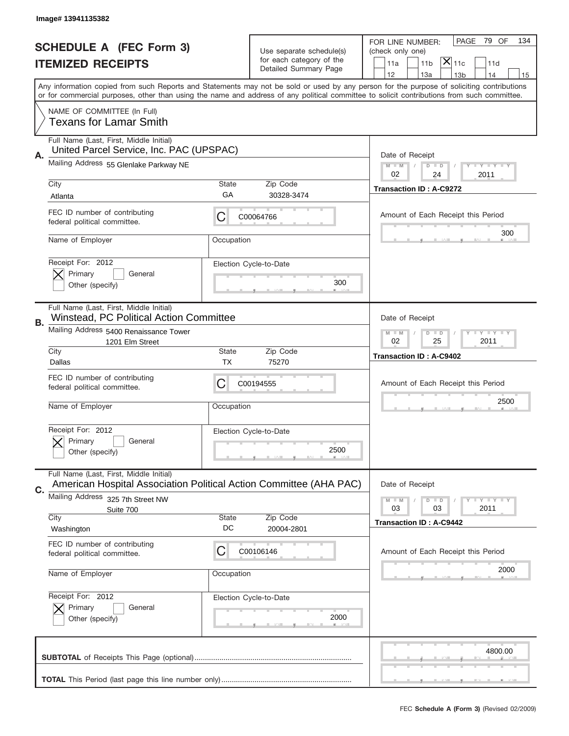Image# 13941135382

# SCHEDULE A (FEC Form 3)
## ITEMIZED RECEIPTS

Use separate schedule(s) for each category of the Detailed Summary Page

FOR LINE NUMBER: (check only one)
11a | 11b | [X] 11c | 11d | 12 | 13a | 13b | 14 | 15

PAGE 79 OF 134

Any information copied from such Reports and Statements may not be sold or used by any person for the purpose of soliciting contributions or for commercial purposes, other than using the name and address of any political committee to solicit contributions from such committee.

NAME OF COMMITTEE (In Full)
Texans for Lamar Smith

---

**A.** Full Name (Last, First, Middle Initial): United Parcel Service, Inc. PAC (UPSPAC)

Mailing Address: 55 Glenlake Parkway NE

City: Atlanta | State: GA | Zip Code: 30328-3474

FEC ID number of contributing federal political committee: C C00064766

Name of Employer: | Occupation:

Receipt For: 2012 — [X] Primary [ ] General [ ] Other (specify)

Election Cycle-to-Date: 300

Date of Receipt: 02 / 24 / 2011

Transaction ID : A-C9272

Amount of Each Receipt this Period: 300

---

**B.** Full Name (Last, First, Middle Initial): Winstead, PC Political Action Committee

Mailing Address: 5400 Renaissance Tower, 1201 Elm Street

City: Dallas | State: TX | Zip Code: 75270

FEC ID number of contributing federal political committee: C C00194555

Name of Employer: | Occupation:

Receipt For: 2012 — [X] Primary [ ] General [ ] Other (specify)

Election Cycle-to-Date: 2500

Date of Receipt: 02 / 25 / 2011

Transaction ID : A-C9402

Amount of Each Receipt this Period: 2500

---

**C.** Full Name (Last, First, Middle Initial): American Hospital Association Political Action Committee (AHA PAC)

Mailing Address: 325 7th Street NW, Suite 700

City: Washington | State: DC | Zip Code: 20004-2801

FEC ID number of contributing federal political committee: C C00106146

Name of Employer: | Occupation:

Receipt For: 2012 — [X] Primary [ ] General [ ] Other (specify)

Election Cycle-to-Date: 2000

Date of Receipt: 03 / 03 / 2011

Transaction ID : A-C9442

Amount of Each Receipt this Period: 2000

---

**SUBTOTAL** of Receipts This Page (optional): 4800.00

**TOTAL** This Period (last page this line number only):

FEC **Schedule A (Form 3)** (Revised 02/2009)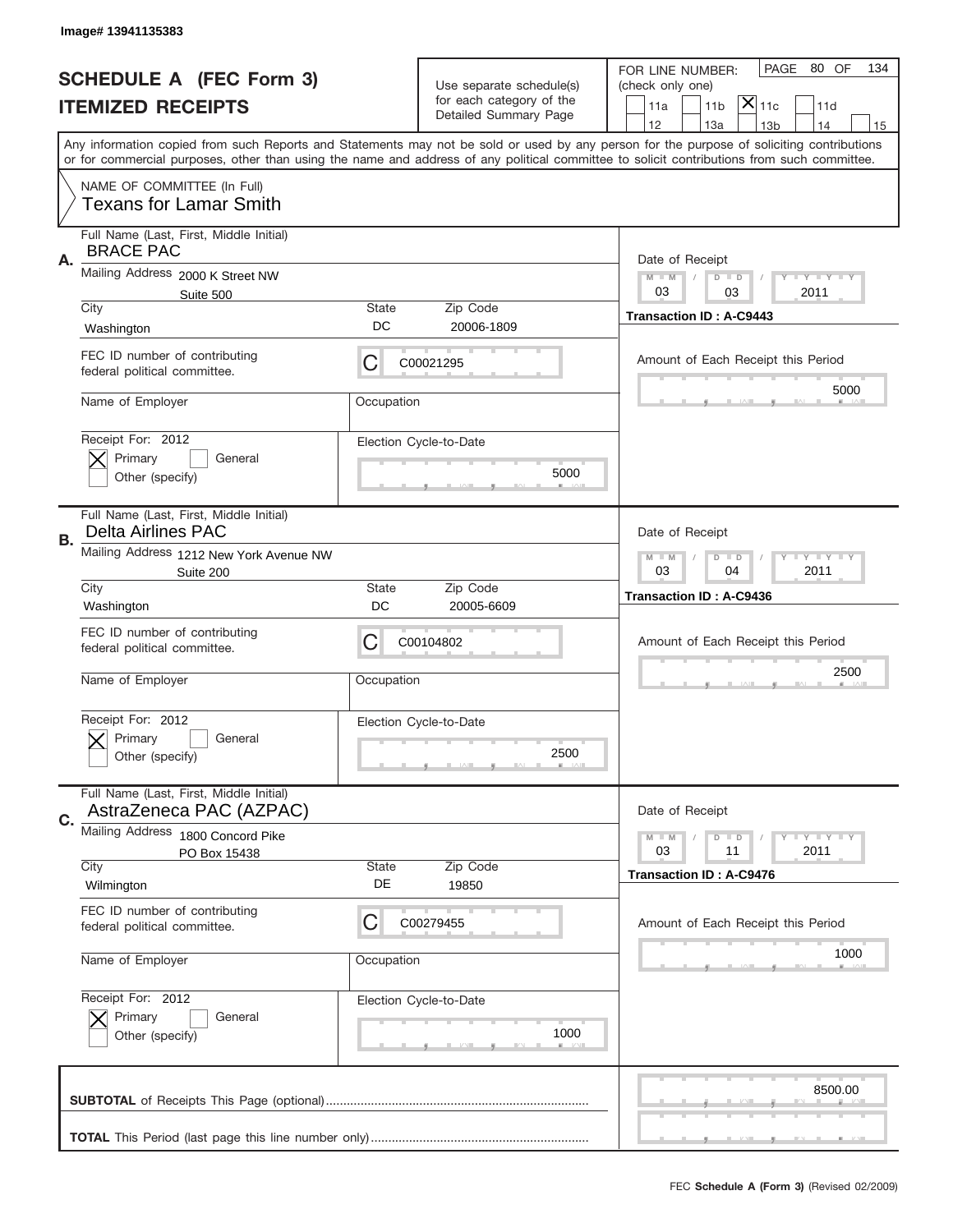Image# 13941135383

# SCHEDULE A (FEC Form 3)
## ITEMIZED RECEIPTS

Use separate schedule(s) for each category of the Detailed Summary Page

FOR LINE NUMBER: (check only one)

11a | 11b | **X** 11c | 11d | 12 | 13a | 13b | 14 | 15

PAGE 80 OF 134

Any information copied from such Reports and Statements may not be sold or used by any person for the purpose of soliciting contributions or for commercial purposes, other than using the name and address of any political committee to solicit contributions from such committee.

NAME OF COMMITTEE (In Full)
Texans for Lamar Smith

---

**A.** Full Name (Last, First, Middle Initial): BRACE PAC

Mailing Address: 2000 K Street NW, Suite 500

City: Washington | State: DC | Zip Code: 20006-1809

FEC ID number of contributing federal political committee: C00021295

Name of Employer: | Occupation:

Receipt For: 2012 — [X] Primary [ ] General [ ] Other (specify)

Election Cycle-to-Date: 5000

Date of Receipt: 03 / 03 / 2011

Transaction ID : A-C9443

Amount of Each Receipt this Period: 5000

---

**B.** Full Name (Last, First, Middle Initial): Delta Airlines PAC

Mailing Address: 1212 New York Avenue NW, Suite 200

City: Washington | State: DC | Zip Code: 20005-6609

FEC ID number of contributing federal political committee: C00104802

Name of Employer: | Occupation:

Receipt For: 2012 — [X] Primary [ ] General [ ] Other (specify)

Election Cycle-to-Date: 2500

Date of Receipt: 03 / 04 / 2011

Transaction ID : A-C9436

Amount of Each Receipt this Period: 2500

---

**C.** Full Name (Last, First, Middle Initial): AstraZeneca PAC (AZPAC)

Mailing Address: 1800 Concord Pike, PO Box 15438

City: Wilmington | State: DE | Zip Code: 19850

FEC ID number of contributing federal political committee: C00279455

Name of Employer: | Occupation:

Receipt For: 2012 — [X] Primary [ ] General [ ] Other (specify)

Election Cycle-to-Date: 1000

Date of Receipt: 03 / 11 / 2011

Transaction ID : A-C9476

Amount of Each Receipt this Period: 1000

---

**SUBTOTAL** of Receipts This Page (optional): 8500.00

**TOTAL** This Period (last page this line number only):

FEC **Schedule A (Form 3)** (Revised 02/2009)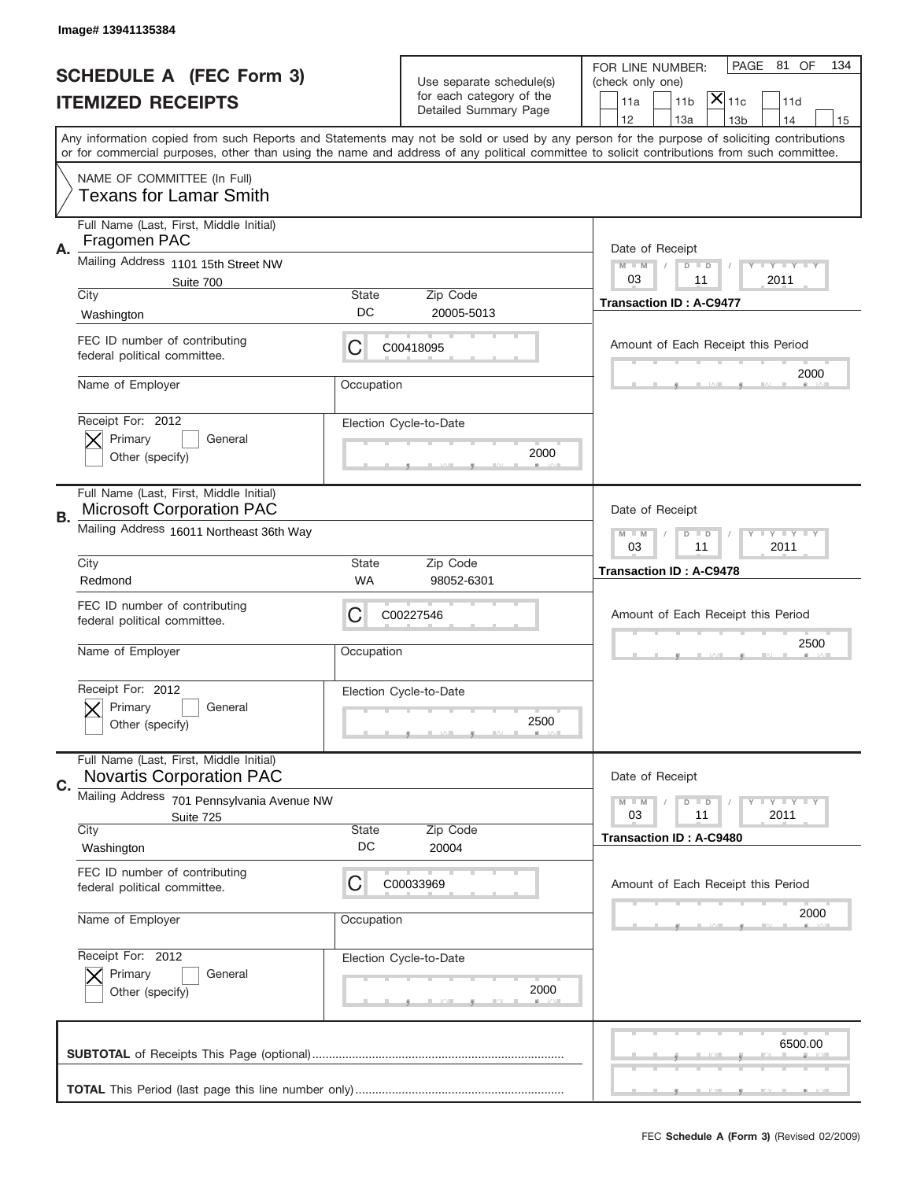Image# 13941135384

# SCHEDULE A (FEC Form 3)
## ITEMIZED RECEIPTS

Use separate schedule(s) for each category of the Detailed Summary Page

FOR LINE NUMBER: (check only one)
11a | 11b | [X] 11c | 11d | 12 | 13a | 13b | 14 | 15

PAGE 81 OF 134

Any information copied from such Reports and Statements may not be sold or used by any person for the purpose of soliciting contributions or for commercial purposes, other than using the name and address of any political committee to solicit contributions from such committee.

NAME OF COMMITTEE (In Full)
Texans for Lamar Smith

---

**A.** Full Name (Last, First, Middle Initial): Fragomen PAC

Mailing Address: 1101 15th Street NW, Suite 700

City: Washington | State: DC | Zip Code: 20005-5013

FEC ID number of contributing federal political committee: C C00418095

Name of Employer: | Occupation:

Receipt For: 2012 — [X] Primary [ ] General [ ] Other (specify)

Election Cycle-to-Date: 2000

Date of Receipt: 03 / 11 / 2011

Transaction ID : A-C9477

Amount of Each Receipt this Period: 2000

---

**B.** Full Name (Last, First, Middle Initial): Microsoft Corporation PAC

Mailing Address: 16011 Northeast 36th Way

City: Redmond | State: WA | Zip Code: 98052-6301

FEC ID number of contributing federal political committee: C C00227546

Name of Employer: | Occupation:

Receipt For: 2012 — [X] Primary [ ] General [ ] Other (specify)

Election Cycle-to-Date: 2500

Date of Receipt: 03 / 11 / 2011

Transaction ID : A-C9478

Amount of Each Receipt this Period: 2500

---

**C.** Full Name (Last, First, Middle Initial): Novartis Corporation PAC

Mailing Address: 701 Pennsylvania Avenue NW, Suite 725

City: Washington | State: DC | Zip Code: 20004

FEC ID number of contributing federal political committee: C C00033969

Name of Employer: | Occupation:

Receipt For: 2012 — [X] Primary [ ] General [ ] Other (specify)

Election Cycle-to-Date: 2000

Date of Receipt: 03 / 11 / 2011

Transaction ID : A-C9480

Amount of Each Receipt this Period: 2000

---

**SUBTOTAL** of Receipts This Page (optional): 6500.00

**TOTAL** This Period (last page this line number only):

FEC **Schedule A (Form 3)** (Revised 02/2009)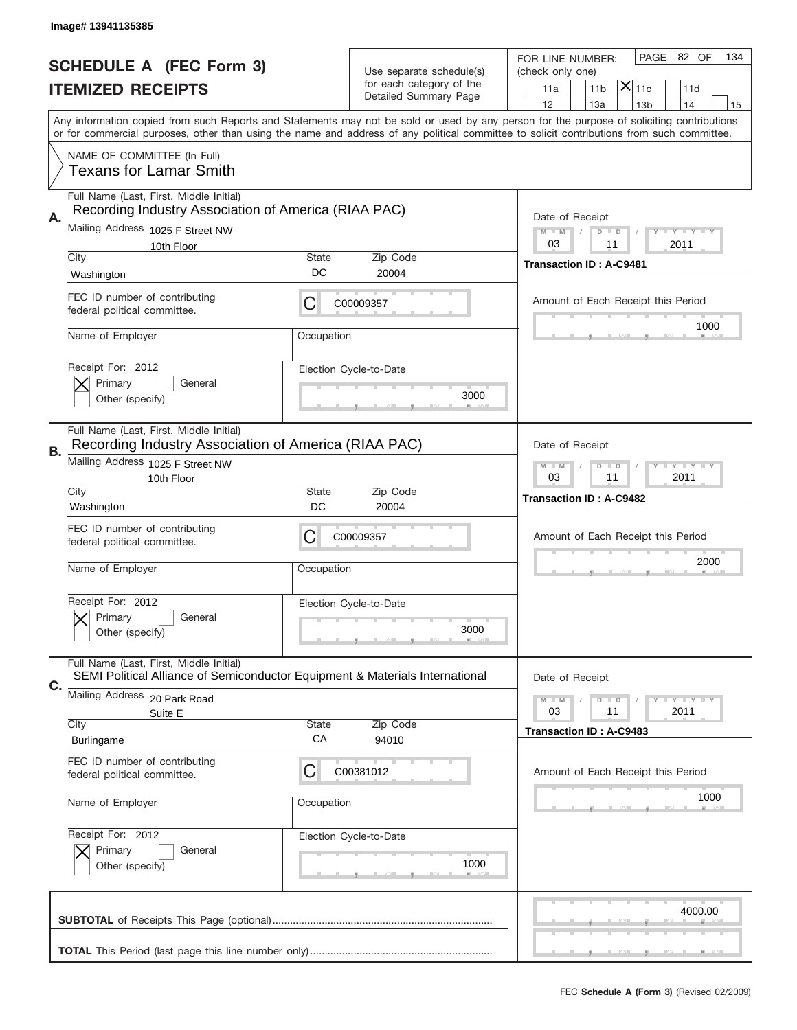Image# 13941135385

# SCHEDULE A (FEC Form 3)
# ITEMIZED RECEIPTS

Use separate schedule(s) for each category of the Detailed Summary Page

FOR LINE NUMBER: (check only one)
11a | 11b | [X] 11c | 11d | 12 | 13a | 13b | 14 | 15

PAGE 82 OF 134

Any information copied from such Reports and Statements may not be sold or used by any person for the purpose of soliciting contributions or for commercial purposes, other than using the name and address of any political committee to solicit contributions from such committee.

NAME OF COMMITTEE (In Full)
Texans for Lamar Smith

---

**A.** Full Name (Last, First, Middle Initial): Recording Industry Association of America (RIAA PAC)

Mailing Address: 1025 F Street NW, 10th Floor

City: Washington | State: DC | Zip Code: 20004

FEC ID number of contributing federal political committee: C C00009357

Name of Employer: | Occupation:

Receipt For: 2012 — [X] Primary [ ] General [ ] Other (specify)

Election Cycle-to-Date: 3000

Date of Receipt: 03 / 11 / 2011

Transaction ID : A-C9481

Amount of Each Receipt this Period: 1000

---

**B.** Full Name (Last, First, Middle Initial): Recording Industry Association of America (RIAA PAC)

Mailing Address: 1025 F Street NW, 10th Floor

City: Washington | State: DC | Zip Code: 20004

FEC ID number of contributing federal political committee: C C00009357

Name of Employer: | Occupation:

Receipt For: 2012 — [X] Primary [ ] General [ ] Other (specify)

Election Cycle-to-Date: 3000

Date of Receipt: 03 / 11 / 2011

Transaction ID : A-C9482

Amount of Each Receipt this Period: 2000

---

**C.** Full Name (Last, First, Middle Initial): SEMI Political Alliance of Semiconductor Equipment & Materials International

Mailing Address: 20 Park Road, Suite E

City: Burlingame | State: CA | Zip Code: 94010

FEC ID number of contributing federal political committee: C C00381012

Name of Employer: | Occupation:

Receipt For: 2012 — [X] Primary [ ] General [ ] Other (specify)

Election Cycle-to-Date: 1000

Date of Receipt: 03 / 11 / 2011

Transaction ID : A-C9483

Amount of Each Receipt this Period: 1000

---

**SUBTOTAL** of Receipts This Page (optional): 4000.00

**TOTAL** This Period (last page this line number only):

FEC **Schedule A (Form 3)** (Revised 02/2009)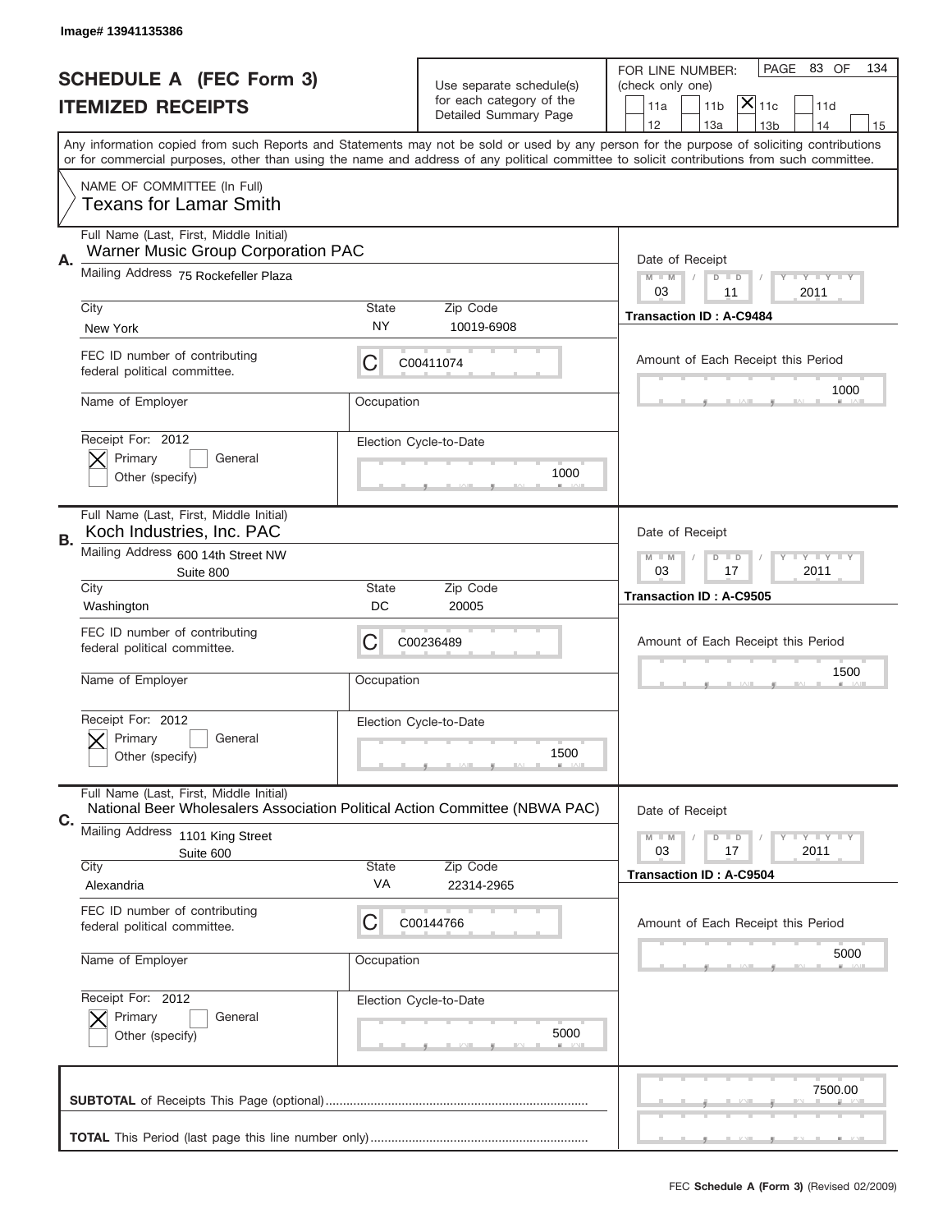Image# 13941135386

# SCHEDULE A (FEC Form 3)
## ITEMIZED RECEIPTS

Use separate schedule(s) for each category of the Detailed Summary Page

FOR LINE NUMBER: (check only one)

11a | 11b | **[X] 11c** | 11d | 12 | 13a | 13b | 14 | 15

PAGE 83 OF 134

Any information copied from such Reports and Statements may not be sold or used by any person for the purpose of soliciting contributions or for commercial purposes, other than using the name and address of any political committee to solicit contributions from such committee.

NAME OF COMMITTEE (In Full)
Texans for Lamar Smith

---

**A.** Full Name (Last, First, Middle Initial): Warner Music Group Corporation PAC

Mailing Address: 75 Rockefeller Plaza

City: New York | State: NY | Zip Code: 10019-6908

FEC ID number of contributing federal political committee: C C00411074

Name of Employer: | Occupation:

Receipt For: 2012 — [X] Primary [ ] General [ ] Other (specify)

Election Cycle-to-Date: 1000

Date of Receipt: 03 / 11 / 2011

Transaction ID : A-C9484

Amount of Each Receipt this Period: 1000

---

**B.** Full Name (Last, First, Middle Initial): Koch Industries, Inc. PAC

Mailing Address: 600 14th Street NW, Suite 800

City: Washington | State: DC | Zip Code: 20005

FEC ID number of contributing federal political committee: C C00236489

Name of Employer: | Occupation:

Receipt For: 2012 — [X] Primary [ ] General [ ] Other (specify)

Election Cycle-to-Date: 1500

Date of Receipt: 03 / 17 / 2011

Transaction ID : A-C9505

Amount of Each Receipt this Period: 1500

---

**C.** Full Name (Last, First, Middle Initial): National Beer Wholesalers Association Political Action Committee (NBWA PAC)

Mailing Address: 1101 King Street, Suite 600

City: Alexandria | State: VA | Zip Code: 22314-2965

FEC ID number of contributing federal political committee: C C00144766

Name of Employer: | Occupation:

Receipt For: 2012 — [X] Primary [ ] General [ ] Other (specify)

Election Cycle-to-Date: 5000

Date of Receipt: 03 / 17 / 2011

Transaction ID : A-C9504

Amount of Each Receipt this Period: 5000

---

**SUBTOTAL** of Receipts This Page (optional): 7500.00

**TOTAL** This Period (last page this line number only):

FEC **Schedule A (Form 3)** (Revised 02/2009)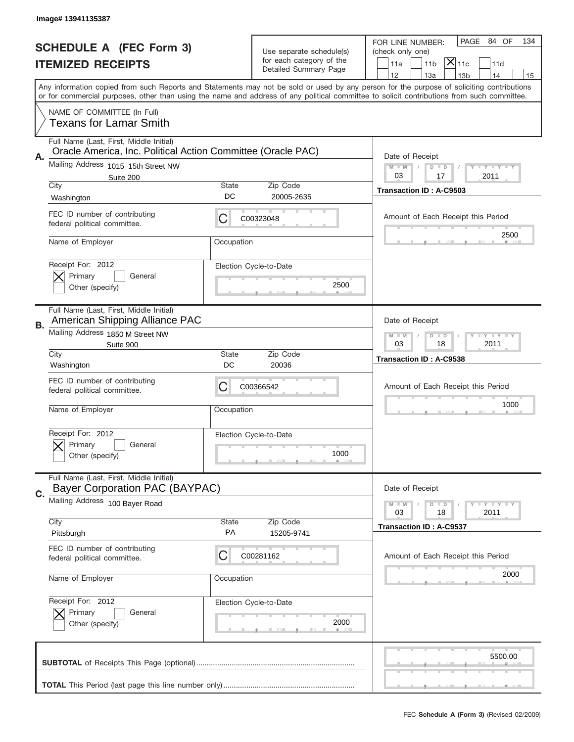Image# 13941135387

# SCHEDULE A (FEC Form 3)
# ITEMIZED RECEIPTS

Use separate schedule(s) for each category of the Detailed Summary Page

FOR LINE NUMBER: (check only one)

- [ ] 11a
- [ ] 11b
- [X] 11c
- [ ] 11d
- [ ] 12
- [ ] 13a
- [ ] 13b
- [ ] 14
- [ ] 15

PAGE 84 OF 134

Any information copied from such Reports and Statements may not be sold or used by any person for the purpose of soliciting contributions or for commercial purposes, other than using the name and address of any political committee to solicit contributions from such committee.

NAME OF COMMITTEE (In Full)
Texans for Lamar Smith

---

**A.**

Full Name (Last, First, Middle Initial): Oracle America, Inc. Political Action Committee (Oracle PAC)

Mailing Address: 1015 15th Street NW, Suite 200

City: Washington | State: DC | Zip Code: 20005-2635

FEC ID number of contributing federal political committee: C00323048

Name of Employer: 

Occupation: 

Receipt For: 2012 — [X] Primary [ ] General [ ] Other (specify)

Election Cycle-to-Date: 2500

Date of Receipt: 03 / 17 / 2011

Transaction ID : A-C9503

Amount of Each Receipt this Period: 2500

---

**B.**

Full Name (Last, First, Middle Initial): American Shipping Alliance PAC

Mailing Address: 1850 M Street NW, Suite 900

City: Washington | State: DC | Zip Code: 20036

FEC ID number of contributing federal political committee: C00366542

Name of Employer: 

Occupation: 

Receipt For: 2012 — [X] Primary [ ] General [ ] Other (specify)

Election Cycle-to-Date: 1000

Date of Receipt: 03 / 18 / 2011

Transaction ID : A-C9538

Amount of Each Receipt this Period: 1000

---

**C.**

Full Name (Last, First, Middle Initial): Bayer Corporation PAC (BAYPAC)

Mailing Address: 100 Bayer Road

City: Pittsburgh | State: PA | Zip Code: 15205-9741

FEC ID number of contributing federal political committee: C00281162

Name of Employer: 

Occupation: 

Receipt For: 2012 — [X] Primary [ ] General [ ] Other (specify)

Election Cycle-to-Date: 2000

Date of Receipt: 03 / 18 / 2011

Transaction ID : A-C9537

Amount of Each Receipt this Period: 2000

---

**SUBTOTAL** of Receipts This Page (optional): 5500.00

**TOTAL** This Period (last page this line number only): 

FEC **Schedule A (Form 3)** (Revised 02/2009)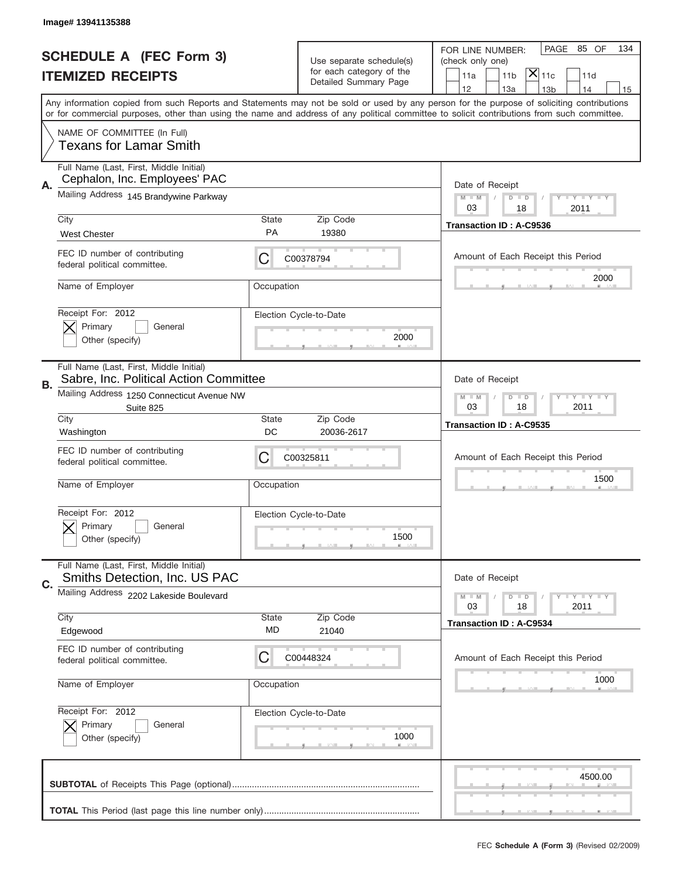Image# 13941135388

# SCHEDULE A (FEC Form 3)
## ITEMIZED RECEIPTS

Use separate schedule(s) for each category of the Detailed Summary Page

FOR LINE NUMBER: (check only one)
11a | 11b | [X] 11c | 11d | 12 | 13a | 13b | 14 | 15

PAGE 85 OF 134

Any information copied from such Reports and Statements may not be sold or used by any person for the purpose of soliciting contributions or for commercial purposes, other than using the name and address of any political committee to solicit contributions from such committee.

NAME OF COMMITTEE (In Full)
Texans for Lamar Smith

---

**A.** Full Name (Last, First, Middle Initial): Cephalon, Inc. Employees' PAC

Mailing Address: 145 Brandywine Parkway

City: West Chester | State: PA | Zip Code: 19380

FEC ID number of contributing federal political committee: C C00378794

Name of Employer: | Occupation:

Receipt For: 2012 — [X] Primary [ ] General [ ] Other (specify)

Election Cycle-to-Date: 2000

Date of Receipt: 03 / 18 / 2011

Transaction ID : A-C9536

Amount of Each Receipt this Period: 2000

---

**B.** Full Name (Last, First, Middle Initial): Sabre, Inc. Political Action Committee

Mailing Address: 1250 Connecticut Avenue NW, Suite 825

City: Washington | State: DC | Zip Code: 20036-2617

FEC ID number of contributing federal political committee: C C00325811

Name of Employer: | Occupation:

Receipt For: 2012 — [X] Primary [ ] General [ ] Other (specify)

Election Cycle-to-Date: 1500

Date of Receipt: 03 / 18 / 2011

Transaction ID : A-C9535

Amount of Each Receipt this Period: 1500

---

**C.** Full Name (Last, First, Middle Initial): Smiths Detection, Inc. US PAC

Mailing Address: 2202 Lakeside Boulevard

City: Edgewood | State: MD | Zip Code: 21040

FEC ID number of contributing federal political committee: C C00448324

Name of Employer: | Occupation:

Receipt For: 2012 — [X] Primary [ ] General [ ] Other (specify)

Election Cycle-to-Date: 1000

Date of Receipt: 03 / 18 / 2011

Transaction ID : A-C9534

Amount of Each Receipt this Period: 1000

---

**SUBTOTAL** of Receipts This Page (optional): 4500.00

**TOTAL** This Period (last page this line number only):

FEC **Schedule A (Form 3)** (Revised 02/2009)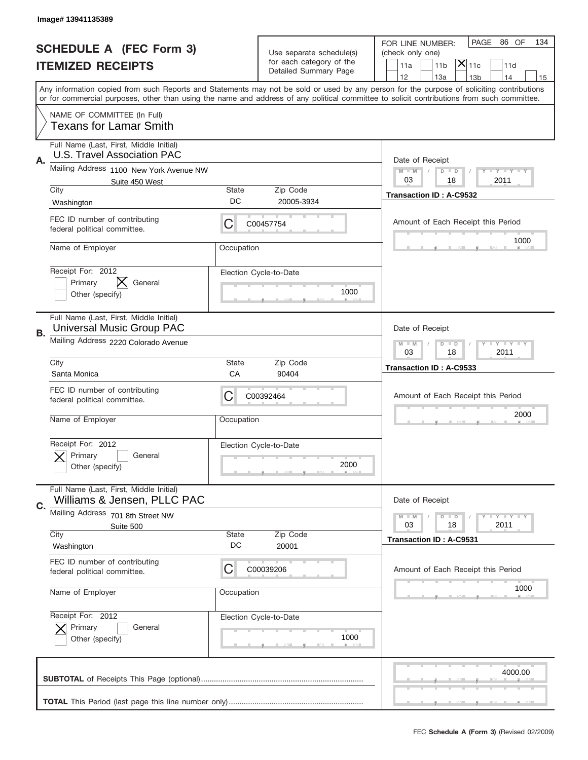Image# 13941135389

# SCHEDULE A (FEC Form 3)
## ITEMIZED RECEIPTS

Use separate schedule(s) for each category of the Detailed Summary Page

FOR LINE NUMBER: (check only one)

- [ ] 11a
- [ ] 11b
- [x] 11c
- [ ] 11d
- [ ] 12
- [ ] 13a
- [ ] 13b
- [ ] 14
- [ ] 15

PAGE 86 OF 134

Any information copied from such Reports and Statements may not be sold or used by any person for the purpose of soliciting contributions or for commercial purposes, other than using the name and address of any political committee to solicit contributions from such committee.

NAME OF COMMITTEE (In Full)
Texans for Lamar Smith

---

**A.** Full Name (Last, First, Middle Initial): U.S. Travel Association PAC

Mailing Address: 1100 New York Avenue NW, Suite 450 West

City: Washington | State: DC | Zip Code: 20005-3934

FEC ID number of contributing federal political committee: C00457754

Name of Employer:
Occupation:

Receipt For: 2012
- [ ] Primary
- [x] General
- [ ] Other (specify)

Election Cycle-to-Date: 1000

Date of Receipt: 03/18/2011

Transaction ID : A-C9532

Amount of Each Receipt this Period: 1000

---

**B.** Full Name (Last, First, Middle Initial): Universal Music Group PAC

Mailing Address: 2220 Colorado Avenue

City: Santa Monica | State: CA | Zip Code: 90404

FEC ID number of contributing federal political committee: C00392464

Name of Employer:
Occupation:

Receipt For: 2012
- [x] Primary
- [ ] General
- [ ] Other (specify)

Election Cycle-to-Date: 2000

Date of Receipt: 03/18/2011

Transaction ID : A-C9533

Amount of Each Receipt this Period: 2000

---

**C.** Full Name (Last, First, Middle Initial): Williams & Jensen, PLLC PAC

Mailing Address: 701 8th Street NW, Suite 500

City: Washington | State: DC | Zip Code: 20001

FEC ID number of contributing federal political committee: C00039206

Name of Employer:
Occupation:

Receipt For: 2012
- [x] Primary
- [ ] General
- [ ] Other (specify)

Election Cycle-to-Date: 1000

Date of Receipt: 03/18/2011

Transaction ID : A-C9531

Amount of Each Receipt this Period: 1000

---

**SUBTOTAL** of Receipts This Page (optional): 4000.00

**TOTAL** This Period (last page this line number only):

FEC **Schedule A (Form 3)** (Revised 02/2009)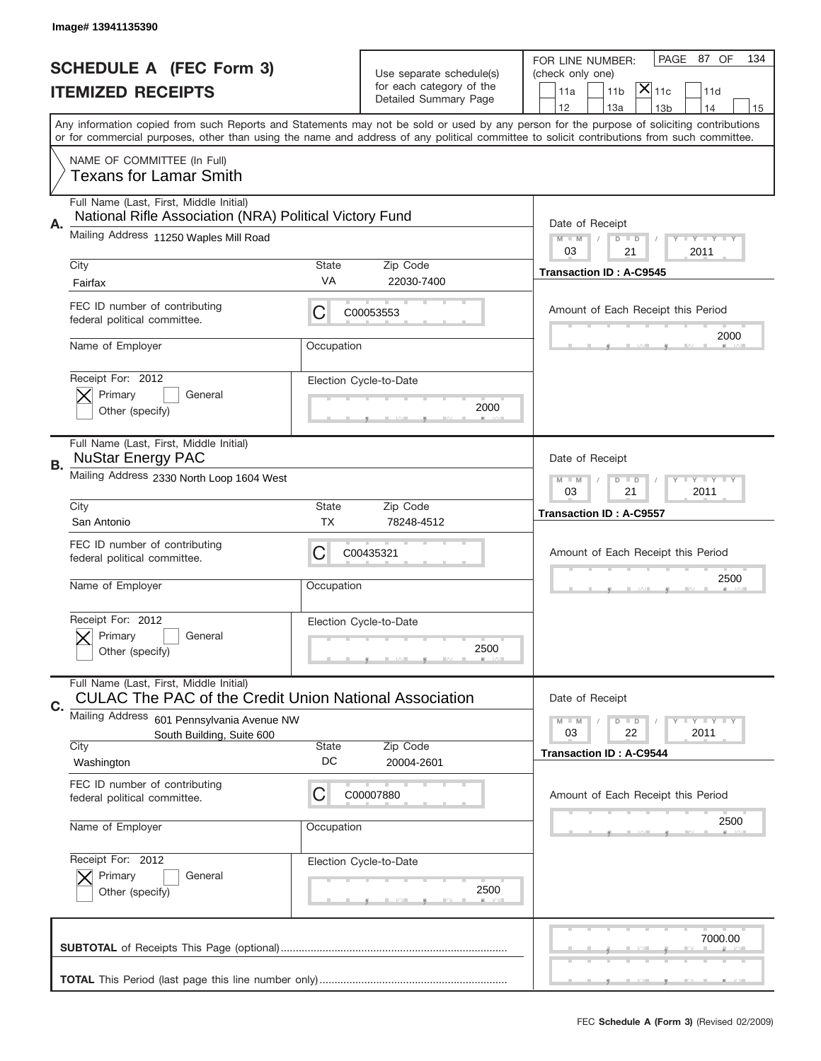Image# 13941135390

# SCHEDULE A (FEC Form 3)
## ITEMIZED RECEIPTS

Use separate schedule(s) for each category of the Detailed Summary Page

FOR LINE NUMBER: (check only one)

11a | 11b | [X] 11c | 11d
12 | 13a | 13b | 14 | 15

PAGE 87 OF 134

Any information copied from such Reports and Statements may not be sold or used by any person for the purpose of soliciting contributions or for commercial purposes, other than using the name and address of any political committee to solicit contributions from such committee.

NAME OF COMMITTEE (In Full)
Texans for Lamar Smith

---

**A.** Full Name (Last, First, Middle Initial): National Rifle Association (NRA) Political Victory Fund

Mailing Address: 11250 Waples Mill Road

City: Fairfax | State: VA | Zip Code: 22030-7400

FEC ID number of contributing federal political committee: C | C00053553

Name of Employer: | Occupation:

Receipt For: 2012 — [X] Primary [ ] General [ ] Other (specify)

Election Cycle-to-Date: 2000

Date of Receipt: 03 / 21 / 2011

Transaction ID : A-C9545

Amount of Each Receipt this Period: 2000

---

**B.** Full Name (Last, First, Middle Initial): NuStar Energy PAC

Mailing Address: 2330 North Loop 1604 West

City: San Antonio | State: TX | Zip Code: 78248-4512

FEC ID number of contributing federal political committee: C | C00435321

Name of Employer: | Occupation:

Receipt For: 2012 — [X] Primary [ ] General [ ] Other (specify)

Election Cycle-to-Date: 2500

Date of Receipt: 03 / 21 / 2011

Transaction ID : A-C9557

Amount of Each Receipt this Period: 2500

---

**C.** Full Name (Last, First, Middle Initial): CULAC The PAC of the Credit Union National Association

Mailing Address: 601 Pennsylvania Avenue NW, South Building, Suite 600

City: Washington | State: DC | Zip Code: 20004-2601

FEC ID number of contributing federal political committee: C | C00007880

Name of Employer: | Occupation:

Receipt For: 2012 — [X] Primary [ ] General [ ] Other (specify)

Election Cycle-to-Date: 2500

Date of Receipt: 03 / 22 / 2011

Transaction ID : A-C9544

Amount of Each Receipt this Period: 2500

---

**SUBTOTAL** of Receipts This Page (optional): 7000.00

**TOTAL** This Period (last page this line number only):

FEC **Schedule A (Form 3)** (Revised 02/2009)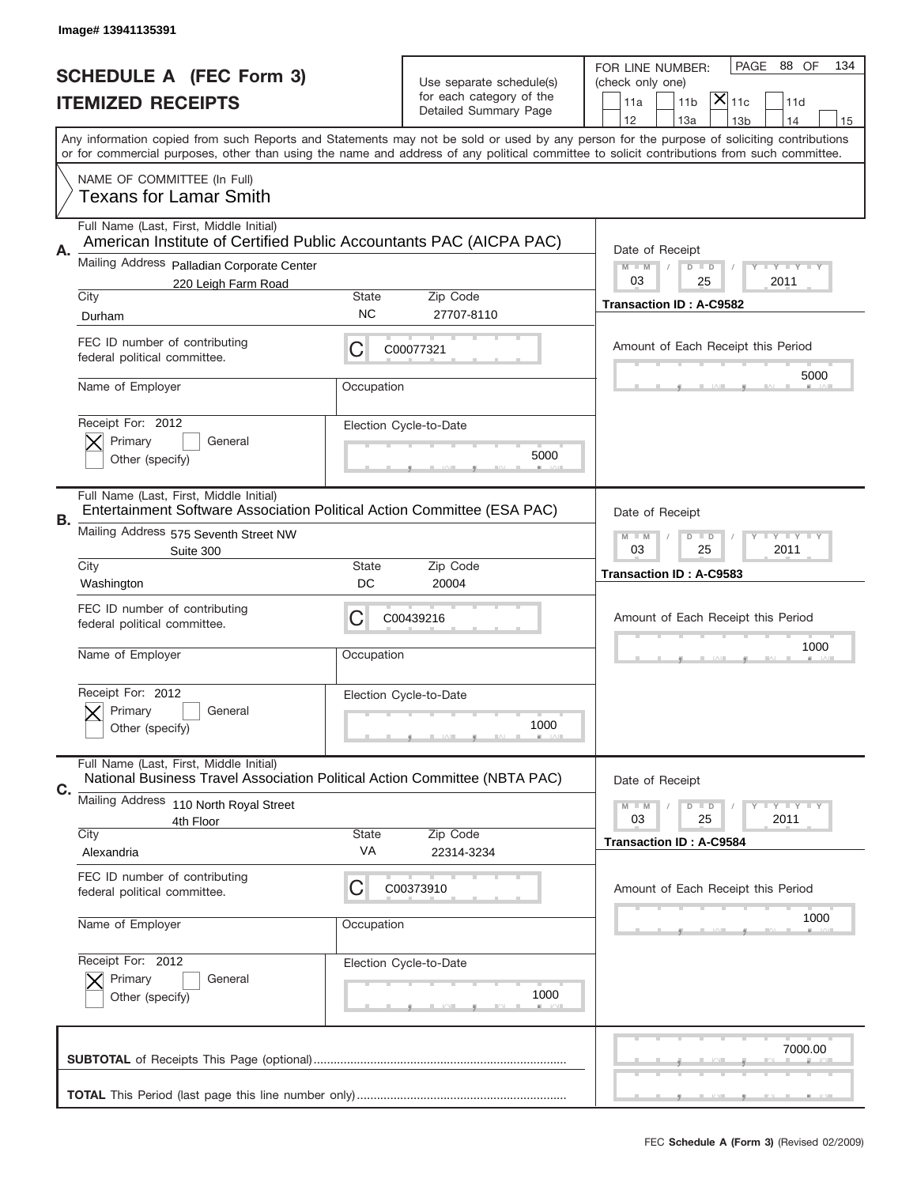Image# 13941135391

# SCHEDULE A (FEC Form 3)
## ITEMIZED RECEIPTS

Use separate schedule(s) for each category of the Detailed Summary Page

FOR LINE NUMBER: (check only one)

11a | 11b | [X] 11c | 11d | 12 | 13a | 13b | 14 | 15

PAGE 88 OF 134

Any information copied from such Reports and Statements may not be sold or used by any person for the purpose of soliciting contributions or for commercial purposes, other than using the name and address of any political committee to solicit contributions from such committee.

NAME OF COMMITTEE (In Full)
Texans for Lamar Smith

---

**A.** Full Name (Last, First, Middle Initial): American Institute of Certified Public Accountants PAC (AICPA PAC)

Mailing Address: Palladian Corporate Center, 220 Leigh Farm Road

City: Durham | State: NC | Zip Code: 27707-8110

FEC ID number of contributing federal political committee: C C00077321

Name of Employer: | Occupation:

Receipt For: 2012 — [X] Primary [ ] General [ ] Other (specify)

Election Cycle-to-Date: 5000

Date of Receipt: 03 / 25 / 2011

Transaction ID : A-C9582

Amount of Each Receipt this Period: 5000

---

**B.** Full Name (Last, First, Middle Initial): Entertainment Software Association Political Action Committee (ESA PAC)

Mailing Address: 575 Seventh Street NW, Suite 300

City: Washington | State: DC | Zip Code: 20004

FEC ID number of contributing federal political committee: C C00439216

Name of Employer: | Occupation:

Receipt For: 2012 — [X] Primary [ ] General [ ] Other (specify)

Election Cycle-to-Date: 1000

Date of Receipt: 03 / 25 / 2011

Transaction ID : A-C9583

Amount of Each Receipt this Period: 1000

---

**C.** Full Name (Last, First, Middle Initial): National Business Travel Association Political Action Committee (NBTA PAC)

Mailing Address: 110 North Royal Street, 4th Floor

City: Alexandria | State: VA | Zip Code: 22314-3234

FEC ID number of contributing federal political committee: C C00373910

Name of Employer: | Occupation:

Receipt For: 2012 — [X] Primary [ ] General [ ] Other (specify)

Election Cycle-to-Date: 1000

Date of Receipt: 03 / 25 / 2011

Transaction ID : A-C9584

Amount of Each Receipt this Period: 1000

---

**SUBTOTAL** of Receipts This Page (optional): 7000.00

**TOTAL** This Period (last page this line number only):

FEC **Schedule A (Form 3)** (Revised 02/2009)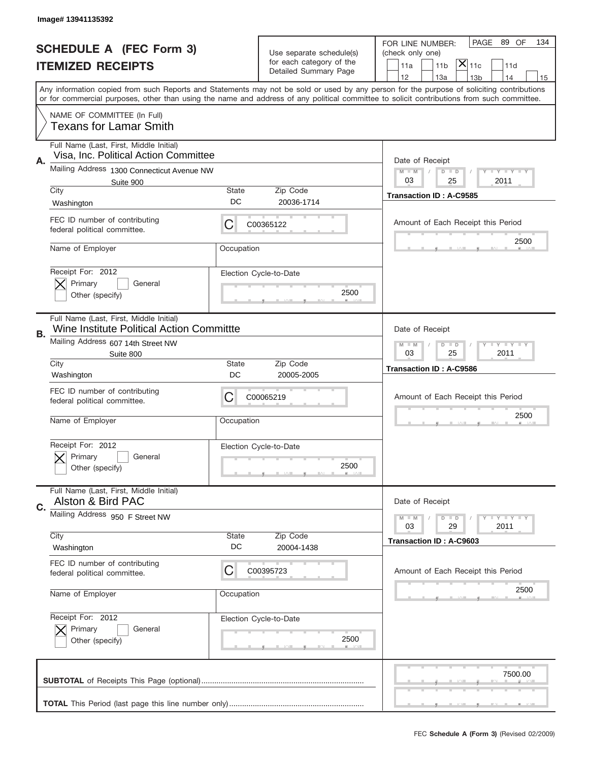Image# 13941135392

# SCHEDULE A (FEC Form 3)
## ITEMIZED RECEIPTS

Use separate schedule(s) for each category of the Detailed Summary Page

FOR LINE NUMBER: (check only one)

11a | 11b | [X] 11c | 11d | 12 | 13a | 13b | 14 | 15

PAGE 89 OF 134

Any information copied from such Reports and Statements may not be sold or used by any person for the purpose of soliciting contributions or for commercial purposes, other than using the name and address of any political committee to solicit contributions from such committee.

NAME OF COMMITTEE (In Full)
Texans for Lamar Smith

---

**A.** Full Name (Last, First, Middle Initial): Visa, Inc. Political Action Committee

Mailing Address: 1300 Connecticut Avenue NW, Suite 900

City: Washington | State: DC | Zip Code: 20036-1714

FEC ID number of contributing federal political committee: C C00365122

Name of Employer: | Occupation:

Receipt For: 2012 — [X] Primary [ ] General [ ] Other (specify)

Election Cycle-to-Date: 2500

Date of Receipt: 03 / 25 / 2011

Transaction ID : A-C9585

Amount of Each Receipt this Period: 2500

---

**B.** Full Name (Last, First, Middle Initial): Wine Institute Political Action Committte

Mailing Address: 607 14th Street NW, Suite 800

City: Washington | State: DC | Zip Code: 20005-2005

FEC ID number of contributing federal political committee: C C00065219

Name of Employer: | Occupation:

Receipt For: 2012 — [X] Primary [ ] General [ ] Other (specify)

Election Cycle-to-Date: 2500

Date of Receipt: 03 / 25 / 2011

Transaction ID : A-C9586

Amount of Each Receipt this Period: 2500

---

**C.** Full Name (Last, First, Middle Initial): Alston & Bird PAC

Mailing Address: 950 F Street NW

City: Washington | State: DC | Zip Code: 20004-1438

FEC ID number of contributing federal political committee: C C00395723

Name of Employer: | Occupation:

Receipt For: 2012 — [X] Primary [ ] General [ ] Other (specify)

Election Cycle-to-Date: 2500

Date of Receipt: 03 / 29 / 2011

Transaction ID : A-C9603

Amount of Each Receipt this Period: 2500

---

**SUBTOTAL** of Receipts This Page (optional): 7500.00

**TOTAL** This Period (last page this line number only):

FEC **Schedule A (Form 3)** (Revised 02/2009)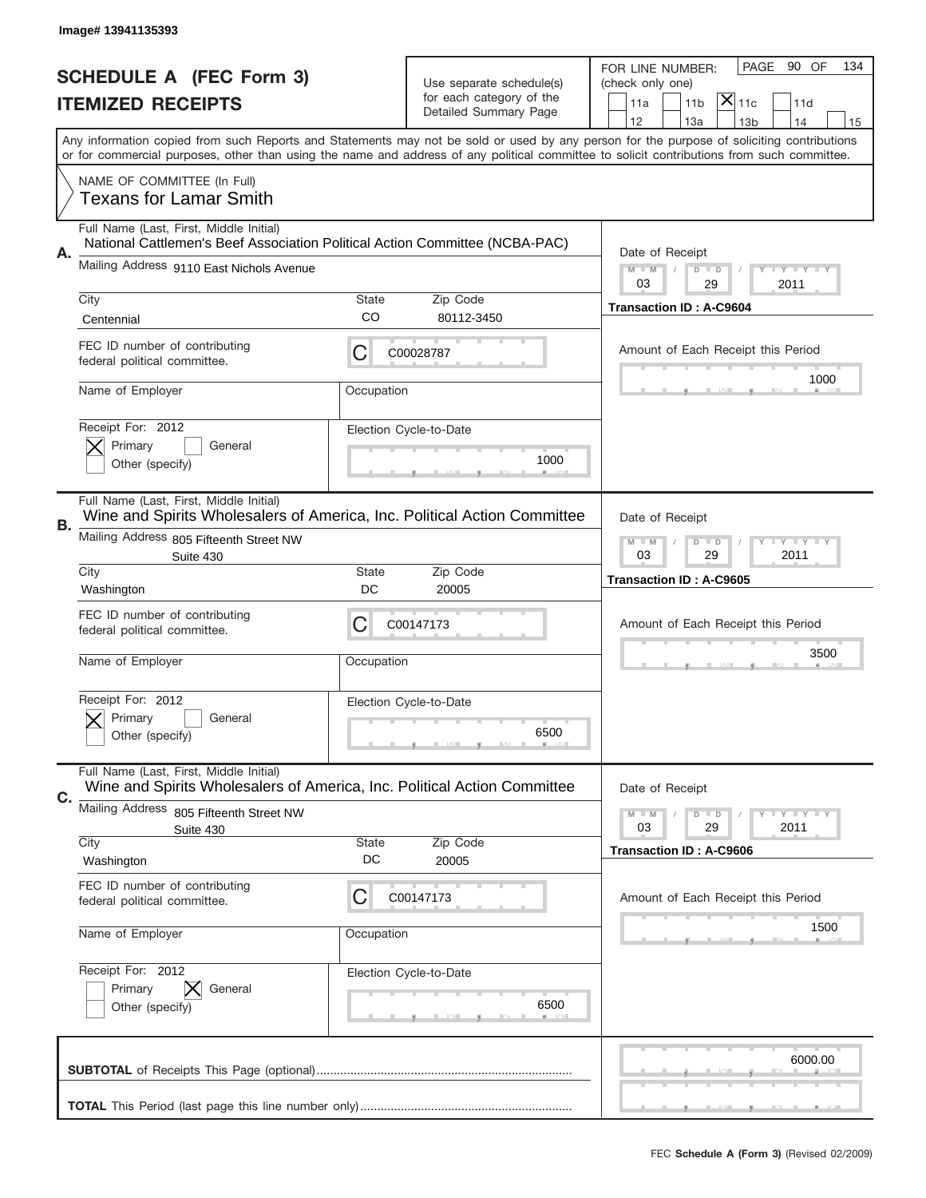Image# 13941135393

# SCHEDULE A (FEC Form 3)
## ITEMIZED RECEIPTS

Use separate schedule(s) for each category of the Detailed Summary Page

FOR LINE NUMBER: (check only one)
11a | 11b | [X] 11c | 11d | 12 | 13a | 13b | 14 | 15

Any information copied from such Reports and Statements may not be sold or used by any person for the purpose of soliciting contributions or for commercial purposes, other than using the name and address of any political committee to solicit contributions from such committee.

NAME OF COMMITTEE (In Full)
Texans for Lamar Smith

---

**A.** Full Name (Last, First, Middle Initial): National Cattlemen's Beef Association Political Action Committee (NCBA-PAC)

Mailing Address: 9110 East Nichols Avenue

City: Centennial | State: CO | Zip Code: 80112-3450

FEC ID number of contributing federal political committee: C C00028787

Name of Employer: | Occupation:

Receipt For: 2012 — [X] Primary [ ] General [ ] Other (specify)

Election Cycle-to-Date: 1000

Date of Receipt: 03 / 29 / 2011

Transaction ID : A-C9604

Amount of Each Receipt this Period: 1000

---

**B.** Full Name (Last, First, Middle Initial): Wine and Spirits Wholesalers of America, Inc. Political Action Committee

Mailing Address: 805 Fifteenth Street NW, Suite 430

City: Washington | State: DC | Zip Code: 20005

FEC ID number of contributing federal political committee: C C00147173

Name of Employer: | Occupation:

Receipt For: 2012 — [X] Primary [ ] General [ ] Other (specify)

Election Cycle-to-Date: 6500

Date of Receipt: 03 / 29 / 2011

Transaction ID : A-C9605

Amount of Each Receipt this Period: 3500

---

**C.** Full Name (Last, First, Middle Initial): Wine and Spirits Wholesalers of America, Inc. Political Action Committee

Mailing Address: 805 Fifteenth Street NW, Suite 430

City: Washington | State: DC | Zip Code: 20005

FEC ID number of contributing federal political committee: C C00147173

Name of Employer: | Occupation:

Receipt For: 2012 — [ ] Primary [X] General [ ] Other (specify)

Election Cycle-to-Date: 6500

Date of Receipt: 03 / 29 / 2011

Transaction ID : A-C9606

Amount of Each Receipt this Period: 1500

---

**SUBTOTAL** of Receipts This Page (optional): 6000.00

**TOTAL** This Period (last page this line number only):

FEC **Schedule A (Form 3)** (Revised 02/2009)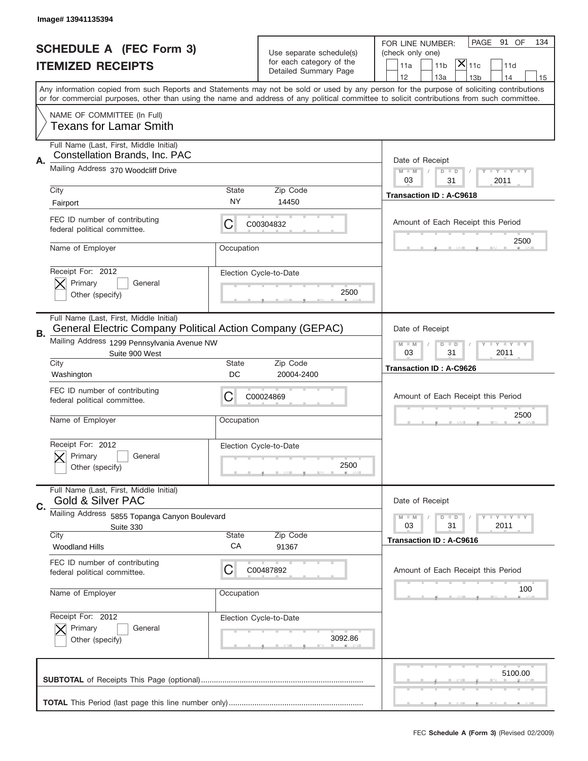Image# 13941135394

# SCHEDULE A (FEC Form 3)
## ITEMIZED RECEIPTS

Use separate schedule(s) for each category of the Detailed Summary Page

FOR LINE NUMBER: (check only one)
11a | 11b | [X] 11c | 11d | 12 | 13a | 13b | 14 | 15

PAGE 91 OF 134

Any information copied from such Reports and Statements may not be sold or used by any person for the purpose of soliciting contributions or for commercial purposes, other than using the name and address of any political committee to solicit contributions from such committee.

NAME OF COMMITTEE (In Full)
Texans for Lamar Smith

---

**A.** Full Name (Last, First, Middle Initial): Constellation Brands, Inc. PAC
Mailing Address: 370 Woodcliff Drive
City: Fairport | State: NY | Zip Code: 14450
FEC ID number of contributing federal political committee: C C00304832
Name of Employer: | Occupation:
Receipt For: 2012 — [X] Primary [ ] General [ ] Other (specify)
Date of Receipt: 03/31/2011
Transaction ID : A-C9618
Amount of Each Receipt this Period: 2500
Election Cycle-to-Date: 2500

---

**B.** Full Name (Last, First, Middle Initial): General Electric Company Political Action Company (GEPAC)
Mailing Address: 1299 Pennsylvania Avenue NW, Suite 900 West
City: Washington | State: DC | Zip Code: 20004-2400
FEC ID number of contributing federal political committee: C C00024869
Name of Employer: | Occupation:
Receipt For: 2012 — [X] Primary [ ] General [ ] Other (specify)
Date of Receipt: 03/31/2011
Transaction ID : A-C9626
Amount of Each Receipt this Period: 2500
Election Cycle-to-Date: 2500

---

**C.** Full Name (Last, First, Middle Initial): Gold & Silver PAC
Mailing Address: 5855 Topanga Canyon Boulevard, Suite 330
City: Woodland Hills | State: CA | Zip Code: 91367
FEC ID number of contributing federal political committee: C C00487892
Name of Employer: | Occupation:
Receipt For: 2012 — [X] Primary [ ] General [ ] Other (specify)
Date of Receipt: 03/31/2011
Transaction ID : A-C9616
Amount of Each Receipt this Period: 100
Election Cycle-to-Date: 3092.86

---

**SUBTOTAL** of Receipts This Page (optional): 5100.00

**TOTAL** This Period (last page this line number only):

FEC **Schedule A (Form 3)** (Revised 02/2009)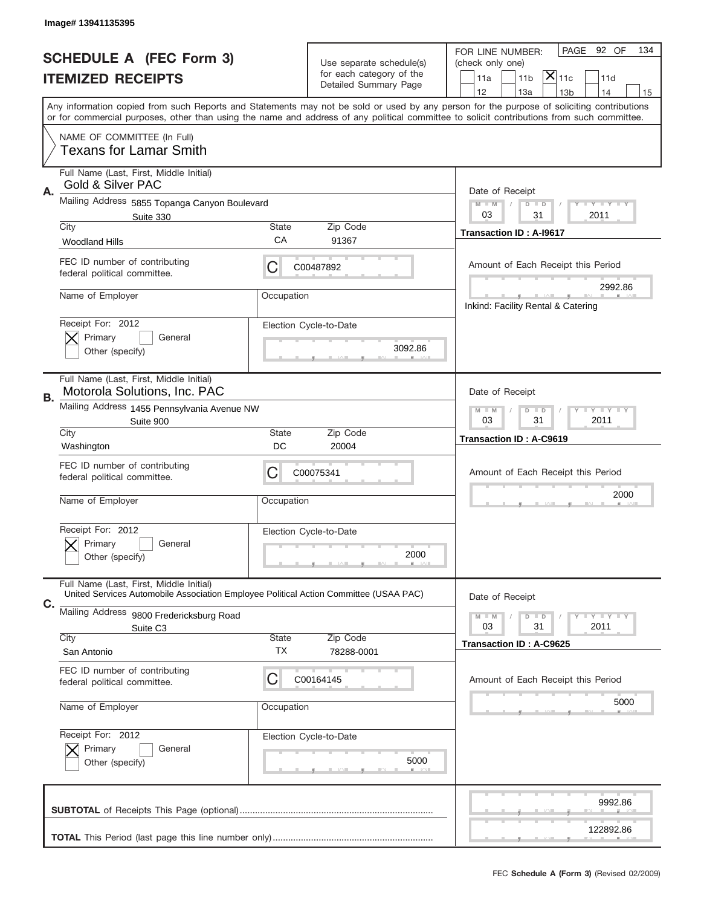Image# 13941135395

# SCHEDULE A (FEC Form 3)
## ITEMIZED RECEIPTS

Use separate schedule(s) for each category of the Detailed Summary Page

FOR LINE NUMBER: (check only one)
11a | 11b | [X] 11c | 11d | 12 | 13a | 13b | 14 | 15

PAGE 92 OF 134

Any information copied from such Reports and Statements may not be sold or used by any person for the purpose of soliciting contributions or for commercial purposes, other than using the name and address of any political committee to solicit contributions from such committee.

NAME OF COMMITTEE (In Full)
Texans for Lamar Smith

---

**A.** Full Name (Last, First, Middle Initial): Gold & Silver PAC

Mailing Address: 5855 Topanga Canyon Boulevard, Suite 330

City: Woodland Hills | State: CA | Zip Code: 91367

FEC ID number of contributing federal political committee: C | C00487892

Name of Employer: | Occupation:

Receipt For: 2012 — [X] Primary [ ] General [ ] Other (specify)

Election Cycle-to-Date: 3092.86

Date of Receipt: 03 / 31 / 2011

Transaction ID : A-I9617

Amount of Each Receipt this Period: 2992.86

Inkind: Facility Rental & Catering

---

**B.** Full Name (Last, First, Middle Initial): Motorola Solutions, Inc. PAC

Mailing Address: 1455 Pennsylvania Avenue NW, Suite 900

City: Washington | State: DC | Zip Code: 20004

FEC ID number of contributing federal political committee: C | C00075341

Name of Employer: | Occupation:

Receipt For: 2012 — [X] Primary [ ] General [ ] Other (specify)

Election Cycle-to-Date: 2000

Date of Receipt: 03 / 31 / 2011

Transaction ID : A-C9619

Amount of Each Receipt this Period: 2000

---

**C.** Full Name (Last, First, Middle Initial): United Services Automobile Association Employee Political Action Committee (USAA PAC)

Mailing Address: 9800 Fredericksburg Road, Suite C3

City: San Antonio | State: TX | Zip Code: 78288-0001

FEC ID number of contributing federal political committee: C | C00164145

Name of Employer: | Occupation:

Receipt For: 2012 — [X] Primary [ ] General [ ] Other (specify)

Election Cycle-to-Date: 5000

Date of Receipt: 03 / 31 / 2011

Transaction ID : A-C9625

Amount of Each Receipt this Period: 5000

---

**SUBTOTAL** of Receipts This Page (optional): 9992.86

**TOTAL** This Period (last page this line number only): 122892.86

FEC **Schedule A (Form 3)** (Revised 02/2009)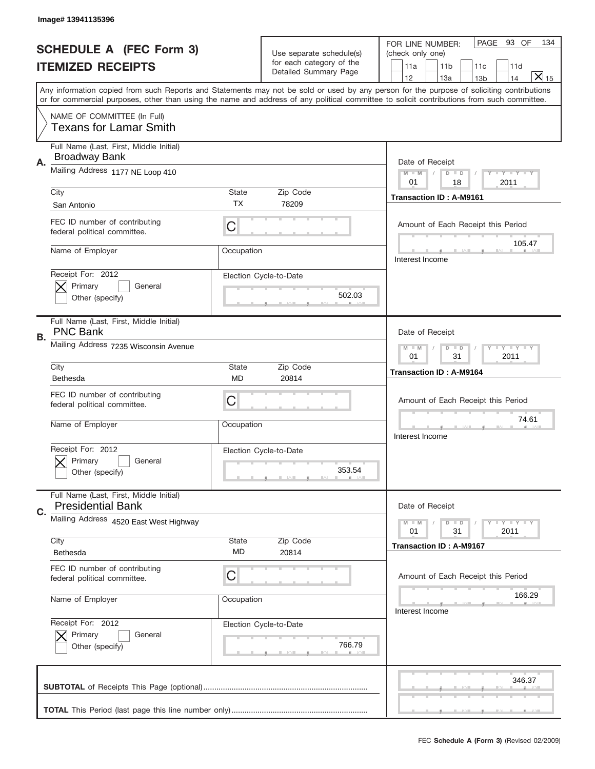Image# 13941135396

# SCHEDULE A (FEC Form 3)
# ITEMIZED RECEIPTS

Use separate schedule(s) for each category of the Detailed Summary Page

FOR LINE NUMBER: (check only one)
11a | 11b | 11c | 11d | 12 | 13a | 13b | 14 | [X] 15

PAGE 93 OF 134

Any information copied from such Reports and Statements may not be sold or used by any person for the purpose of soliciting contributions or for commercial purposes, other than using the name and address of any political committee to solicit contributions from such committee.

NAME OF COMMITTEE (In Full)
Texans for Lamar Smith

---

**A.**
Full Name (Last, First, Middle Initial): Broadway Bank
Mailing Address: 1177 NE Loop 410
City: San Antonio | State: TX | Zip Code: 78209
FEC ID number of contributing federal political committee: C
Name of Employer: | Occupation:
Receipt For: 2012 — [X] Primary [ ] General [ ] Other (specify)
Election Cycle-to-Date: 502.03
Date of Receipt: 01 / 18 / 2011
Transaction ID : A-M9161
Amount of Each Receipt this Period: 105.47
Interest Income

---

**B.**
Full Name (Last, First, Middle Initial): PNC Bank
Mailing Address: 7235 Wisconsin Avenue
City: Bethesda | State: MD | Zip Code: 20814
FEC ID number of contributing federal political committee: C
Name of Employer: | Occupation:
Receipt For: 2012 — [X] Primary [ ] General [ ] Other (specify)
Election Cycle-to-Date: 353.54
Date of Receipt: 01 / 31 / 2011
Transaction ID : A-M9164
Amount of Each Receipt this Period: 74.61
Interest Income

---

**C.**
Full Name (Last, First, Middle Initial): Presidential Bank
Mailing Address: 4520 East West Highway
City: Bethesda | State: MD | Zip Code: 20814
FEC ID number of contributing federal political committee: C
Name of Employer: | Occupation:
Receipt For: 2012 — [X] Primary [ ] General [ ] Other (specify)
Election Cycle-to-Date: 766.79
Date of Receipt: 01 / 31 / 2011
Transaction ID : A-M9167
Amount of Each Receipt this Period: 166.29
Interest Income

---

**SUBTOTAL** of Receipts This Page (optional): 346.37

**TOTAL** This Period (last page this line number only):

FEC **Schedule A (Form 3)** (Revised 02/2009)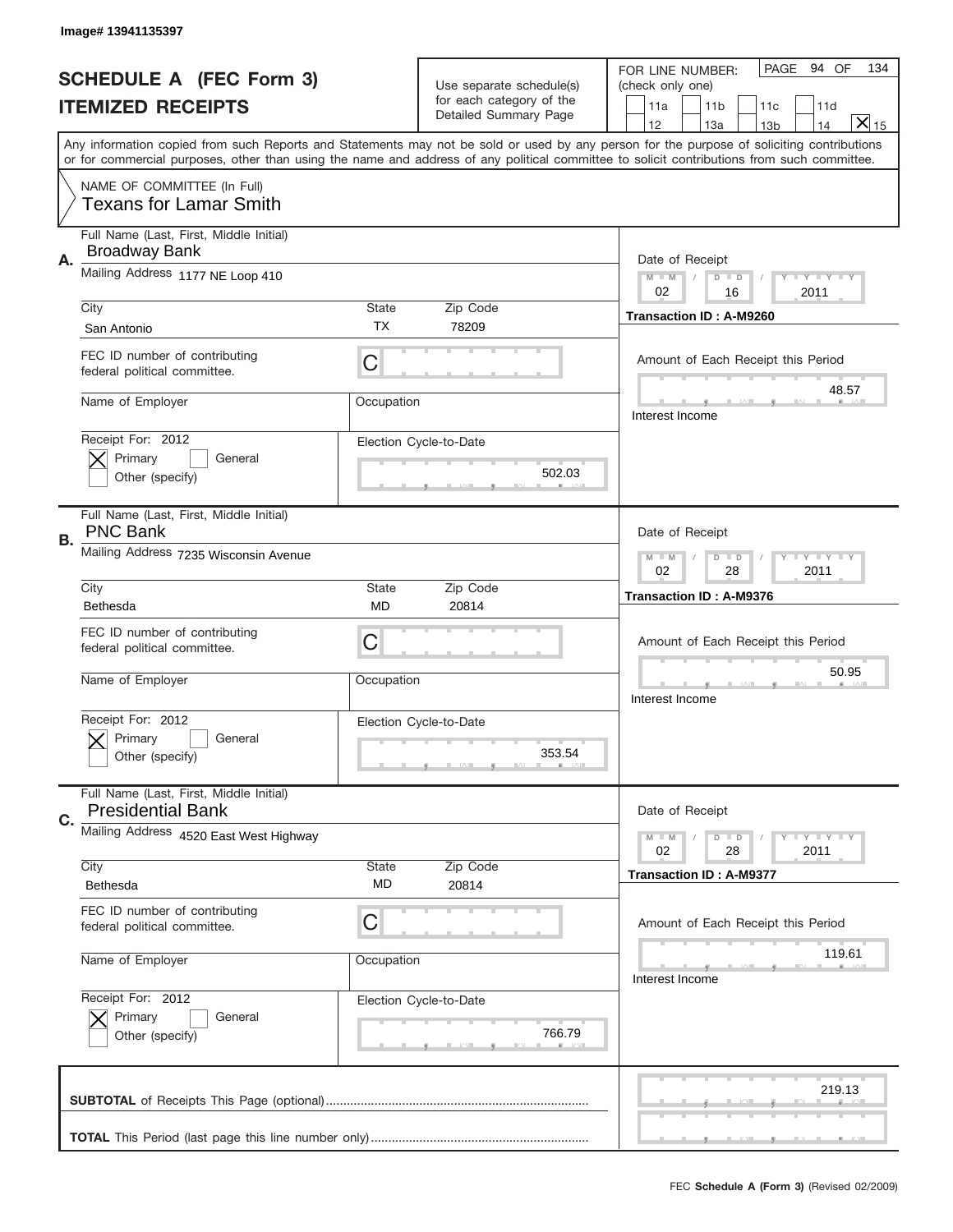Image# 13941135397

# SCHEDULE A (FEC Form 3)
## ITEMIZED RECEIPTS

Use separate schedule(s) for each category of the Detailed Summary Page

FOR LINE NUMBER: (check only one)

11a | 11b | 11c | 11d | 12 | 13a | 13b | 14 | [X] 15

PAGE 94 OF 134

Any information copied from such Reports and Statements may not be sold or used by any person for the purpose of soliciting contributions or for commercial purposes, other than using the name and address of any political committee to solicit contributions from such committee.

NAME OF COMMITTEE (In Full)
Texans for Lamar Smith

---

**A.** Full Name (Last, First, Middle Initial): Broadway Bank

Mailing Address: 1177 NE Loop 410

City: San Antonio | State: TX | Zip Code: 78209

FEC ID number of contributing federal political committee: C

Name of Employer: | Occupation:

Receipt For: 2012 — [X] Primary [ ] General [ ] Other (specify)

Election Cycle-to-Date: 502.03

Date of Receipt: 02 / 16 / 2011

Transaction ID : A-M9260

Amount of Each Receipt this Period: 48.57

Interest Income

---

**B.** Full Name (Last, First, Middle Initial): PNC Bank

Mailing Address: 7235 Wisconsin Avenue

City: Bethesda | State: MD | Zip Code: 20814

FEC ID number of contributing federal political committee: C

Name of Employer: | Occupation:

Receipt For: 2012 — [X] Primary [ ] General [ ] Other (specify)

Election Cycle-to-Date: 353.54

Date of Receipt: 02 / 28 / 2011

Transaction ID : A-M9376

Amount of Each Receipt this Period: 50.95

Interest Income

---

**C.** Full Name (Last, First, Middle Initial): Presidential Bank

Mailing Address: 4520 East West Highway

City: Bethesda | State: MD | Zip Code: 20814

FEC ID number of contributing federal political committee: C

Name of Employer: | Occupation:

Receipt For: 2012 — [X] Primary [ ] General [ ] Other (specify)

Election Cycle-to-Date: 766.79

Date of Receipt: 02 / 28 / 2011

Transaction ID : A-M9377

Amount of Each Receipt this Period: 119.61

Interest Income

---

**SUBTOTAL** of Receipts This Page (optional): 219.13

**TOTAL** This Period (last page this line number only):

FEC **Schedule A (Form 3)** (Revised 02/2009)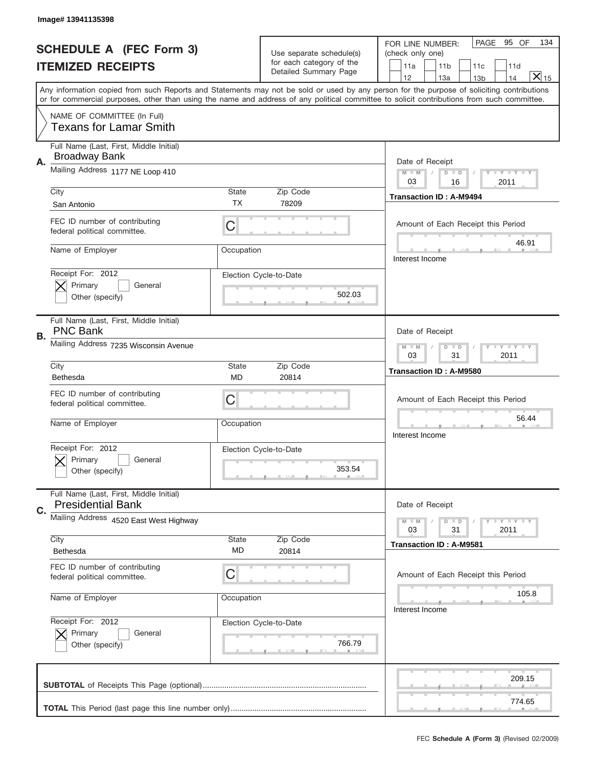Image# 13941135398

# SCHEDULE A (FEC Form 3)
## ITEMIZED RECEIPTS

Use separate schedule(s) for each category of the Detailed Summary Page

FOR LINE NUMBER: (check only one)
11a | 11b | 11c | 11d | 12 | 13a | 13b | 14 | [X] 15

PAGE 95 OF 134

Any information copied from such Reports and Statements may not be sold or used by any person for the purpose of soliciting contributions or for commercial purposes, other than using the name and address of any political committee to solicit contributions from such committee.

NAME OF COMMITTEE (In Full)
Texans for Lamar Smith

---

**A.** Full Name (Last, First, Middle Initial): Broadway Bank

Mailing Address: 1177 NE Loop 410

City: San Antonio | State: TX | Zip Code: 78209

FEC ID number of contributing federal political committee: C

Name of Employer: | Occupation:

Receipt For: 2012 — [X] Primary [ ] General [ ] Other (specify)

Election Cycle-to-Date: 502.03

Date of Receipt: 03 / 16 / 2011

Transaction ID : A-M9494

Amount of Each Receipt this Period: 46.91

Interest Income

---

**B.** Full Name (Last, First, Middle Initial): PNC Bank

Mailing Address: 7235 Wisconsin Avenue

City: Bethesda | State: MD | Zip Code: 20814

FEC ID number of contributing federal political committee: C

Name of Employer: | Occupation:

Receipt For: 2012 — [X] Primary [ ] General [ ] Other (specify)

Election Cycle-to-Date: 353.54

Date of Receipt: 03 / 31 / 2011

Transaction ID : A-M9580

Amount of Each Receipt this Period: 56.44

Interest Income

---

**C.** Full Name (Last, First, Middle Initial): Presidential Bank

Mailing Address: 4520 East West Highway

City: Bethesda | State: MD | Zip Code: 20814

FEC ID number of contributing federal political committee: C

Name of Employer: | Occupation:

Receipt For: 2012 — [X] Primary [ ] General [ ] Other (specify)

Election Cycle-to-Date: 766.79

Date of Receipt: 03 / 31 / 2011

Transaction ID : A-M9581

Amount of Each Receipt this Period: 105.8

Interest Income

---

**SUBTOTAL** of Receipts This Page (optional): 209.15

**TOTAL** This Period (last page this line number only): 774.65

FEC **Schedule A (Form 3)** (Revised 02/2009)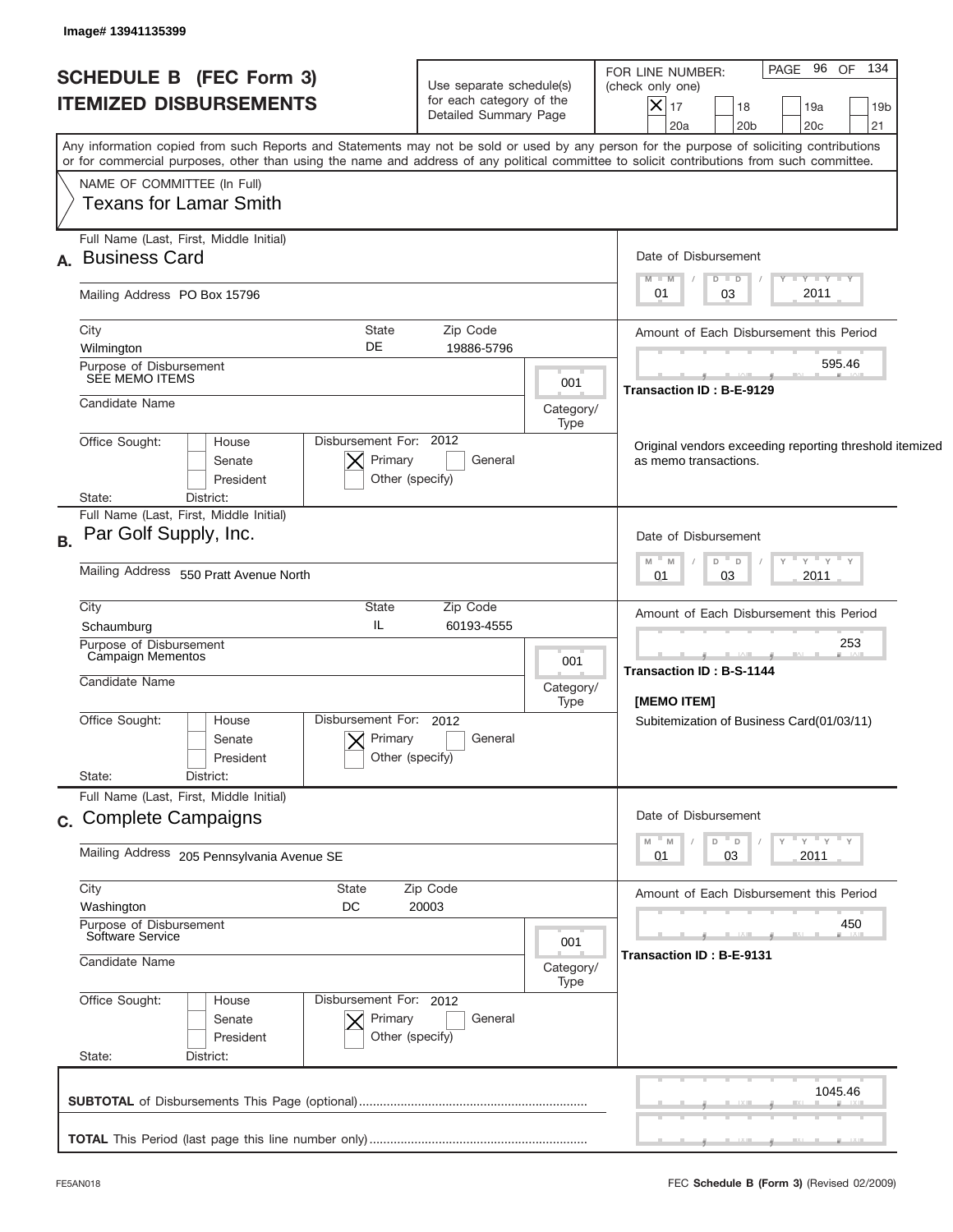Image# 13941135399

# SCHEDULE B (FEC Form 3)
## ITEMIZED DISBURSEMENTS

Use separate schedule(s) for each category of the Detailed Summary Page

FOR LINE NUMBER: (check only one)
[X] 17 [ ] 18 [ ] 19a [ ] 19b [ ] 20a [ ] 20b [ ] 20c [ ] 21

Any information copied from such Reports and Statements may not be sold or used by any person for the purpose of soliciting contributions or for commercial purposes, other than using the name and address of any political committee to solicit contributions from such committee.

NAME OF COMMITTEE (In Full)
Texans for Lamar Smith

---

**A.** Full Name (Last, First, Middle Initial): Business Card

Mailing Address: PO Box 15796

City: Wilmington | State: DE | Zip Code: 19886-5796

Purpose of Disbursement: SEE MEMO ITEMS

Category/Type: 001

Candidate Name:

Office Sought: [ ] House [ ] Senate [ ] President
State: District:

Disbursement For: 2012 [X] Primary [ ] General [ ] Other (specify)

Date of Disbursement: 01/03/2011

Amount of Each Disbursement this Period: 595.46

Transaction ID : B-E-9129

Original vendors exceeding reporting threshold itemized as memo transactions.

---

**B.** Full Name (Last, First, Middle Initial): Par Golf Supply, Inc.

Mailing Address: 550 Pratt Avenue North

City: Schaumburg | State: IL | Zip Code: 60193-4555

Purpose of Disbursement: Campaign Mementos

Category/Type: 001

Candidate Name:

Office Sought: [ ] House [ ] Senate [ ] President
State: District:

Disbursement For: 2012 [X] Primary [ ] General [ ] Other (specify)

Date of Disbursement: 01/03/2011

Amount of Each Disbursement this Period: 253

Transaction ID : B-S-1144

[MEMO ITEM]
Subitemization of Business Card(01/03/11)

---

**C.** Full Name (Last, First, Middle Initial): Complete Campaigns

Mailing Address: 205 Pennsylvania Avenue SE

City: Washington | State: DC | Zip Code: 20003

Purpose of Disbursement: Software Service

Category/Type: 001

Candidate Name:

Office Sought: [ ] House [ ] Senate [ ] President
State: District:

Disbursement For: 2012 [X] Primary [ ] General [ ] Other (specify)

Date of Disbursement: 01/03/2011

Amount of Each Disbursement this Period: 450

Transaction ID : B-E-9131

---

**SUBTOTAL** of Disbursements This Page (optional): 1045.46

**TOTAL** This Period (last page this line number only):

FE5AN018 | FEC **Schedule B (Form 3)** (Revised 02/2009)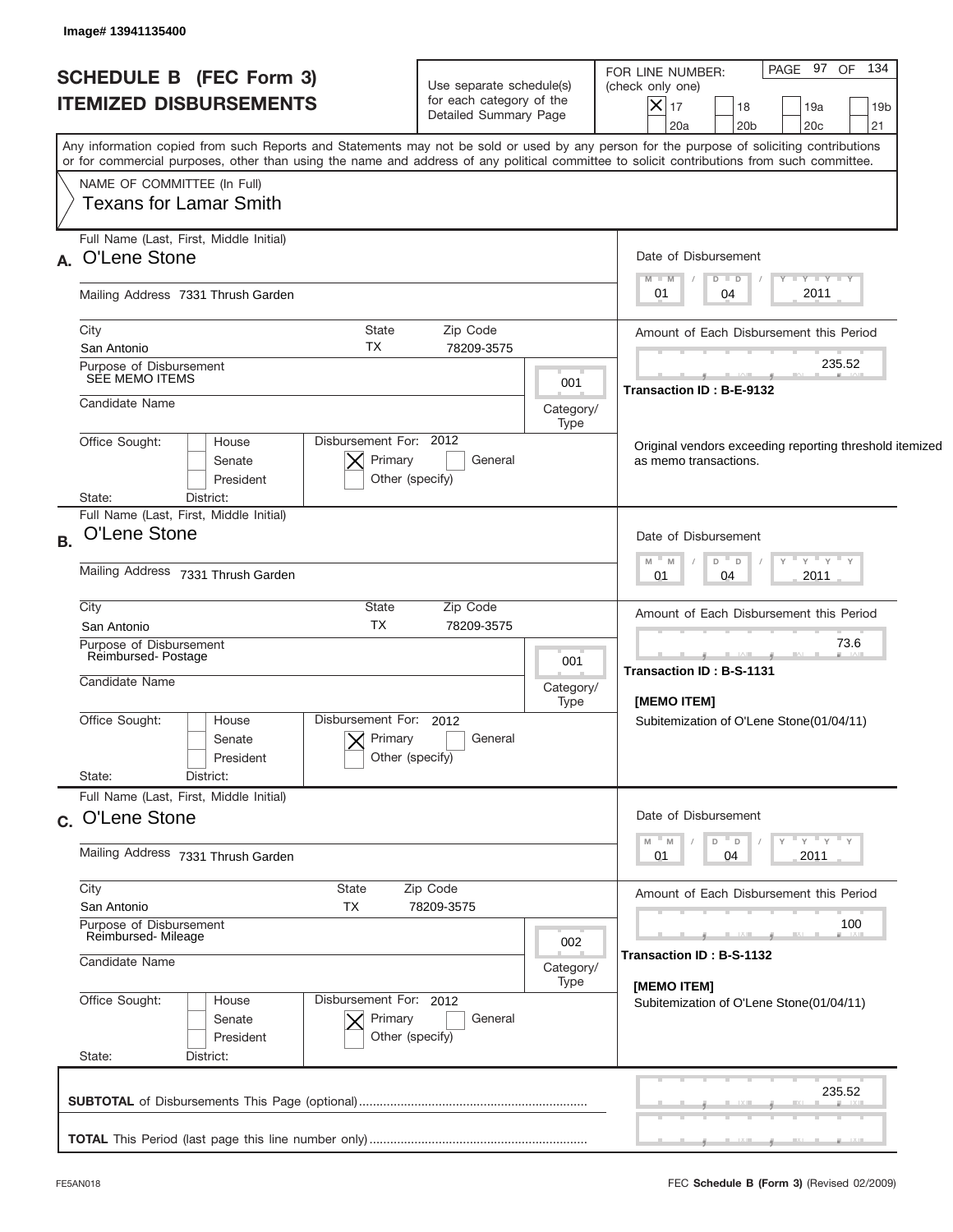Image# 13941135400

# SCHEDULE B (FEC Form 3)
## ITEMIZED DISBURSEMENTS

Use separate schedule(s) for each category of the Detailed Summary Page

FOR LINE NUMBER: (check only one)

- [X] 17
- [ ] 18
- [ ] 19a
- [ ] 19b
- [ ] 20a
- [ ] 20b
- [ ] 20c
- [ ] 21

Any information copied from such Reports and Statements may not be sold or used by any person for the purpose of soliciting contributions or for commercial purposes, other than using the name and address of any political committee to solicit contributions from such committee.

NAME OF COMMITTEE (In Full)
Texans for Lamar Smith

---

**A.** Full Name (Last, First, Middle Initial): O'Lene Stone

Mailing Address: 7331 Thrush Garden

City: San Antonio | State: TX | Zip Code: 78209-3575

Purpose of Disbursement: SEE MEMO ITEMS

Category/Type: 001

Candidate Name:

Office Sought: [ ] House [ ] Senate [ ] President

State: District:

Disbursement For: 2012 [X] Primary [ ] General [ ] Other (specify)

Date of Disbursement: 01/04/2011

Amount of Each Disbursement this Period: 235.52

Transaction ID : B-E-9132

Original vendors exceeding reporting threshold itemized as memo transactions.

---

**B.** Full Name (Last, First, Middle Initial): O'Lene Stone

Mailing Address: 7331 Thrush Garden

City: San Antonio | State: TX | Zip Code: 78209-3575

Purpose of Disbursement: Reimbursed- Postage

Category/Type: 001

Candidate Name:

Office Sought: [ ] House [ ] Senate [ ] President

State: District:

Disbursement For: 2012 [X] Primary [ ] General [ ] Other (specify)

Date of Disbursement: 01/04/2011

Amount of Each Disbursement this Period: 73.6

Transaction ID : B-S-1131

[MEMO ITEM]
Subitemization of O'Lene Stone(01/04/11)

---

**C.** Full Name (Last, First, Middle Initial): O'Lene Stone

Mailing Address: 7331 Thrush Garden

City: San Antonio | State: TX | Zip Code: 78209-3575

Purpose of Disbursement: Reimbursed- Mileage

Category/Type: 002

Candidate Name:

Office Sought: [ ] House [ ] Senate [ ] President

State: District:

Disbursement For: 2012 [X] Primary [ ] General [ ] Other (specify)

Date of Disbursement: 01/04/2011

Amount of Each Disbursement this Period: 100

Transaction ID : B-S-1132

[MEMO ITEM]
Subitemization of O'Lene Stone(01/04/11)

---

**SUBTOTAL** of Disbursements This Page (optional): 235.52

**TOTAL** This Period (last page this line number only):

FE5AN018 | FEC **Schedule B (Form 3)** (Revised 02/2009)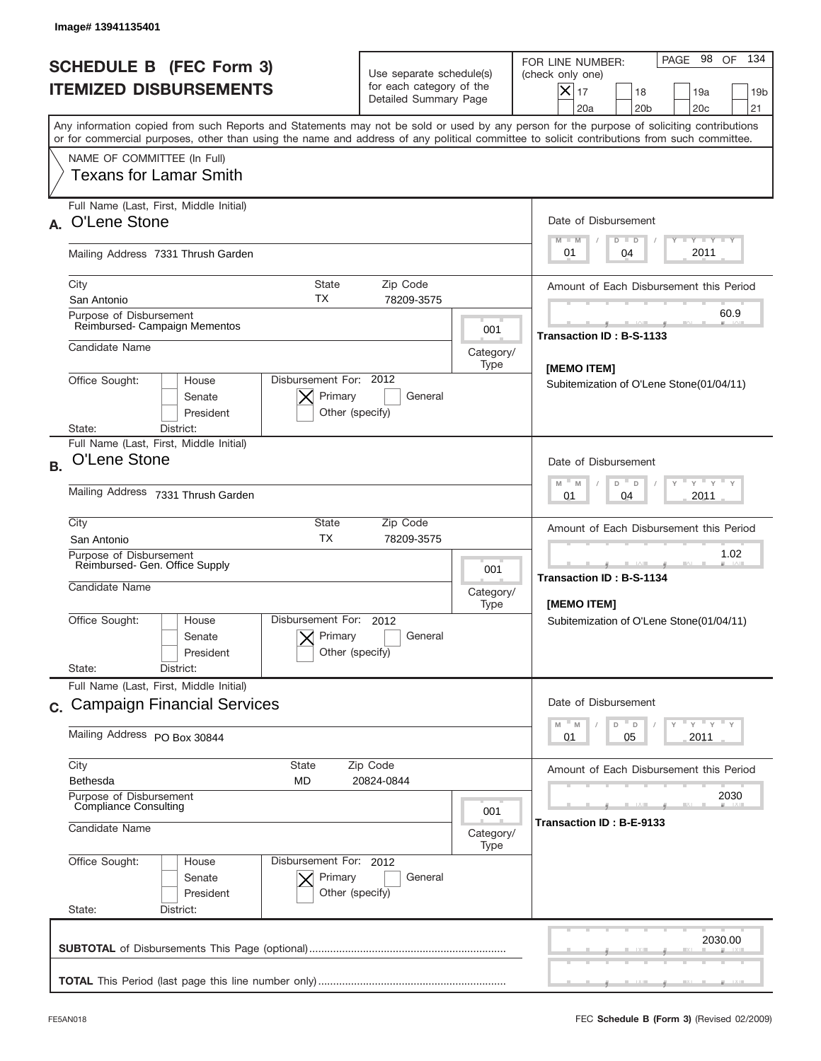Image# 13941135401

# SCHEDULE B (FEC Form 3)
## ITEMIZED DISBURSEMENTS

Use separate schedule(s) for each category of the Detailed Summary Page

FOR LINE NUMBER: (check only one)
[X] 17 [ ] 18 [ ] 19a [ ] 19b [ ] 20a [ ] 20b [ ] 20c [ ] 21

PAGE 98 OF 134

Any information copied from such Reports and Statements may not be sold or used by any person for the purpose of soliciting contributions or for commercial purposes, other than using the name and address of any political committee to solicit contributions from such committee.

NAME OF COMMITTEE (In Full)
Texans for Lamar Smith

---

**A.** Full Name (Last, First, Middle Initial): O'Lene Stone

Mailing Address: 7331 Thrush Garden

City: San Antonio | State: TX | Zip Code: 78209-3575

Purpose of Disbursement: Reimbursed- Campaign Mementos

Category/Type: 001

Candidate Name:

Office Sought: [ ] House [ ] Senate [ ] President

State: District:

Disbursement For: 2012 [X] Primary [ ] General [ ] Other (specify)

Date of Disbursement: 01/04/2011

Amount of Each Disbursement this Period: 60.9

Transaction ID : B-S-1133

[MEMO ITEM]
Subitemization of O'Lene Stone(01/04/11)

---

**B.** Full Name (Last, First, Middle Initial): O'Lene Stone

Mailing Address: 7331 Thrush Garden

City: San Antonio | State: TX | Zip Code: 78209-3575

Purpose of Disbursement: Reimbursed- Gen. Office Supply

Category/Type: 001

Candidate Name:

Office Sought: [ ] House [ ] Senate [ ] President

State: District:

Disbursement For: 2012 [X] Primary [ ] General [ ] Other (specify)

Date of Disbursement: 01/04/2011

Amount of Each Disbursement this Period: 1.02

Transaction ID : B-S-1134

[MEMO ITEM]
Subitemization of O'Lene Stone(01/04/11)

---

**C.** Full Name (Last, First, Middle Initial): Campaign Financial Services

Mailing Address: PO Box 30844

City: Bethesda | State: MD | Zip Code: 20824-0844

Purpose of Disbursement: Compliance Consulting

Category/Type: 001

Candidate Name:

Office Sought: [ ] House [ ] Senate [ ] President

State: District:

Disbursement For: 2012 [X] Primary [ ] General [ ] Other (specify)

Date of Disbursement: 01/05/2011

Amount of Each Disbursement this Period: 2030

Transaction ID : B-E-9133

---

**SUBTOTAL** of Disbursements This Page (optional): 2030.00

**TOTAL** This Period (last page this line number only):

FE5AN018

FEC **Schedule B (Form 3)** (Revised 02/2009)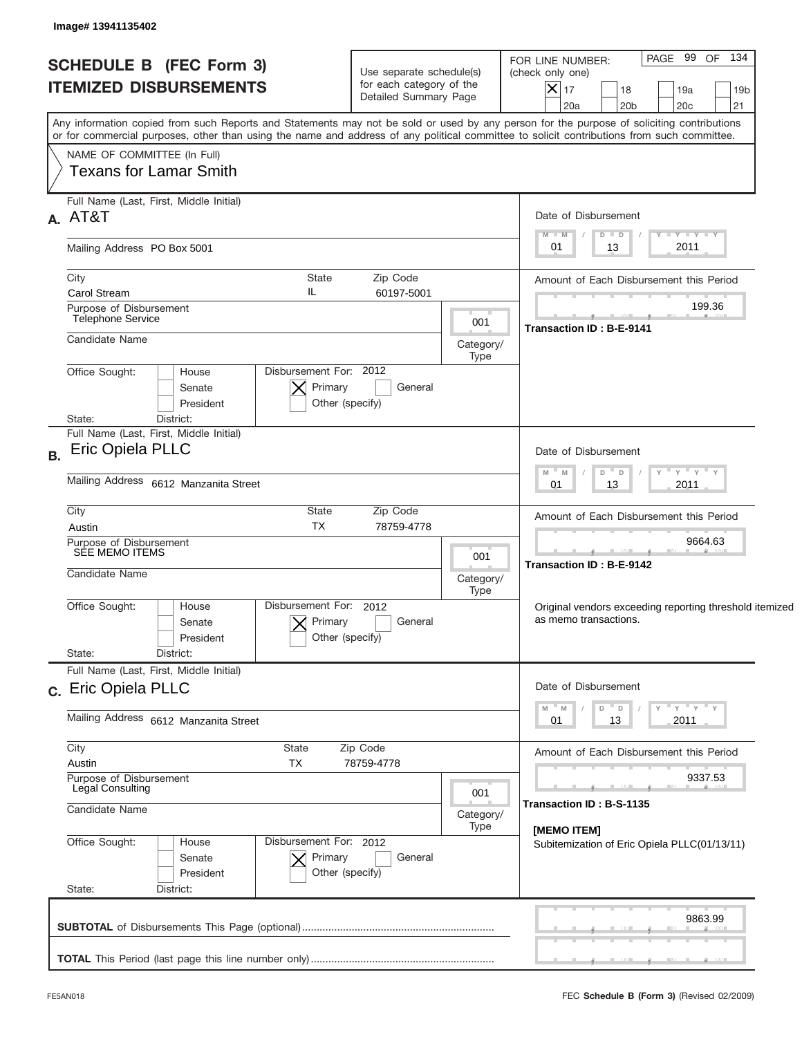Image# 13941135402

# SCHEDULE B (FEC Form 3)
## ITEMIZED DISBURSEMENTS

Use separate schedule(s) for each category of the Detailed Summary Page

FOR LINE NUMBER: (check only one)

[X] 17 [ ] 18 [ ] 19a [ ] 19b [ ] 20a [ ] 20b [ ] 20c [ ] 21

PAGE 99 OF 134

Any information copied from such Reports and Statements may not be sold or used by any person for the purpose of soliciting contributions or for commercial purposes, other than using the name and address of any political committee to solicit contributions from such committee.

NAME OF COMMITTEE (In Full)
Texans for Lamar Smith

---

**A.** Full Name (Last, First, Middle Initial): AT&T

Mailing Address: PO Box 5001

City: Carol Stream | State: IL | Zip Code: 60197-5001

Purpose of Disbursement: Telephone Service

Category/Type: 001

Candidate Name:

Office Sought: [ ] House [ ] Senate [ ] President

State: District:

Disbursement For: 2012 [X] Primary [ ] General [ ] Other (specify)

Date of Disbursement: 01/13/2011

Amount of Each Disbursement this Period: 199.36

Transaction ID : B-E-9141

---

**B.** Full Name (Last, First, Middle Initial): Eric Opiela PLLC

Mailing Address: 6612 Manzanita Street

City: Austin | State: TX | Zip Code: 78759-4778

Purpose of Disbursement: SEE MEMO ITEMS

Category/Type: 001

Candidate Name:

Office Sought: [ ] House [ ] Senate [ ] President

State: District:

Disbursement For: 2012 [X] Primary [ ] General [ ] Other (specify)

Date of Disbursement: 01/13/2011

Amount of Each Disbursement this Period: 9664.63

Transaction ID : B-E-9142

Original vendors exceeding reporting threshold itemized as memo transactions.

---

**C.** Full Name (Last, First, Middle Initial): Eric Opiela PLLC

Mailing Address: 6612 Manzanita Street

City: Austin | State: TX | Zip Code: 78759-4778

Purpose of Disbursement: Legal Consulting

Category/Type: 001

Candidate Name:

Office Sought: [ ] House [ ] Senate [ ] President

State: District:

Disbursement For: 2012 [X] Primary [ ] General [ ] Other (specify)

Date of Disbursement: 01/13/2011

Amount of Each Disbursement this Period: 9337.53

Transaction ID : B-S-1135

[MEMO ITEM]
Subitemization of Eric Opiela PLLC(01/13/11)

---

**SUBTOTAL** of Disbursements This Page (optional): 9863.99

**TOTAL** This Period (last page this line number only):

FE5AN018

FEC **Schedule B (Form 3)** (Revised 02/2009)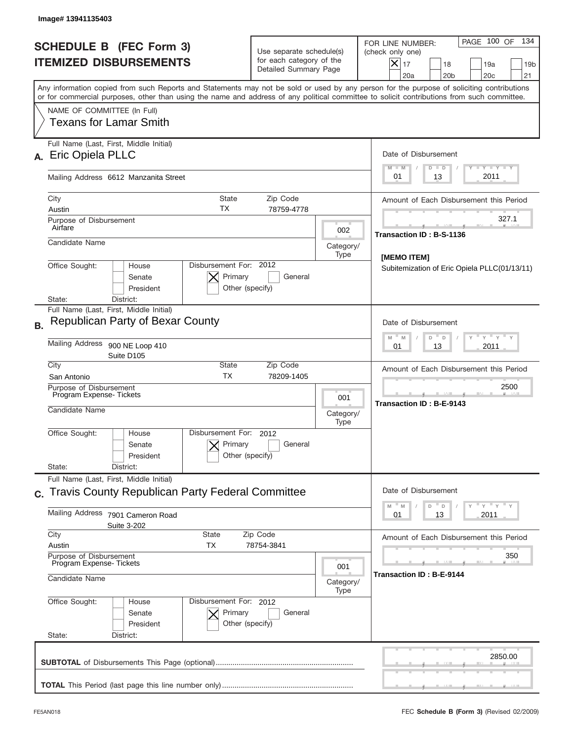Image# 13941135403

# SCHEDULE B (FEC Form 3)
# ITEMIZED DISBURSEMENTS

Use separate schedule(s) for each category of the Detailed Summary Page

FOR LINE NUMBER: (check only one)

[X] 17 [ ] 18 [ ] 19a [ ] 19b [ ] 20a [ ] 20b [ ] 20c [ ] 21

PAGE 100 OF 134

Any information copied from such Reports and Statements may not be sold or used by any person for the purpose of soliciting contributions or for commercial purposes, other than using the name and address of any political committee to solicit contributions from such committee.

NAME OF COMMITTEE (In Full)
Texans for Lamar Smith

---

**A.** Full Name (Last, First, Middle Initial): Eric Opiela PLLC

Mailing Address: 6612 Manzanita Street

City: Austin | State: TX | Zip Code: 78759-4778

Purpose of Disbursement: Airfare

Category/Type: 002

Candidate Name:

Office Sought: [ ] House [ ] Senate [ ] President

State: District:

Disbursement For: 2012 [X] Primary [ ] General [ ] Other (specify)

Date of Disbursement: 01/13/2011

Amount of Each Disbursement this Period: 327.1

Transaction ID : B-S-1136

[MEMO ITEM]
Subitemization of Eric Opiela PLLC(01/13/11)

---

**B.** Full Name (Last, First, Middle Initial): Republican Party of Bexar County

Mailing Address: 900 NE Loop 410, Suite D105

City: San Antonio | State: TX | Zip Code: 78209-1405

Purpose of Disbursement: Program Expense- Tickets

Category/Type: 001

Candidate Name:

Office Sought: [ ] House [ ] Senate [ ] President

State: District:

Disbursement For: 2012 [X] Primary [ ] General [ ] Other (specify)

Date of Disbursement: 01/13/2011

Amount of Each Disbursement this Period: 2500

Transaction ID : B-E-9143

---

**C.** Full Name (Last, First, Middle Initial): Travis County Republican Party Federal Committee

Mailing Address: 7901 Cameron Road, Suite 3-202

City: Austin | State: TX | Zip Code: 78754-3841

Purpose of Disbursement: Program Expense- Tickets

Category/Type: 001

Candidate Name:

Office Sought: [ ] House [ ] Senate [ ] President

State: District:

Disbursement For: 2012 [X] Primary [ ] General [ ] Other (specify)

Date of Disbursement: 01/13/2011

Amount of Each Disbursement this Period: 350

Transaction ID : B-E-9144

---

**SUBTOTAL** of Disbursements This Page (optional): 2850.00

**TOTAL** This Period (last page this line number only):

FE5AN018 — FEC **Schedule B (Form 3)** (Revised 02/2009)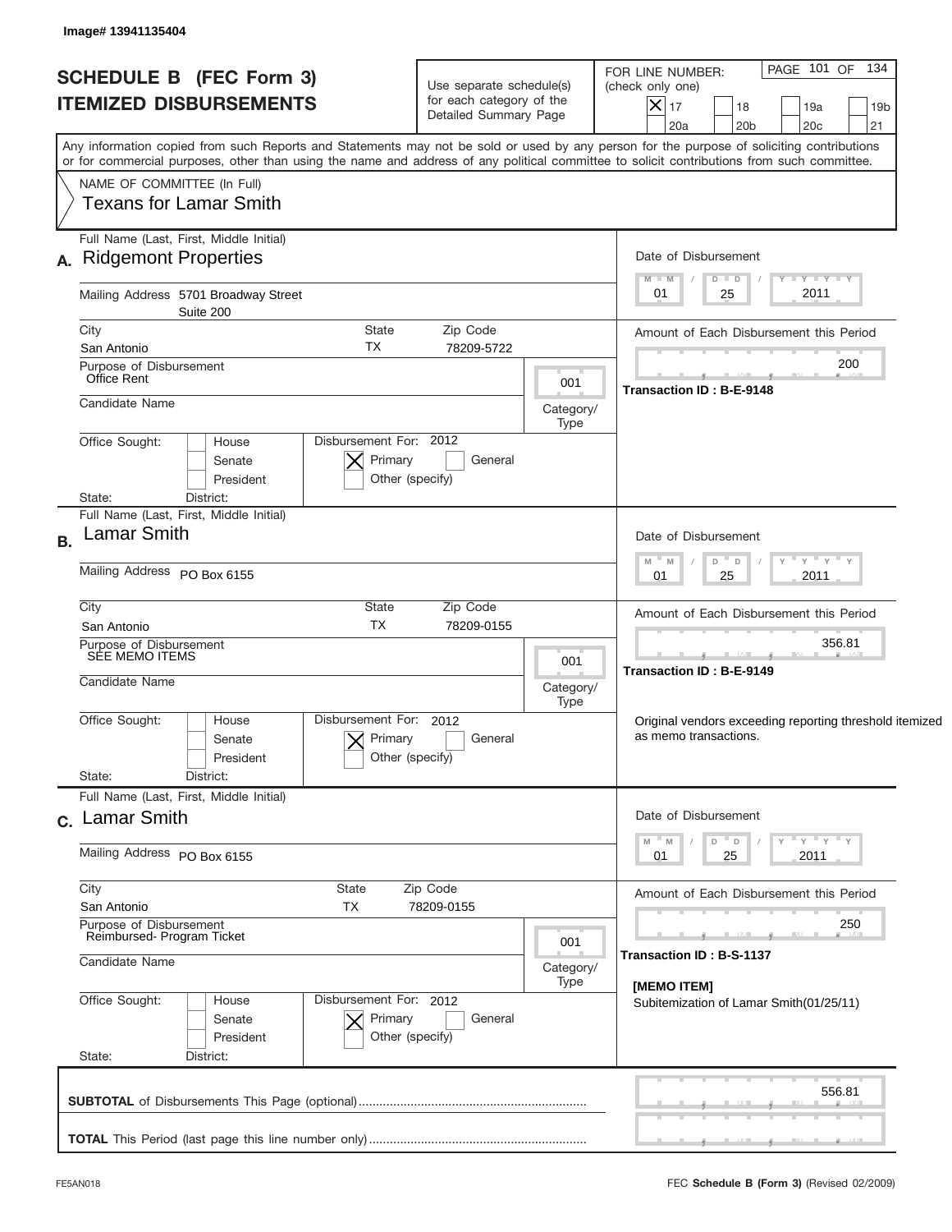Image# 13941135404

# SCHEDULE B (FEC Form 3)
## ITEMIZED DISBURSEMENTS

Use separate schedule(s) for each category of the Detailed Summary Page

FOR LINE NUMBER: (check only one)

- [X] 17
- [ ] 18
- [ ] 19a
- [ ] 19b
- [ ] 20a
- [ ] 20b
- [ ] 20c
- [ ] 21

Any information copied from such Reports and Statements may not be sold or used by any person for the purpose of soliciting contributions or for commercial purposes, other than using the name and address of any political committee to solicit contributions from such committee.

NAME OF COMMITTEE (In Full)
Texans for Lamar Smith

---

**A.** Full Name (Last, First, Middle Initial): Ridgemont Properties

Mailing Address: 5701 Broadway Street, Suite 200

City: San Antonio | State: TX | Zip Code: 78209-5722

Purpose of Disbursement: Office Rent

Category/Type: 001

Candidate Name:

Office Sought: [ ] House [ ] Senate [ ] President

State: District:

Disbursement For: 2012 [X] Primary [ ] General [ ] Other (specify)

Date of Disbursement: 01 / 25 / 2011

Amount of Each Disbursement this Period: 200

Transaction ID : B-E-9148

---

**B.** Full Name (Last, First, Middle Initial): Lamar Smith

Mailing Address: PO Box 6155

City: San Antonio | State: TX | Zip Code: 78209-0155

Purpose of Disbursement: SEE MEMO ITEMS

Category/Type: 001

Candidate Name:

Office Sought: [ ] House [ ] Senate [ ] President

State: District:

Disbursement For: 2012 [X] Primary [ ] General [ ] Other (specify)

Date of Disbursement: 01 / 25 / 2011

Amount of Each Disbursement this Period: 356.81

Transaction ID : B-E-9149

Original vendors exceeding reporting threshold itemized as memo transactions.

---

**C.** Full Name (Last, First, Middle Initial): Lamar Smith

Mailing Address: PO Box 6155

City: San Antonio | State: TX | Zip Code: 78209-0155

Purpose of Disbursement: Reimbursed- Program Ticket

Category/Type: 001

Candidate Name:

Office Sought: [ ] House [ ] Senate [ ] President

State: District:

Disbursement For: 2012 [X] Primary [ ] General [ ] Other (specify)

Date of Disbursement: 01 / 25 / 2011

Amount of Each Disbursement this Period: 250

Transaction ID : B-S-1137

[MEMO ITEM]
Subitemization of Lamar Smith(01/25/11)

---

**SUBTOTAL** of Disbursements This Page (optional): 556.81

**TOTAL** This Period (last page this line number only):

FE5AN018 | FEC **Schedule B (Form 3)** (Revised 02/2009)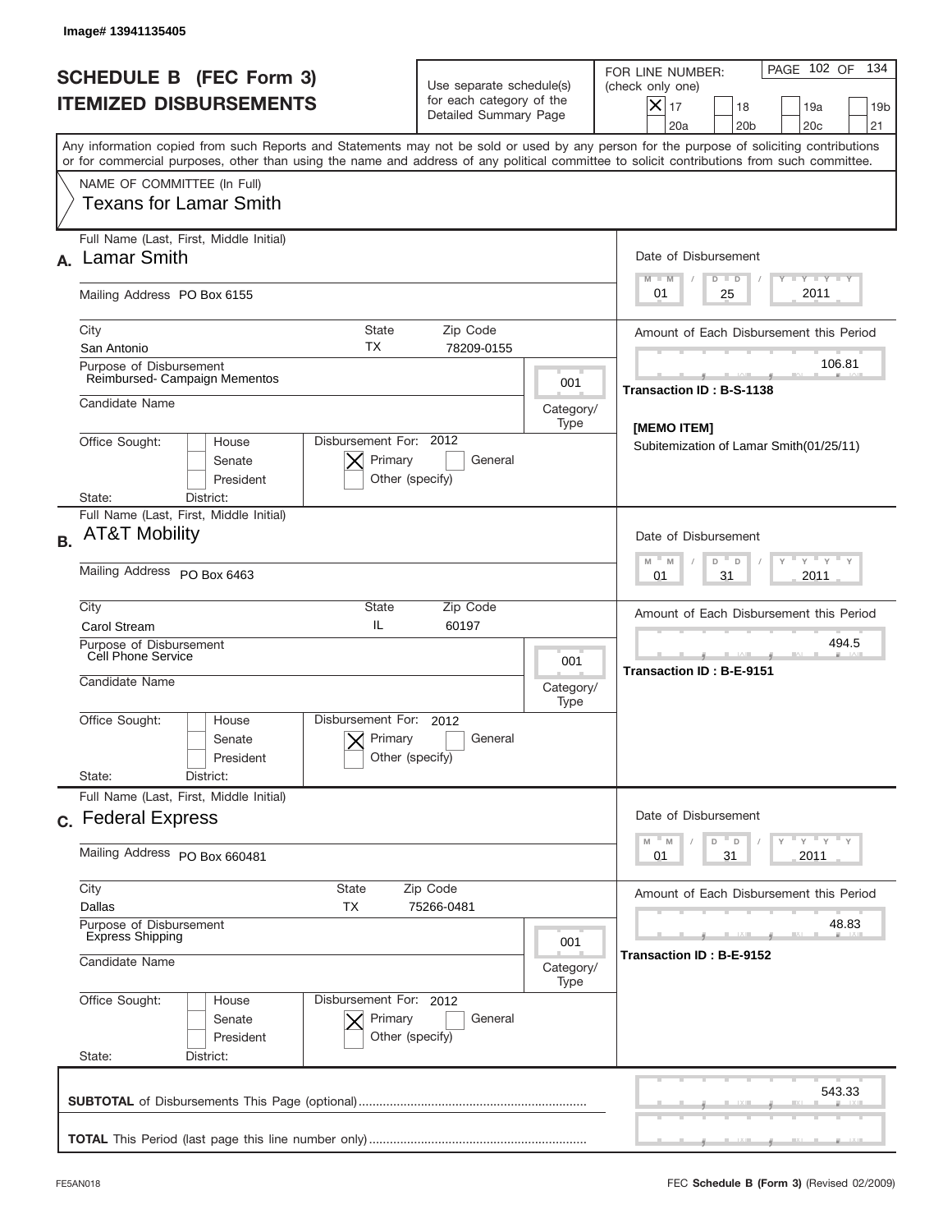Image# 13941135405

# SCHEDULE B (FEC Form 3)
## ITEMIZED DISBURSEMENTS

Use separate schedule(s) for each category of the Detailed Summary Page

FOR LINE NUMBER: (check only one)

[X] 17 [ ] 18 [ ] 19a [ ] 19b [ ] 20a [ ] 20b [ ] 20c [ ] 21

PAGE 102 OF 134

Any information copied from such Reports and Statements may not be sold or used by any person for the purpose of soliciting contributions or for commercial purposes, other than using the name and address of any political committee to solicit contributions from such committee.

NAME OF COMMITTEE (In Full)
Texans for Lamar Smith

---

**A.** Full Name (Last, First, Middle Initial): Lamar Smith

Mailing Address: PO Box 6155

City: San Antonio | State: TX | Zip Code: 78209-0155

Purpose of Disbursement: Reimbursed- Campaign Mementos

Category/Type: 001

Candidate Name:

Office Sought: [ ] House [ ] Senate [ ] President

State: District:

Disbursement For: 2012 [X] Primary [ ] General [ ] Other (specify)

Date of Disbursement: 01/25/2011

Amount of Each Disbursement this Period: 106.81

Transaction ID : B-S-1138

[MEMO ITEM]
Subitemization of Lamar Smith(01/25/11)

---

**B.** Full Name (Last, First, Middle Initial): AT&T Mobility

Mailing Address: PO Box 6463

City: Carol Stream | State: IL | Zip Code: 60197

Purpose of Disbursement: Cell Phone Service

Category/Type: 001

Candidate Name:

Office Sought: [ ] House [ ] Senate [ ] President

State: District:

Disbursement For: 2012 [X] Primary [ ] General [ ] Other (specify)

Date of Disbursement: 01/31/2011

Amount of Each Disbursement this Period: 494.5

Transaction ID : B-E-9151

---

**C.** Full Name (Last, First, Middle Initial): Federal Express

Mailing Address: PO Box 660481

City: Dallas | State: TX | Zip Code: 75266-0481

Purpose of Disbursement: Express Shipping

Category/Type: 001

Candidate Name:

Office Sought: [ ] House [ ] Senate [ ] President

State: District:

Disbursement For: 2012 [X] Primary [ ] General [ ] Other (specify)

Date of Disbursement: 01/31/2011

Amount of Each Disbursement this Period: 48.83

Transaction ID : B-E-9152

---

**SUBTOTAL** of Disbursements This Page (optional): 543.33

**TOTAL** This Period (last page this line number only):

FE5AN018 — FEC **Schedule B (Form 3)** (Revised 02/2009)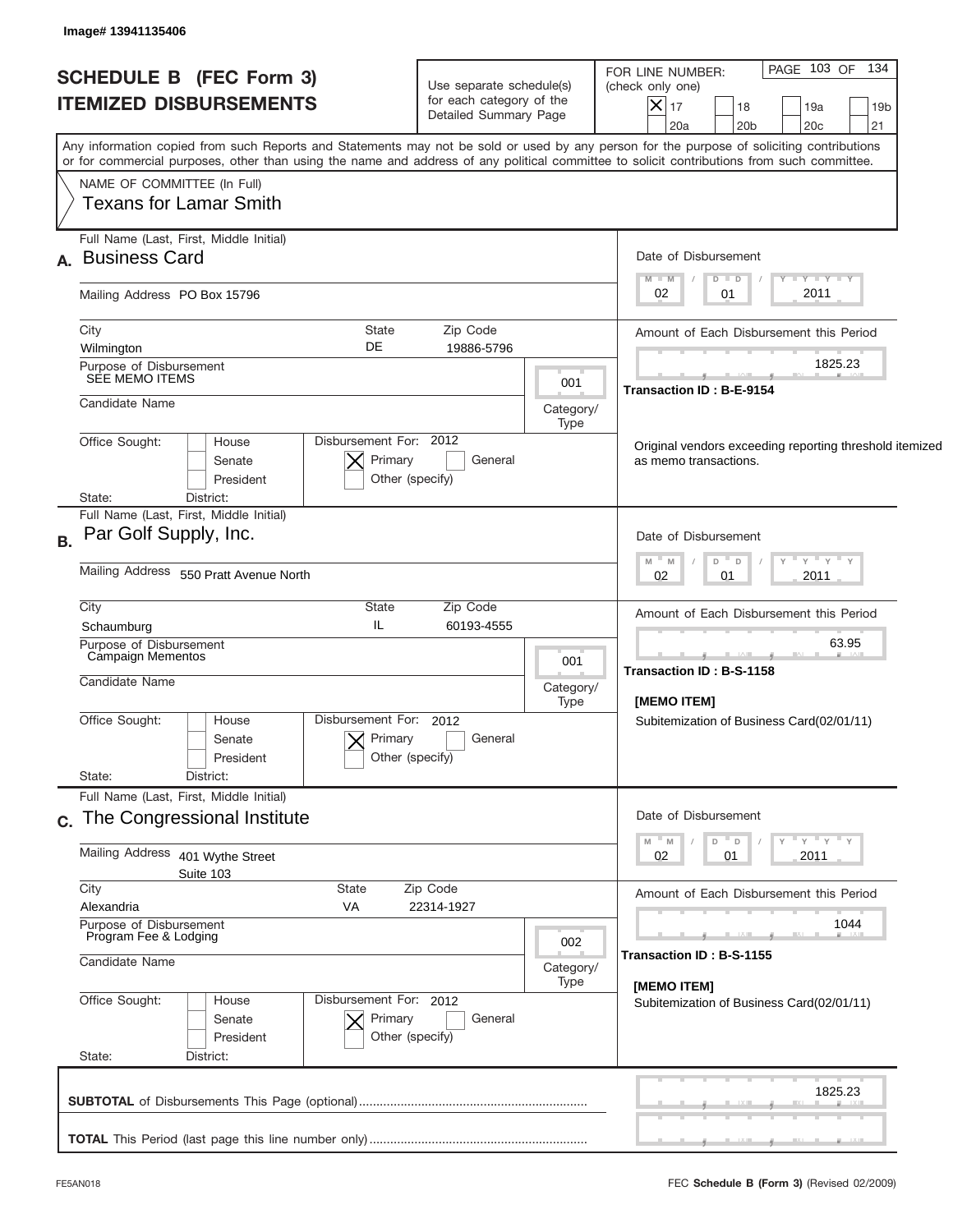Image# 13941135406

# SCHEDULE B (FEC Form 3)
# ITEMIZED DISBURSEMENTS

Use separate schedule(s) for each category of the Detailed Summary Page

FOR LINE NUMBER: (check only one)
[X] 17 [ ] 18 [ ] 19a [ ] 19b [ ] 20a [ ] 20b [ ] 20c [ ] 21

PAGE 103 OF 134

Any information copied from such Reports and Statements may not be sold or used by any person for the purpose of soliciting contributions or for commercial purposes, other than using the name and address of any political committee to solicit contributions from such committee.

NAME OF COMMITTEE (In Full)
Texans for Lamar Smith

---

**A.** Full Name (Last, First, Middle Initial): Business Card

Mailing Address: PO Box 15796

City: Wilmington | State: DE | Zip Code: 19886-5796

Purpose of Disbursement: SEE MEMO ITEMS

Category/Type: 001

Candidate Name:

Office Sought: [ ] House [ ] Senate [ ] President

State: District:

Disbursement For: 2012 [X] Primary [ ] General [ ] Other (specify)

Date of Disbursement: 02 / 01 / 2011

Amount of Each Disbursement this Period: 1825.23

Transaction ID : B-E-9154

Original vendors exceeding reporting threshold itemized as memo transactions.

---

**B.** Full Name (Last, First, Middle Initial): Par Golf Supply, Inc.

Mailing Address: 550 Pratt Avenue North

City: Schaumburg | State: IL | Zip Code: 60193-4555

Purpose of Disbursement: Campaign Mementos

Category/Type: 001

Candidate Name:

Office Sought: [ ] House [ ] Senate [ ] President

State: District:

Disbursement For: 2012 [X] Primary [ ] General [ ] Other (specify)

Date of Disbursement: 02 / 01 / 2011

Amount of Each Disbursement this Period: 63.95

Transaction ID : B-S-1158

[MEMO ITEM]
Subitemization of Business Card(02/01/11)

---

**C.** Full Name (Last, First, Middle Initial): The Congressional Institute

Mailing Address: 401 Wythe Street, Suite 103

City: Alexandria | State: VA | Zip Code: 22314-1927

Purpose of Disbursement: Program Fee & Lodging

Category/Type: 002

Candidate Name:

Office Sought: [ ] House [ ] Senate [ ] President

State: District:

Disbursement For: 2012 [X] Primary [ ] General [ ] Other (specify)

Date of Disbursement: 02 / 01 / 2011

Amount of Each Disbursement this Period: 1044

Transaction ID : B-S-1155

[MEMO ITEM]
Subitemization of Business Card(02/01/11)

---

**SUBTOTAL** of Disbursements This Page (optional): 1825.23

**TOTAL** This Period (last page this line number only):

FE5AN018 — FEC **Schedule B (Form 3)** (Revised 02/2009)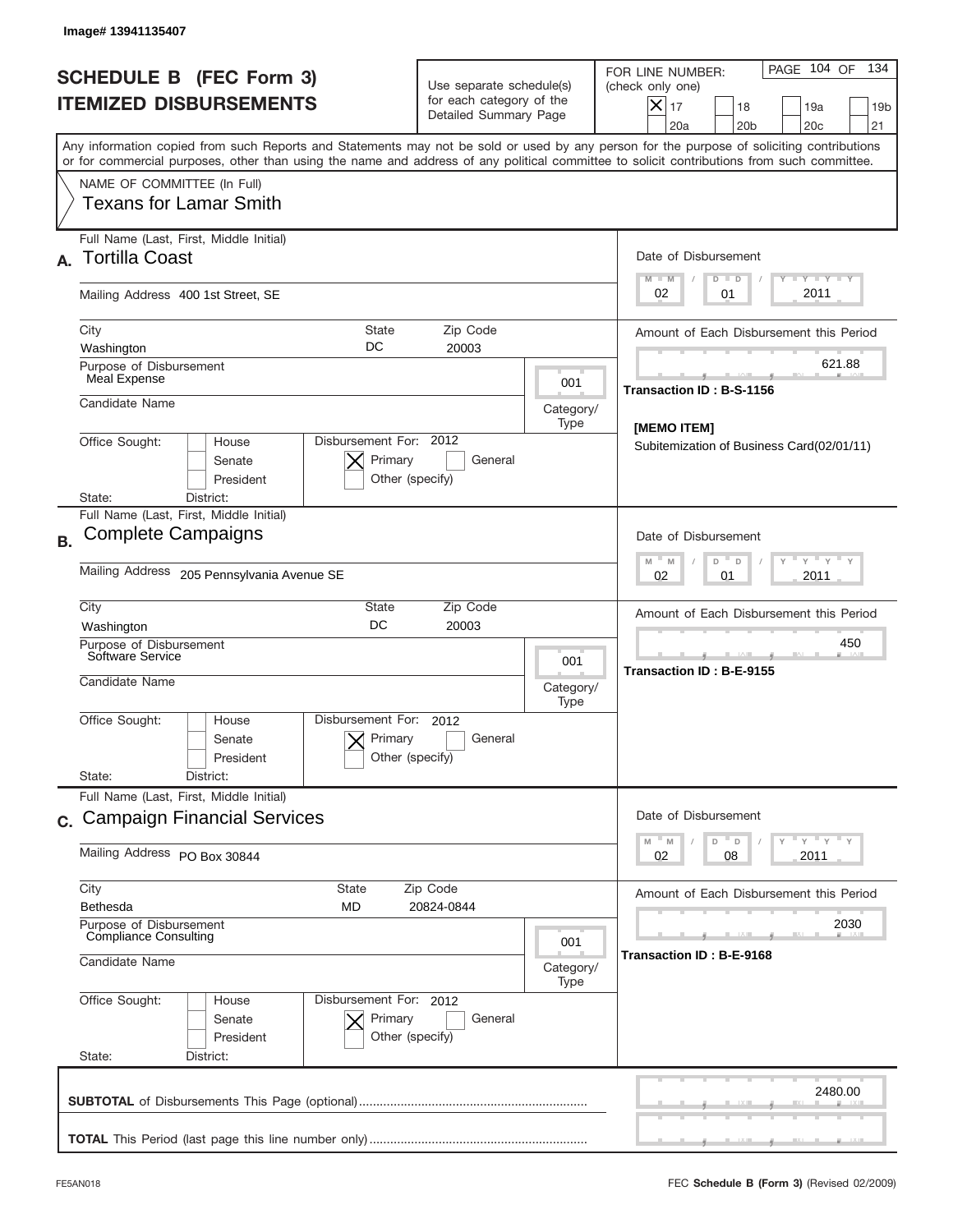Image# 13941135407

# SCHEDULE B (FEC Form 3)
## ITEMIZED DISBURSEMENTS

Use separate schedule(s) for each category of the Detailed Summary Page

FOR LINE NUMBER: (check only one)

- [X] 17
- [ ] 18
- [ ] 19a
- [ ] 19b
- [ ] 20a
- [ ] 20b
- [ ] 20c
- [ ] 21

Any information copied from such Reports and Statements may not be sold or used by any person for the purpose of soliciting contributions or for commercial purposes, other than using the name and address of any political committee to solicit contributions from such committee.

NAME OF COMMITTEE (In Full)
Texans for Lamar Smith

---

**A.** Full Name (Last, First, Middle Initial): Tortilla Coast

Mailing Address: 400 1st Street, SE

City: Washington | State: DC | Zip Code: 20003

Purpose of Disbursement: Meal Expense

Category/Type: 001

Candidate Name:

Office Sought: [ ] House [ ] Senate [ ] President

Disbursement For: 2012 [X] Primary [ ] General [ ] Other (specify)

State: District:

Date of Disbursement: 02 / 01 / 2011

Amount of Each Disbursement this Period: 621.88

Transaction ID : B-S-1156

[MEMO ITEM]
Subitemization of Business Card(02/01/11)

---

**B.** Full Name (Last, First, Middle Initial): Complete Campaigns

Mailing Address: 205 Pennsylvania Avenue SE

City: Washington | State: DC | Zip Code: 20003

Purpose of Disbursement: Software Service

Category/Type: 001

Candidate Name:

Office Sought: [ ] House [ ] Senate [ ] President

Disbursement For: 2012 [X] Primary [ ] General [ ] Other (specify)

State: District:

Date of Disbursement: 02 / 01 / 2011

Amount of Each Disbursement this Period: 450

Transaction ID : B-E-9155

---

**C.** Full Name (Last, First, Middle Initial): Campaign Financial Services

Mailing Address: PO Box 30844

City: Bethesda | State: MD | Zip Code: 20824-0844

Purpose of Disbursement: Compliance Consulting

Category/Type: 001

Candidate Name:

Office Sought: [ ] House [ ] Senate [ ] President

Disbursement For: 2012 [X] Primary [ ] General [ ] Other (specify)

State: District:

Date of Disbursement: 02 / 08 / 2011

Amount of Each Disbursement this Period: 2030

Transaction ID : B-E-9168

---

**SUBTOTAL** of Disbursements This Page (optional): 2480.00

**TOTAL** This Period (last page this line number only):

FE5AN018 — FEC **Schedule B (Form 3)** (Revised 02/2009)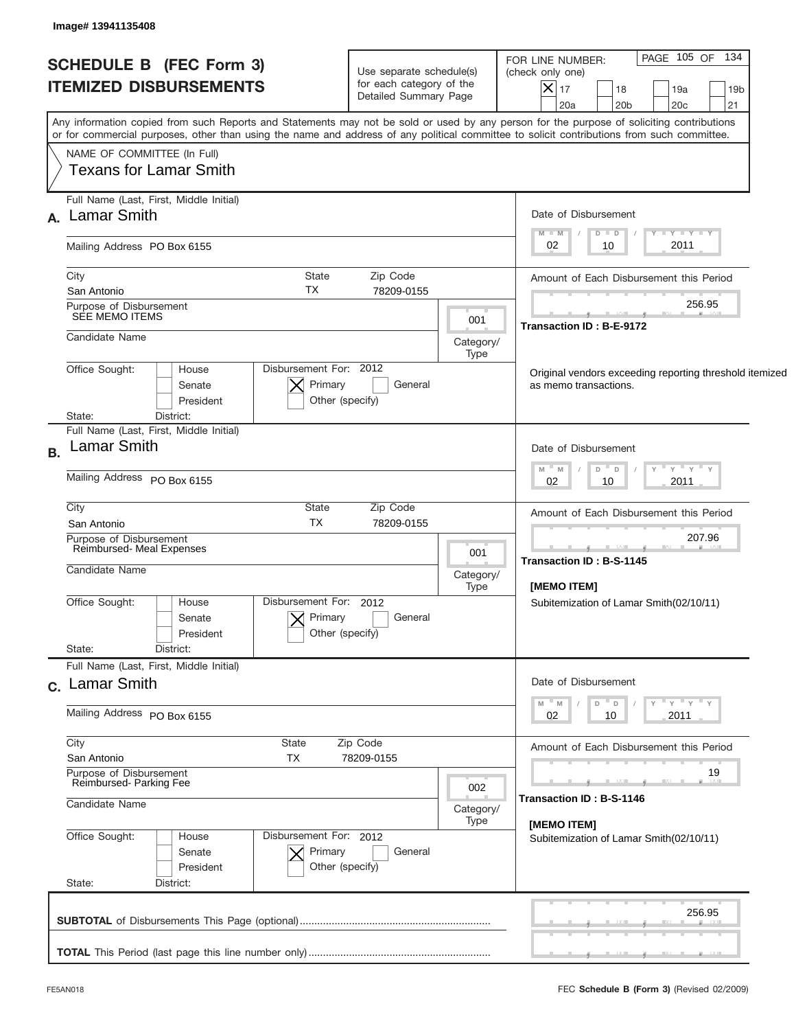Image# 13941135408

# SCHEDULE B (FEC Form 3)
## ITEMIZED DISBURSEMENTS

Use separate schedule(s) for each category of the Detailed Summary Page

FOR LINE NUMBER: (check only one)
[X] 17 [ ] 18 [ ] 19a [ ] 19b [ ] 20a [ ] 20b [ ] 20c [ ] 21

PAGE 105 OF 134

Any information copied from such Reports and Statements may not be sold or used by any person for the purpose of soliciting contributions or for commercial purposes, other than using the name and address of any political committee to solicit contributions from such committee.

NAME OF COMMITTEE (In Full)
Texans for Lamar Smith

---

**A.** Full Name (Last, First, Middle Initial): Lamar Smith

Mailing Address: PO Box 6155

City: San Antonio | State: TX | Zip Code: 78209-0155

Purpose of Disbursement: SEE MEMO ITEMS

Category/Type: 001

Candidate Name:

Office Sought: [ ] House [ ] Senate [ ] President

State: District:

Disbursement For: 2012 [X] Primary [ ] General [ ] Other (specify)

Date of Disbursement: 02/10/2011

Amount of Each Disbursement this Period: 256.95

Transaction ID : B-E-9172

Original vendors exceeding reporting threshold itemized as memo transactions.

---

**B.** Full Name (Last, First, Middle Initial): Lamar Smith

Mailing Address: PO Box 6155

City: San Antonio | State: TX | Zip Code: 78209-0155

Purpose of Disbursement: Reimbursed- Meal Expenses

Category/Type: 001

Candidate Name:

Office Sought: [ ] House [ ] Senate [ ] President

State: District:

Disbursement For: 2012 [X] Primary [ ] General [ ] Other (specify)

Date of Disbursement: 02/10/2011

Amount of Each Disbursement this Period: 207.96

Transaction ID : B-S-1145

[MEMO ITEM]
Subitemization of Lamar Smith(02/10/11)

---

**C.** Full Name (Last, First, Middle Initial): Lamar Smith

Mailing Address: PO Box 6155

City: San Antonio | State: TX | Zip Code: 78209-0155

Purpose of Disbursement: Reimbursed- Parking Fee

Category/Type: 002

Candidate Name:

Office Sought: [ ] House [ ] Senate [ ] President

State: District:

Disbursement For: 2012 [X] Primary [ ] General [ ] Other (specify)

Date of Disbursement: 02/10/2011

Amount of Each Disbursement this Period: 19

Transaction ID : B-S-1146

[MEMO ITEM]
Subitemization of Lamar Smith(02/10/11)

---

**SUBTOTAL** of Disbursements This Page (optional): 256.95

**TOTAL** This Period (last page this line number only):

FE5AN018

FEC **Schedule B (Form 3)** (Revised 02/2009)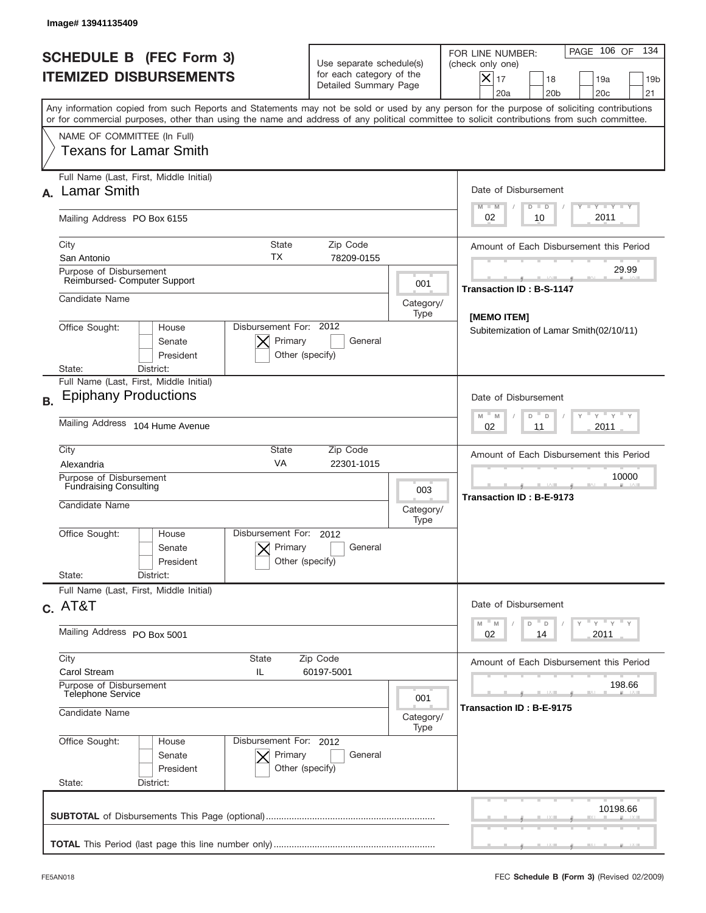Image# 13941135409

# SCHEDULE B (FEC Form 3)
## ITEMIZED DISBURSEMENTS

Use separate schedule(s) for each category of the Detailed Summary Page

FOR LINE NUMBER: (check only one)

- [X] 17
- [ ] 18
- [ ] 19a
- [ ] 19b
- [ ] 20a
- [ ] 20b
- [ ] 20c
- [ ] 21

PAGE 106 OF 134

Any information copied from such Reports and Statements may not be sold or used by any person for the purpose of soliciting contributions or for commercial purposes, other than using the name and address of any political committee to solicit contributions from such committee.

NAME OF COMMITTEE (In Full)
Texans for Lamar Smith

---

**A.** Full Name (Last, First, Middle Initial): Lamar Smith

Mailing Address: PO Box 6155

City: San Antonio | State: TX | Zip Code: 78209-0155

Purpose of Disbursement: Reimbursed- Computer Support

Category/Type: 001

Candidate Name:

Office Sought: [ ] House [ ] Senate [ ] President

State: District:

Disbursement For: 2012 [X] Primary [ ] General [ ] Other (specify)

Date of Disbursement: 02 / 10 / 2011

Amount of Each Disbursement this Period: 29.99

Transaction ID : B-S-1147

[MEMO ITEM]
Subitemization of Lamar Smith(02/10/11)

---

**B.** Full Name (Last, First, Middle Initial): Epiphany Productions

Mailing Address: 104 Hume Avenue

City: Alexandria | State: VA | Zip Code: 22301-1015

Purpose of Disbursement: Fundraising Consulting

Category/Type: 003

Candidate Name:

Office Sought: [ ] House [ ] Senate [ ] President

State: District:

Disbursement For: 2012 [X] Primary [ ] General [ ] Other (specify)

Date of Disbursement: 02 / 11 / 2011

Amount of Each Disbursement this Period: 10000

Transaction ID : B-E-9173

---

**C.** Full Name (Last, First, Middle Initial): AT&T

Mailing Address: PO Box 5001

City: Carol Stream | State: IL | Zip Code: 60197-5001

Purpose of Disbursement: Telephone Service

Category/Type: 001

Candidate Name:

Office Sought: [ ] House [ ] Senate [ ] President

State: District:

Disbursement For: 2012 [X] Primary [ ] General [ ] Other (specify)

Date of Disbursement: 02 / 14 / 2011

Amount of Each Disbursement this Period: 198.66

Transaction ID : B-E-9175

---

**SUBTOTAL** of Disbursements This Page (optional): 10198.66

**TOTAL** This Period (last page this line number only):

FE5AN018

FEC **Schedule B (Form 3)** (Revised 02/2009)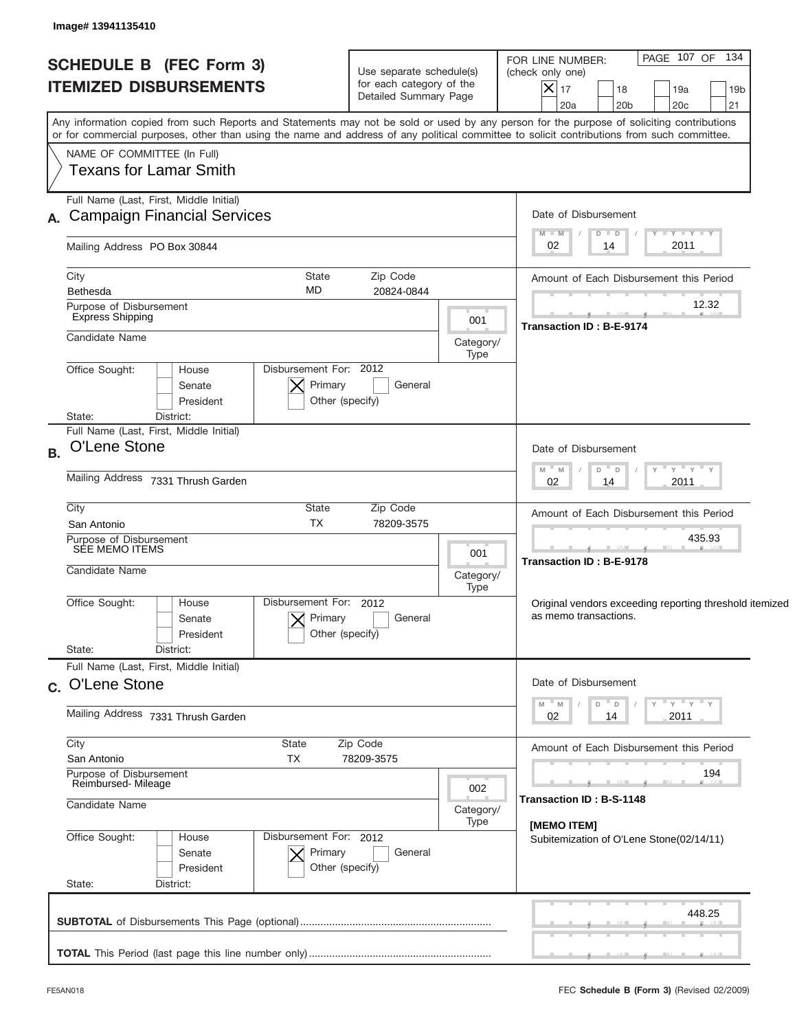Image# 13941135410

# SCHEDULE B (FEC Form 3)
## ITEMIZED DISBURSEMENTS

Use separate schedule(s) for each category of the Detailed Summary Page

FOR LINE NUMBER: (check only one)

[X] 17 [ ] 18 [ ] 19a [ ] 19b [ ] 20a [ ] 20b [ ] 20c [ ] 21

PAGE 107 OF 134

Any information copied from such Reports and Statements may not be sold or used by any person for the purpose of soliciting contributions or for commercial purposes, other than using the name and address of any political committee to solicit contributions from such committee.

NAME OF COMMITTEE (In Full)
Texans for Lamar Smith

---

**A.** Full Name (Last, First, Middle Initial): Campaign Financial Services

Mailing Address: PO Box 30844

City: Bethesda | State: MD | Zip Code: 20824-0844

Purpose of Disbursement: Express Shipping

Category/Type: 001

Candidate Name:

Office Sought: [ ] House [ ] Senate [ ] President

State: District:

Disbursement For: 2012 [X] Primary [ ] General [ ] Other (specify)

Date of Disbursement: 02/14/2011

Amount of Each Disbursement this Period: 12.32

Transaction ID : B-E-9174

---

**B.** Full Name (Last, First, Middle Initial): O'Lene Stone

Mailing Address: 7331 Thrush Garden

City: San Antonio | State: TX | Zip Code: 78209-3575

Purpose of Disbursement: SEE MEMO ITEMS

Category/Type: 001

Candidate Name:

Office Sought: [ ] House [ ] Senate [ ] President

State: District:

Disbursement For: 2012 [X] Primary [ ] General [ ] Other (specify)

Date of Disbursement: 02/14/2011

Amount of Each Disbursement this Period: 435.93

Transaction ID : B-E-9178

Original vendors exceeding reporting threshold itemized as memo transactions.

---

**C.** Full Name (Last, First, Middle Initial): O'Lene Stone

Mailing Address: 7331 Thrush Garden

City: San Antonio | State: TX | Zip Code: 78209-3575

Purpose of Disbursement: Reimbursed- Mileage

Category/Type: 002

Candidate Name:

Office Sought: [ ] House [ ] Senate [ ] President

State: District:

Disbursement For: 2012 [X] Primary [ ] General [ ] Other (specify)

Date of Disbursement: 02/14/2011

Amount of Each Disbursement this Period: 194

Transaction ID : B-S-1148

[MEMO ITEM]
Subitemization of O'Lene Stone(02/14/11)

---

**SUBTOTAL** of Disbursements This Page (optional): 448.25

**TOTAL** This Period (last page this line number only):

FE5AN018

FEC **Schedule B (Form 3)** (Revised 02/2009)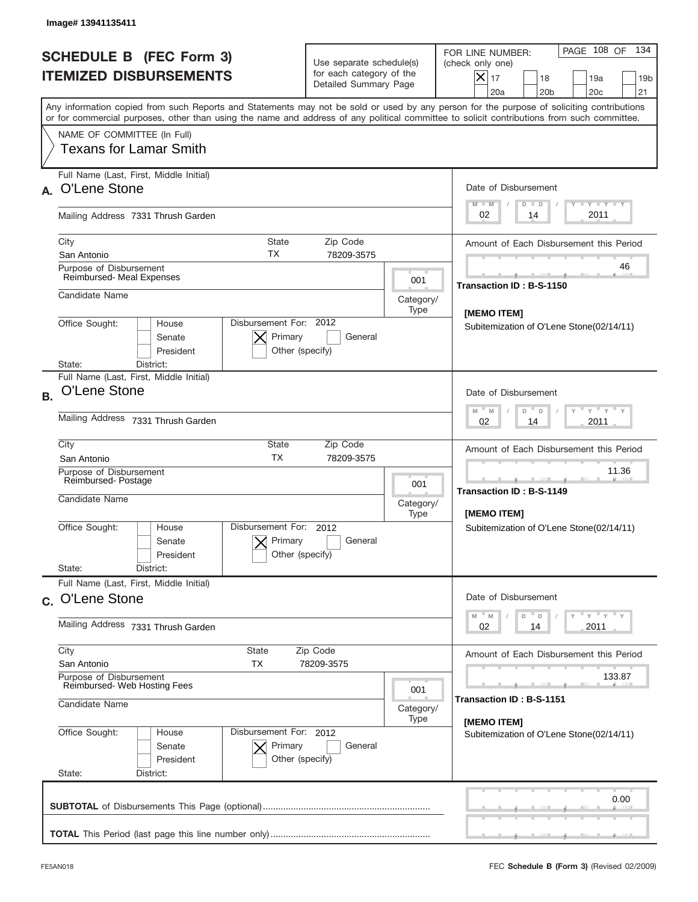Image# 13941135411

# SCHEDULE B (FEC Form 3)
## ITEMIZED DISBURSEMENTS

Use separate schedule(s) for each category of the Detailed Summary Page

FOR LINE NUMBER: (check only one)
[X] 17 [ ] 18 [ ] 19a [ ] 19b [ ] 20a [ ] 20b [ ] 20c [ ] 21

Any information copied from such Reports and Statements may not be sold or used by any person for the purpose of soliciting contributions or for commercial purposes, other than using the name and address of any political committee to solicit contributions from such committee.

NAME OF COMMITTEE (In Full)
Texans for Lamar Smith

---

**A.** Full Name (Last, First, Middle Initial): O'Lene Stone

Mailing Address: 7331 Thrush Garden

City: San Antonio | State: TX | Zip Code: 78209-3575

Purpose of Disbursement: Reimbursed- Meal Expenses

Category/Type: 001

Candidate Name:

Office Sought: [ ] House [ ] Senate [ ] President

State: District:

Disbursement For: 2012 [X] Primary [ ] General [ ] Other (specify)

Date of Disbursement: 02/14/2011

Amount of Each Disbursement this Period: 46

Transaction ID : B-S-1150

[MEMO ITEM]
Subitemization of O'Lene Stone(02/14/11)

---

**B.** Full Name (Last, First, Middle Initial): O'Lene Stone

Mailing Address: 7331 Thrush Garden

City: San Antonio | State: TX | Zip Code: 78209-3575

Purpose of Disbursement: Reimbursed- Postage

Category/Type: 001

Candidate Name:

Office Sought: [ ] House [ ] Senate [ ] President

State: District:

Disbursement For: 2012 [X] Primary [ ] General [ ] Other (specify)

Date of Disbursement: 02/14/2011

Amount of Each Disbursement this Period: 11.36

Transaction ID : B-S-1149

[MEMO ITEM]
Subitemization of O'Lene Stone(02/14/11)

---

**C.** Full Name (Last, First, Middle Initial): O'Lene Stone

Mailing Address: 7331 Thrush Garden

City: San Antonio | State: TX | Zip Code: 78209-3575

Purpose of Disbursement: Reimbursed- Web Hosting Fees

Category/Type: 001

Candidate Name:

Office Sought: [ ] House [ ] Senate [ ] President

State: District:

Disbursement For: 2012 [X] Primary [ ] General [ ] Other (specify)

Date of Disbursement: 02/14/2011

Amount of Each Disbursement this Period: 133.87

Transaction ID : B-S-1151

[MEMO ITEM]
Subitemization of O'Lene Stone(02/14/11)

---

**SUBTOTAL** of Disbursements This Page (optional): 0.00

**TOTAL** This Period (last page this line number only):

FE5AN018 — FEC **Schedule B (Form 3)** (Revised 02/2009)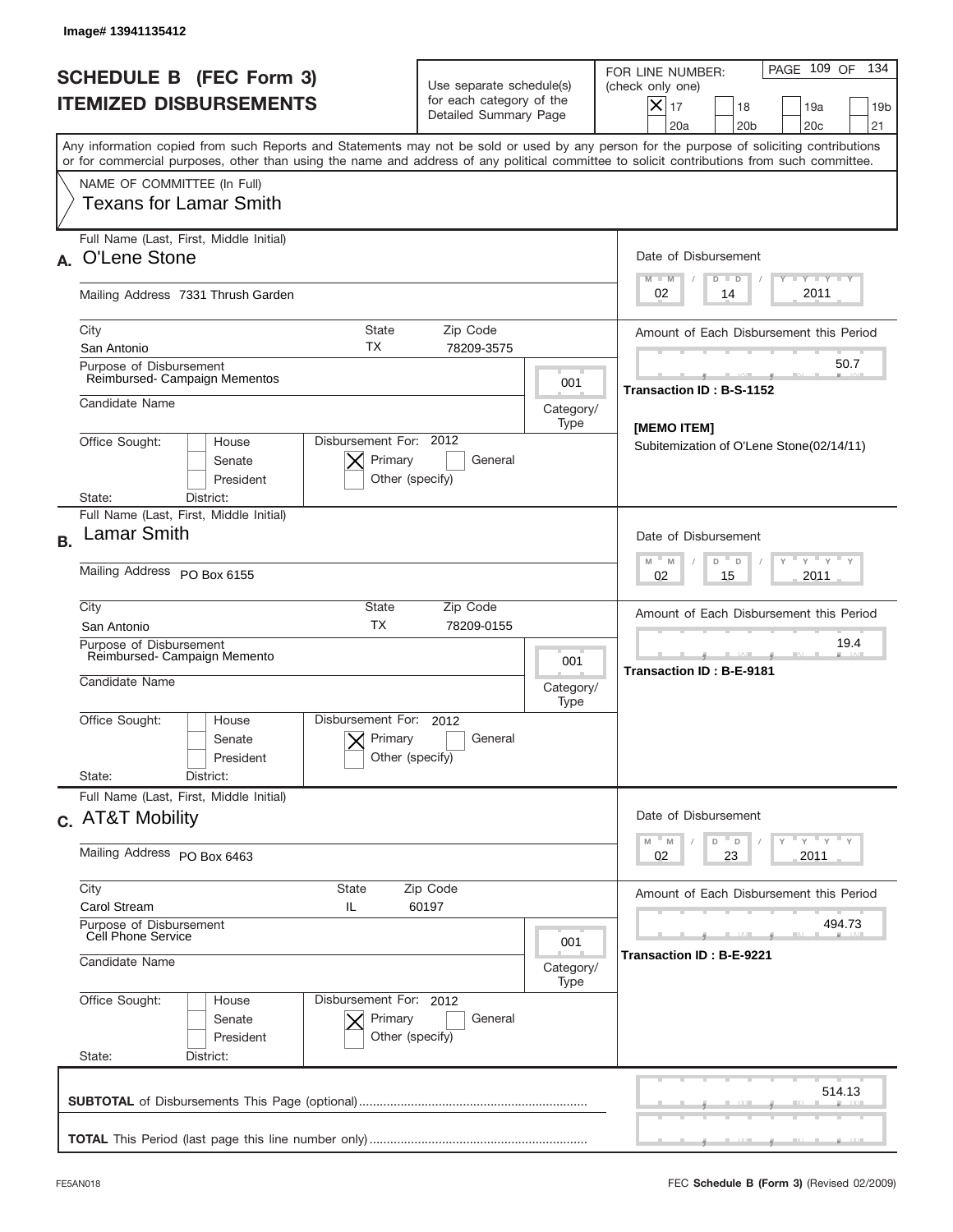Image# 13941135412

# SCHEDULE B (FEC Form 3)
## ITEMIZED DISBURSEMENTS

Use separate schedule(s) for each category of the Detailed Summary Page

FOR LINE NUMBER: (check only one)

- [X] 17
- [ ] 18
- [ ] 19a
- [ ] 19b
- [ ] 20a
- [ ] 20b
- [ ] 20c
- [ ] 21

PAGE 109 OF 134

Any information copied from such Reports and Statements may not be sold or used by any person for the purpose of soliciting contributions or for commercial purposes, other than using the name and address of any political committee to solicit contributions from such committee.

NAME OF COMMITTEE (In Full)
Texans for Lamar Smith

---

**A.** Full Name (Last, First, Middle Initial): O'Lene Stone

Mailing Address: 7331 Thrush Garden

City: San Antonio | State: TX | Zip Code: 78209-3575

Purpose of Disbursement: Reimbursed- Campaign Mementos

Category/Type: 001

Candidate Name:

Office Sought: House / Senate / President — State: District:

Disbursement For: 2012 — [X] Primary [ ] General [ ] Other (specify)

Date of Disbursement: 02 / 14 / 2011

Amount of Each Disbursement this Period: 50.7

Transaction ID : B-S-1152

[MEMO ITEM]
Subitemization of O'Lene Stone(02/14/11)

---

**B.** Full Name (Last, First, Middle Initial): Lamar Smith

Mailing Address: PO Box 6155

City: San Antonio | State: TX | Zip Code: 78209-0155

Purpose of Disbursement: Reimbursed- Campaign Memento

Category/Type: 001

Candidate Name:

Office Sought: House / Senate / President — State: District:

Disbursement For: 2012 — [X] Primary [ ] General [ ] Other (specify)

Date of Disbursement: 02 / 15 / 2011

Amount of Each Disbursement this Period: 19.4

Transaction ID : B-E-9181

---

**C.** Full Name (Last, First, Middle Initial): AT&T Mobility

Mailing Address: PO Box 6463

City: Carol Stream | State: IL | Zip Code: 60197

Purpose of Disbursement: Cell Phone Service

Category/Type: 001

Candidate Name:

Office Sought: House / Senate / President — State: District:

Disbursement For: 2012 — [X] Primary [ ] General [ ] Other (specify)

Date of Disbursement: 02 / 23 / 2011

Amount of Each Disbursement this Period: 494.73

Transaction ID : B-E-9221

---

**SUBTOTAL** of Disbursements This Page (optional): 514.13

**TOTAL** This Period (last page this line number only):

FE5AN018 — FEC **Schedule B (Form 3)** (Revised 02/2009)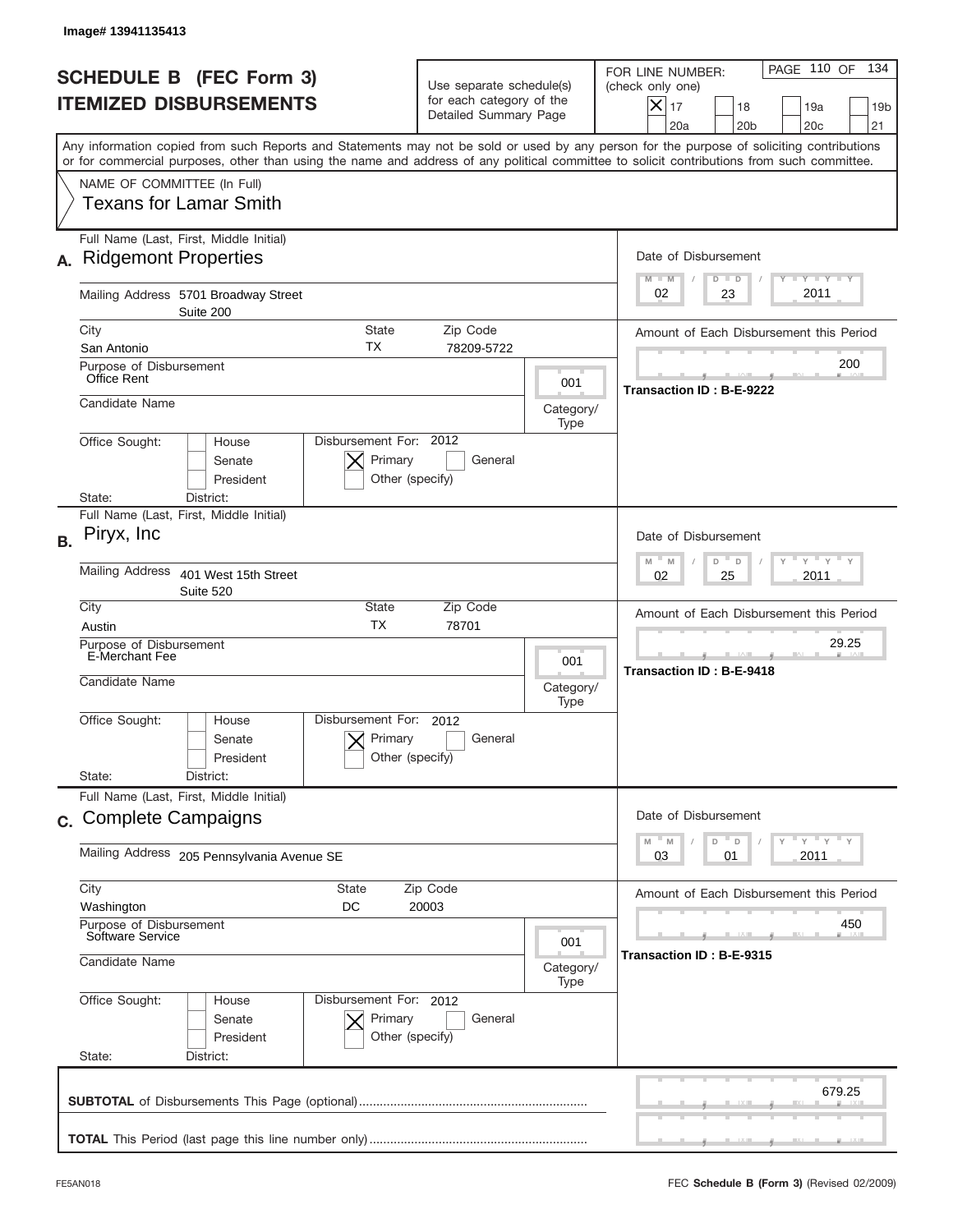Image# 13941135413

# SCHEDULE B (FEC Form 3)
## ITEMIZED DISBURSEMENTS

Use separate schedule(s) for each category of the Detailed Summary Page

FOR LINE NUMBER: (check only one)
[X] 17 [ ] 18 [ ] 19a [ ] 19b [ ] 20a [ ] 20b [ ] 20c [ ] 21

PAGE 110 OF 134

Any information copied from such Reports and Statements may not be sold or used by any person for the purpose of soliciting contributions or for commercial purposes, other than using the name and address of any political committee to solicit contributions from such committee.

NAME OF COMMITTEE (In Full)
Texans for Lamar Smith

---

**A.** Full Name (Last, First, Middle Initial): **Ridgemont Properties**

Mailing Address: 5701 Broadway Street, Suite 200
City: San Antonio | State: TX | Zip Code: 78209-5722

Purpose of Disbursement: Office Rent
Category/Type: 001
Candidate Name:
Office Sought: [ ] House [ ] Senate [ ] President
State: District:
Disbursement For: 2012 [X] Primary [ ] General [ ] Other (specify)

Date of Disbursement: 02 / 23 / 2011
Amount of Each Disbursement this Period: 200
Transaction ID : B-E-9222

---

**B.** Full Name (Last, First, Middle Initial): **Piryx, Inc**

Mailing Address: 401 West 15th Street, Suite 520
City: Austin | State: TX | Zip Code: 78701

Purpose of Disbursement: E-Merchant Fee
Category/Type: 001
Candidate Name:
Office Sought: [ ] House [ ] Senate [ ] President
State: District:
Disbursement For: 2012 [X] Primary [ ] General [ ] Other (specify)

Date of Disbursement: 02 / 25 / 2011
Amount of Each Disbursement this Period: 29.25
Transaction ID : B-E-9418

---

**C.** Full Name (Last, First, Middle Initial): **Complete Campaigns**

Mailing Address: 205 Pennsylvania Avenue SE
City: Washington | State: DC | Zip Code: 20003

Purpose of Disbursement: Software Service
Category/Type: 001
Candidate Name:
Office Sought: [ ] House [ ] Senate [ ] President
State: District:
Disbursement For: 2012 [X] Primary [ ] General [ ] Other (specify)

Date of Disbursement: 03 / 01 / 2011
Amount of Each Disbursement this Period: 450
Transaction ID : B-E-9315

---

**SUBTOTAL** of Disbursements This Page (optional): 679.25

**TOTAL** This Period (last page this line number only):

FE5AN018 — FEC Schedule B (Form 3) (Revised 02/2009)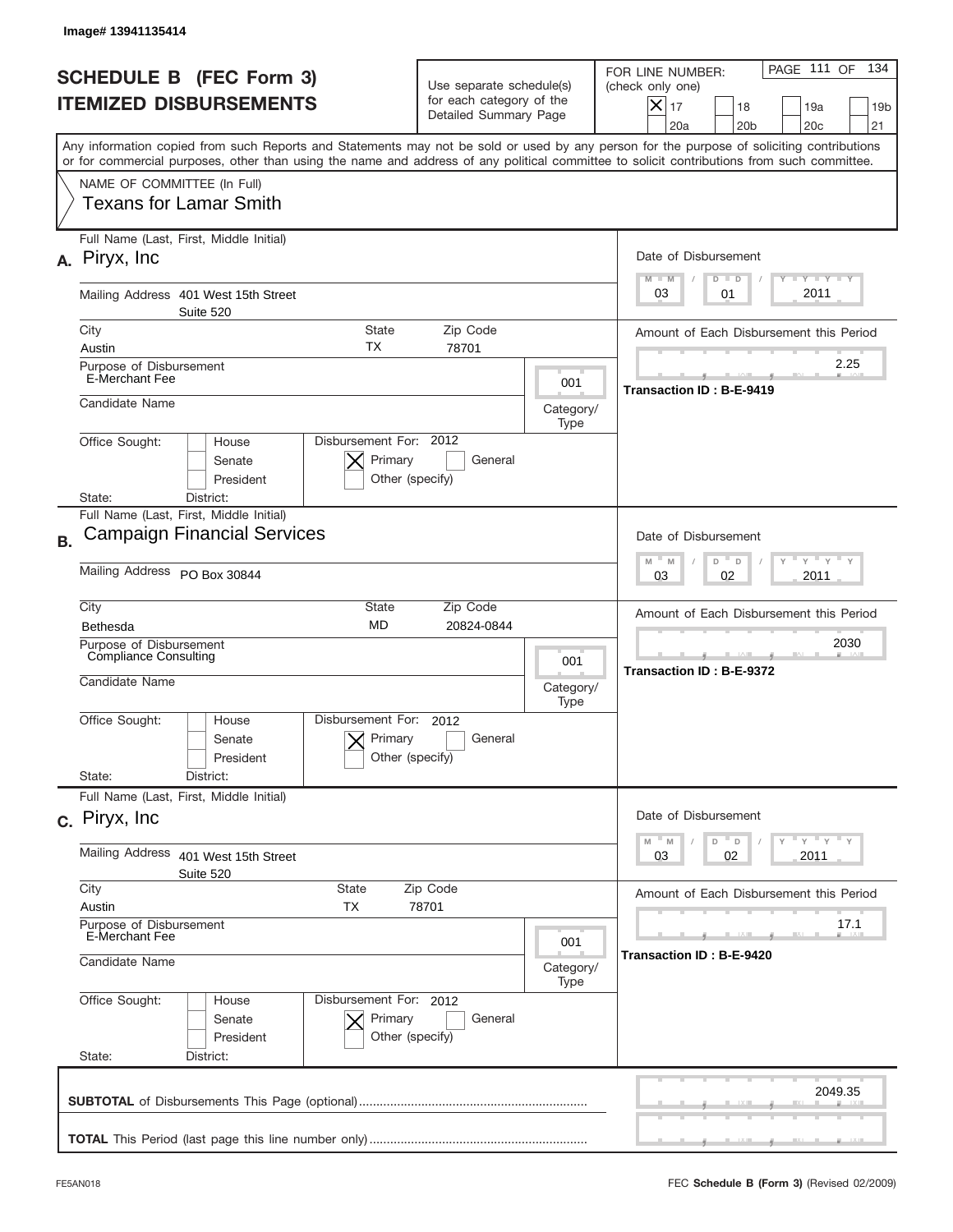Image# 13941135414

# SCHEDULE B (FEC Form 3)
## ITEMIZED DISBURSEMENTS

Use separate schedule(s) for each category of the Detailed Summary Page

FOR LINE NUMBER: (check only one)

- [x] 17
- [ ] 18
- [ ] 19a
- [ ] 19b
- [ ] 20a
- [ ] 20b
- [ ] 20c
- [ ] 21

PAGE 111 OF 134

Any information copied from such Reports and Statements may not be sold or used by any person for the purpose of soliciting contributions or for commercial purposes, other than using the name and address of any political committee to solicit contributions from such committee.

NAME OF COMMITTEE (In Full)
Texans for Lamar Smith

---

**A.** Full Name (Last, First, Middle Initial): Piryx, Inc

Mailing Address: 401 West 15th Street, Suite 520

City: Austin | State: TX | Zip Code: 78701

Purpose of Disbursement: E-Merchant Fee

Category/Type: 001

Candidate Name:

Office Sought: [ ] House [ ] Senate [ ] President

State: District:

Disbursement For: 2012 [x] Primary [ ] General [ ] Other (specify)

Date of Disbursement: 03 / 01 / 2011

Amount of Each Disbursement this Period: 2.25

Transaction ID : B-E-9419

---

**B.** Full Name (Last, First, Middle Initial): Campaign Financial Services

Mailing Address: PO Box 30844

City: Bethesda | State: MD | Zip Code: 20824-0844

Purpose of Disbursement: Compliance Consulting

Category/Type: 001

Candidate Name:

Office Sought: [ ] House [ ] Senate [ ] President

State: District:

Disbursement For: 2012 [x] Primary [ ] General [ ] Other (specify)

Date of Disbursement: 03 / 02 / 2011

Amount of Each Disbursement this Period: 2030

Transaction ID : B-E-9372

---

**C.** Full Name (Last, First, Middle Initial): Piryx, Inc

Mailing Address: 401 West 15th Street, Suite 520

City: Austin | State: TX | Zip Code: 78701

Purpose of Disbursement: E-Merchant Fee

Category/Type: 001

Candidate Name:

Office Sought: [ ] House [ ] Senate [ ] President

State: District:

Disbursement For: 2012 [x] Primary [ ] General [ ] Other (specify)

Date of Disbursement: 03 / 02 / 2011

Amount of Each Disbursement this Period: 17.1

Transaction ID : B-E-9420

---

**SUBTOTAL** of Disbursements This Page (optional): 2049.35

**TOTAL** This Period (last page this line number only):

FE5AN018 — FEC **Schedule B (Form 3)** (Revised 02/2009)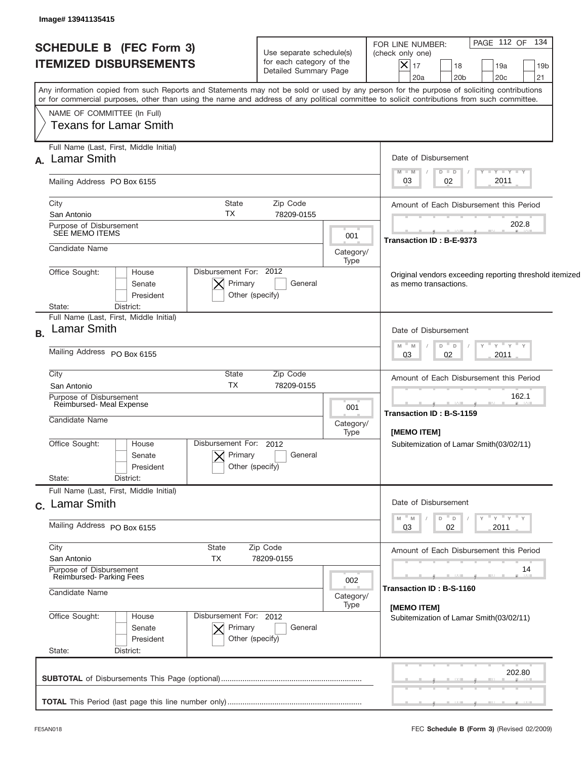Image# 13941135415

# SCHEDULE B (FEC Form 3)
## ITEMIZED DISBURSEMENTS

Use separate schedule(s) for each category of the Detailed Summary Page

FOR LINE NUMBER: (check only one)

- [X] 17
- [ ] 18
- [ ] 19a
- [ ] 19b
- [ ] 20a
- [ ] 20b
- [ ] 20c
- [ ] 21

PAGE 112 OF 134

Any information copied from such Reports and Statements may not be sold or used by any person for the purpose of soliciting contributions or for commercial purposes, other than using the name and address of any political committee to solicit contributions from such committee.

NAME OF COMMITTEE (In Full)
Texans for Lamar Smith

---

**A.** Full Name (Last, First, Middle Initial): Lamar Smith

Mailing Address: PO Box 6155

City: San Antonio | State: TX | Zip Code: 78209-0155

Purpose of Disbursement: SEE MEMO ITEMS

Category/Type: 001

Candidate Name:

Office Sought: [ ] House [ ] Senate [ ] President

State: District:

Disbursement For: 2012 [X] Primary [ ] General [ ] Other (specify)

Date of Disbursement: 03/02/2011

Amount of Each Disbursement this Period: 202.8

Transaction ID : B-E-9373

Original vendors exceeding reporting threshold itemized as memo transactions.

---

**B.** Full Name (Last, First, Middle Initial): Lamar Smith

Mailing Address: PO Box 6155

City: San Antonio | State: TX | Zip Code: 78209-0155

Purpose of Disbursement: Reimbursed- Meal Expense

Category/Type: 001

Candidate Name:

Office Sought: [ ] House [ ] Senate [ ] President

State: District:

Disbursement For: 2012 [X] Primary [ ] General [ ] Other (specify)

Date of Disbursement: 03/02/2011

Amount of Each Disbursement this Period: 162.1

Transaction ID : B-S-1159

[MEMO ITEM]
Subitemization of Lamar Smith(03/02/11)

---

**C.** Full Name (Last, First, Middle Initial): Lamar Smith

Mailing Address: PO Box 6155

City: San Antonio | State: TX | Zip Code: 78209-0155

Purpose of Disbursement: Reimbursed- Parking Fees

Category/Type: 002

Candidate Name:

Office Sought: [ ] House [ ] Senate [ ] President

State: District:

Disbursement For: 2012 [X] Primary [ ] General [ ] Other (specify)

Date of Disbursement: 03/02/2011

Amount of Each Disbursement this Period: 14

Transaction ID : B-S-1160

[MEMO ITEM]
Subitemization of Lamar Smith(03/02/11)

---

**SUBTOTAL** of Disbursements This Page (optional): 202.80

**TOTAL** This Period (last page this line number only):

FE5AN018 — FEC **Schedule B (Form 3)** (Revised 02/2009)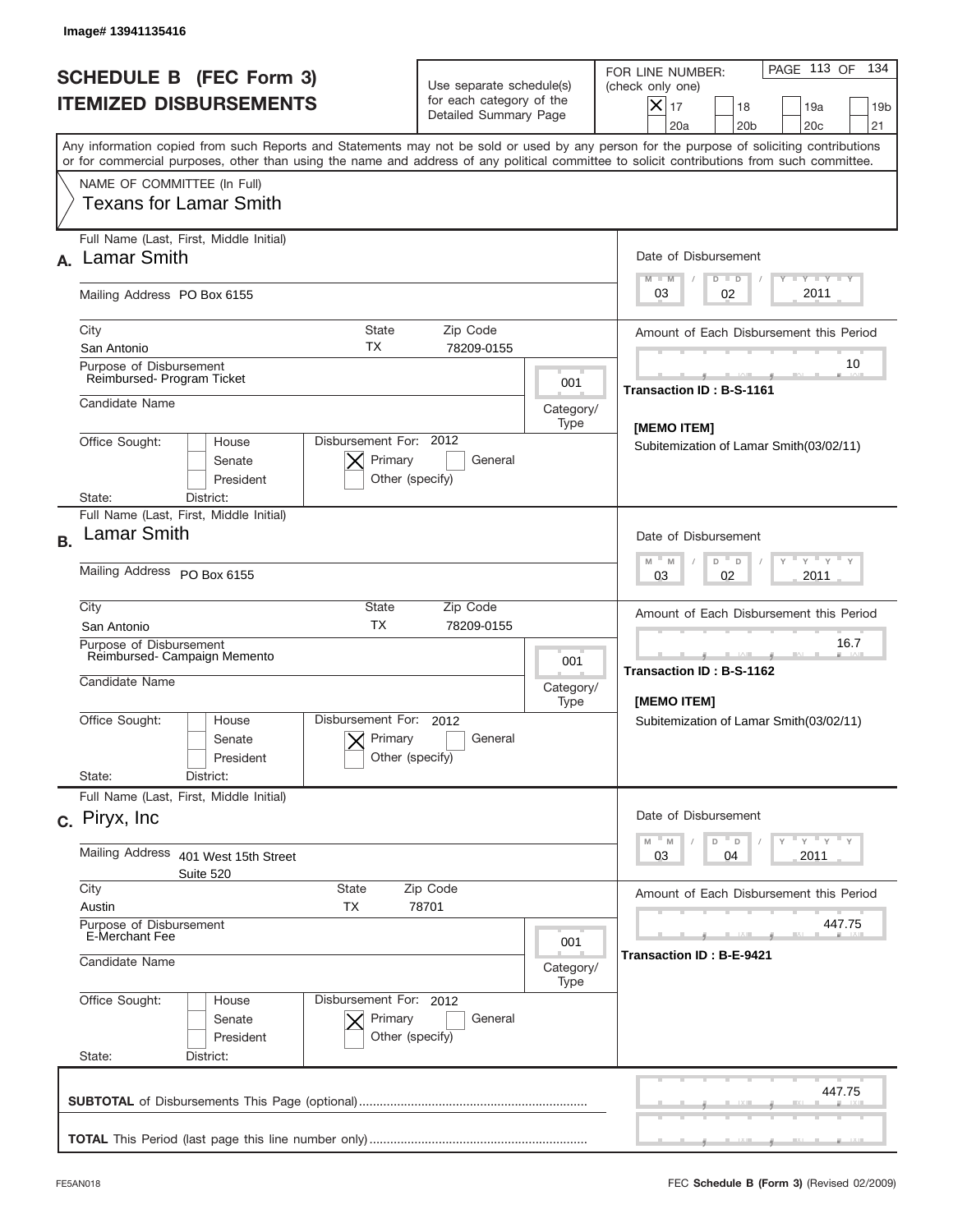Image# 13941135416

# SCHEDULE B (FEC Form 3)
# ITEMIZED DISBURSEMENTS

Use separate schedule(s) for each category of the Detailed Summary Page

FOR LINE NUMBER: (check only one)

[X] 17 [ ] 18 [ ] 19a [ ] 19b [ ] 20a [ ] 20b [ ] 20c [ ] 21

Any information copied from such Reports and Statements may not be sold or used by any person for the purpose of soliciting contributions or for commercial purposes, other than using the name and address of any political committee to solicit contributions from such committee.

NAME OF COMMITTEE (In Full)
Texans for Lamar Smith

---

**A.** Full Name (Last, First, Middle Initial): Lamar Smith

Mailing Address: PO Box 6155

City: San Antonio | State: TX | Zip Code: 78209-0155

Purpose of Disbursement: Reimbursed- Program Ticket

Category/Type: 001

Candidate Name:

Office Sought: [ ] House [ ] Senate [ ] President

State: District:

Disbursement For: 2012 [X] Primary [ ] General [ ] Other (specify)

Date of Disbursement: 03/02/2011

Amount of Each Disbursement this Period: 10

Transaction ID : B-S-1161

[MEMO ITEM]
Subitemization of Lamar Smith(03/02/11)

---

**B.** Full Name (Last, First, Middle Initial): Lamar Smith

Mailing Address: PO Box 6155

City: San Antonio | State: TX | Zip Code: 78209-0155

Purpose of Disbursement: Reimbursed- Campaign Memento

Category/Type: 001

Candidate Name:

Office Sought: [ ] House [ ] Senate [ ] President

State: District:

Disbursement For: 2012 [X] Primary [ ] General [ ] Other (specify)

Date of Disbursement: 03/02/2011

Amount of Each Disbursement this Period: 16.7

Transaction ID : B-S-1162

[MEMO ITEM]
Subitemization of Lamar Smith(03/02/11)

---

**C.** Full Name (Last, First, Middle Initial): Piryx, Inc

Mailing Address: 401 West 15th Street, Suite 520

City: Austin | State: TX | Zip Code: 78701

Purpose of Disbursement: E-Merchant Fee

Category/Type: 001

Candidate Name:

Office Sought: [ ] House [ ] Senate [ ] President

State: District:

Disbursement For: 2012 [X] Primary [ ] General [ ] Other (specify)

Date of Disbursement: 03/04/2011

Amount of Each Disbursement this Period: 447.75

Transaction ID : B-E-9421

---

**SUBTOTAL** of Disbursements This Page (optional): 447.75

**TOTAL** This Period (last page this line number only):

FE5AN018

FEC **Schedule B (Form 3)** (Revised 02/2009)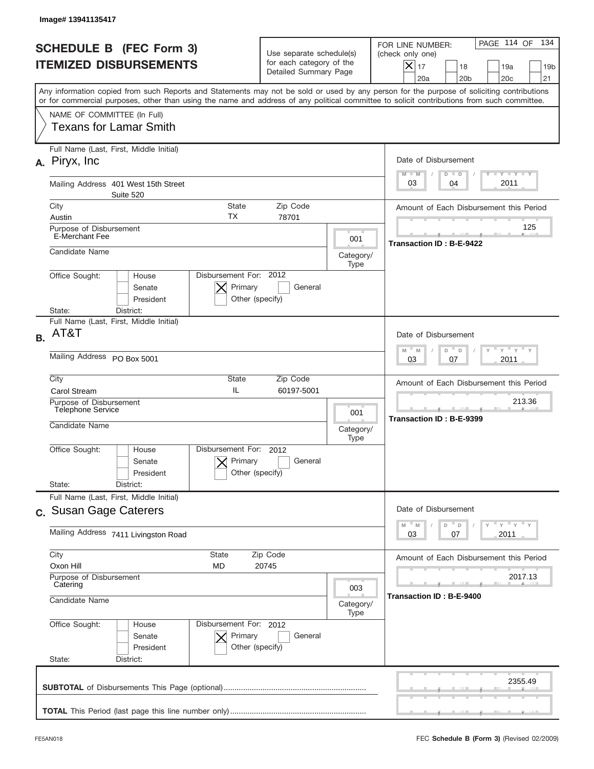Image# 13941135417

# SCHEDULE B (FEC Form 3)
## ITEMIZED DISBURSEMENTS

Use separate schedule(s) for each category of the Detailed Summary Page

FOR LINE NUMBER: (check only one)

- [X] 17
- [ ] 18
- [ ] 19a
- [ ] 19b
- [ ] 20a
- [ ] 20b
- [ ] 20c
- [ ] 21

Any information copied from such Reports and Statements may not be sold or used by any person for the purpose of soliciting contributions or for commercial purposes, other than using the name and address of any political committee to solicit contributions from such committee.

NAME OF COMMITTEE (In Full)
Texans for Lamar Smith

---

**A.** Full Name (Last, First, Middle Initial): Piryx, Inc

Mailing Address: 401 West 15th Street, Suite 520

City: Austin | State: TX | Zip Code: 78701

Purpose of Disbursement: E-Merchant Fee

Category/Type: 001

Candidate Name:

Office Sought: [ ] House [ ] Senate [ ] President

State: District:

Disbursement For: 2012 [X] Primary [ ] General [ ] Other (specify)

Date of Disbursement: 03/04/2011

Amount of Each Disbursement this Period: 125

Transaction ID : B-E-9422

---

**B.** Full Name (Last, First, Middle Initial): AT&T

Mailing Address: PO Box 5001

City: Carol Stream | State: IL | Zip Code: 60197-5001

Purpose of Disbursement: Telephone Service

Category/Type: 001

Candidate Name:

Office Sought: [ ] House [ ] Senate [ ] President

State: District:

Disbursement For: 2012 [X] Primary [ ] General [ ] Other (specify)

Date of Disbursement: 03/07/2011

Amount of Each Disbursement this Period: 213.36

Transaction ID : B-E-9399

---

**C.** Full Name (Last, First, Middle Initial): Susan Gage Caterers

Mailing Address: 7411 Livingston Road

City: Oxon Hill | State: MD | Zip Code: 20745

Purpose of Disbursement: Catering

Category/Type: 003

Candidate Name:

Office Sought: [ ] House [ ] Senate [ ] President

State: District:

Disbursement For: 2012 [X] Primary [ ] General [ ] Other (specify)

Date of Disbursement: 03/07/2011

Amount of Each Disbursement this Period: 2017.13

Transaction ID : B-E-9400

---

**SUBTOTAL** of Disbursements This Page (optional): 2355.49

**TOTAL** This Period (last page this line number only):

FE5AN018

FEC **Schedule B (Form 3)** (Revised 02/2009)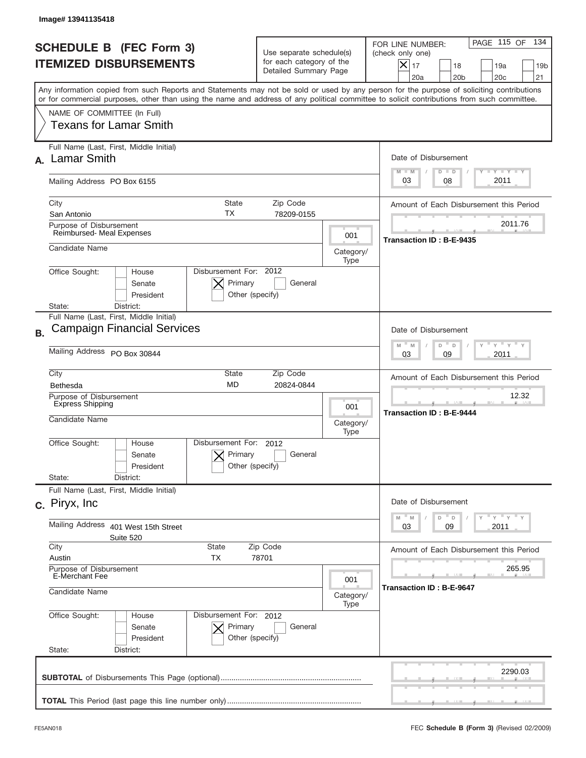Image# 13941135418

# SCHEDULE B (FEC Form 3)
## ITEMIZED DISBURSEMENTS

Use separate schedule(s) for each category of the Detailed Summary Page

FOR LINE NUMBER: (check only one)
[X] 17 [ ] 18 [ ] 19a [ ] 19b [ ] 20a [ ] 20b [ ] 20c [ ] 21

PAGE 115 OF 134

Any information copied from such Reports and Statements may not be sold or used by any person for the purpose of soliciting contributions or for commercial purposes, other than using the name and address of any political committee to solicit contributions from such committee.

NAME OF COMMITTEE (In Full)
Texans for Lamar Smith

---

**A.** Full Name (Last, First, Middle Initial): Lamar Smith

Mailing Address: PO Box 6155

City: San Antonio | State: TX | Zip Code: 78209-0155

Purpose of Disbursement: Reimbursed- Meal Expenses

Category/Type: 001

Candidate Name:

Office Sought: [ ] House [ ] Senate [ ] President

State: District:

Disbursement For: 2012 [X] Primary [ ] General [ ] Other (specify)

Date of Disbursement: 03 / 08 / 2011

Amount of Each Disbursement this Period: 2011.76

Transaction ID : B-E-9435

---

**B.** Full Name (Last, First, Middle Initial): Campaign Financial Services

Mailing Address: PO Box 30844

City: Bethesda | State: MD | Zip Code: 20824-0844

Purpose of Disbursement: Express Shipping

Category/Type: 001

Candidate Name:

Office Sought: [ ] House [ ] Senate [ ] President

State: District:

Disbursement For: 2012 [X] Primary [ ] General [ ] Other (specify)

Date of Disbursement: 03 / 09 / 2011

Amount of Each Disbursement this Period: 12.32

Transaction ID : B-E-9444

---

**C.** Full Name (Last, First, Middle Initial): Piryx, Inc

Mailing Address: 401 West 15th Street, Suite 520

City: Austin | State: TX | Zip Code: 78701

Purpose of Disbursement: E-Merchant Fee

Category/Type: 001

Candidate Name:

Office Sought: [ ] House [ ] Senate [ ] President

State: District:

Disbursement For: 2012 [X] Primary [ ] General [ ] Other (specify)

Date of Disbursement: 03 / 09 / 2011

Amount of Each Disbursement this Period: 265.95

Transaction ID : B-E-9647

---

**SUBTOTAL** of Disbursements This Page (optional): 2290.03

**TOTAL** This Period (last page this line number only):

FE5AN018 — FEC **Schedule B (Form 3)** (Revised 02/2009)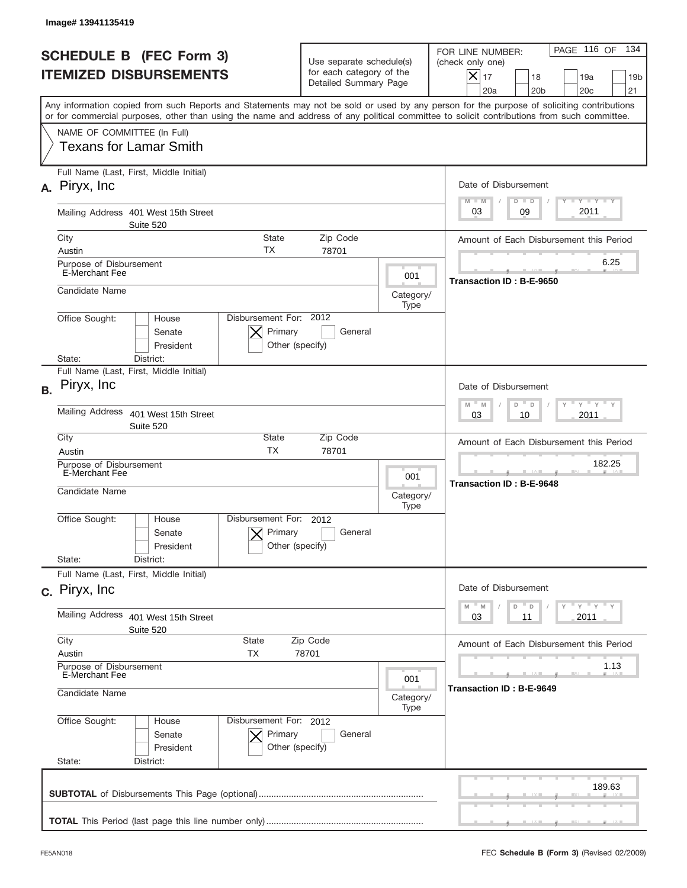Image# 13941135419

# SCHEDULE B (FEC Form 3)
## ITEMIZED DISBURSEMENTS

Use separate schedule(s) for each category of the Detailed Summary Page

FOR LINE NUMBER: (check only one)
[X] 17 [ ] 18 [ ] 19a [ ] 19b [ ] 20a [ ] 20b [ ] 20c [ ] 21

PAGE 116 OF 134

Any information copied from such Reports and Statements may not be sold or used by any person for the purpose of soliciting contributions or for commercial purposes, other than using the name and address of any political committee to solicit contributions from such committee.

NAME OF COMMITTEE (In Full)
Texans for Lamar Smith

---

**A.** Full Name (Last, First, Middle Initial): Piryx, Inc

Mailing Address: 401 West 15th Street, Suite 520

City: Austin | State: TX | Zip Code: 78701

Purpose of Disbursement: E-Merchant Fee

Category/Type: 001

Candidate Name:

Office Sought: [ ] House [ ] Senate [ ] President

State: District:

Disbursement For: 2012 [X] Primary [ ] General [ ] Other (specify)

Date of Disbursement: 03 / 09 / 2011

Amount of Each Disbursement this Period: 6.25

Transaction ID : B-E-9650

---

**B.** Full Name (Last, First, Middle Initial): Piryx, Inc

Mailing Address: 401 West 15th Street, Suite 520

City: Austin | State: TX | Zip Code: 78701

Purpose of Disbursement: E-Merchant Fee

Category/Type: 001

Candidate Name:

Office Sought: [ ] House [ ] Senate [ ] President

State: District:

Disbursement For: 2012 [X] Primary [ ] General [ ] Other (specify)

Date of Disbursement: 03 / 10 / 2011

Amount of Each Disbursement this Period: 182.25

Transaction ID : B-E-9648

---

**C.** Full Name (Last, First, Middle Initial): Piryx, Inc

Mailing Address: 401 West 15th Street, Suite 520

City: Austin | State: TX | Zip Code: 78701

Purpose of Disbursement: E-Merchant Fee

Category/Type: 001

Candidate Name:

Office Sought: [ ] House [ ] Senate [ ] President

State: District:

Disbursement For: 2012 [X] Primary [ ] General [ ] Other (specify)

Date of Disbursement: 03 / 11 / 2011

Amount of Each Disbursement this Period: 1.13

Transaction ID : B-E-9649

---

**SUBTOTAL** of Disbursements This Page (optional): 189.63

**TOTAL** This Period (last page this line number only):

FE5AN018 | FEC **Schedule B (Form 3)** (Revised 02/2009)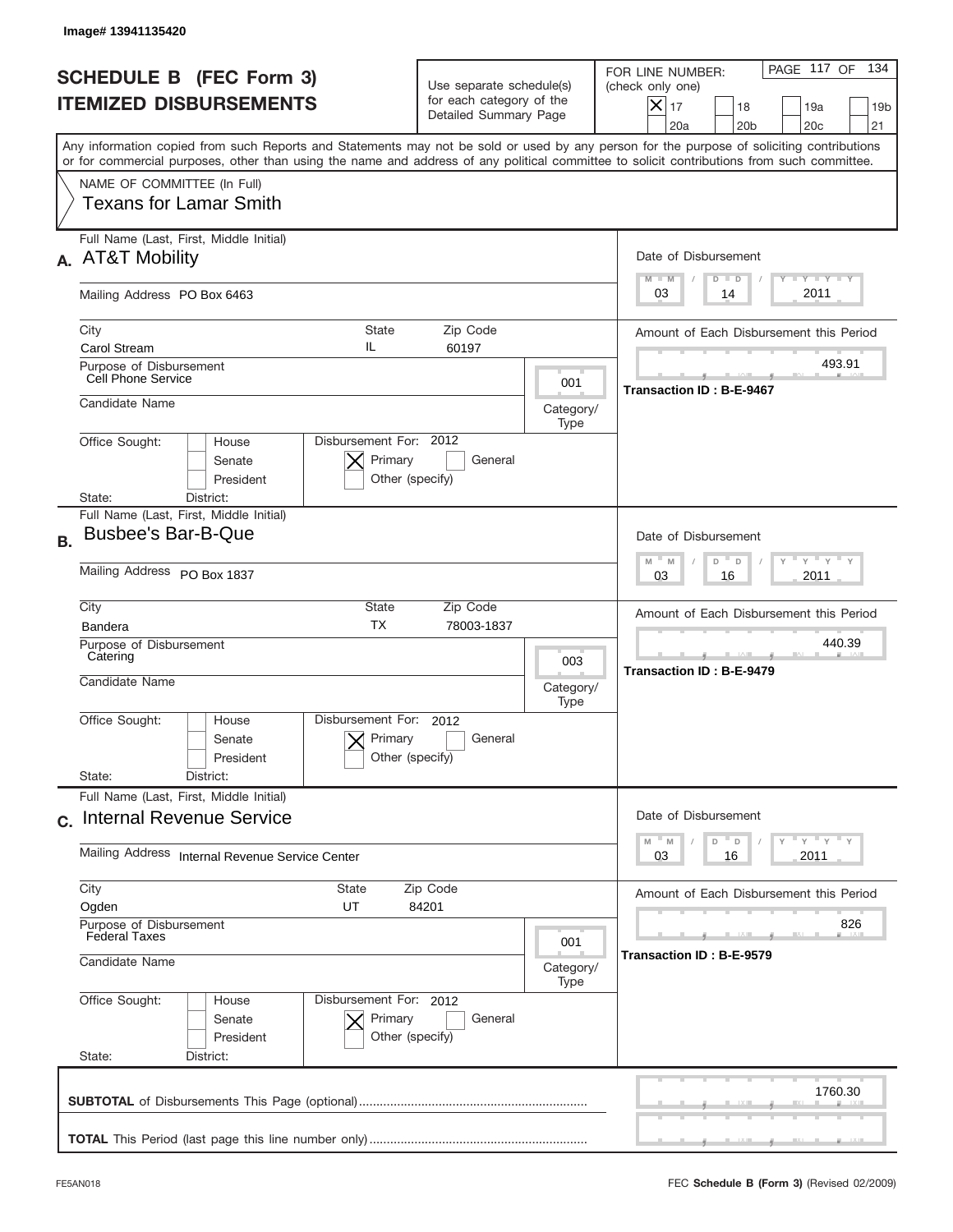Image# 13941135420

# SCHEDULE B (FEC Form 3)
## ITEMIZED DISBURSEMENTS

Use separate schedule(s) for each category of the Detailed Summary Page

FOR LINE NUMBER: (check only one)

[X] 17 [ ] 18 [ ] 19a [ ] 19b [ ] 20a [ ] 20b [ ] 20c [ ] 21

PAGE 117 OF 134

Any information copied from such Reports and Statements may not be sold or used by any person for the purpose of soliciting contributions or for commercial purposes, other than using the name and address of any political committee to solicit contributions from such committee.

NAME OF COMMITTEE (In Full)
Texans for Lamar Smith

---

**A.** Full Name (Last, First, Middle Initial): AT&T Mobility

Mailing Address: PO Box 6463

City: Carol Stream | State: IL | Zip Code: 60197

Purpose of Disbursement: Cell Phone Service

Category/Type: 001

Candidate Name:

Office Sought: [ ] House [ ] Senate [ ] President

State: District:

Disbursement For: 2012 [X] Primary [ ] General [ ] Other (specify)

Date of Disbursement: 03 / 14 / 2011

Amount of Each Disbursement this Period: 493.91

Transaction ID : B-E-9467

---

**B.** Full Name (Last, First, Middle Initial): Busbee's Bar-B-Que

Mailing Address: PO Box 1837

City: Bandera | State: TX | Zip Code: 78003-1837

Purpose of Disbursement: Catering

Category/Type: 003

Candidate Name:

Office Sought: [ ] House [ ] Senate [ ] President

State: District:

Disbursement For: 2012 [X] Primary [ ] General [ ] Other (specify)

Date of Disbursement: 03 / 16 / 2011

Amount of Each Disbursement this Period: 440.39

Transaction ID : B-E-9479

---

**C.** Full Name (Last, First, Middle Initial): Internal Revenue Service

Mailing Address: Internal Revenue Service Center

City: Ogden | State: UT | Zip Code: 84201

Purpose of Disbursement: Federal Taxes

Category/Type: 001

Candidate Name:

Office Sought: [ ] House [ ] Senate [ ] President

State: District:

Disbursement For: 2012 [X] Primary [ ] General [ ] Other (specify)

Date of Disbursement: 03 / 16 / 2011

Amount of Each Disbursement this Period: 826

Transaction ID : B-E-9579

---

**SUBTOTAL** of Disbursements This Page (optional): 1760.30

**TOTAL** This Period (last page this line number only):

FE5AN018 — FEC Schedule B (Form 3) (Revised 02/2009)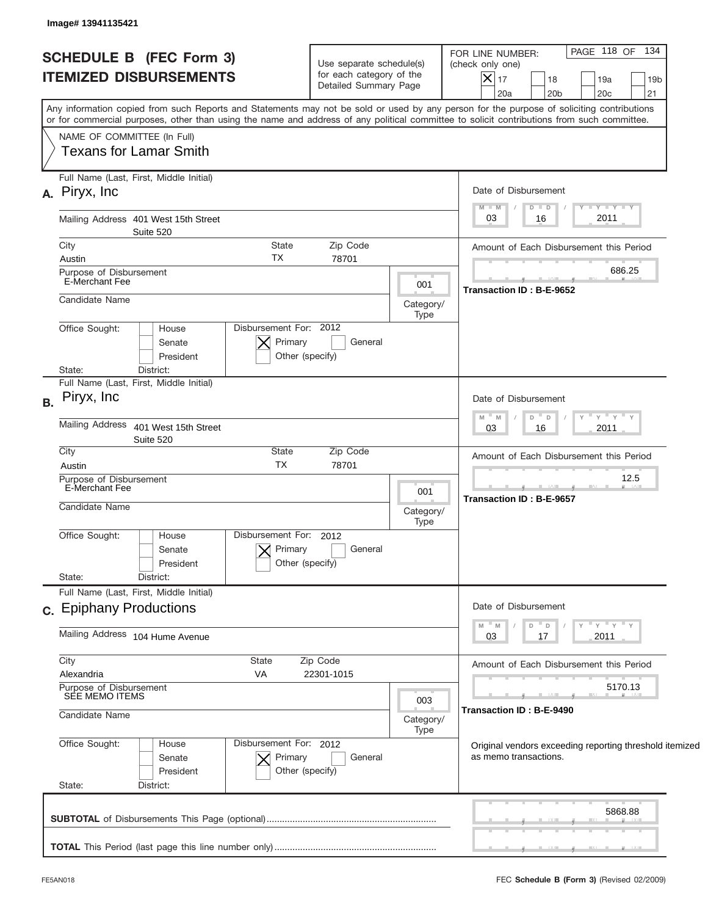Image# 13941135421

# SCHEDULE B (FEC Form 3)
## ITEMIZED DISBURSEMENTS

Use separate schedule(s) for each category of the Detailed Summary Page

FOR LINE NUMBER: (check only one)

[X] 17 [ ] 18 [ ] 19a [ ] 19b [ ] 20a [ ] 20b [ ] 20c [ ] 21

PAGE 118 OF 134

Any information copied from such Reports and Statements may not be sold or used by any person for the purpose of soliciting contributions or for commercial purposes, other than using the name and address of any political committee to solicit contributions from such committee.

NAME OF COMMITTEE (In Full)
Texans for Lamar Smith

---

**A.** Full Name (Last, First, Middle Initial): Piryx, Inc

Mailing Address: 401 West 15th Street, Suite 520

City: Austin | State: TX | Zip Code: 78701

Purpose of Disbursement: E-Merchant Fee

Category/Type: 001

Candidate Name:

Office Sought: [ ] House [ ] Senate [ ] President

State: District:

Disbursement For: 2012 [X] Primary [ ] General [ ] Other (specify)

Date of Disbursement: 03 / 16 / 2011

Amount of Each Disbursement this Period: 686.25

Transaction ID : B-E-9652

---

**B.** Full Name (Last, First, Middle Initial): Piryx, Inc

Mailing Address: 401 West 15th Street, Suite 520

City: Austin | State: TX | Zip Code: 78701

Purpose of Disbursement: E-Merchant Fee

Category/Type: 001

Candidate Name:

Office Sought: [ ] House [ ] Senate [ ] President

State: District:

Disbursement For: 2012 [X] Primary [ ] General [ ] Other (specify)

Date of Disbursement: 03 / 16 / 2011

Amount of Each Disbursement this Period: 12.5

Transaction ID : B-E-9657

---

**C.** Full Name (Last, First, Middle Initial): Epiphany Productions

Mailing Address: 104 Hume Avenue

City: Alexandria | State: VA | Zip Code: 22301-1015

Purpose of Disbursement: SEE MEMO ITEMS

Category/Type: 003

Candidate Name:

Office Sought: [ ] House [ ] Senate [ ] President

State: District:

Disbursement For: 2012 [X] Primary [ ] General [ ] Other (specify)

Date of Disbursement: 03 / 17 / 2011

Amount of Each Disbursement this Period: 5170.13

Transaction ID : B-E-9490

Original vendors exceeding reporting threshold itemized as memo transactions.

---

**SUBTOTAL** of Disbursements This Page (optional): 5868.88

**TOTAL** This Period (last page this line number only):

FE5AN018 — FEC **Schedule B (Form 3)** (Revised 02/2009)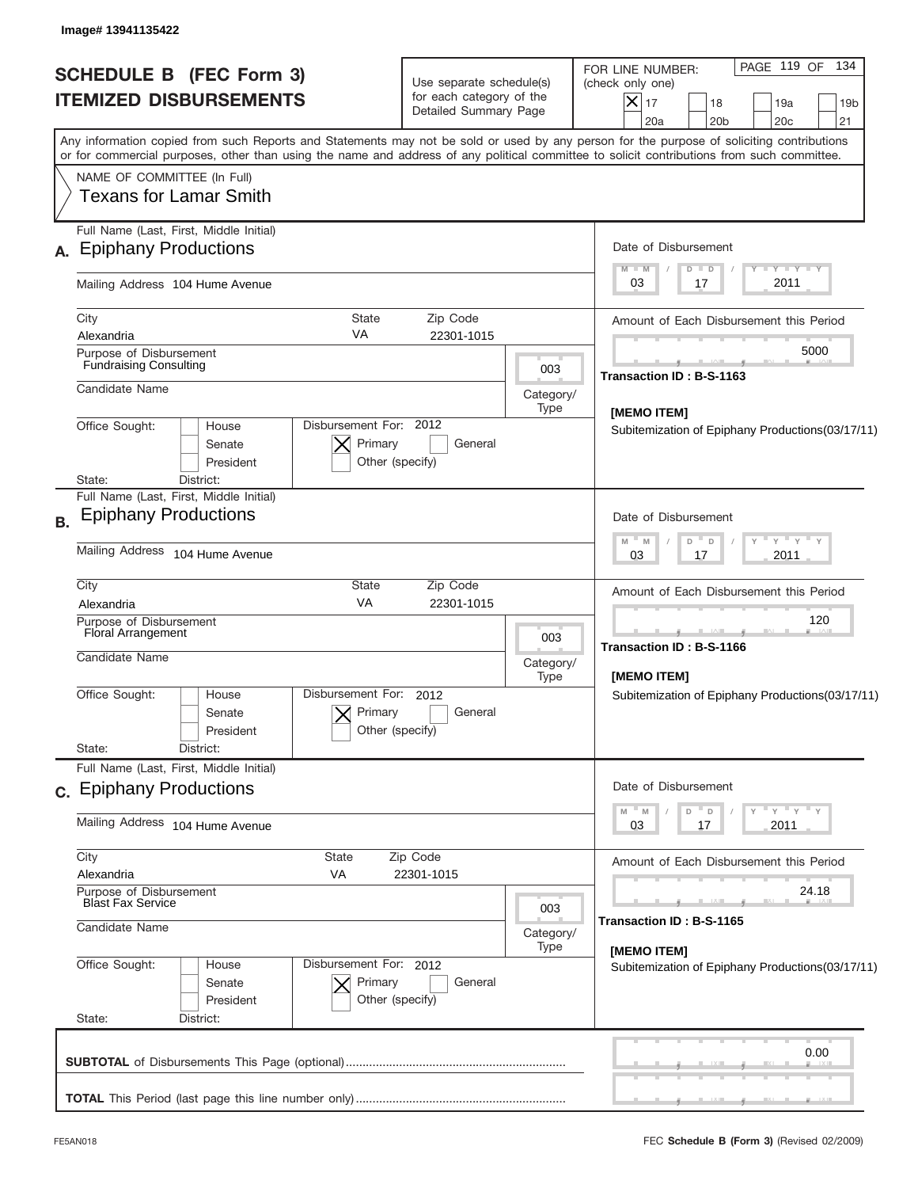Image# 13941135422

# SCHEDULE B (FEC Form 3)
## ITEMIZED DISBURSEMENTS

Use separate schedule(s) for each category of the Detailed Summary Page

FOR LINE NUMBER: (check only one)
[X] 17 [ ] 18 [ ] 19a [ ] 19b [ ] 20a [ ] 20b [ ] 20c [ ] 21

Any information copied from such Reports and Statements may not be sold or used by any person for the purpose of soliciting contributions or for commercial purposes, other than using the name and address of any political committee to solicit contributions from such committee.

NAME OF COMMITTEE (In Full)
Texans for Lamar Smith

---

**A.** Full Name (Last, First, Middle Initial): Epiphany Productions

Mailing Address: 104 Hume Avenue

City: Alexandria | State: VA | Zip Code: 22301-1015

Purpose of Disbursement: Fundraising Consulting

Category/Type: 003

Candidate Name:

Office Sought: [ ] House [ ] Senate [ ] President

State: District:

Disbursement For: 2012 [X] Primary [ ] General [ ] Other (specify)

Date of Disbursement: 03/17/2011

Amount of Each Disbursement this Period: 5000

Transaction ID : B-S-1163

[MEMO ITEM]
Subitemization of Epiphany Productions(03/17/11)

---

**B.** Full Name (Last, First, Middle Initial): Epiphany Productions

Mailing Address: 104 Hume Avenue

City: Alexandria | State: VA | Zip Code: 22301-1015

Purpose of Disbursement: Floral Arrangement

Category/Type: 003

Candidate Name:

Office Sought: [ ] House [ ] Senate [ ] President

State: District:

Disbursement For: 2012 [X] Primary [ ] General [ ] Other (specify)

Date of Disbursement: 03/17/2011

Amount of Each Disbursement this Period: 120

Transaction ID : B-S-1166

[MEMO ITEM]
Subitemization of Epiphany Productions(03/17/11)

---

**C.** Full Name (Last, First, Middle Initial): Epiphany Productions

Mailing Address: 104 Hume Avenue

City: Alexandria | State: VA | Zip Code: 22301-1015

Purpose of Disbursement: Blast Fax Service

Category/Type: 003

Candidate Name:

Office Sought: [ ] House [ ] Senate [ ] President

State: District:

Disbursement For: 2012 [X] Primary [ ] General [ ] Other (specify)

Date of Disbursement: 03/17/2011

Amount of Each Disbursement this Period: 24.18

Transaction ID : B-S-1165

[MEMO ITEM]
Subitemization of Epiphany Productions(03/17/11)

---

**SUBTOTAL** of Disbursements This Page (optional): 0.00

**TOTAL** This Period (last page this line number only):

FE5AN018 — FEC **Schedule B (Form 3)** (Revised 02/2009)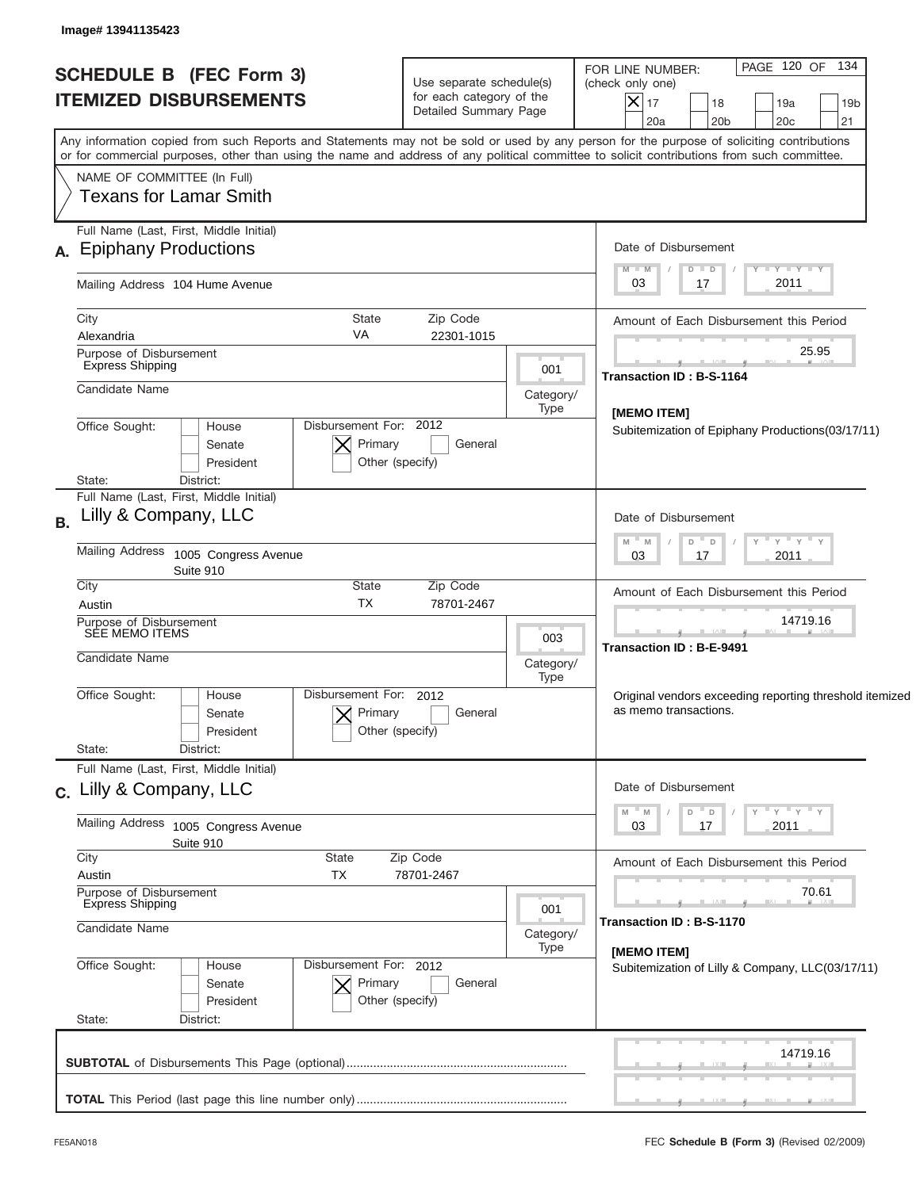Image# 13941135423

# SCHEDULE B (FEC Form 3)
## ITEMIZED DISBURSEMENTS

Use separate schedule(s) for each category of the Detailed Summary Page

FOR LINE NUMBER: (check only one)

- [X] 17
- [ ] 18
- [ ] 19a
- [ ] 19b
- [ ] 20a
- [ ] 20b
- [ ] 20c
- [ ] 21

Any information copied from such Reports and Statements may not be sold or used by any person for the purpose of soliciting contributions or for commercial purposes, other than using the name and address of any political committee to solicit contributions from such committee.

NAME OF COMMITTEE (In Full)
Texans for Lamar Smith

---

**A.** Full Name (Last, First, Middle Initial): Epiphany Productions

Mailing Address: 104 Hume Avenue

City: Alexandria | State: VA | Zip Code: 22301-1015

Purpose of Disbursement: Express Shipping

Category/Type: 001

Candidate Name:

Office Sought: House [ ] Senate [ ] President [ ]

State: District:

Disbursement For: 2012 [X] Primary [ ] General [ ] Other (specify)

Date of Disbursement: 03/17/2011

Amount of Each Disbursement this Period: 25.95

Transaction ID : B-S-1164

[MEMO ITEM]
Subitemization of Epiphany Productions(03/17/11)

---

**B.** Full Name (Last, First, Middle Initial): Lilly & Company, LLC

Mailing Address: 1005 Congress Avenue, Suite 910

City: Austin | State: TX | Zip Code: 78701-2467

Purpose of Disbursement: SEE MEMO ITEMS

Category/Type: 003

Candidate Name:

Office Sought: House [ ] Senate [ ] President [ ]

State: District:

Disbursement For: 2012 [X] Primary [ ] General [ ] Other (specify)

Date of Disbursement: 03/17/2011

Amount of Each Disbursement this Period: 14719.16

Transaction ID : B-E-9491

Original vendors exceeding reporting threshold itemized as memo transactions.

---

**C.** Full Name (Last, First, Middle Initial): Lilly & Company, LLC

Mailing Address: 1005 Congress Avenue, Suite 910

City: Austin | State: TX | Zip Code: 78701-2467

Purpose of Disbursement: Express Shipping

Category/Type: 001

Candidate Name:

Office Sought: House [ ] Senate [ ] President [ ]

State: District:

Disbursement For: 2012 [X] Primary [ ] General [ ] Other (specify)

Date of Disbursement: 03/17/2011

Amount of Each Disbursement this Period: 70.61

Transaction ID : B-S-1170

[MEMO ITEM]
Subitemization of Lilly & Company, LLC(03/17/11)

---

**SUBTOTAL** of Disbursements This Page (optional): 14719.16

**TOTAL** This Period (last page this line number only):

FE5AN018 — FEC **Schedule B** (Form 3) (Revised 02/2009)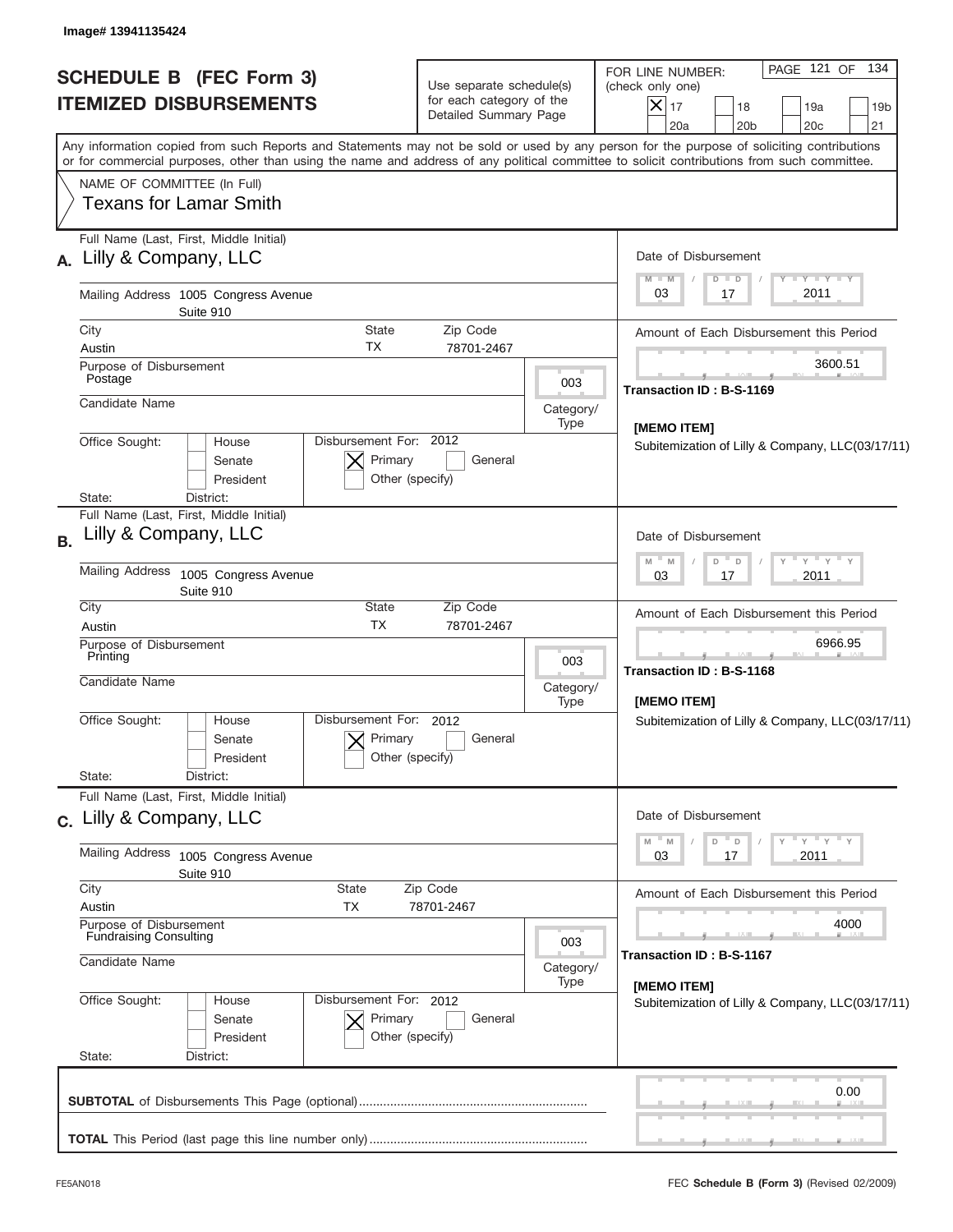Image# 13941135424

# SCHEDULE B (FEC Form 3)
# ITEMIZED DISBURSEMENTS

Use separate schedule(s) for each category of the Detailed Summary Page

FOR LINE NUMBER: (check only one)

- [X] 17
- [ ] 18
- [ ] 19a
- [ ] 19b
- [ ] 20a
- [ ] 20b
- [ ] 20c
- [ ] 21

PAGE 121 OF 134

Any information copied from such Reports and Statements may not be sold or used by any person for the purpose of soliciting contributions or for commercial purposes, other than using the name and address of any political committee to solicit contributions from such committee.

NAME OF COMMITTEE (In Full)
Texans for Lamar Smith

---

**A.** Full Name (Last, First, Middle Initial): Lilly & Company, LLC

Mailing Address: 1005 Congress Avenue, Suite 910

City: Austin | State: TX | Zip Code: 78701-2467

Purpose of Disbursement: Postage

Category/Type: 003

Candidate Name:

Office Sought: [ ] House [ ] Senate [ ] President

State: District:

Disbursement For: 2012 [X] Primary [ ] General [ ] Other (specify)

Date of Disbursement: 03/17/2011

Amount of Each Disbursement this Period: 3600.51

Transaction ID : B-S-1169

[MEMO ITEM]
Subitemization of Lilly & Company, LLC(03/17/11)

---

**B.** Full Name (Last, First, Middle Initial): Lilly & Company, LLC

Mailing Address: 1005 Congress Avenue, Suite 910

City: Austin | State: TX | Zip Code: 78701-2467

Purpose of Disbursement: Printing

Category/Type: 003

Candidate Name:

Office Sought: [ ] House [ ] Senate [ ] President

State: District:

Disbursement For: 2012 [X] Primary [ ] General [ ] Other (specify)

Date of Disbursement: 03/17/2011

Amount of Each Disbursement this Period: 6966.95

Transaction ID : B-S-1168

[MEMO ITEM]
Subitemization of Lilly & Company, LLC(03/17/11)

---

**C.** Full Name (Last, First, Middle Initial): Lilly & Company, LLC

Mailing Address: 1005 Congress Avenue, Suite 910

City: Austin | State: TX | Zip Code: 78701-2467

Purpose of Disbursement: Fundraising Consulting

Category/Type: 003

Candidate Name:

Office Sought: [ ] House [ ] Senate [ ] President

State: District:

Disbursement For: 2012 [X] Primary [ ] General [ ] Other (specify)

Date of Disbursement: 03/17/2011

Amount of Each Disbursement this Period: 4000

Transaction ID : B-S-1167

[MEMO ITEM]
Subitemization of Lilly & Company, LLC(03/17/11)

---

**SUBTOTAL** of Disbursements This Page (optional): 0.00

**TOTAL** This Period (last page this line number only):

FE5AN018 — FEC **Schedule B (Form 3)** (Revised 02/2009)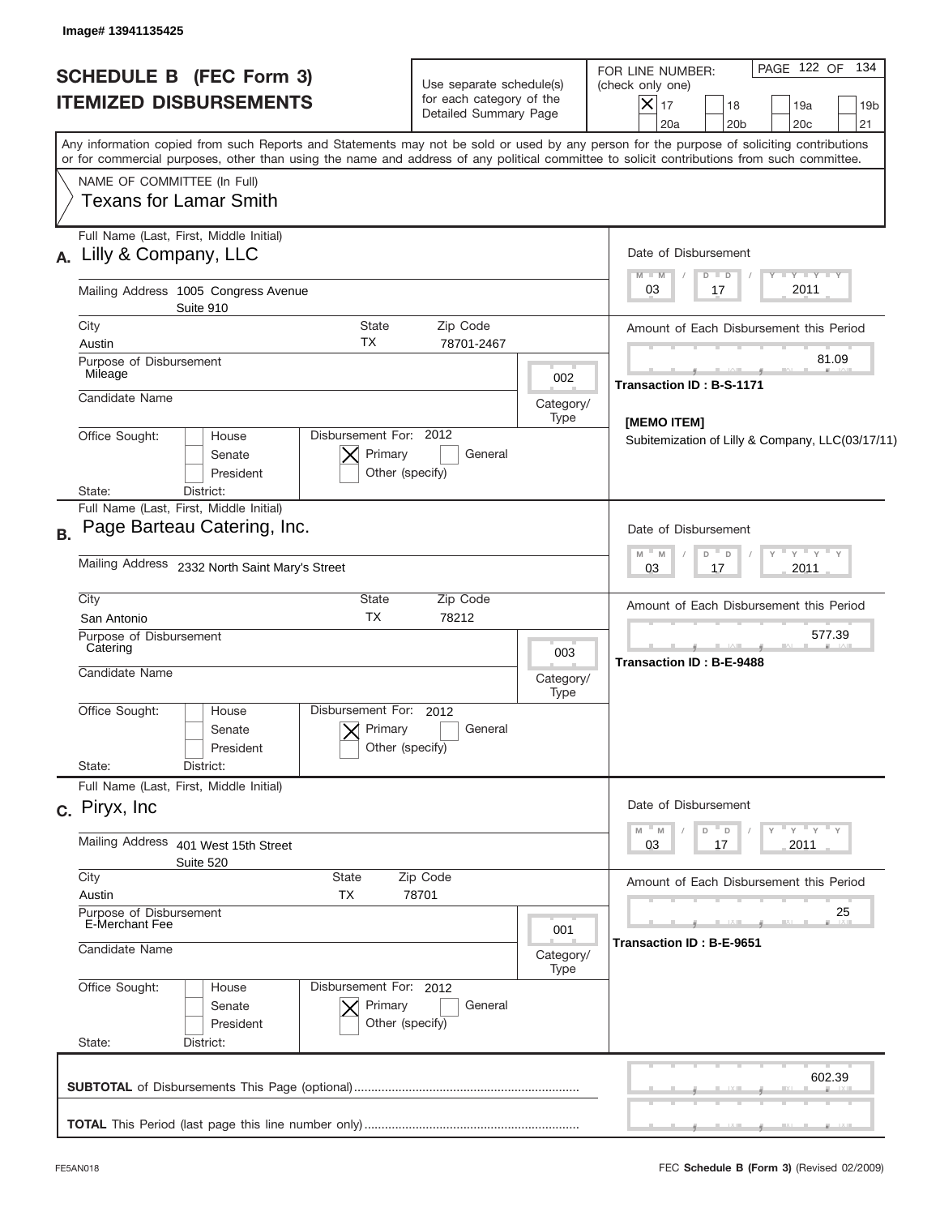Image# 13941135425

# SCHEDULE B (FEC Form 3)
## ITEMIZED DISBURSEMENTS

Use separate schedule(s) for each category of the Detailed Summary Page

FOR LINE NUMBER: (check only one)
[X] 17 [ ] 18 [ ] 19a [ ] 19b [ ] 20a [ ] 20b [ ] 20c [ ] 21

PAGE 122 OF 134

Any information copied from such Reports and Statements may not be sold or used by any person for the purpose of soliciting contributions or for commercial purposes, other than using the name and address of any political committee to solicit contributions from such committee.

NAME OF COMMITTEE (In Full)
Texans for Lamar Smith

---

**A.** Full Name (Last, First, Middle Initial): Lilly & Company, LLC

Mailing Address: 1005 Congress Avenue, Suite 910

City: Austin | State: TX | Zip Code: 78701-2467

Purpose of Disbursement: Mileage

Category/Type: 002

Candidate Name:

Office Sought: [ ] House [ ] Senate [ ] President
State: District:

Disbursement For: 2012 [X] Primary [ ] General [ ] Other (specify)

Date of Disbursement: 03 / 17 / 2011

Amount of Each Disbursement this Period: 81.09

Transaction ID : B-S-1171

[MEMO ITEM]
Subitemization of Lilly & Company, LLC(03/17/11)

---

**B.** Full Name (Last, First, Middle Initial): Page Barteau Catering, Inc.

Mailing Address: 2332 North Saint Mary's Street

City: San Antonio | State: TX | Zip Code: 78212

Purpose of Disbursement: Catering

Category/Type: 003

Candidate Name:

Office Sought: [ ] House [ ] Senate [ ] President
State: District:

Disbursement For: 2012 [X] Primary [ ] General [ ] Other (specify)

Date of Disbursement: 03 / 17 / 2011

Amount of Each Disbursement this Period: 577.39

Transaction ID : B-E-9488

---

**C.** Full Name (Last, First, Middle Initial): Piryx, Inc

Mailing Address: 401 West 15th Street, Suite 520

City: Austin | State: TX | Zip Code: 78701

Purpose of Disbursement: E-Merchant Fee

Category/Type: 001

Candidate Name:

Office Sought: [ ] House [ ] Senate [ ] President
State: District:

Disbursement For: 2012 [X] Primary [ ] General [ ] Other (specify)

Date of Disbursement: 03 / 17 / 2011

Amount of Each Disbursement this Period: 25

Transaction ID : B-E-9651

---

**SUBTOTAL** of Disbursements This Page (optional): 602.39

**TOTAL** This Period (last page this line number only):

FE5AN018 — FEC Schedule B (Form 3) (Revised 02/2009)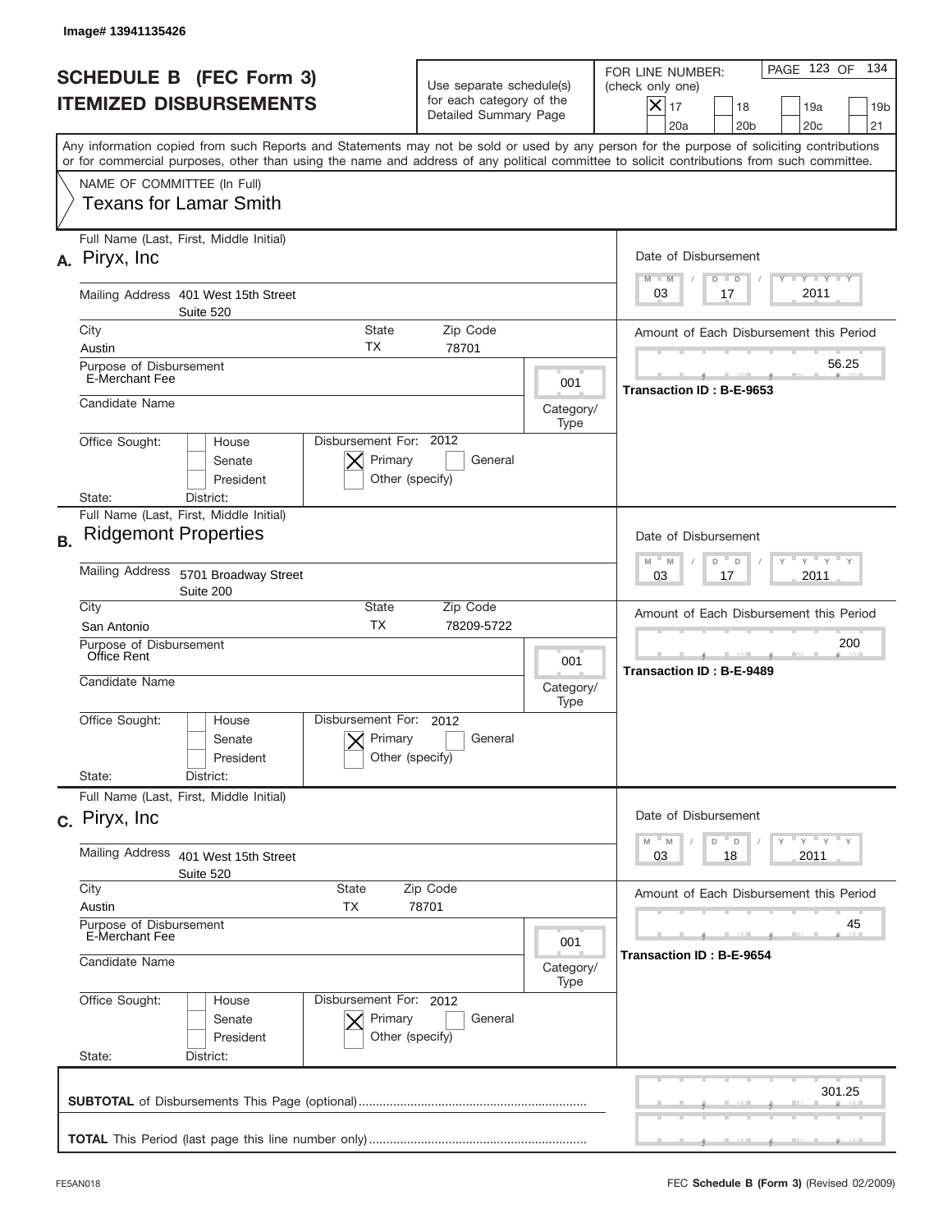Image# 13941135426

# SCHEDULE B (FEC Form 3)
## ITEMIZED DISBURSEMENTS

Use separate schedule(s) for each category of the Detailed Summary Page

FOR LINE NUMBER: (check only one)
[X] 17  [ ] 18  [ ] 19a  [ ] 19b  [ ] 20a  [ ] 20b  [ ] 20c  [ ] 21

Any information copied from such Reports and Statements may not be sold or used by any person for the purpose of soliciting contributions or for commercial purposes, other than using the name and address of any political committee to solicit contributions from such committee.

NAME OF COMMITTEE (In Full)
Texans for Lamar Smith

---

**A.** Full Name (Last, First, Middle Initial): Piryx, Inc

Mailing Address: 401 West 15th Street, Suite 520

City: Austin | State: TX | Zip Code: 78701

Purpose of Disbursement: E-Merchant Fee

Category/Type: 001

Candidate Name:

Office Sought: [ ] House [ ] Senate [ ] President

Disbursement For: 2012 [X] Primary [ ] General [ ] Other (specify)

State: District:

Date of Disbursement: 03/17/2011

Amount of Each Disbursement this Period: 56.25

Transaction ID : B-E-9653

---

**B.** Full Name (Last, First, Middle Initial): Ridgemont Properties

Mailing Address: 5701 Broadway Street, Suite 200

City: San Antonio | State: TX | Zip Code: 78209-5722

Purpose of Disbursement: Office Rent

Category/Type: 001

Candidate Name:

Office Sought: [ ] House [ ] Senate [ ] President

Disbursement For: 2012 [X] Primary [ ] General [ ] Other (specify)

State: District:

Date of Disbursement: 03/17/2011

Amount of Each Disbursement this Period: 200

Transaction ID : B-E-9489

---

**C.** Full Name (Last, First, Middle Initial): Piryx, Inc

Mailing Address: 401 West 15th Street, Suite 520

City: Austin | State: TX | Zip Code: 78701

Purpose of Disbursement: E-Merchant Fee

Category/Type: 001

Candidate Name:

Office Sought: [ ] House [ ] Senate [ ] President

Disbursement For: 2012 [X] Primary [ ] General [ ] Other (specify)

State: District:

Date of Disbursement: 03/18/2011

Amount of Each Disbursement this Period: 45

Transaction ID : B-E-9654

---

**SUBTOTAL** of Disbursements This Page (optional): 301.25

**TOTAL** This Period (last page this line number only):

FE5AN018 — FEC **Schedule B (Form 3)** (Revised 02/2009)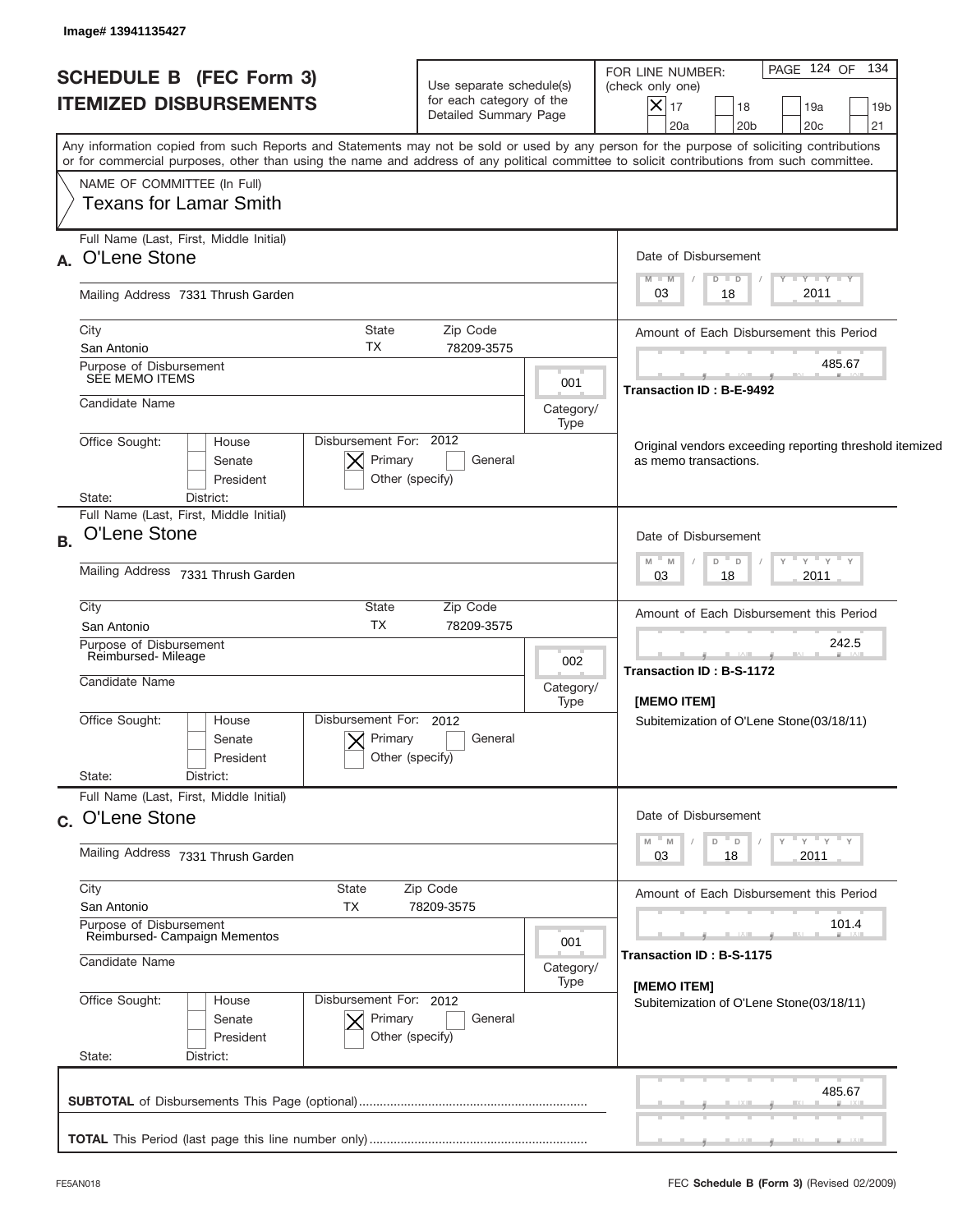Image# 13941135427

# SCHEDULE B (FEC Form 3)
## ITEMIZED DISBURSEMENTS

Use separate schedule(s) for each category of the Detailed Summary Page

FOR LINE NUMBER: (check only one)

- [X] 17
- [ ] 18
- [ ] 19a
- [ ] 19b
- [ ] 20a
- [ ] 20b
- [ ] 20c
- [ ] 21

PAGE 124 OF 134

Any information copied from such Reports and Statements may not be sold or used by any person for the purpose of soliciting contributions or for commercial purposes, other than using the name and address of any political committee to solicit contributions from such committee.

NAME OF COMMITTEE (In Full)
Texans for Lamar Smith

---

**A.** Full Name (Last, First, Middle Initial): O'Lene Stone

Mailing Address: 7331 Thrush Garden

City: San Antonio | State: TX | Zip Code: 78209-3575

Purpose of Disbursement: SEE MEMO ITEMS

Category/Type: 001

Candidate Name:

Office Sought: [ ] House [ ] Senate [ ] President

State: District:

Disbursement For: 2012 [X] Primary [ ] General [ ] Other (specify)

Date of Disbursement: 03/18/2011

Amount of Each Disbursement this Period: 485.67

Transaction ID : B-E-9492

Original vendors exceeding reporting threshold itemized as memo transactions.

---

**B.** Full Name (Last, First, Middle Initial): O'Lene Stone

Mailing Address: 7331 Thrush Garden

City: San Antonio | State: TX | Zip Code: 78209-3575

Purpose of Disbursement: Reimbursed- Mileage

Category/Type: 002

Candidate Name:

Office Sought: [ ] House [ ] Senate [ ] President

State: District:

Disbursement For: 2012 [X] Primary [ ] General [ ] Other (specify)

Date of Disbursement: 03/18/2011

Amount of Each Disbursement this Period: 242.5

Transaction ID : B-S-1172

[MEMO ITEM]
Subitemization of O'Lene Stone(03/18/11)

---

**C.** Full Name (Last, First, Middle Initial): O'Lene Stone

Mailing Address: 7331 Thrush Garden

City: San Antonio | State: TX | Zip Code: 78209-3575

Purpose of Disbursement: Reimbursed- Campaign Mementos

Category/Type: 001

Candidate Name:

Office Sought: [ ] House [ ] Senate [ ] President

State: District:

Disbursement For: 2012 [X] Primary [ ] General [ ] Other (specify)

Date of Disbursement: 03/18/2011

Amount of Each Disbursement this Period: 101.4

Transaction ID : B-S-1175

[MEMO ITEM]
Subitemization of O'Lene Stone(03/18/11)

---

**SUBTOTAL** of Disbursements This Page (optional): 485.67

**TOTAL** This Period (last page this line number only):

FE5AN018

FEC **Schedule B (Form 3)** (Revised 02/2009)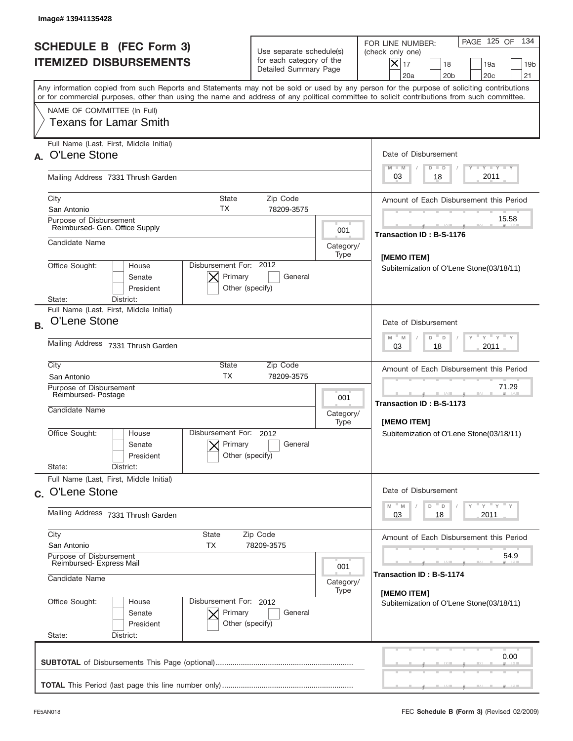Image# 13941135428

# SCHEDULE B (FEC Form 3)
## ITEMIZED DISBURSEMENTS

Use separate schedule(s) for each category of the Detailed Summary Page

FOR LINE NUMBER: (check only one)
[X] 17 [ ] 18 [ ] 19a [ ] 19b [ ] 20a [ ] 20b [ ] 20c [ ] 21

Any information copied from such Reports and Statements may not be sold or used by any person for the purpose of soliciting contributions or for commercial purposes, other than using the name and address of any political committee to solicit contributions from such committee.

NAME OF COMMITTEE (In Full)
Texans for Lamar Smith

---

**A.** Full Name (Last, First, Middle Initial): O'Lene Stone

Mailing Address: 7331 Thrush Garden

City: San Antonio | State: TX | Zip Code: 78209-3575

Purpose of Disbursement: Reimbursed- Gen. Office Supply

Category/Type: 001

Candidate Name:

Office Sought: [ ] House [ ] Senate [ ] President
State: District:

Disbursement For: 2012 [X] Primary [ ] General [ ] Other (specify)

Date of Disbursement: 03 / 18 / 2011

Amount of Each Disbursement this Period: 15.58

Transaction ID : B-S-1176

[MEMO ITEM]
Subitemization of O'Lene Stone(03/18/11)

---

**B.** Full Name (Last, First, Middle Initial): O'Lene Stone

Mailing Address: 7331 Thrush Garden

City: San Antonio | State: TX | Zip Code: 78209-3575

Purpose of Disbursement: Reimbursed- Postage

Category/Type: 001

Candidate Name:

Office Sought: [ ] House [ ] Senate [ ] President
State: District:

Disbursement For: 2012 [X] Primary [ ] General [ ] Other (specify)

Date of Disbursement: 03 / 18 / 2011

Amount of Each Disbursement this Period: 71.29

Transaction ID : B-S-1173

[MEMO ITEM]
Subitemization of O'Lene Stone(03/18/11)

---

**C.** Full Name (Last, First, Middle Initial): O'Lene Stone

Mailing Address: 7331 Thrush Garden

City: San Antonio | State: TX | Zip Code: 78209-3575

Purpose of Disbursement: Reimbursed- Express Mail

Category/Type: 001

Candidate Name:

Office Sought: [ ] House [ ] Senate [ ] President
State: District:

Disbursement For: 2012 [X] Primary [ ] General [ ] Other (specify)

Date of Disbursement: 03 / 18 / 2011

Amount of Each Disbursement this Period: 54.9

Transaction ID : B-S-1174

[MEMO ITEM]
Subitemization of O'Lene Stone(03/18/11)

---

**SUBTOTAL** of Disbursements This Page (optional): 0.00

**TOTAL** This Period (last page this line number only):

FE5AN018 — FEC **Schedule B (Form 3)** (Revised 02/2009)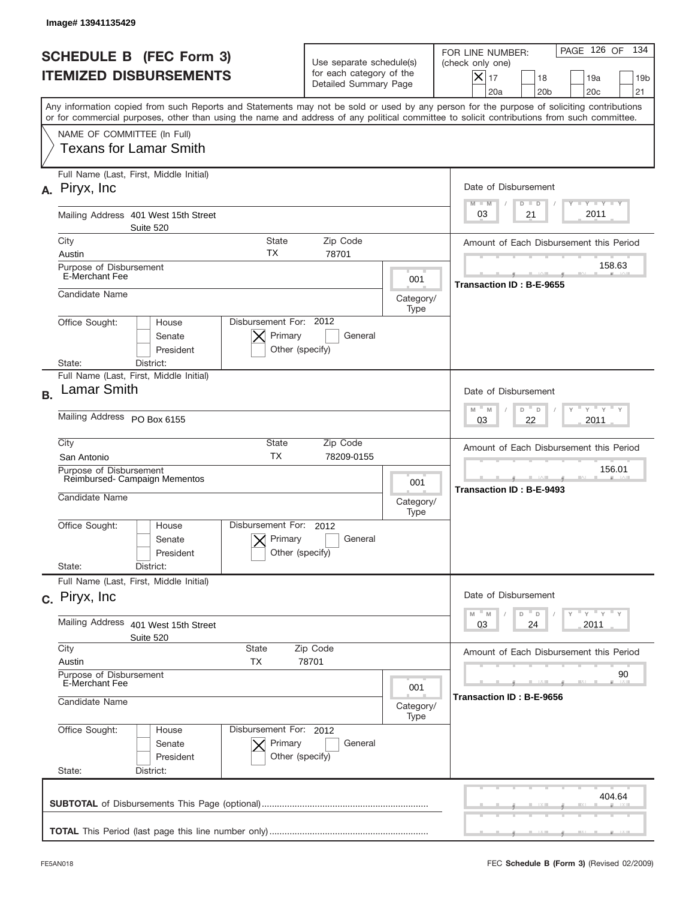Image# 13941135429

# SCHEDULE B (FEC Form 3)
## ITEMIZED DISBURSEMENTS

Use separate schedule(s) for each category of the Detailed Summary Page

FOR LINE NUMBER: (check only one)

[X] 17 [ ] 18 [ ] 19a [ ] 19b [ ] 20a [ ] 20b [ ] 20c [ ] 21

PAGE 126 OF 134

Any information copied from such Reports and Statements may not be sold or used by any person for the purpose of soliciting contributions or for commercial purposes, other than using the name and address of any political committee to solicit contributions from such committee.

NAME OF COMMITTEE (In Full)
Texans for Lamar Smith

---

**A.** Full Name (Last, First, Middle Initial): Piryx, Inc

Mailing Address: 401 West 15th Street, Suite 520

City: Austin | State: TX | Zip Code: 78701

Purpose of Disbursement: E-Merchant Fee

Category/Type: 001

Candidate Name:

Office Sought: [ ] House [ ] Senate [ ] President

State: District:

Disbursement For: 2012 [X] Primary [ ] General [ ] Other (specify)

Date of Disbursement: 03/21/2011

Amount of Each Disbursement this Period: 158.63

Transaction ID : B-E-9655

---

**B.** Full Name (Last, First, Middle Initial): Lamar Smith

Mailing Address: PO Box 6155

City: San Antonio | State: TX | Zip Code: 78209-0155

Purpose of Disbursement: Reimbursed- Campaign Mementos

Category/Type: 001

Candidate Name:

Office Sought: [ ] House [ ] Senate [ ] President

State: District:

Disbursement For: 2012 [X] Primary [ ] General [ ] Other (specify)

Date of Disbursement: 03/22/2011

Amount of Each Disbursement this Period: 156.01

Transaction ID : B-E-9493

---

**C.** Full Name (Last, First, Middle Initial): Piryx, Inc

Mailing Address: 401 West 15th Street, Suite 520

City: Austin | State: TX | Zip Code: 78701

Purpose of Disbursement: E-Merchant Fee

Category/Type: 001

Candidate Name:

Office Sought: [ ] House [ ] Senate [ ] President

State: District:

Disbursement For: 2012 [X] Primary [ ] General [ ] Other (specify)

Date of Disbursement: 03/24/2011

Amount of Each Disbursement this Period: 90

Transaction ID : B-E-9656

---

**SUBTOTAL** of Disbursements This Page (optional): 404.64

**TOTAL** This Period (last page this line number only):

FE5AN018 FEC **Schedule B (Form 3)** (Revised 02/2009)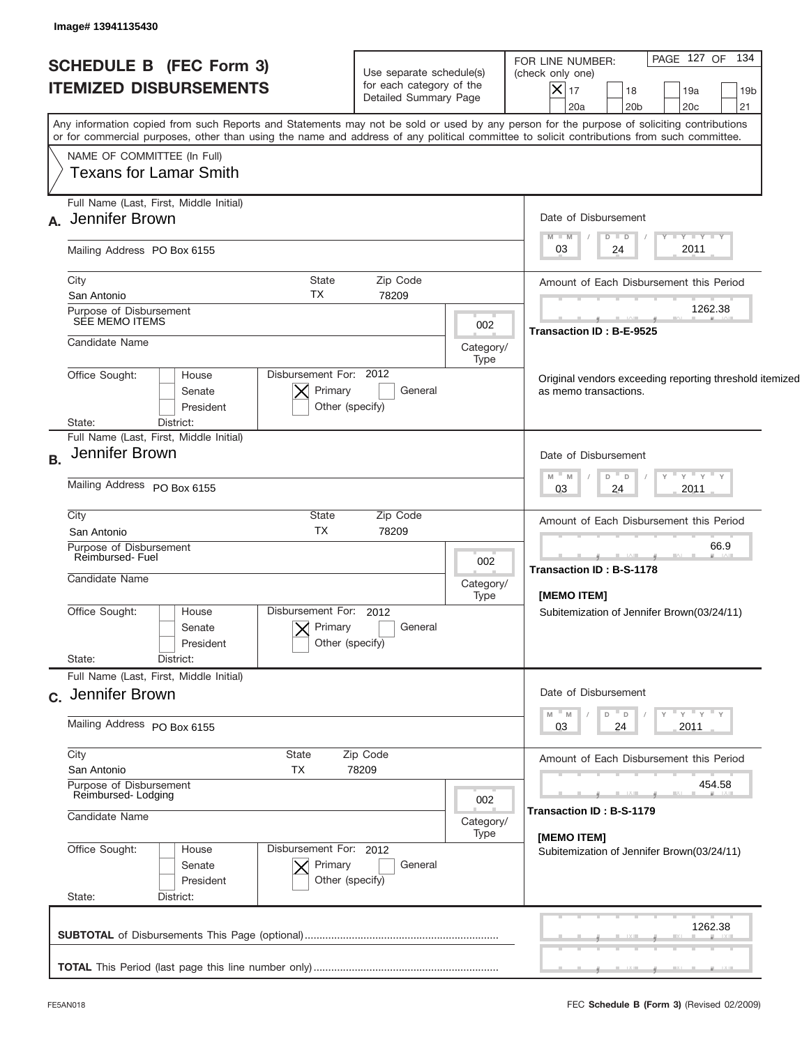Image# 13941135430

# SCHEDULE B (FEC Form 3)
## ITEMIZED DISBURSEMENTS

Use separate schedule(s) for each category of the Detailed Summary Page

FOR LINE NUMBER: (check only one)
[X] 17 [ ] 18 [ ] 19a [ ] 19b [ ] 20a [ ] 20b [ ] 20c [ ] 21

PAGE 127 OF 134

Any information copied from such Reports and Statements may not be sold or used by any person for the purpose of soliciting contributions or for commercial purposes, other than using the name and address of any political committee to solicit contributions from such committee.

NAME OF COMMITTEE (In Full)
Texans for Lamar Smith

---

**A.** Full Name (Last, First, Middle Initial): Jennifer Brown

Mailing Address: PO Box 6155

City: San Antonio | State: TX | Zip Code: 78209

Purpose of Disbursement: SEE MEMO ITEMS

Category/Type: 002

Candidate Name:

Office Sought: [ ] House [ ] Senate [ ] President

State: District:

Disbursement For: 2012 [X] Primary [ ] General [ ] Other (specify)

Date of Disbursement: 03/24/2011

Amount of Each Disbursement this Period: 1262.38

Transaction ID : B-E-9525

Original vendors exceeding reporting threshold itemized as memo transactions.

---

**B.** Full Name (Last, First, Middle Initial): Jennifer Brown

Mailing Address: PO Box 6155

City: San Antonio | State: TX | Zip Code: 78209

Purpose of Disbursement: Reimbursed- Fuel

Category/Type: 002

Candidate Name:

Office Sought: [ ] House [ ] Senate [ ] President

State: District:

Disbursement For: 2012 [X] Primary [ ] General [ ] Other (specify)

Date of Disbursement: 03/24/2011

Amount of Each Disbursement this Period: 66.9

Transaction ID : B-S-1178

[MEMO ITEM]
Subitemization of Jennifer Brown(03/24/11)

---

**C.** Full Name (Last, First, Middle Initial): Jennifer Brown

Mailing Address: PO Box 6155

City: San Antonio | State: TX | Zip Code: 78209

Purpose of Disbursement: Reimbursed- Lodging

Category/Type: 002

Candidate Name:

Office Sought: [ ] House [ ] Senate [ ] President

State: District:

Disbursement For: 2012 [X] Primary [ ] General [ ] Other (specify)

Date of Disbursement: 03/24/2011

Amount of Each Disbursement this Period: 454.58

Transaction ID : B-S-1179

[MEMO ITEM]
Subitemization of Jennifer Brown(03/24/11)

---

**SUBTOTAL** of Disbursements This Page (optional): 1262.38

**TOTAL** This Period (last page this line number only):

FE5AN018 FEC **Schedule B (Form 3)** (Revised 02/2009)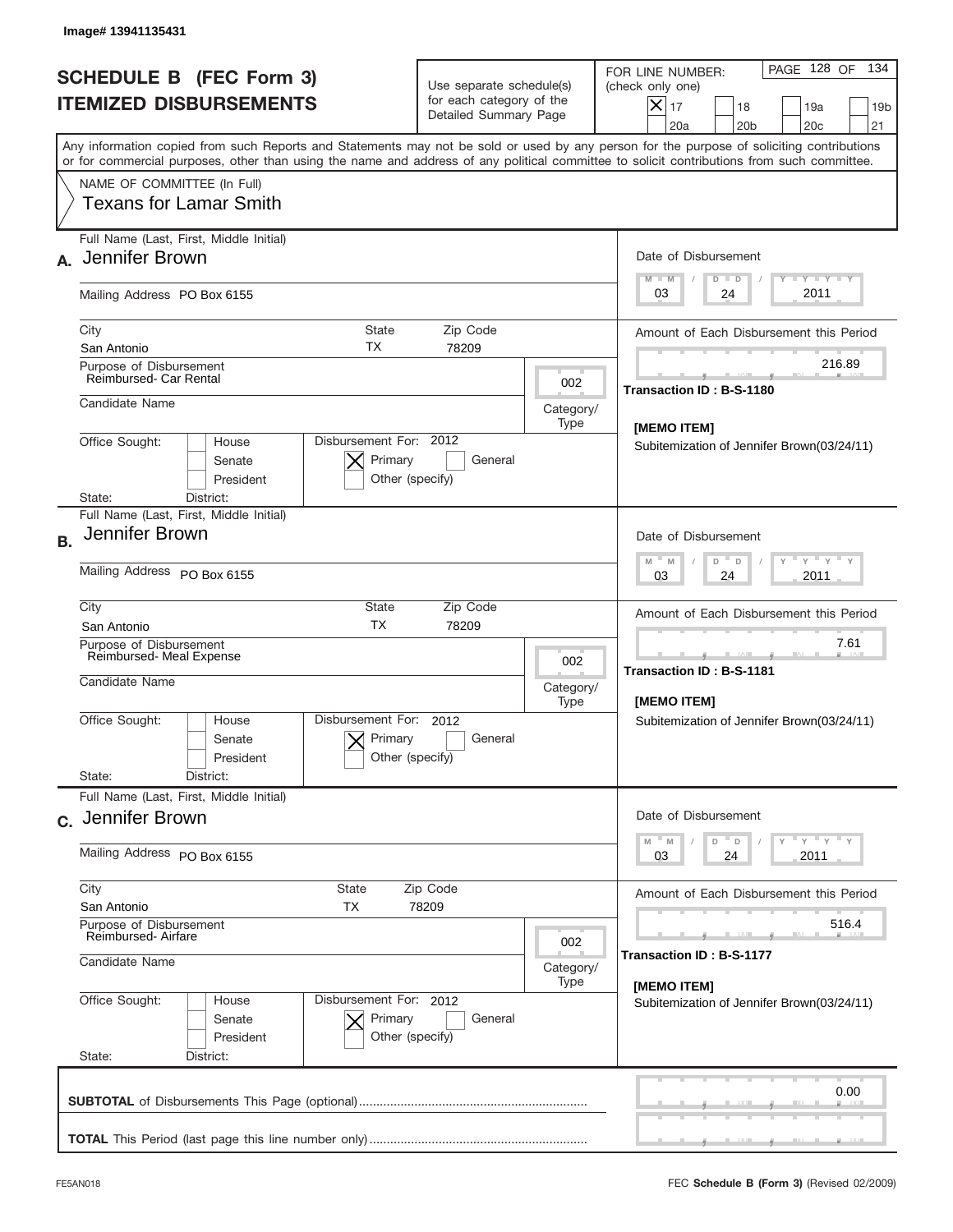Image# 13941135431

# SCHEDULE B (FEC Form 3)
# ITEMIZED DISBURSEMENTS

Use separate schedule(s) for each category of the Detailed Summary Page

FOR LINE NUMBER: (check only one)
[X] 17 [ ] 18 [ ] 19a [ ] 19b [ ] 20a [ ] 20b [ ] 20c [ ] 21

PAGE 128 OF 134

Any information copied from such Reports and Statements may not be sold or used by any person for the purpose of soliciting contributions or for commercial purposes, other than using the name and address of any political committee to solicit contributions from such committee.

NAME OF COMMITTEE (In Full)
Texans for Lamar Smith

---

**A.** Full Name (Last, First, Middle Initial): Jennifer Brown

Mailing Address: PO Box 6155

City: San Antonio | State: TX | Zip Code: 78209

Purpose of Disbursement: Reimbursed- Car Rental

Category/Type: 002

Candidate Name:

Office Sought: [ ] House [ ] Senate [ ] President

State: District:

Disbursement For: 2012 [X] Primary [ ] General [ ] Other (specify)

Date of Disbursement: 03 / 24 / 2011

Amount of Each Disbursement this Period: 216.89

Transaction ID : B-S-1180

[MEMO ITEM]
Subitemization of Jennifer Brown(03/24/11)

---

**B.** Full Name (Last, First, Middle Initial): Jennifer Brown

Mailing Address: PO Box 6155

City: San Antonio | State: TX | Zip Code: 78209

Purpose of Disbursement: Reimbursed- Meal Expense

Category/Type: 002

Candidate Name:

Office Sought: [ ] House [ ] Senate [ ] President

State: District:

Disbursement For: 2012 [X] Primary [ ] General [ ] Other (specify)

Date of Disbursement: 03 / 24 / 2011

Amount of Each Disbursement this Period: 7.61

Transaction ID : B-S-1181

[MEMO ITEM]
Subitemization of Jennifer Brown(03/24/11)

---

**C.** Full Name (Last, First, Middle Initial): Jennifer Brown

Mailing Address: PO Box 6155

City: San Antonio | State: TX | Zip Code: 78209

Purpose of Disbursement: Reimbursed- Airfare

Category/Type: 002

Candidate Name:

Office Sought: [ ] House [ ] Senate [ ] President

State: District:

Disbursement For: 2012 [X] Primary [ ] General [ ] Other (specify)

Date of Disbursement: 03 / 24 / 2011

Amount of Each Disbursement this Period: 516.4

Transaction ID : B-S-1177

[MEMO ITEM]
Subitemization of Jennifer Brown(03/24/11)

---

**SUBTOTAL** of Disbursements This Page (optional): 0.00

**TOTAL** This Period (last page this line number only):

FE5AN018 — FEC **Schedule B (Form 3)** (Revised 02/2009)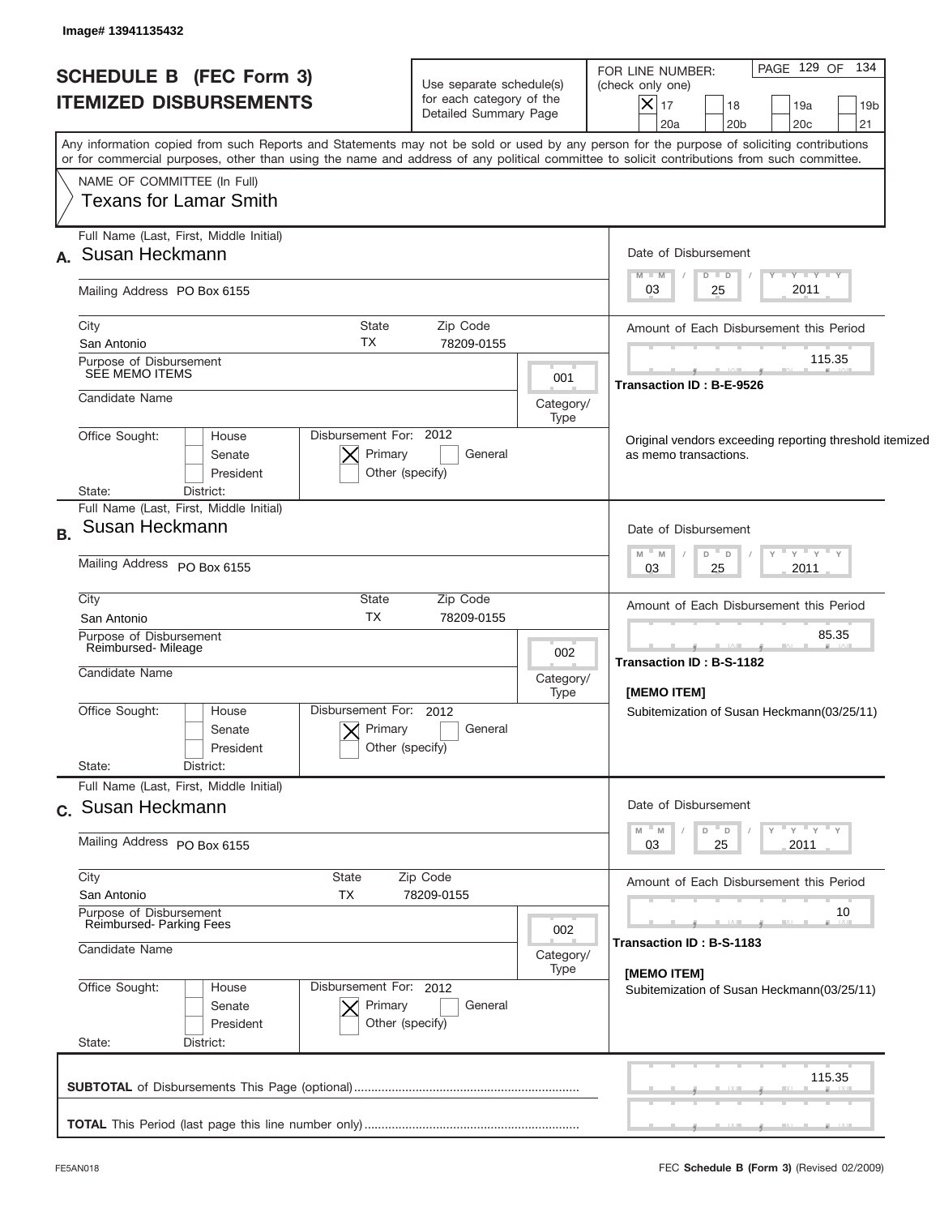Image# 13941135432

# SCHEDULE B (FEC Form 3)
## ITEMIZED DISBURSEMENTS

Use separate schedule(s) for each category of the Detailed Summary Page

FOR LINE NUMBER: (check only one)

- [X] 17
- [ ] 18
- [ ] 19a
- [ ] 19b
- [ ] 20a
- [ ] 20b
- [ ] 20c
- [ ] 21

Any information copied from such Reports and Statements may not be sold or used by any person for the purpose of soliciting contributions or for commercial purposes, other than using the name and address of any political committee to solicit contributions from such committee.

NAME OF COMMITTEE (In Full)
Texans for Lamar Smith

---

**A.** Full Name (Last, First, Middle Initial): Susan Heckmann

Mailing Address: PO Box 6155

City: San Antonio | State: TX | Zip Code: 78209-0155

Purpose of Disbursement: SEE MEMO ITEMS

Category/Type: 001

Candidate Name:

Office Sought: [ ] House [ ] Senate [ ] President
State: District:

Disbursement For: 2012 [X] Primary [ ] General [ ] Other (specify)

Date of Disbursement: 03/25/2011

Amount of Each Disbursement this Period: 115.35

Transaction ID : B-E-9526

Original vendors exceeding reporting threshold itemized as memo transactions.

---

**B.** Full Name (Last, First, Middle Initial): Susan Heckmann

Mailing Address: PO Box 6155

City: San Antonio | State: TX | Zip Code: 78209-0155

Purpose of Disbursement: Reimbursed- Mileage

Category/Type: 002

Candidate Name:

Office Sought: [ ] House [ ] Senate [ ] President
State: District:

Disbursement For: 2012 [X] Primary [ ] General [ ] Other (specify)

Date of Disbursement: 03/25/2011

Amount of Each Disbursement this Period: 85.35

Transaction ID : B-S-1182

[MEMO ITEM]
Subitemization of Susan Heckmann(03/25/11)

---

**C.** Full Name (Last, First, Middle Initial): Susan Heckmann

Mailing Address: PO Box 6155

City: San Antonio | State: TX | Zip Code: 78209-0155

Purpose of Disbursement: Reimbursed- Parking Fees

Category/Type: 002

Candidate Name:

Office Sought: [ ] House [ ] Senate [ ] President
State: District:

Disbursement For: 2012 [X] Primary [ ] General [ ] Other (specify)

Date of Disbursement: 03/25/2011

Amount of Each Disbursement this Period: 10

Transaction ID : B-S-1183

[MEMO ITEM]
Subitemization of Susan Heckmann(03/25/11)

---

**SUBTOTAL** of Disbursements This Page (optional): 115.35

**TOTAL** This Period (last page this line number only):

FE5AN018 — FEC **Schedule B (Form 3)** (Revised 02/2009)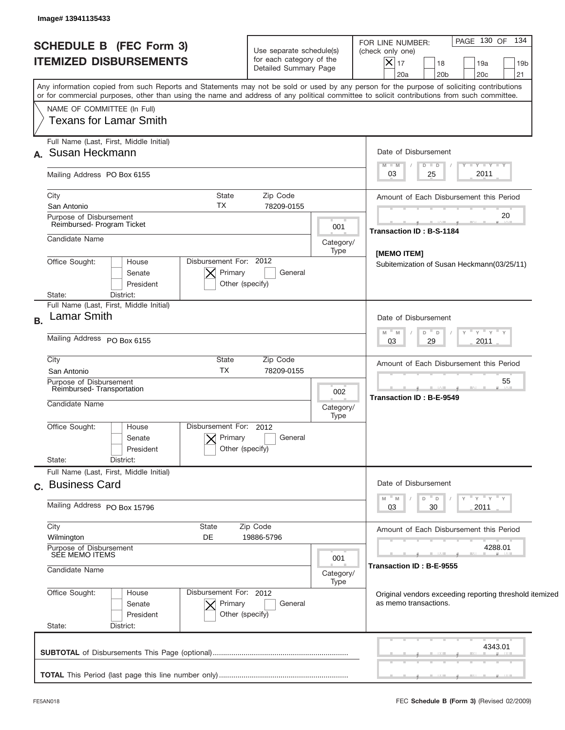Image# 13941135433

# SCHEDULE B (FEC Form 3)
## ITEMIZED DISBURSEMENTS

Use separate schedule(s) for each category of the Detailed Summary Page

FOR LINE NUMBER: (check only one)
[X] 17 [ ] 18 [ ] 19a [ ] 19b [ ] 20a [ ] 20b [ ] 20c [ ] 21

PAGE 130 OF 134

Any information copied from such Reports and Statements may not be sold or used by any person for the purpose of soliciting contributions or for commercial purposes, other than using the name and address of any political committee to solicit contributions from such committee.

NAME OF COMMITTEE (In Full)
Texans for Lamar Smith

---

**A.** Full Name (Last, First, Middle Initial): Susan Heckmann

Mailing Address: PO Box 6155

City: San Antonio | State: TX | Zip Code: 78209-0155

Purpose of Disbursement: Reimbursed- Program Ticket

Category/Type: 001

Candidate Name:

Office Sought: [ ] House [ ] Senate [ ] President
State: District:

Disbursement For: 2012 [X] Primary [ ] General [ ] Other (specify)

Date of Disbursement: 03 / 25 / 2011

Amount of Each Disbursement this Period: 20

Transaction ID : B-S-1184

[MEMO ITEM]
Subitemization of Susan Heckmann(03/25/11)

---

**B.** Full Name (Last, First, Middle Initial): Lamar Smith

Mailing Address: PO Box 6155

City: San Antonio | State: TX | Zip Code: 78209-0155

Purpose of Disbursement: Reimbursed- Transportation

Category/Type: 002

Candidate Name:

Office Sought: [ ] House [ ] Senate [ ] President
State: District:

Disbursement For: 2012 [X] Primary [ ] General [ ] Other (specify)

Date of Disbursement: 03 / 29 / 2011

Amount of Each Disbursement this Period: 55

Transaction ID : B-E-9549

---

**C.** Full Name (Last, First, Middle Initial): Business Card

Mailing Address: PO Box 15796

City: Wilmington | State: DE | Zip Code: 19886-5796

Purpose of Disbursement: SEE MEMO ITEMS

Category/Type: 001

Candidate Name:

Office Sought: [ ] House [ ] Senate [ ] President
State: District:

Disbursement For: 2012 [X] Primary [ ] General [ ] Other (specify)

Date of Disbursement: 03 / 30 / 2011

Amount of Each Disbursement this Period: 4288.01

Transaction ID : B-E-9555

Original vendors exceeding reporting threshold itemized as memo transactions.

---

**SUBTOTAL** of Disbursements This Page (optional): 4343.01

**TOTAL** This Period (last page this line number only):

FE5AN018 FEC **Schedule B (Form 3)** (Revised 02/2009)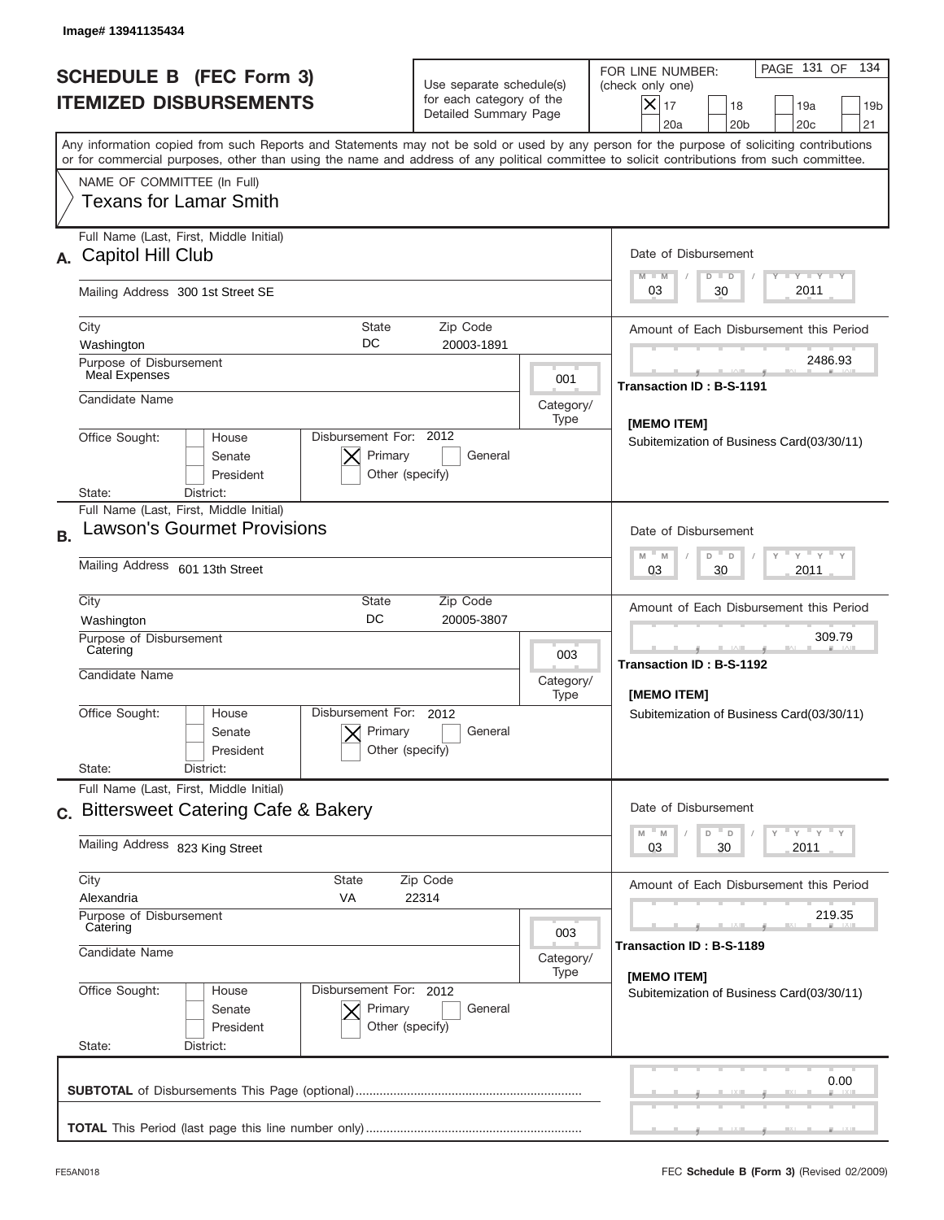Image# 13941135434

# SCHEDULE B (FEC Form 3)
## ITEMIZED DISBURSEMENTS

Use separate schedule(s) for each category of the Detailed Summary Page

FOR LINE NUMBER: (check only one)
[X] 17 [ ] 18 [ ] 19a [ ] 19b [ ] 20a [ ] 20b [ ] 20c [ ] 21

PAGE 131 OF 134

Any information copied from such Reports and Statements may not be sold or used by any person for the purpose of soliciting contributions or for commercial purposes, other than using the name and address of any political committee to solicit contributions from such committee.

NAME OF COMMITTEE (In Full)
Texans for Lamar Smith

---

**A.** Full Name (Last, First, Middle Initial): Capitol Hill Club

Mailing Address: 300 1st Street SE

City: Washington | State: DC | Zip Code: 20003-1891

Purpose of Disbursement: Meal Expenses

Category/Type: 001

Candidate Name:

Office Sought: [ ] House [ ] Senate [ ] President

State: District:

Disbursement For: 2012 [X] Primary [ ] General [ ] Other (specify)

Date of Disbursement: 03 / 30 / 2011

Amount of Each Disbursement this Period: 2486.93

Transaction ID : B-S-1191

[MEMO ITEM]
Subitemization of Business Card(03/30/11)

---

**B.** Full Name (Last, First, Middle Initial): Lawson's Gourmet Provisions

Mailing Address: 601 13th Street

City: Washington | State: DC | Zip Code: 20005-3807

Purpose of Disbursement: Catering

Category/Type: 003

Candidate Name:

Office Sought: [ ] House [ ] Senate [ ] President

State: District:

Disbursement For: 2012 [X] Primary [ ] General [ ] Other (specify)

Date of Disbursement: 03 / 30 / 2011

Amount of Each Disbursement this Period: 309.79

Transaction ID : B-S-1192

[MEMO ITEM]
Subitemization of Business Card(03/30/11)

---

**C.** Full Name (Last, First, Middle Initial): Bittersweet Catering Cafe & Bakery

Mailing Address: 823 King Street

City: Alexandria | State: VA | Zip Code: 22314

Purpose of Disbursement: Catering

Category/Type: 003

Candidate Name:

Office Sought: [ ] House [ ] Senate [ ] President

State: District:

Disbursement For: 2012 [X] Primary [ ] General [ ] Other (specify)

Date of Disbursement: 03 / 30 / 2011

Amount of Each Disbursement this Period: 219.35

Transaction ID : B-S-1189

[MEMO ITEM]
Subitemization of Business Card(03/30/11)

---

**SUBTOTAL** of Disbursements This Page (optional): 0.00

**TOTAL** This Period (last page this line number only):

FE5AN018 FEC **Schedule B (Form 3)** (Revised 02/2009)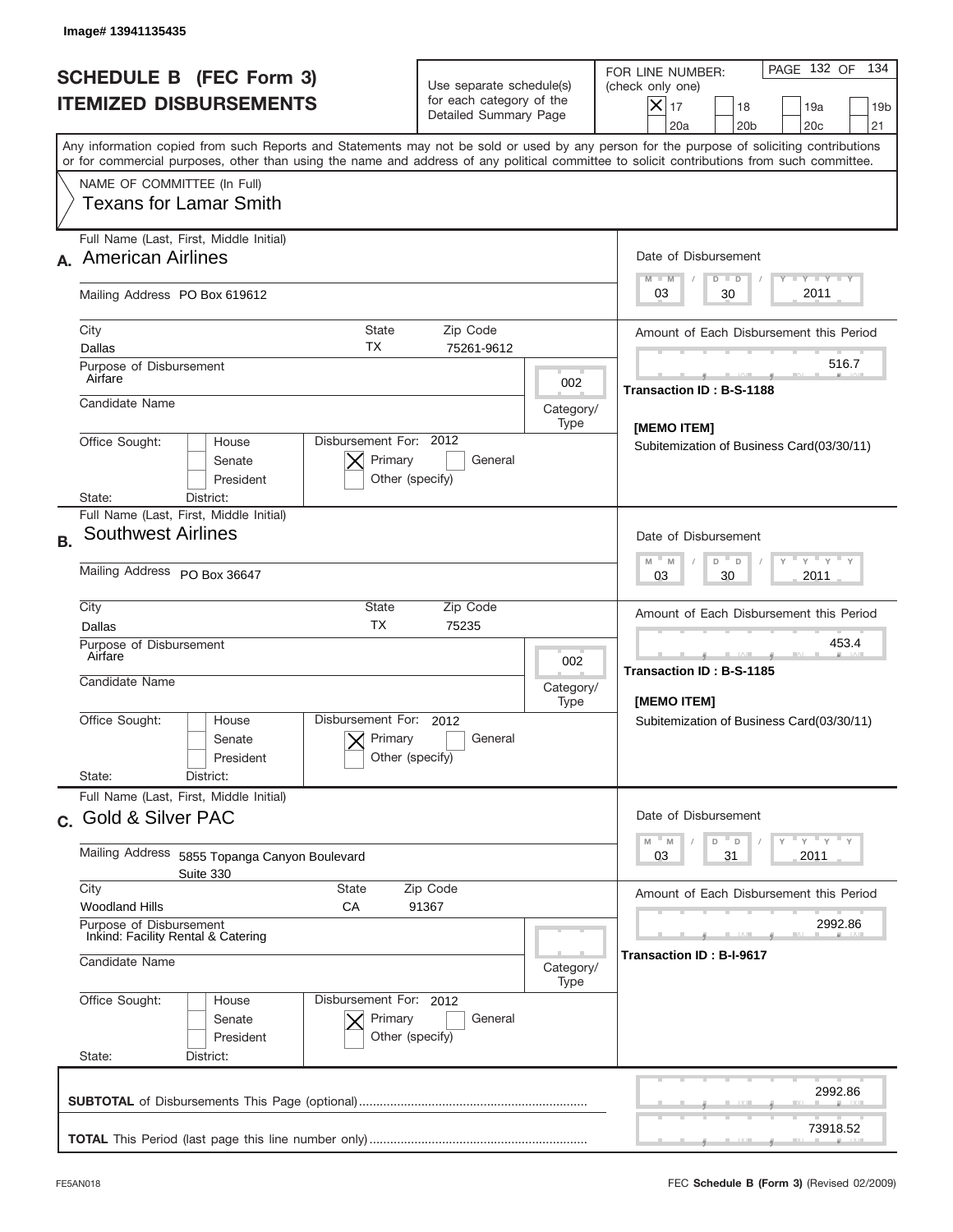Image# 13941135435

# SCHEDULE B (FEC Form 3)
# ITEMIZED DISBURSEMENTS

Use separate schedule(s) for each category of the Detailed Summary Page

FOR LINE NUMBER: (check only one)

[X] 17 [ ] 18 [ ] 19a [ ] 19b [ ] 20a [ ] 20b [ ] 20c [ ] 21

PAGE 132 OF 134

Any information copied from such Reports and Statements may not be sold or used by any person for the purpose of soliciting contributions or for commercial purposes, other than using the name and address of any political committee to solicit contributions from such committee.

NAME OF COMMITTEE (In Full)
Texans for Lamar Smith

---

**A.** Full Name (Last, First, Middle Initial): American Airlines

Mailing Address: PO Box 619612

City: Dallas | State: TX | Zip Code: 75261-9612

Purpose of Disbursement: Airfare

Category/Type: 002

Candidate Name:

Office Sought: [ ] House [ ] Senate [ ] President

State: District:

Disbursement For: 2012 [X] Primary [ ] General [ ] Other (specify)

Date of Disbursement: 03 / 30 / 2011

Amount of Each Disbursement this Period: 516.7

Transaction ID : B-S-1188

[MEMO ITEM]
Subitemization of Business Card(03/30/11)

---

**B.** Full Name (Last, First, Middle Initial): Southwest Airlines

Mailing Address: PO Box 36647

City: Dallas | State: TX | Zip Code: 75235

Purpose of Disbursement: Airfare

Category/Type: 002

Candidate Name:

Office Sought: [ ] House [ ] Senate [ ] President

State: District:

Disbursement For: 2012 [X] Primary [ ] General [ ] Other (specify)

Date of Disbursement: 03 / 30 / 2011

Amount of Each Disbursement this Period: 453.4

Transaction ID : B-S-1185

[MEMO ITEM]
Subitemization of Business Card(03/30/11)

---

**C.** Full Name (Last, First, Middle Initial): Gold & Silver PAC

Mailing Address: 5855 Topanga Canyon Boulevard, Suite 330

City: Woodland Hills | State: CA | Zip Code: 91367

Purpose of Disbursement: Inkind: Facility Rental & Catering

Category/Type:

Candidate Name:

Office Sought: [ ] House [ ] Senate [ ] President

State: District:

Disbursement For: 2012 [X] Primary [ ] General [ ] Other (specify)

Date of Disbursement: 03 / 31 / 2011

Amount of Each Disbursement this Period: 2992.86

Transaction ID : B-I-9617

---

**SUBTOTAL** of Disbursements This Page (optional): 2992.86

**TOTAL** This Period (last page this line number only): 73918.52

FE5AN018 | FEC **Schedule B (Form 3)** (Revised 02/2009)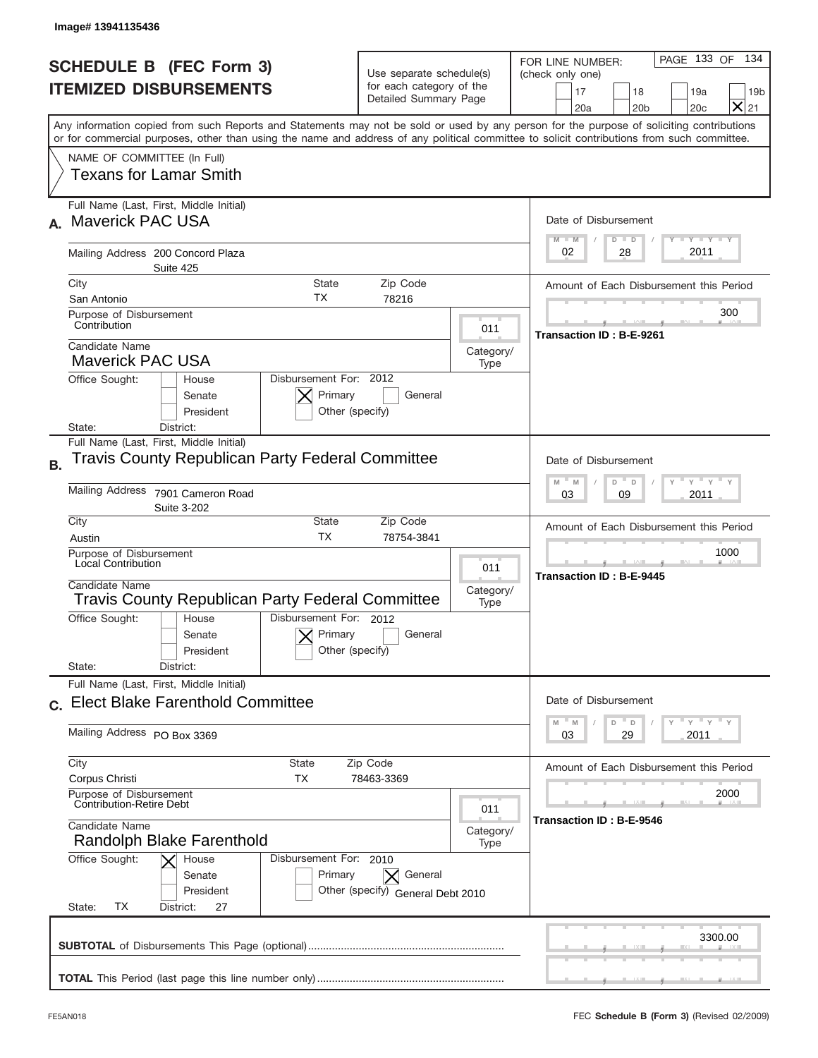Image# 13941135436

# SCHEDULE B (FEC Form 3)
## ITEMIZED DISBURSEMENTS

Use separate schedule(s) for each category of the Detailed Summary Page

FOR LINE NUMBER: (check only one)
17 | 18 | 19a | 19b | 20a | 20b | 20c | [X] 21

PAGE 133 OF 134

Any information copied from such Reports and Statements may not be sold or used by any person for the purpose of soliciting contributions or for commercial purposes, other than using the name and address of any political committee to solicit contributions from such committee.

NAME OF COMMITTEE (In Full)
Texans for Lamar Smith

---

**A.** Full Name (Last, First, Middle Initial): Maverick PAC USA

Mailing Address: 200 Concord Plaza, Suite 425

City: San Antonio | State: TX | Zip Code: 78216

Purpose of Disbursement: Contribution | Category/Type: 011

Candidate Name: Maverick PAC USA

Office Sought: House / Senate / President
State: | District:

Disbursement For: 2012 — [X] Primary | General | Other (specify)

Date of Disbursement: 02/28/2011

Amount of Each Disbursement this Period: 300

Transaction ID : B-E-9261

---

**B.** Full Name (Last, First, Middle Initial): Travis County Republican Party Federal Committee

Mailing Address: 7901 Cameron Road, Suite 3-202

City: Austin | State: TX | Zip Code: 78754-3841

Purpose of Disbursement: Local Contribution | Category/Type: 011

Candidate Name: Travis County Republican Party Federal Committee

Office Sought: House / Senate / President
State: | District:

Disbursement For: 2012 — [X] Primary | General | Other (specify)

Date of Disbursement: 03/09/2011

Amount of Each Disbursement this Period: 1000

Transaction ID : B-E-9445

---

**C.** Full Name (Last, First, Middle Initial): Elect Blake Farenthold Committee

Mailing Address: PO Box 3369

City: Corpus Christi | State: TX | Zip Code: 78463-3369

Purpose of Disbursement: Contribution-Retire Debt | Category/Type: 011

Candidate Name: Randolph Blake Farenthold

Office Sought: [X] House / Senate / President
State: TX | District: 27

Disbursement For: 2010 — Primary | [X] General | Other (specify): General Debt 2010

Date of Disbursement: 03/29/2011

Amount of Each Disbursement this Period: 2000

Transaction ID : B-E-9546

---

**SUBTOTAL** of Disbursements This Page (optional): 3300.00

**TOTAL** This Period (last page this line number only):

FE5AN018 — FEC **Schedule B (Form 3)** (Revised 02/2009)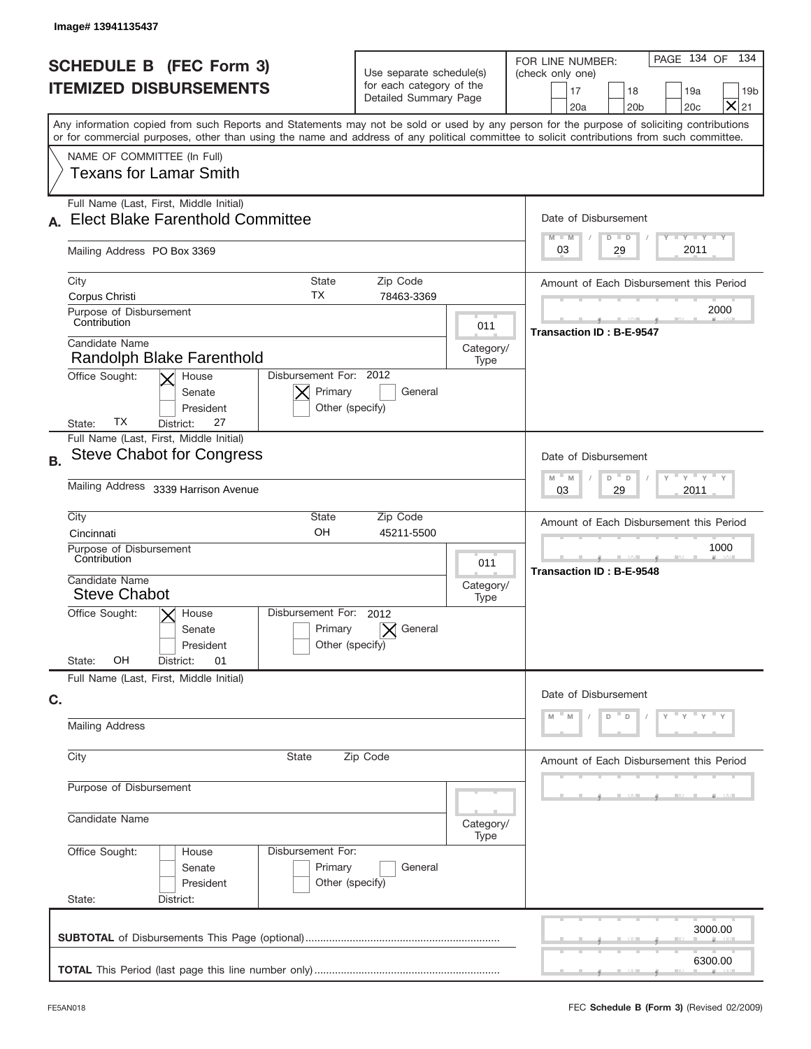Image# 13941135437

# SCHEDULE B (FEC Form 3)
# ITEMIZED DISBURSEMENTS

Use separate schedule(s) for each category of the Detailed Summary Page

FOR LINE NUMBER: (check only one)

17 [ ] 18 [ ] 19a [ ] 19b [ ] 20a [ ] 20b [ ] 20c [ ] 21 [X]

PAGE 134 OF 134

Any information copied from such Reports and Statements may not be sold or used by any person for the purpose of soliciting contributions or for commercial purposes, other than using the name and address of any political committee to solicit contributions from such committee.

NAME OF COMMITTEE (In Full)
Texans for Lamar Smith

**A.** Full Name (Last, First, Middle Initial): Elect Blake Farenthold Committee

Mailing Address: PO Box 3369

City: Corpus Christi | State: TX | Zip Code: 78463-3369

Purpose of Disbursement: Contribution

Category/Type: 011

Candidate Name: Randolph Blake Farenthold

Office Sought: [X] House [ ] Senate [ ] President

State: TX | District: 27

Disbursement For: 2012 [X] Primary [ ] General [ ] Other (specify)

Date of Disbursement: 03 / 29 / 2011

Amount of Each Disbursement this Period: 2000

Transaction ID : B-E-9547

**B.** Full Name (Last, First, Middle Initial): Steve Chabot for Congress

Mailing Address: 3339 Harrison Avenue

City: Cincinnati | State: OH | Zip Code: 45211-5500

Purpose of Disbursement: Contribution

Category/Type: 011

Candidate Name: Steve Chabot

Office Sought: [X] House [ ] Senate [ ] President

State: OH | District: 01

Disbursement For: 2012 [ ] Primary [X] General [ ] Other (specify)

Date of Disbursement: 03 / 29 / 2011

Amount of Each Disbursement this Period: 1000

Transaction ID : B-E-9548

**C.** Full Name (Last, First, Middle Initial):

Mailing Address:

City: | State: | Zip Code:

Purpose of Disbursement:

Candidate Name:

Category/Type:

Office Sought: [ ] House [ ] Senate [ ] President

State: | District:

Disbursement For: [ ] Primary [ ] General [ ] Other (specify)

Date of Disbursement:

Amount of Each Disbursement this Period:

**SUBTOTAL** of Disbursements This Page (optional): 3000.00

**TOTAL** This Period (last page this line number only): 6300.00

FE5AN018

FEC **Schedule B (Form 3)** (Revised 02/2009)